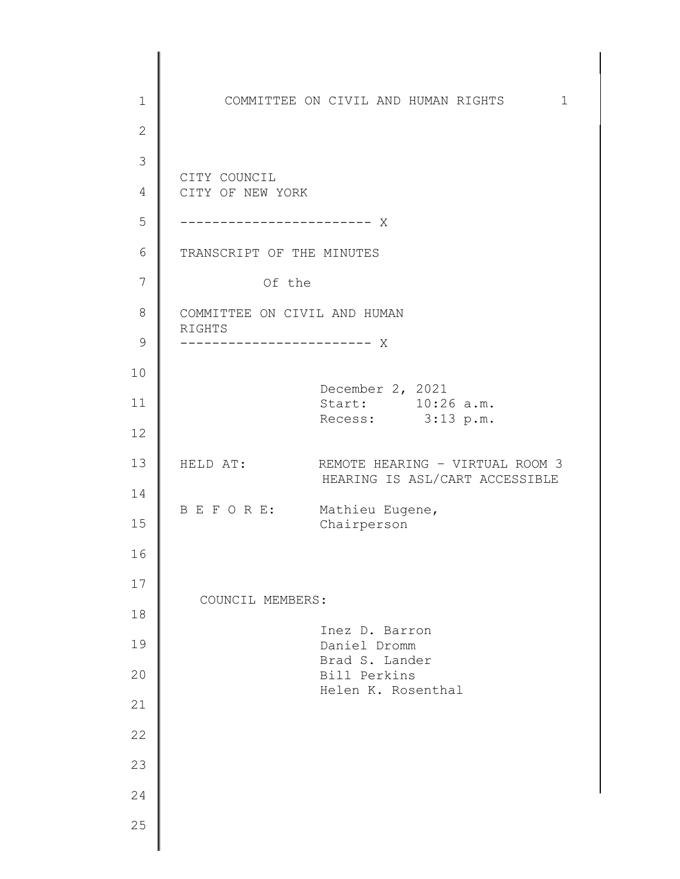CITY COUNCIL
CITY OF NEW YORK

------------------------ X

TRANSCRIPT OF THE MINUTES

Of the

COMMITTEE ON CIVIL AND HUMAN RIGHTS

------------------------ X

December 2, 2021
Start: 10:26 a.m.
Recess: 3:13 p.m.

HELD AT: REMOTE HEARING - VIRTUAL ROOM 3
HEARING IS ASL/CART ACCESSIBLE

B E F O R E: Mathieu Eugene,
Chairperson

COUNCIL MEMBERS:

Inez D. Barron
Daniel Dromm
Brad S. Lander
Bill Perkins
Helen K. Rosenthal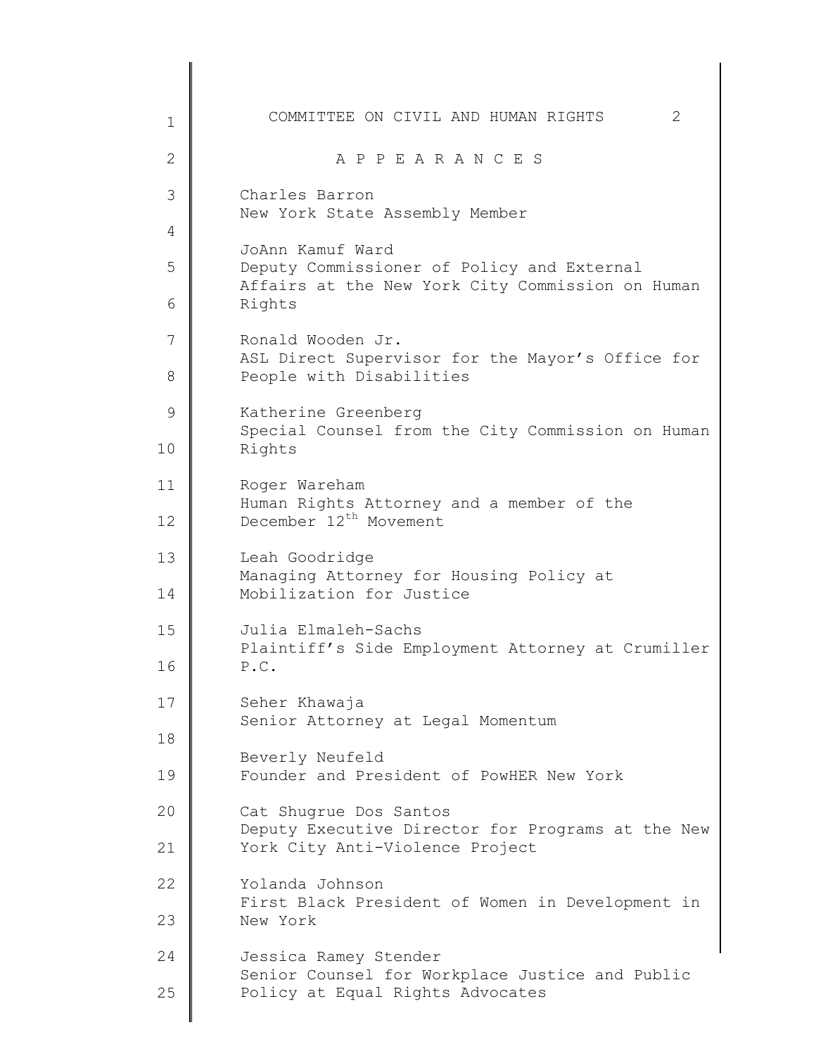# A P P E A R A N C E S

Charles Barron
New York State Assembly Member

JoAnn Kamuf Ward
Deputy Commissioner of Policy and External Affairs at the New York City Commission on Human Rights

Ronald Wooden Jr.
ASL Direct Supervisor for the Mayor's Office for People with Disabilities

Katherine Greenberg
Special Counsel from the City Commission on Human Rights

Roger Wareham
Human Rights Attorney and a member of the December 12th Movement

Leah Goodridge
Managing Attorney for Housing Policy at Mobilization for Justice

Julia Elmaleh-Sachs
Plaintiff's Side Employment Attorney at Crumiller P.C.

Seher Khawaja
Senior Attorney at Legal Momentum

Beverly Neufeld
Founder and President of PowHER New York

Cat Shugrue Dos Santos
Deputy Executive Director for Programs at the New York City Anti-Violence Project

Yolanda Johnson
First Black President of Women in Development in New York

Jessica Ramey Stender
Senior Counsel for Workplace Justice and Public Policy at Equal Rights Advocates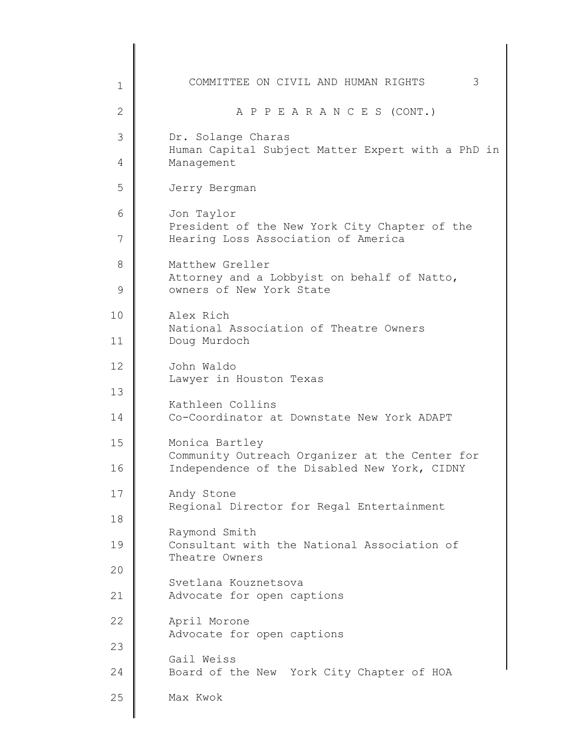A P P E A R A N C E S (CONT.)

Dr. Solange Charas
Human Capital Subject Matter Expert with a PhD in Management

Jerry Bergman

Jon Taylor
President of the New York City Chapter of the Hearing Loss Association of America

Matthew Greller
Attorney and a Lobbyist on behalf of Natto, owners of New York State

Alex Rich
National Association of Theatre Owners
Doug Murdoch

John Waldo
Lawyer in Houston Texas

Kathleen Collins
Co-Coordinator at Downstate New York ADAPT

Monica Bartley
Community Outreach Organizer at the Center for Independence of the Disabled New York, CIDNY

Andy Stone
Regional Director for Regal Entertainment

Raymond Smith
Consultant with the National Association of Theatre Owners

Svetlana Kouznetsova
Advocate for open captions

April Morone
Advocate for open captions

Gail Weiss
Board of the New York City Chapter of HOA

Max Kwok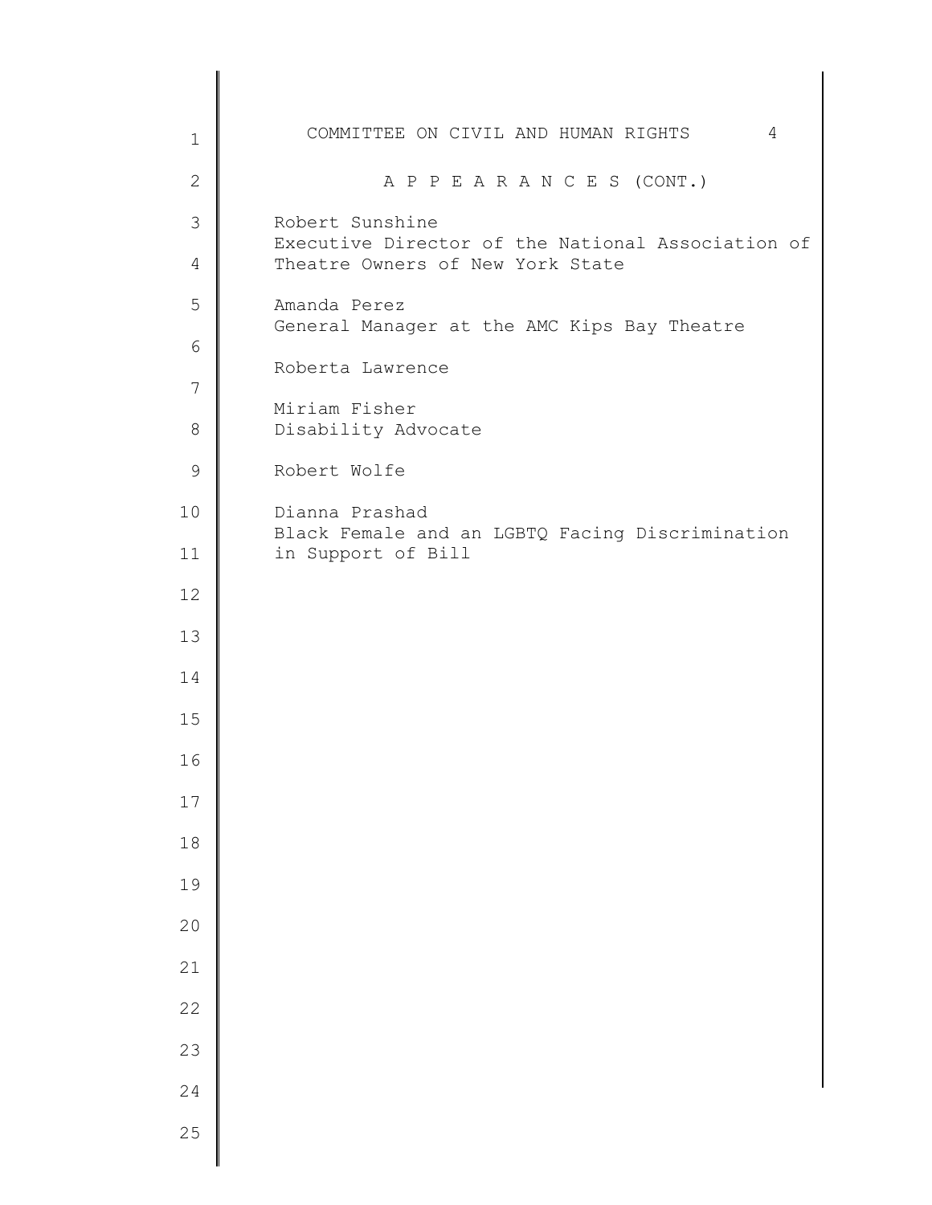## A P P E A R A N C E S (CONT.)

Robert Sunshine
Executive Director of the National Association of Theatre Owners of New York State

Amanda Perez
General Manager at the AMC Kips Bay Theatre

Roberta Lawrence

Miriam Fisher
Disability Advocate

Robert Wolfe

Dianna Prashad
Black Female and an LGBTQ Facing Discrimination in Support of Bill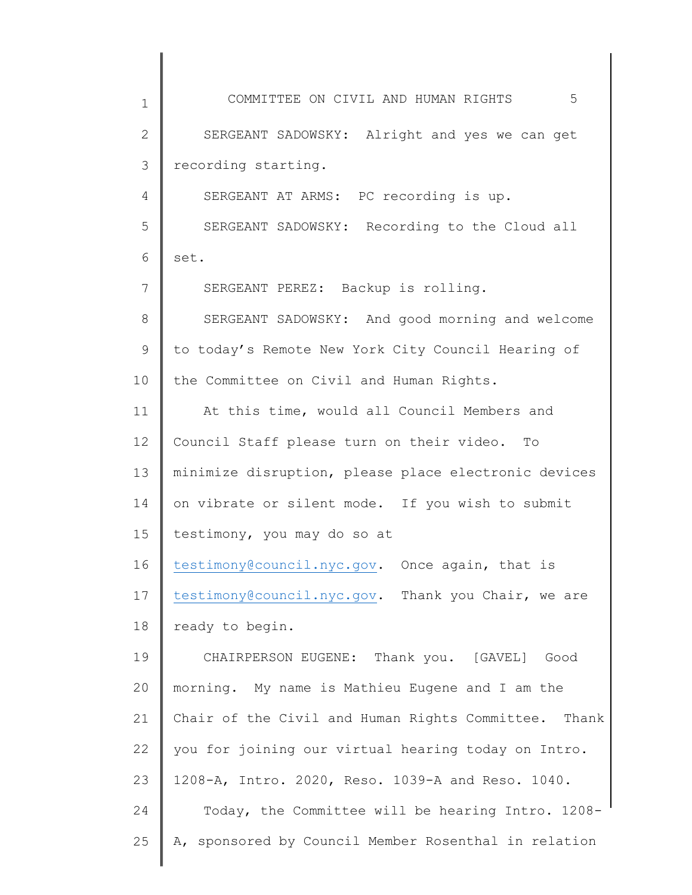SERGEANT SADOWSKY: Alright and yes we can get recording starting.

SERGEANT AT ARMS: PC recording is up.

SERGEANT SADOWSKY: Recording to the Cloud all set.

SERGEANT PEREZ: Backup is rolling.

SERGEANT SADOWSKY: And good morning and welcome to today's Remote New York City Council Hearing of the Committee on Civil and Human Rights.

At this time, would all Council Members and Council Staff please turn on their video. To minimize disruption, please place electronic devices on vibrate or silent mode. If you wish to submit testimony, you may do so at testimony@council.nyc.gov. Once again, that is testimony@council.nyc.gov. Thank you Chair, we are ready to begin.

CHAIRPERSON EUGENE: Thank you. [GAVEL] Good morning. My name is Mathieu Eugene and I am the Chair of the Civil and Human Rights Committee. Thank you for joining our virtual hearing today on Intro. 1208-A, Intro. 2020, Reso. 1039-A and Reso. 1040.

Today, the Committee will be hearing Intro. 1208-A, sponsored by Council Member Rosenthal in relation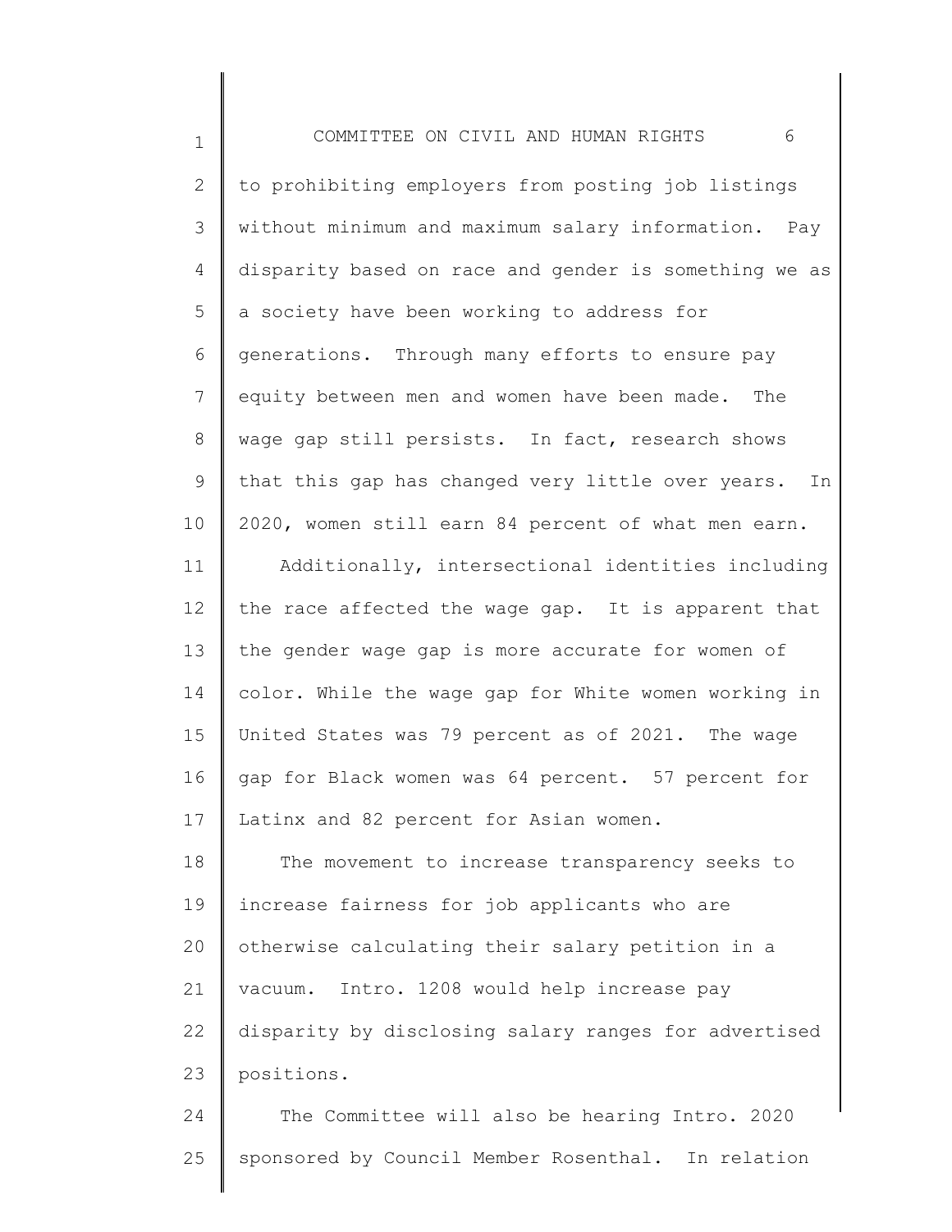to prohibiting employers from posting job listings without minimum and maximum salary information. Pay disparity based on race and gender is something we as a society have been working to address for generations. Through many efforts to ensure pay equity between men and women have been made. The wage gap still persists. In fact, research shows that this gap has changed very little over years. In 2020, women still earn 84 percent of what men earn.

Additionally, intersectional identities including the race affected the wage gap. It is apparent that the gender wage gap is more accurate for women of color. While the wage gap for White women working in United States was 79 percent as of 2021. The wage gap for Black women was 64 percent. 57 percent for Latinx and 82 percent for Asian women.

The movement to increase transparency seeks to increase fairness for job applicants who are otherwise calculating their salary petition in a vacuum. Intro. 1208 would help increase pay disparity by disclosing salary ranges for advertised positions.

The Committee will also be hearing Intro. 2020 sponsored by Council Member Rosenthal. In relation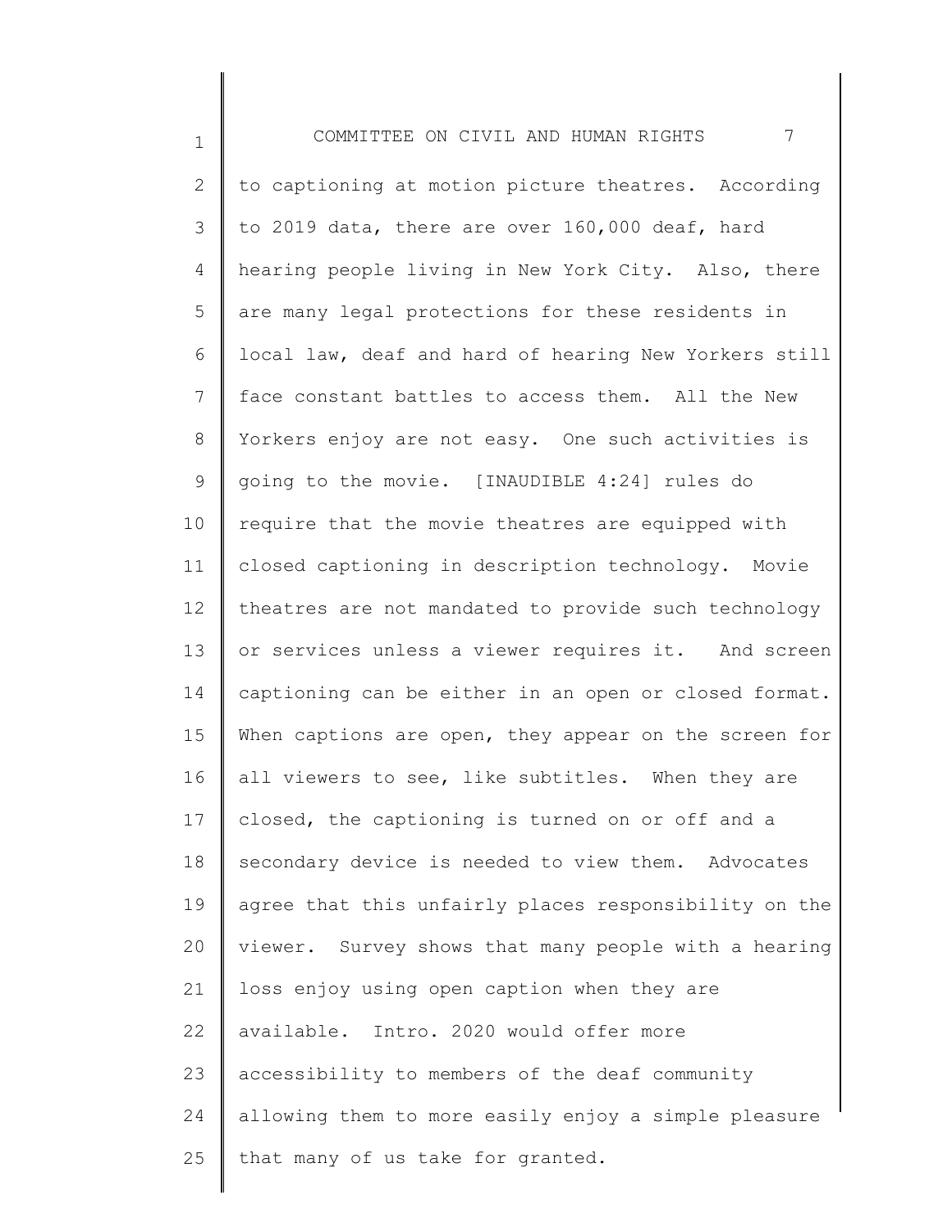to captioning at motion picture theatres. According to 2019 data, there are over 160,000 deaf, hard hearing people living in New York City. Also, there are many legal protections for these residents in local law, deaf and hard of hearing New Yorkers still face constant battles to access them. All the New Yorkers enjoy are not easy. One such activities is going to the movie. [INAUDIBLE 4:24] rules do require that the movie theatres are equipped with closed captioning in description technology. Movie theatres are not mandated to provide such technology or services unless a viewer requires it. And screen captioning can be either in an open or closed format. When captions are open, they appear on the screen for all viewers to see, like subtitles. When they are closed, the captioning is turned on or off and a secondary device is needed to view them. Advocates agree that this unfairly places responsibility on the viewer. Survey shows that many people with a hearing loss enjoy using open caption when they are available. Intro. 2020 would offer more accessibility to members of the deaf community allowing them to more easily enjoy a simple pleasure that many of us take for granted.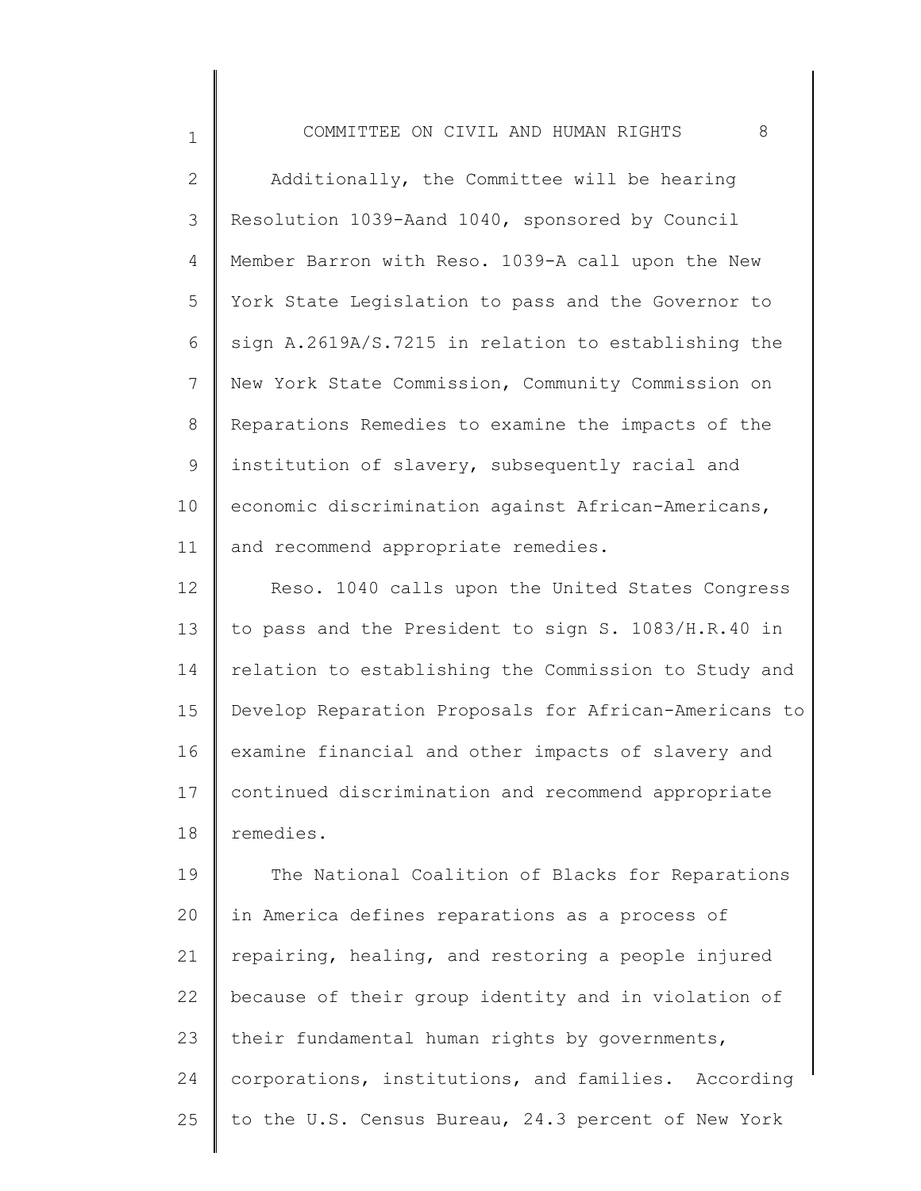Additionally, the Committee will be hearing Resolution 1039-Aand 1040, sponsored by Council Member Barron with Reso. 1039-A call upon the New York State Legislation to pass and the Governor to sign A.2619A/S.7215 in relation to establishing the New York State Commission, Community Commission on Reparations Remedies to examine the impacts of the institution of slavery, subsequently racial and economic discrimination against African-Americans, and recommend appropriate remedies.

Reso. 1040 calls upon the United States Congress to pass and the President to sign S. 1083/H.R.40 in relation to establishing the Commission to Study and Develop Reparation Proposals for African-Americans to examine financial and other impacts of slavery and continued discrimination and recommend appropriate remedies.

The National Coalition of Blacks for Reparations in America defines reparations as a process of repairing, healing, and restoring a people injured because of their group identity and in violation of their fundamental human rights by governments, corporations, institutions, and families. According to the U.S. Census Bureau, 24.3 percent of New York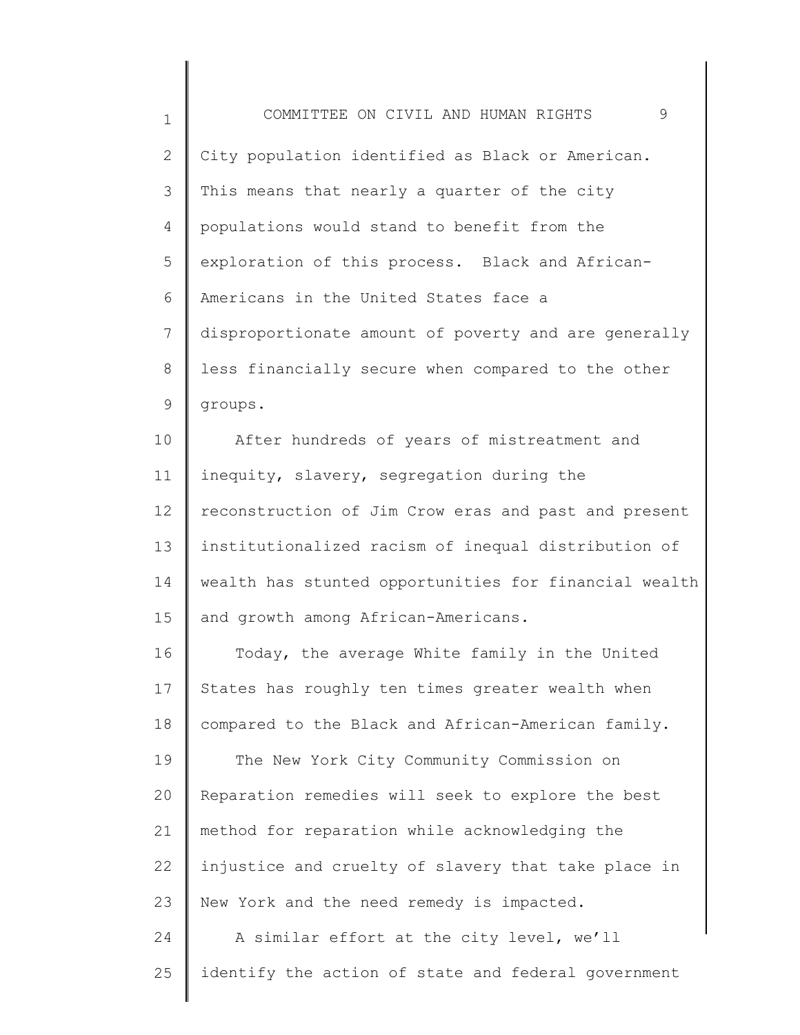City population identified as Black or American. This means that nearly a quarter of the city populations would stand to benefit from the exploration of this process. Black and African-Americans in the United States face a disproportionate amount of poverty and are generally less financially secure when compared to the other groups.

After hundreds of years of mistreatment and inequity, slavery, segregation during the reconstruction of Jim Crow eras and past and present institutionalized racism of inequal distribution of wealth has stunted opportunities for financial wealth and growth among African-Americans.

Today, the average White family in the United States has roughly ten times greater wealth when compared to the Black and African-American family.

The New York City Community Commission on Reparation remedies will seek to explore the best method for reparation while acknowledging the injustice and cruelty of slavery that take place in New York and the need remedy is impacted.

A similar effort at the city level, we'll identify the action of state and federal government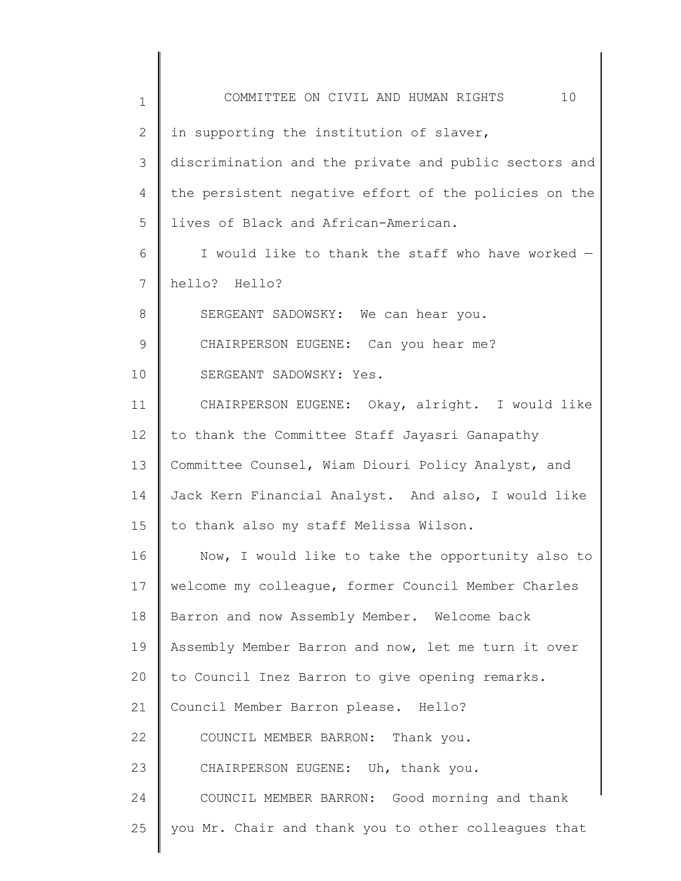in supporting the institution of slaver, discrimination and the private and public sectors and the persistent negative effort of the policies on the lives of Black and African-American.

I would like to thank the staff who have worked — hello? Hello?

SERGEANT SADOWSKY: We can hear you.

CHAIRPERSON EUGENE: Can you hear me?

SERGEANT SADOWSKY: Yes.

CHAIRPERSON EUGENE: Okay, alright. I would like to thank the Committee Staff Jayasri Ganapathy Committee Counsel, Wiam Diouri Policy Analyst, and Jack Kern Financial Analyst. And also, I would like to thank also my staff Melissa Wilson.

Now, I would like to take the opportunity also to welcome my colleague, former Council Member Charles Barron and now Assembly Member. Welcome back Assembly Member Barron and now, let me turn it over to Council Inez Barron to give opening remarks. Council Member Barron please. Hello?

COUNCIL MEMBER BARRON: Thank you.

CHAIRPERSON EUGENE: Uh, thank you.

COUNCIL MEMBER BARRON: Good morning and thank you Mr. Chair and thank you to other colleagues that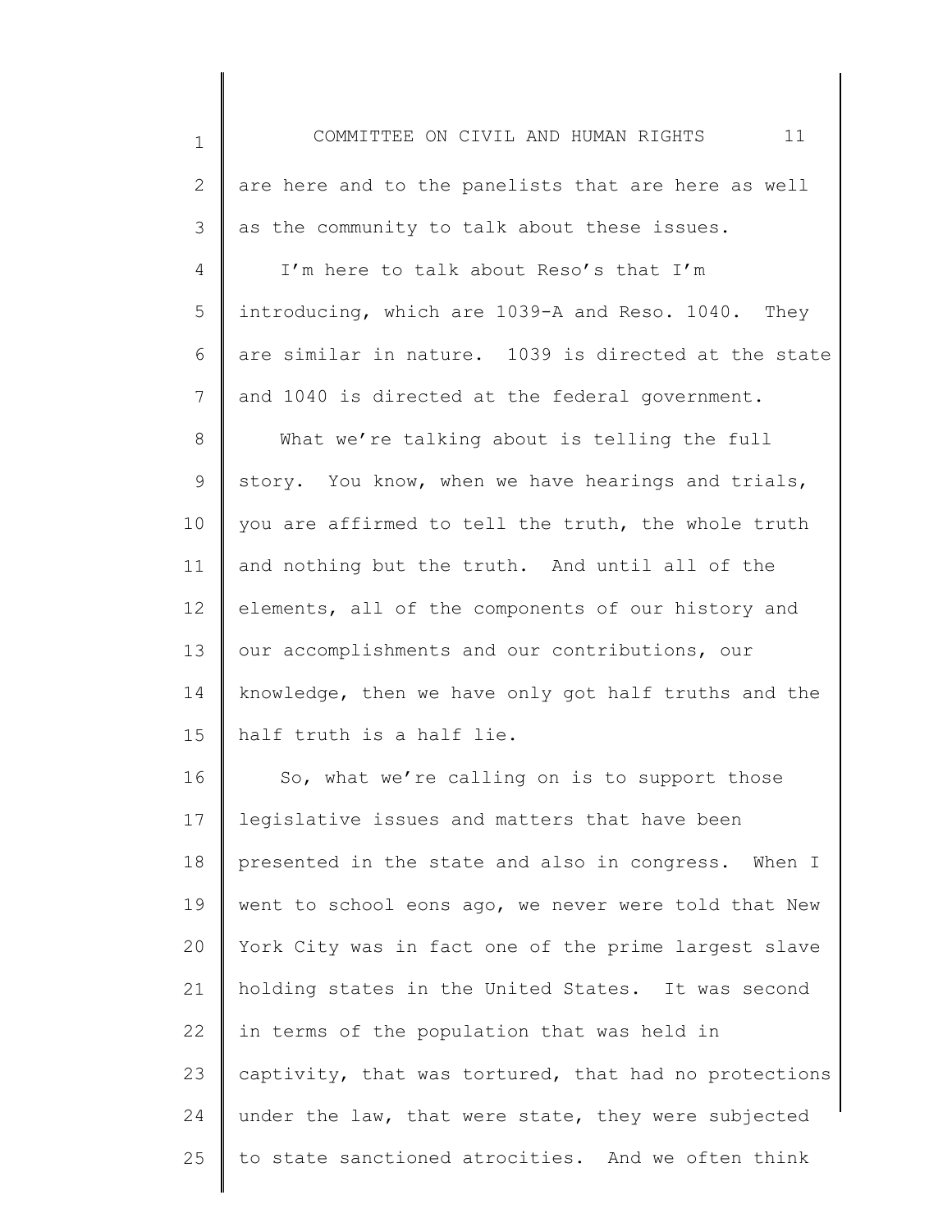are here and to the panelists that are here as well as the community to talk about these issues.

I'm here to talk about Reso's that I'm introducing, which are 1039-A and Reso. 1040. They are similar in nature. 1039 is directed at the state and 1040 is directed at the federal government.

What we're talking about is telling the full story. You know, when we have hearings and trials, you are affirmed to tell the truth, the whole truth and nothing but the truth. And until all of the elements, all of the components of our history and our accomplishments and our contributions, our knowledge, then we have only got half truths and the half truth is a half lie.

So, what we're calling on is to support those legislative issues and matters that have been presented in the state and also in congress. When I went to school eons ago, we never were told that New York City was in fact one of the prime largest slave holding states in the United States. It was second in terms of the population that was held in captivity, that was tortured, that had no protections under the law, that were state, they were subjected to state sanctioned atrocities. And we often think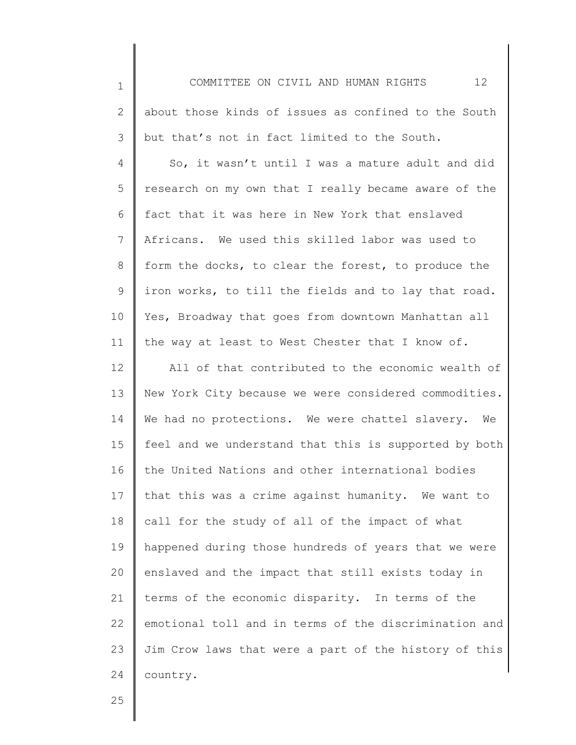about those kinds of issues as confined to the South but that's not in fact limited to the South.

So, it wasn't until I was a mature adult and did research on my own that I really became aware of the fact that it was here in New York that enslaved Africans. We used this skilled labor was used to form the docks, to clear the forest, to produce the iron works, to till the fields and to lay that road. Yes, Broadway that goes from downtown Manhattan all the way at least to West Chester that I know of.

All of that contributed to the economic wealth of New York City because we were considered commodities. We had no protections. We were chattel slavery. We feel and we understand that this is supported by both the United Nations and other international bodies that this was a crime against humanity. We want to call for the study of all of the impact of what happened during those hundreds of years that we were enslaved and the impact that still exists today in terms of the economic disparity. In terms of the emotional toll and in terms of the discrimination and Jim Crow laws that were a part of the history of this country.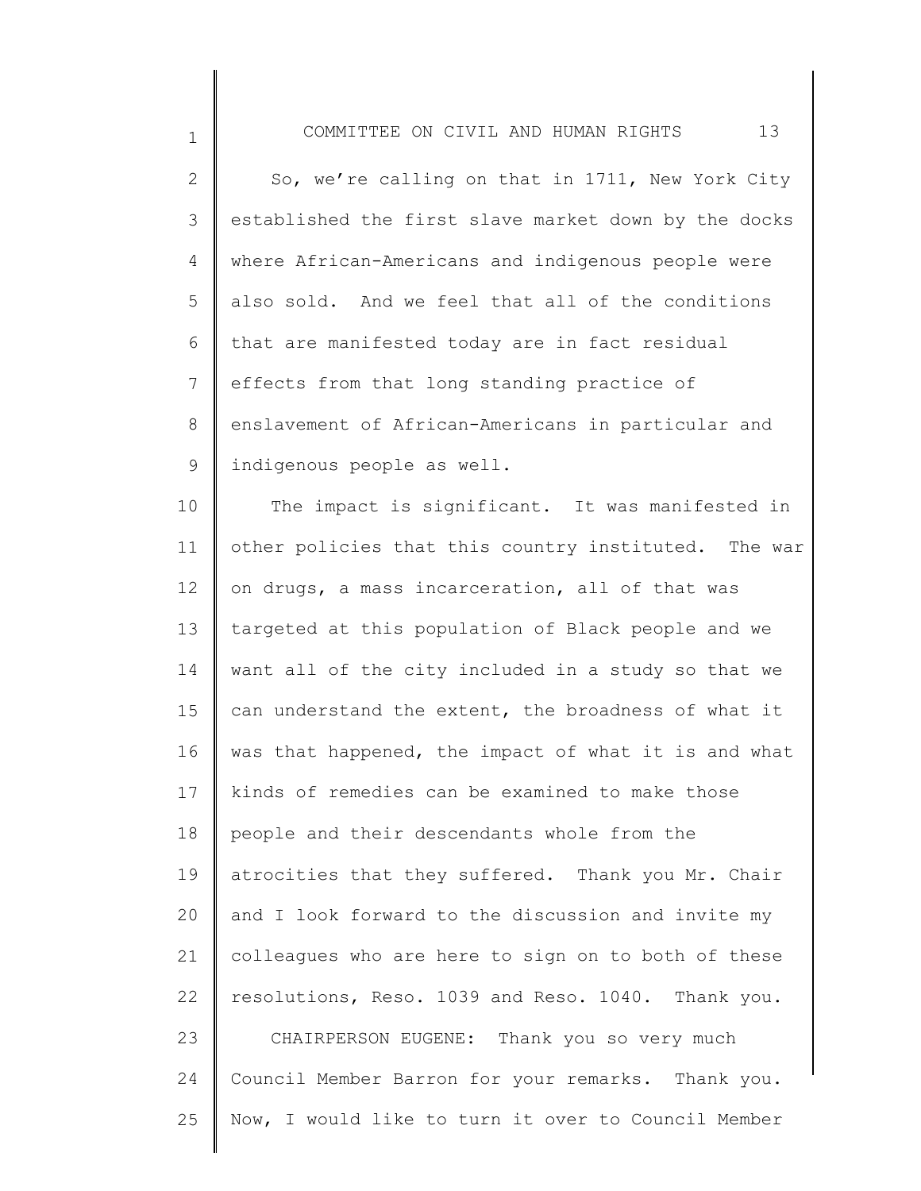So, we're calling on that in 1711, New York City established the first slave market down by the docks where African-Americans and indigenous people were also sold. And we feel that all of the conditions that are manifested today are in fact residual effects from that long standing practice of enslavement of African-Americans in particular and indigenous people as well.

The impact is significant. It was manifested in other policies that this country instituted. The war on drugs, a mass incarceration, all of that was targeted at this population of Black people and we want all of the city included in a study so that we can understand the extent, the broadness of what it was that happened, the impact of what it is and what kinds of remedies can be examined to make those people and their descendants whole from the atrocities that they suffered. Thank you Mr. Chair and I look forward to the discussion and invite my colleagues who are here to sign on to both of these resolutions, Reso. 1039 and Reso. 1040. Thank you.

CHAIRPERSON EUGENE: Thank you so very much Council Member Barron for your remarks. Thank you. Now, I would like to turn it over to Council Member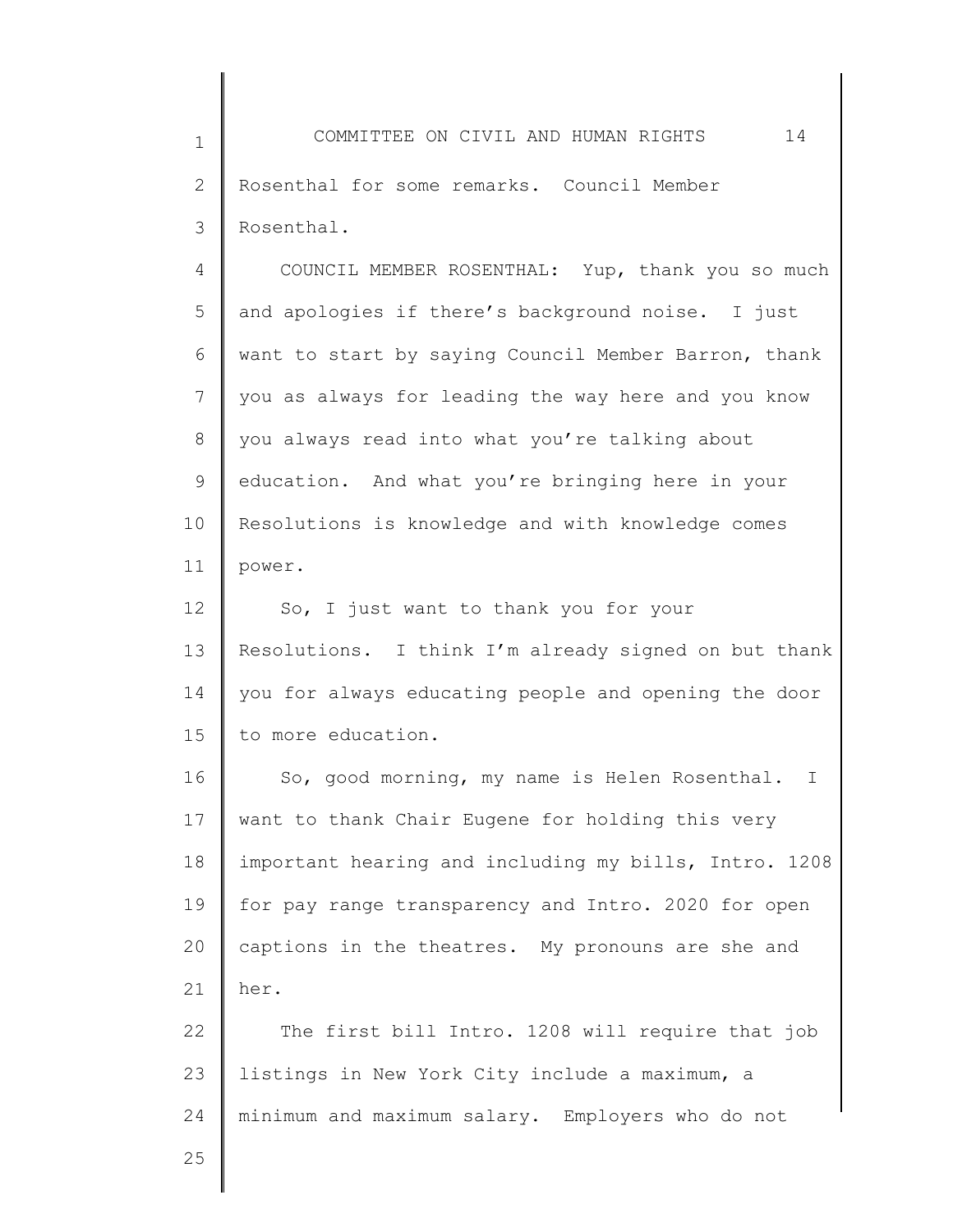Rosenthal for some remarks. Council Member Rosenthal.

COUNCIL MEMBER ROSENTHAL: Yup, thank you so much and apologies if there's background noise. I just want to start by saying Council Member Barron, thank you as always for leading the way here and you know you always read into what you're talking about education. And what you're bringing here in your Resolutions is knowledge and with knowledge comes power.

So, I just want to thank you for your Resolutions. I think I'm already signed on but thank you for always educating people and opening the door to more education.

So, good morning, my name is Helen Rosenthal. I want to thank Chair Eugene for holding this very important hearing and including my bills, Intro. 1208 for pay range transparency and Intro. 2020 for open captions in the theatres. My pronouns are she and her.

The first bill Intro. 1208 will require that job listings in New York City include a maximum, a minimum and maximum salary. Employers who do not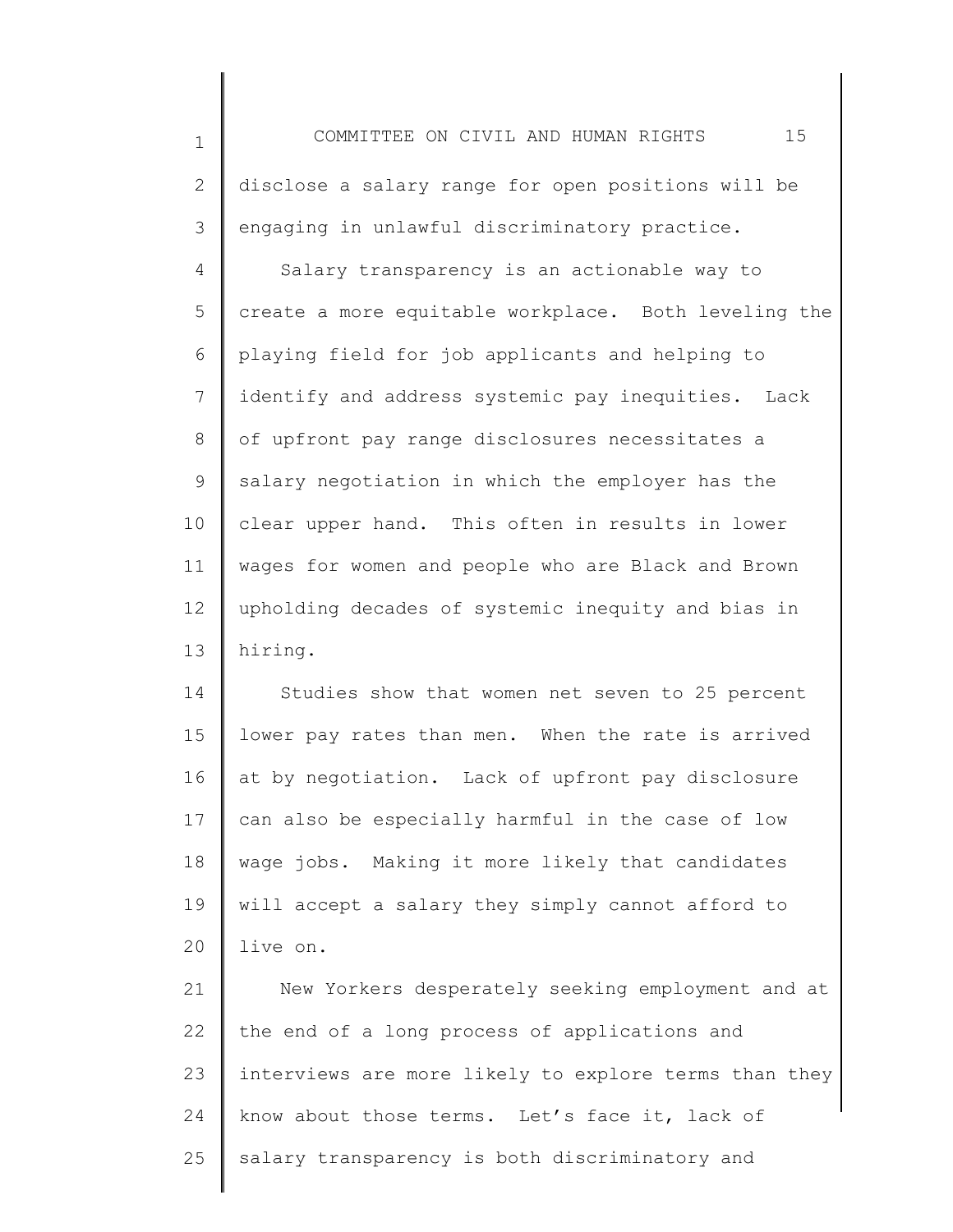disclose a salary range for open positions will be engaging in unlawful discriminatory practice.

Salary transparency is an actionable way to create a more equitable workplace. Both leveling the playing field for job applicants and helping to identify and address systemic pay inequities. Lack of upfront pay range disclosures necessitates a salary negotiation in which the employer has the clear upper hand. This often in results in lower wages for women and people who are Black and Brown upholding decades of systemic inequity and bias in hiring.

Studies show that women net seven to 25 percent lower pay rates than men. When the rate is arrived at by negotiation. Lack of upfront pay disclosure can also be especially harmful in the case of low wage jobs. Making it more likely that candidates will accept a salary they simply cannot afford to live on.

New Yorkers desperately seeking employment and at the end of a long process of applications and interviews are more likely to explore terms than they know about those terms. Let's face it, lack of salary transparency is both discriminatory and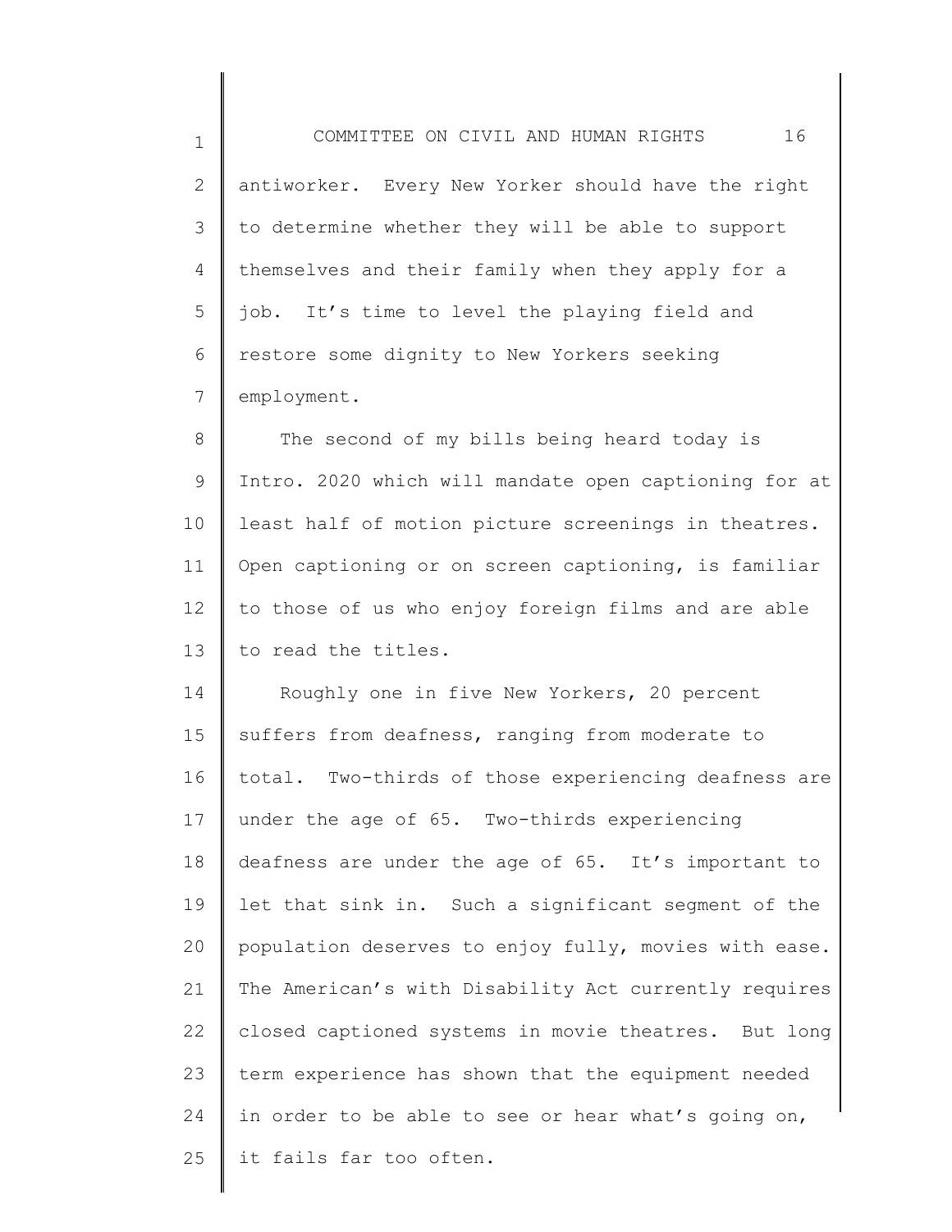antiworker. Every New Yorker should have the right to determine whether they will be able to support themselves and their family when they apply for a job. It's time to level the playing field and restore some dignity to New Yorkers seeking employment.

The second of my bills being heard today is Intro. 2020 which will mandate open captioning for at least half of motion picture screenings in theatres. Open captioning or on screen captioning, is familiar to those of us who enjoy foreign films and are able to read the titles.

Roughly one in five New Yorkers, 20 percent suffers from deafness, ranging from moderate to total. Two-thirds of those experiencing deafness are under the age of 65. Two-thirds experiencing deafness are under the age of 65. It's important to let that sink in. Such a significant segment of the population deserves to enjoy fully, movies with ease. The American's with Disability Act currently requires closed captioned systems in movie theatres. But long term experience has shown that the equipment needed in order to be able to see or hear what's going on, it fails far too often.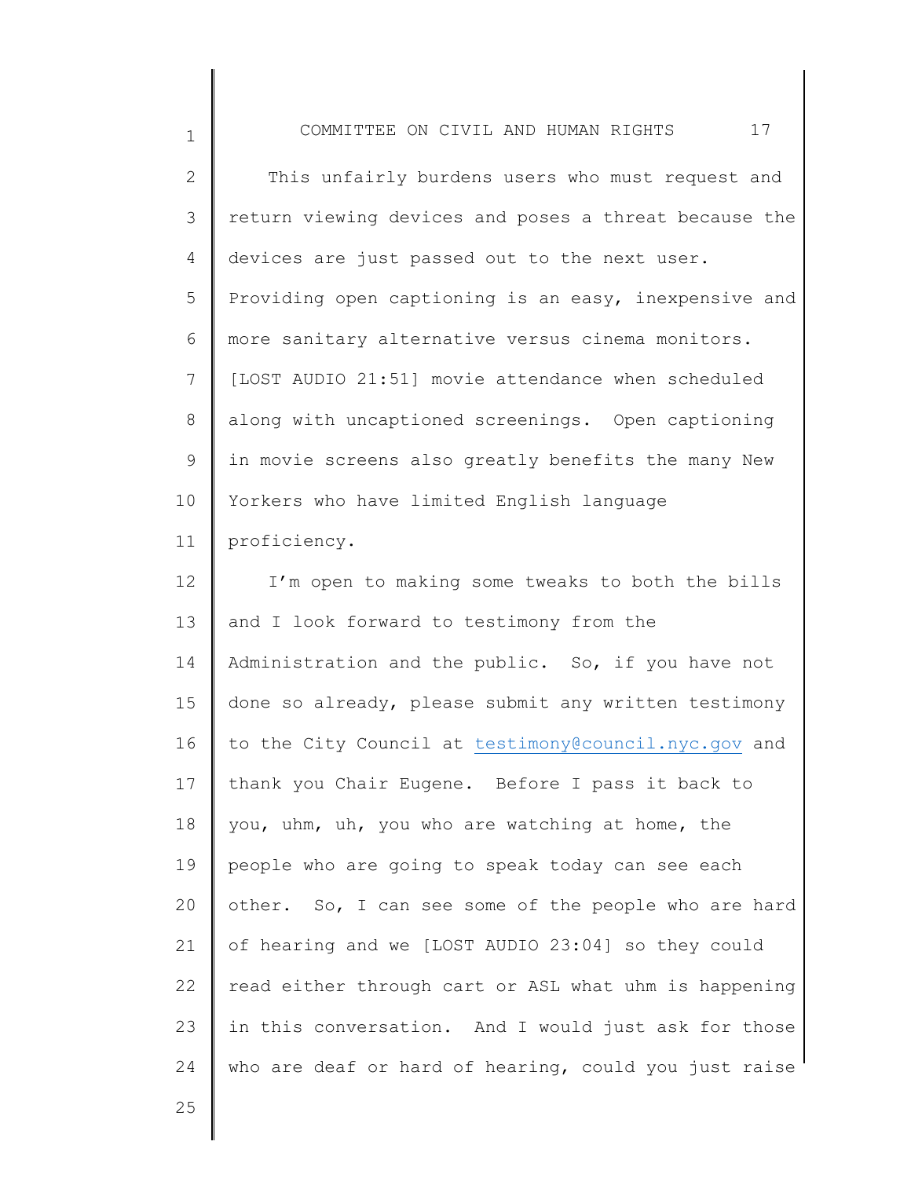This unfairly burdens users who must request and return viewing devices and poses a threat because the devices are just passed out to the next user. Providing open captioning is an easy, inexpensive and more sanitary alternative versus cinema monitors. [LOST AUDIO 21:51] movie attendance when scheduled along with uncaptioned screenings. Open captioning in movie screens also greatly benefits the many New Yorkers who have limited English language proficiency.

I'm open to making some tweaks to both the bills and I look forward to testimony from the Administration and the public. So, if you have not done so already, please submit any written testimony to the City Council at testimony@council.nyc.gov and thank you Chair Eugene. Before I pass it back to you, uhm, uh, you who are watching at home, the people who are going to speak today can see each other. So, I can see some of the people who are hard of hearing and we [LOST AUDIO 23:04] so they could read either through cart or ASL what uhm is happening in this conversation. And I would just ask for those who are deaf or hard of hearing, could you just raise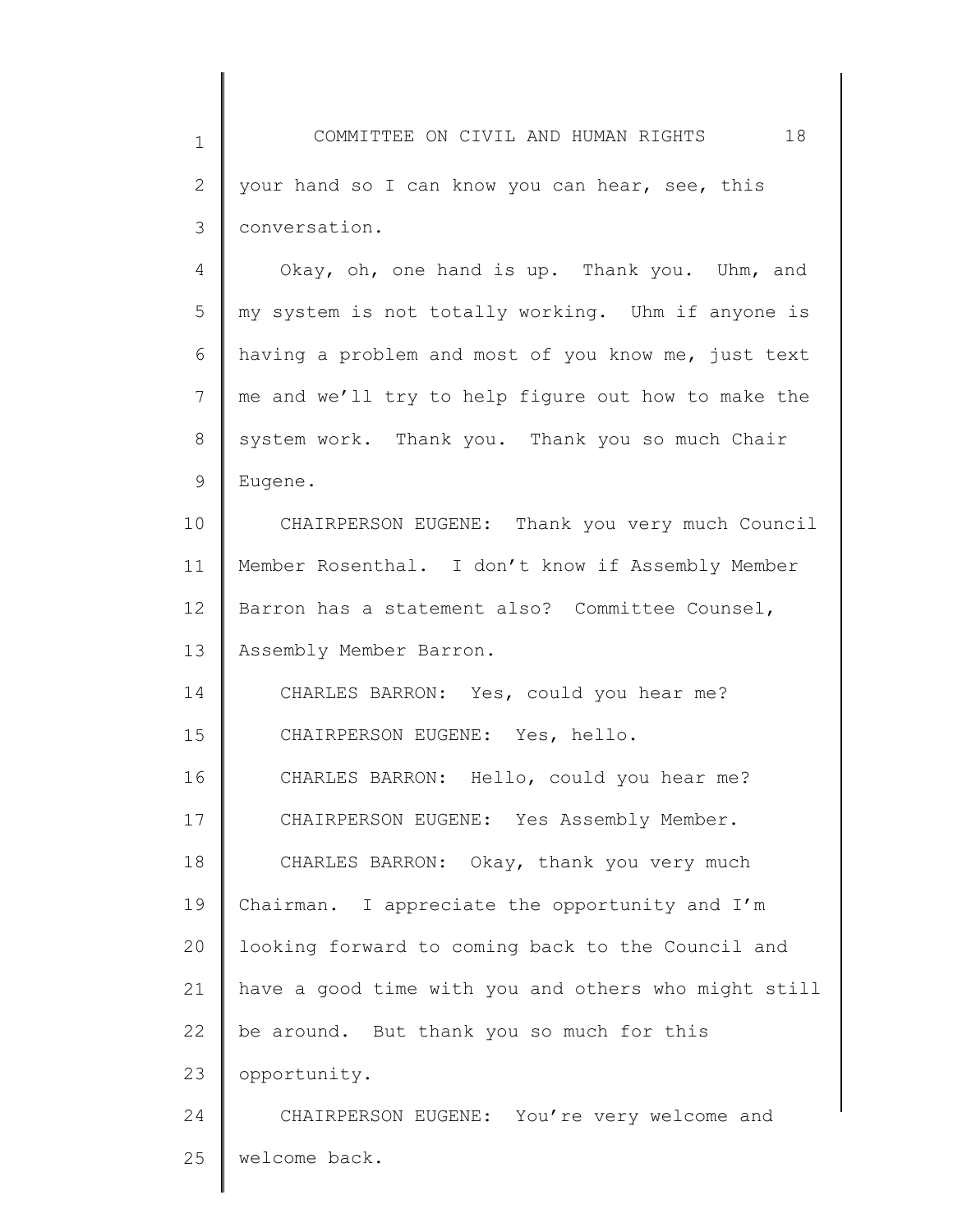your hand so I can know you can hear, see, this conversation.

Okay, oh, one hand is up. Thank you. Uhm, and my system is not totally working. Uhm if anyone is having a problem and most of you know me, just text me and we'll try to help figure out how to make the system work. Thank you. Thank you so much Chair Eugene.

CHAIRPERSON EUGENE: Thank you very much Council Member Rosenthal. I don't know if Assembly Member Barron has a statement also? Committee Counsel, Assembly Member Barron.

CHARLES BARRON: Yes, could you hear me?

CHAIRPERSON EUGENE: Yes, hello.

CHARLES BARRON: Hello, could you hear me?

CHAIRPERSON EUGENE: Yes Assembly Member.

CHARLES BARRON: Okay, thank you very much Chairman. I appreciate the opportunity and I'm looking forward to coming back to the Council and have a good time with you and others who might still be around. But thank you so much for this opportunity.

CHAIRPERSON EUGENE: You're very welcome and welcome back.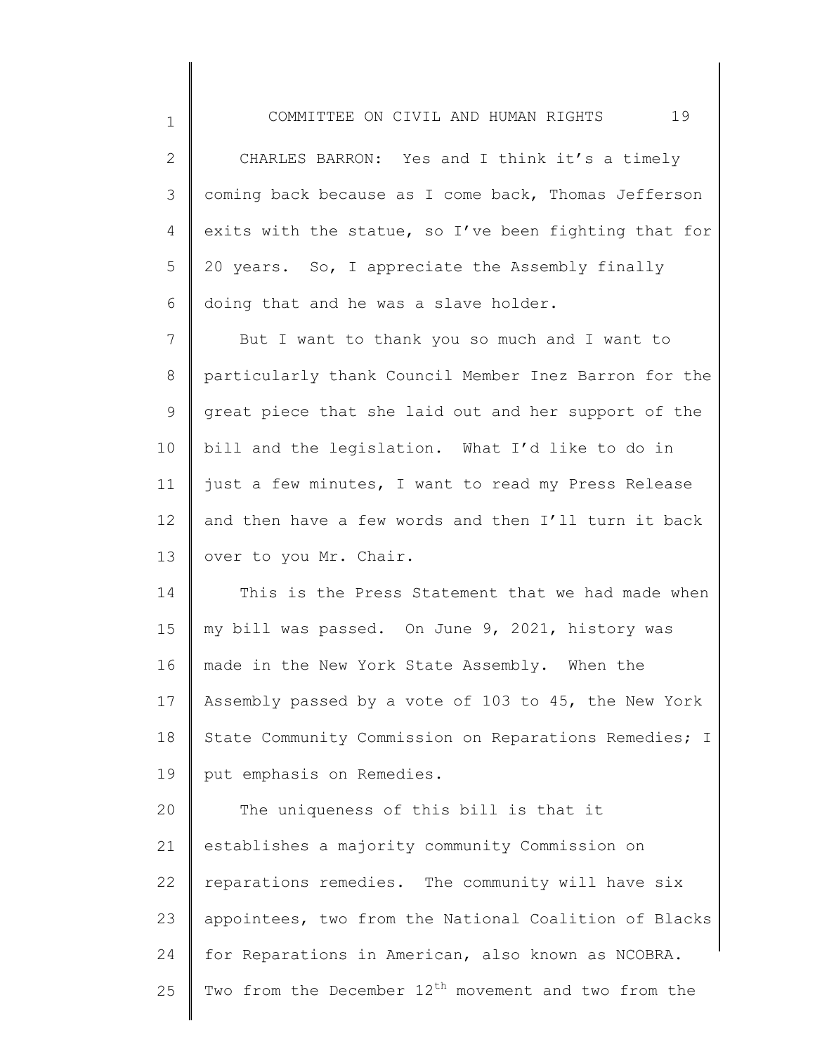CHARLES BARRON: Yes and I think it's a timely coming back because as I come back, Thomas Jefferson exits with the statue, so I've been fighting that for 20 years. So, I appreciate the Assembly finally doing that and he was a slave holder.

But I want to thank you so much and I want to particularly thank Council Member Inez Barron for the great piece that she laid out and her support of the bill and the legislation. What I'd like to do in just a few minutes, I want to read my Press Release and then have a few words and then I'll turn it back over to you Mr. Chair.

This is the Press Statement that we had made when my bill was passed. On June 9, 2021, history was made in the New York State Assembly. When the Assembly passed by a vote of 103 to 45, the New York State Community Commission on Reparations Remedies; I put emphasis on Remedies.

The uniqueness of this bill is that it establishes a majority community Commission on reparations remedies. The community will have six appointees, two from the National Coalition of Blacks for Reparations in American, also known as NCOBRA. Two from the December 12th movement and two from the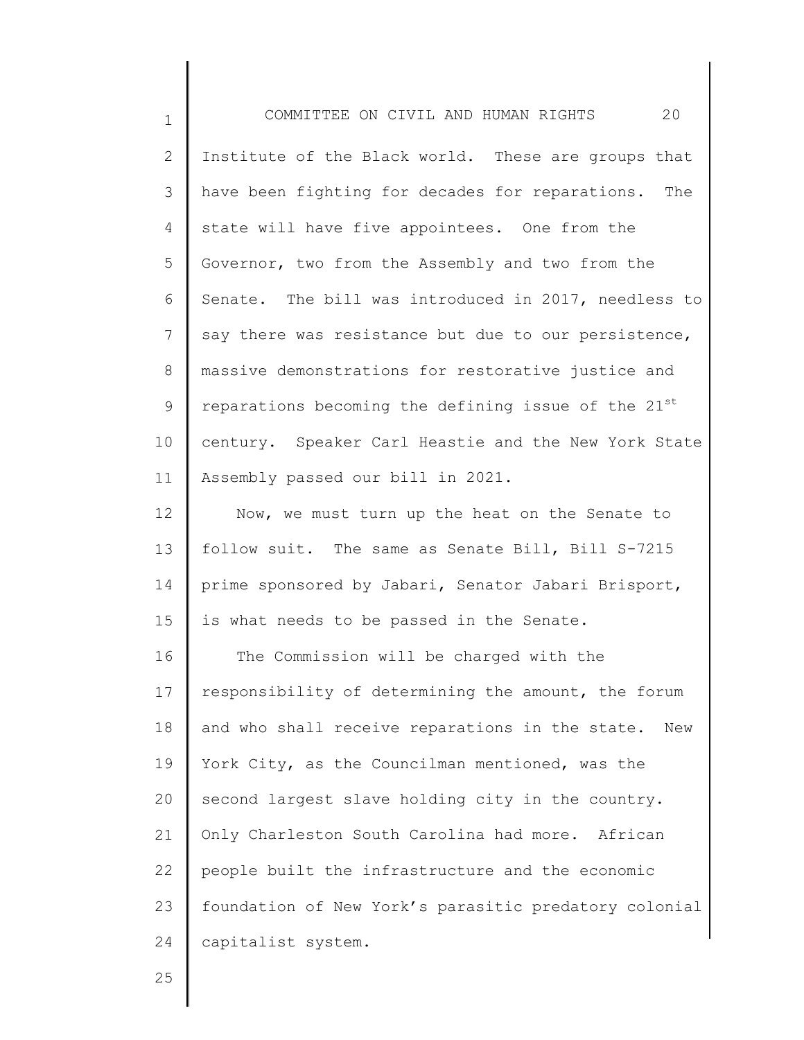Institute of the Black world. These are groups that have been fighting for decades for reparations. The state will have five appointees. One from the Governor, two from the Assembly and two from the Senate. The bill was introduced in 2017, needless to say there was resistance but due to our persistence, massive demonstrations for restorative justice and reparations becoming the defining issue of the 21st century. Speaker Carl Heastie and the New York State Assembly passed our bill in 2021.

Now, we must turn up the heat on the Senate to follow suit. The same as Senate Bill, Bill S-7215 prime sponsored by Jabari, Senator Jabari Brisport, is what needs to be passed in the Senate.

The Commission will be charged with the responsibility of determining the amount, the forum and who shall receive reparations in the state. New York City, as the Councilman mentioned, was the second largest slave holding city in the country. Only Charleston South Carolina had more. African people built the infrastructure and the economic foundation of New York's parasitic predatory colonial capitalist system.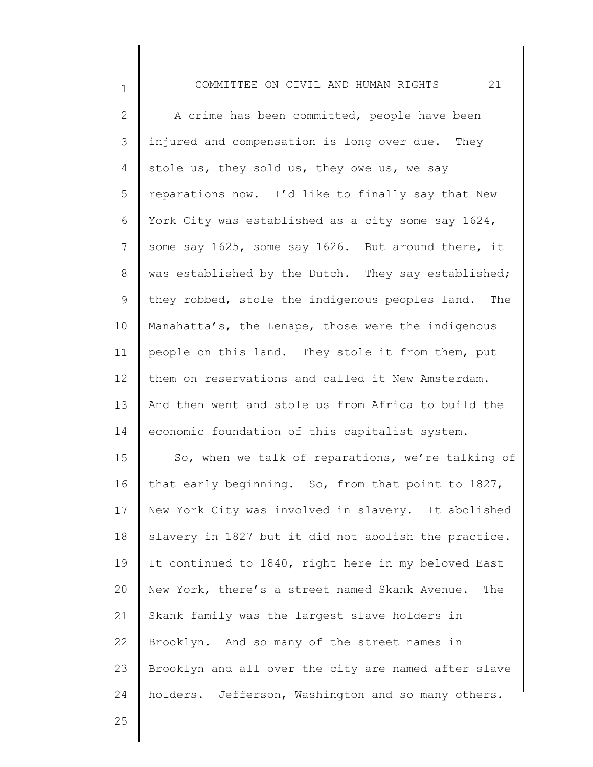A crime has been committed, people have been injured and compensation is long over due. They stole us, they sold us, they owe us, we say reparations now. I'd like to finally say that New York City was established as a city some say 1624, some say 1625, some say 1626. But around there, it was established by the Dutch. They say established; they robbed, stole the indigenous peoples land. The Manahatta's, the Lenape, those were the indigenous people on this land. They stole it from them, put them on reservations and called it New Amsterdam. And then went and stole us from Africa to build the economic foundation of this capitalist system.

So, when we talk of reparations, we're talking of that early beginning. So, from that point to 1827, New York City was involved in slavery. It abolished slavery in 1827 but it did not abolish the practice. It continued to 1840, right here in my beloved East New York, there's a street named Skank Avenue. The Skank family was the largest slave holders in Brooklyn. And so many of the street names in Brooklyn and all over the city are named after slave holders. Jefferson, Washington and so many others.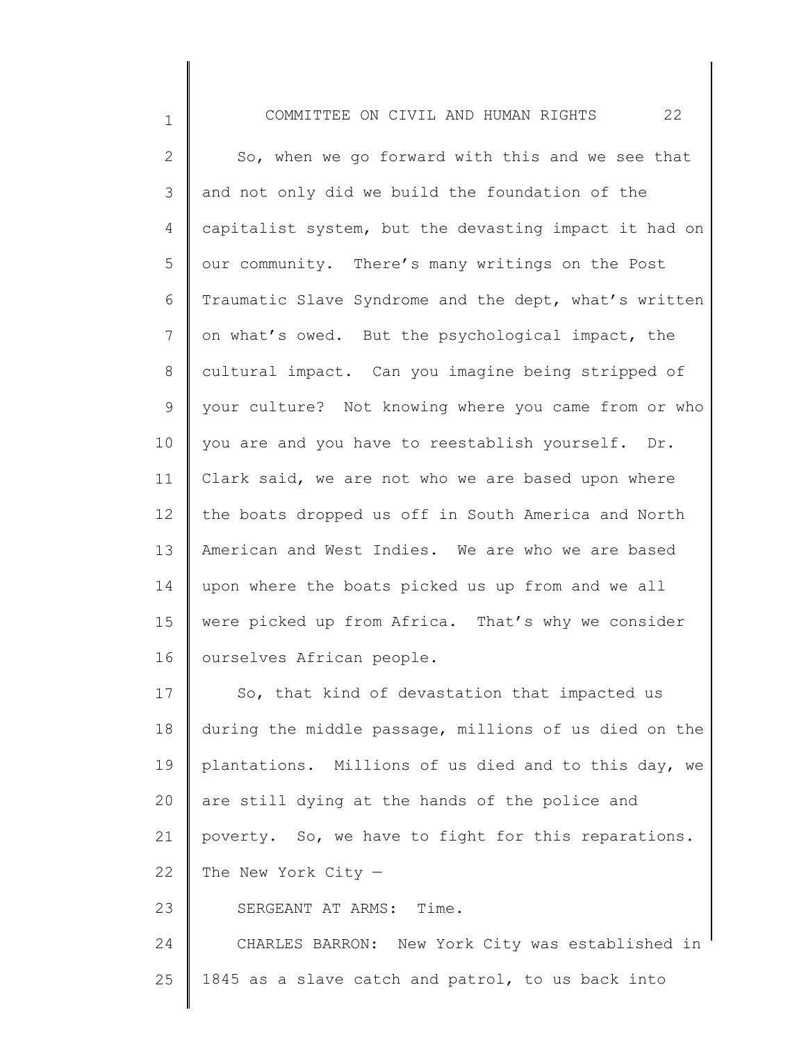So, when we go forward with this and we see that and not only did we build the foundation of the capitalist system, but the devasting impact it had on our community. There's many writings on the Post Traumatic Slave Syndrome and the dept, what's written on what's owed. But the psychological impact, the cultural impact. Can you imagine being stripped of your culture? Not knowing where you came from or who you are and you have to reestablish yourself. Dr. Clark said, we are not who we are based upon where the boats dropped us off in South America and North American and West Indies. We are who we are based upon where the boats picked us up from and we all were picked up from Africa. That's why we consider ourselves African people.

So, that kind of devastation that impacted us during the middle passage, millions of us died on the plantations. Millions of us died and to this day, we are still dying at the hands of the police and poverty. So, we have to fight for this reparations. The New York City —

SERGEANT AT ARMS: Time.

CHARLES BARRON: New York City was established in 1845 as a slave catch and patrol, to us back into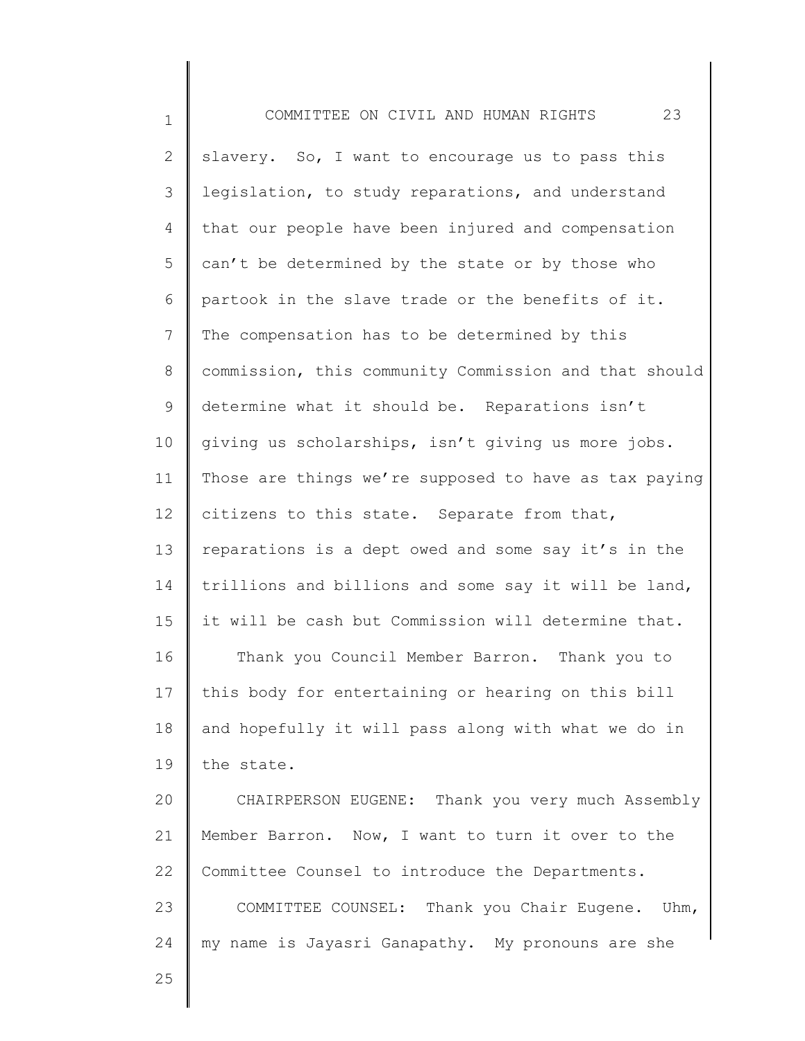slavery. So, I want to encourage us to pass this legislation, to study reparations, and understand that our people have been injured and compensation can't be determined by the state or by those who partook in the slave trade or the benefits of it. The compensation has to be determined by this commission, this community Commission and that should determine what it should be. Reparations isn't giving us scholarships, isn't giving us more jobs. Those are things we're supposed to have as tax paying citizens to this state. Separate from that, reparations is a dept owed and some say it's in the trillions and billions and some say it will be land, it will be cash but Commission will determine that.

Thank you Council Member Barron. Thank you to this body for entertaining or hearing on this bill and hopefully it will pass along with what we do in the state.

CHAIRPERSON EUGENE: Thank you very much Assembly Member Barron. Now, I want to turn it over to the Committee Counsel to introduce the Departments.

COMMITTEE COUNSEL: Thank you Chair Eugene. Uhm, my name is Jayasri Ganapathy. My pronouns are she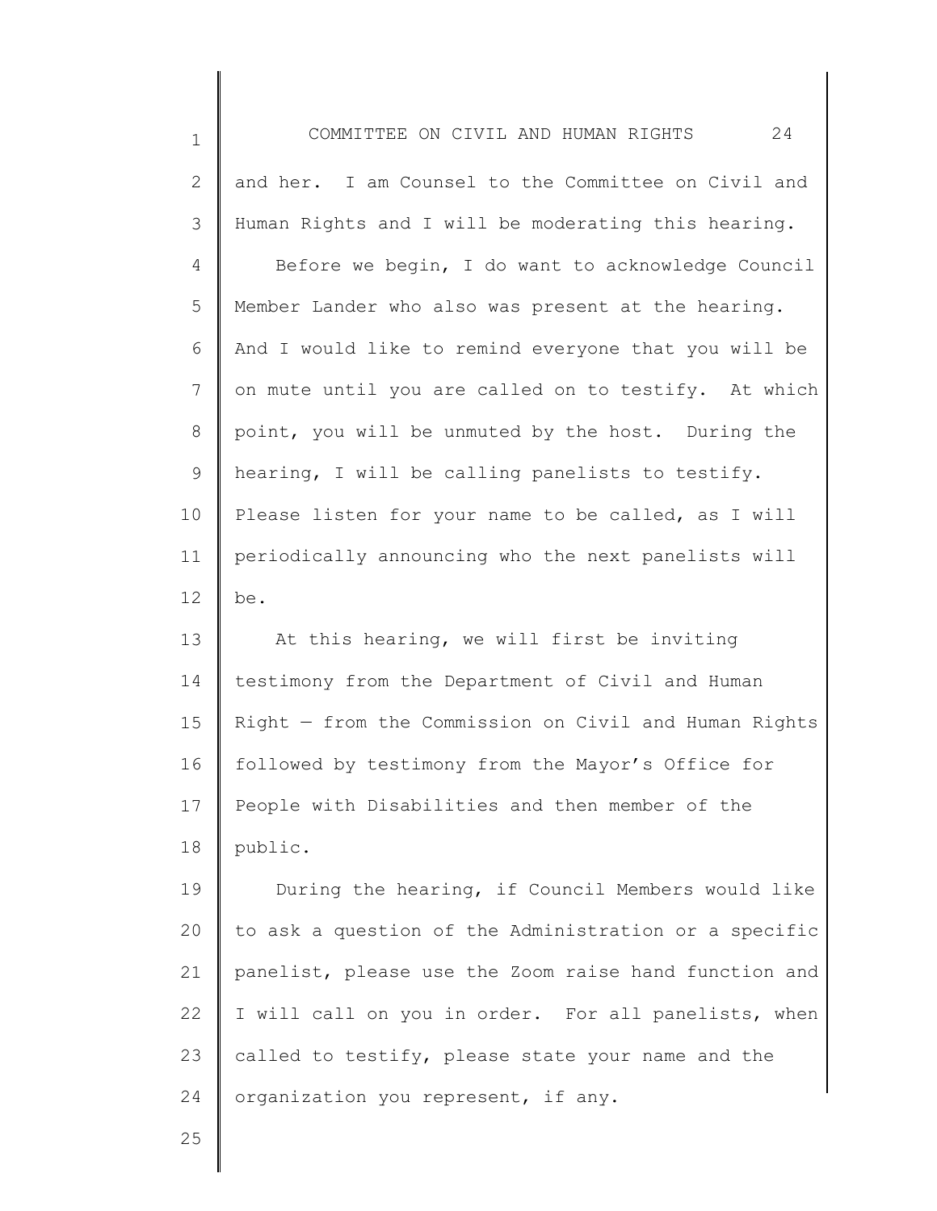and her. I am Counsel to the Committee on Civil and Human Rights and I will be moderating this hearing.

Before we begin, I do want to acknowledge Council Member Lander who also was present at the hearing. And I would like to remind everyone that you will be on mute until you are called on to testify. At which point, you will be unmuted by the host. During the hearing, I will be calling panelists to testify. Please listen for your name to be called, as I will periodically announcing who the next panelists will be.

At this hearing, we will first be inviting testimony from the Department of Civil and Human Right — from the Commission on Civil and Human Rights followed by testimony from the Mayor's Office for People with Disabilities and then member of the public.

During the hearing, if Council Members would like to ask a question of the Administration or a specific panelist, please use the Zoom raise hand function and I will call on you in order. For all panelists, when called to testify, please state your name and the organization you represent, if any.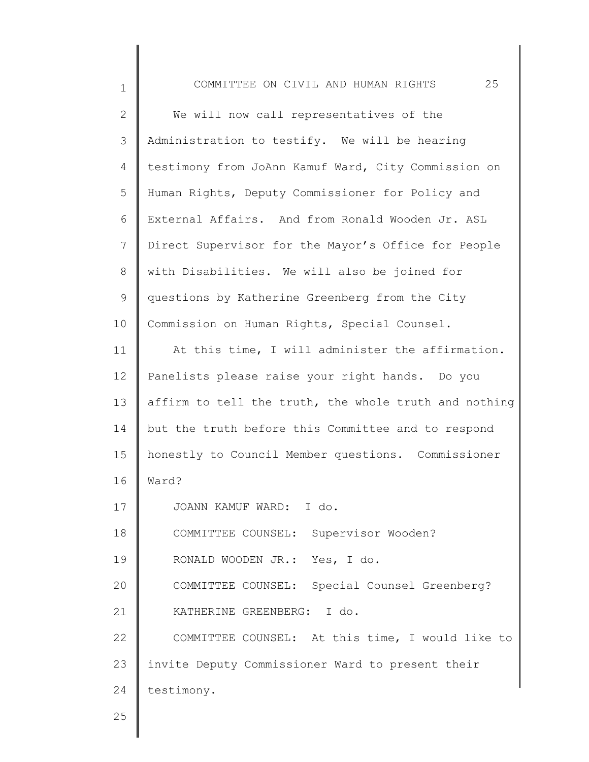We will now call representatives of the Administration to testify. We will be hearing testimony from JoAnn Kamuf Ward, City Commission on Human Rights, Deputy Commissioner for Policy and External Affairs. And from Ronald Wooden Jr. ASL Direct Supervisor for the Mayor's Office for People with Disabilities. We will also be joined for questions by Katherine Greenberg from the City Commission on Human Rights, Special Counsel.

At this time, I will administer the affirmation. Panelists please raise your right hands. Do you affirm to tell the truth, the whole truth and nothing but the truth before this Committee and to respond honestly to Council Member questions. Commissioner Ward?

JOANN KAMUF WARD: I do.

COMMITTEE COUNSEL: Supervisor Wooden?

RONALD WOODEN JR.: Yes, I do.

COMMITTEE COUNSEL: Special Counsel Greenberg?

KATHERINE GREENBERG: I do.

COMMITTEE COUNSEL: At this time, I would like to invite Deputy Commissioner Ward to present their testimony.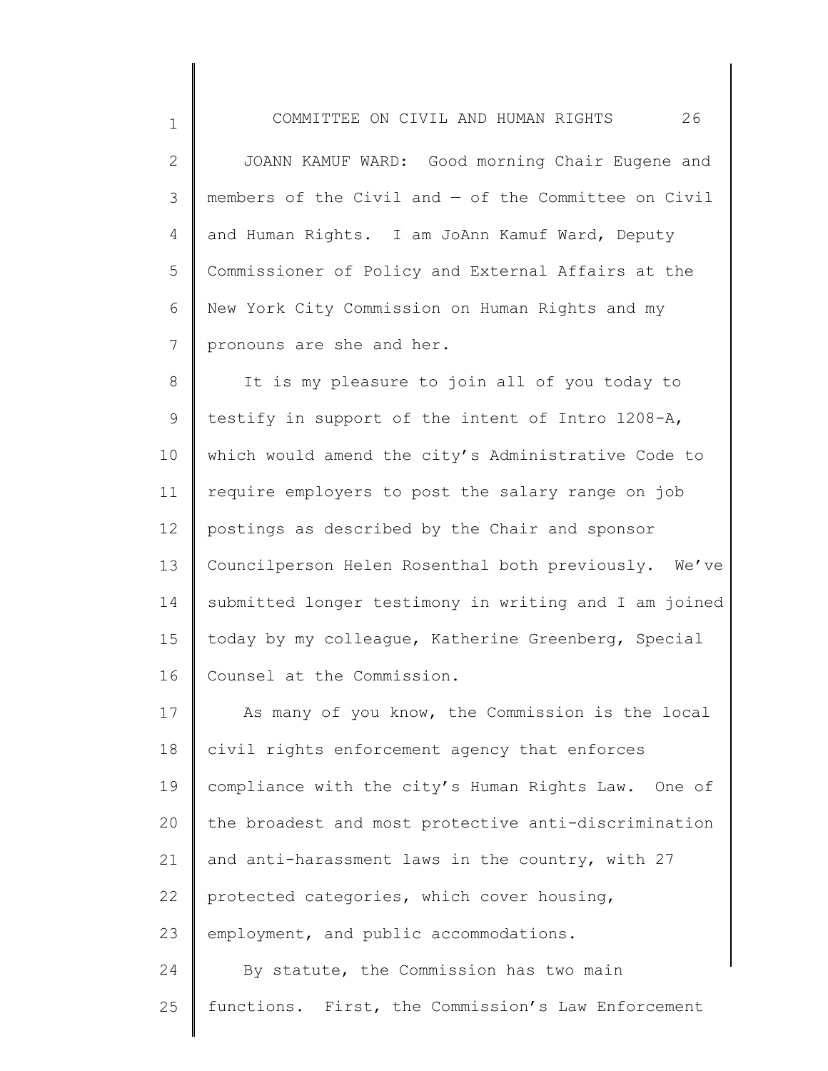JOANN KAMUF WARD: Good morning Chair Eugene and members of the Civil and — of the Committee on Civil and Human Rights. I am JoAnn Kamuf Ward, Deputy Commissioner of Policy and External Affairs at the New York City Commission on Human Rights and my pronouns are she and her.

It is my pleasure to join all of you today to testify in support of the intent of Intro 1208-A, which would amend the city's Administrative Code to require employers to post the salary range on job postings as described by the Chair and sponsor Councilperson Helen Rosenthal both previously. We've submitted longer testimony in writing and I am joined today by my colleague, Katherine Greenberg, Special Counsel at the Commission.

As many of you know, the Commission is the local civil rights enforcement agency that enforces compliance with the city's Human Rights Law. One of the broadest and most protective anti-discrimination and anti-harassment laws in the country, with 27 protected categories, which cover housing, employment, and public accommodations.

By statute, the Commission has two main functions. First, the Commission's Law Enforcement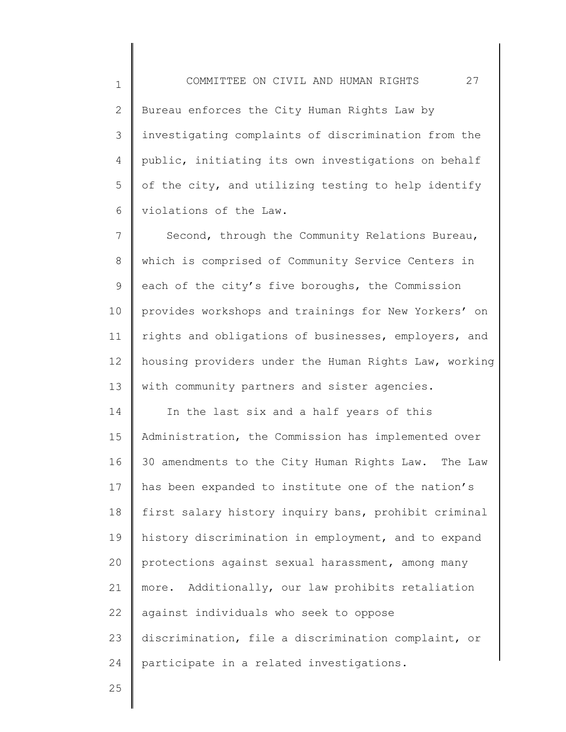Bureau enforces the City Human Rights Law by investigating complaints of discrimination from the public, initiating its own investigations on behalf of the city, and utilizing testing to help identify violations of the Law.

Second, through the Community Relations Bureau, which is comprised of Community Service Centers in each of the city's five boroughs, the Commission provides workshops and trainings for New Yorkers' on rights and obligations of businesses, employers, and housing providers under the Human Rights Law, working with community partners and sister agencies.

In the last six and a half years of this Administration, the Commission has implemented over 30 amendments to the City Human Rights Law. The Law has been expanded to institute one of the nation's first salary history inquiry bans, prohibit criminal history discrimination in employment, and to expand protections against sexual harassment, among many more. Additionally, our law prohibits retaliation against individuals who seek to oppose discrimination, file a discrimination complaint, or participate in a related investigations.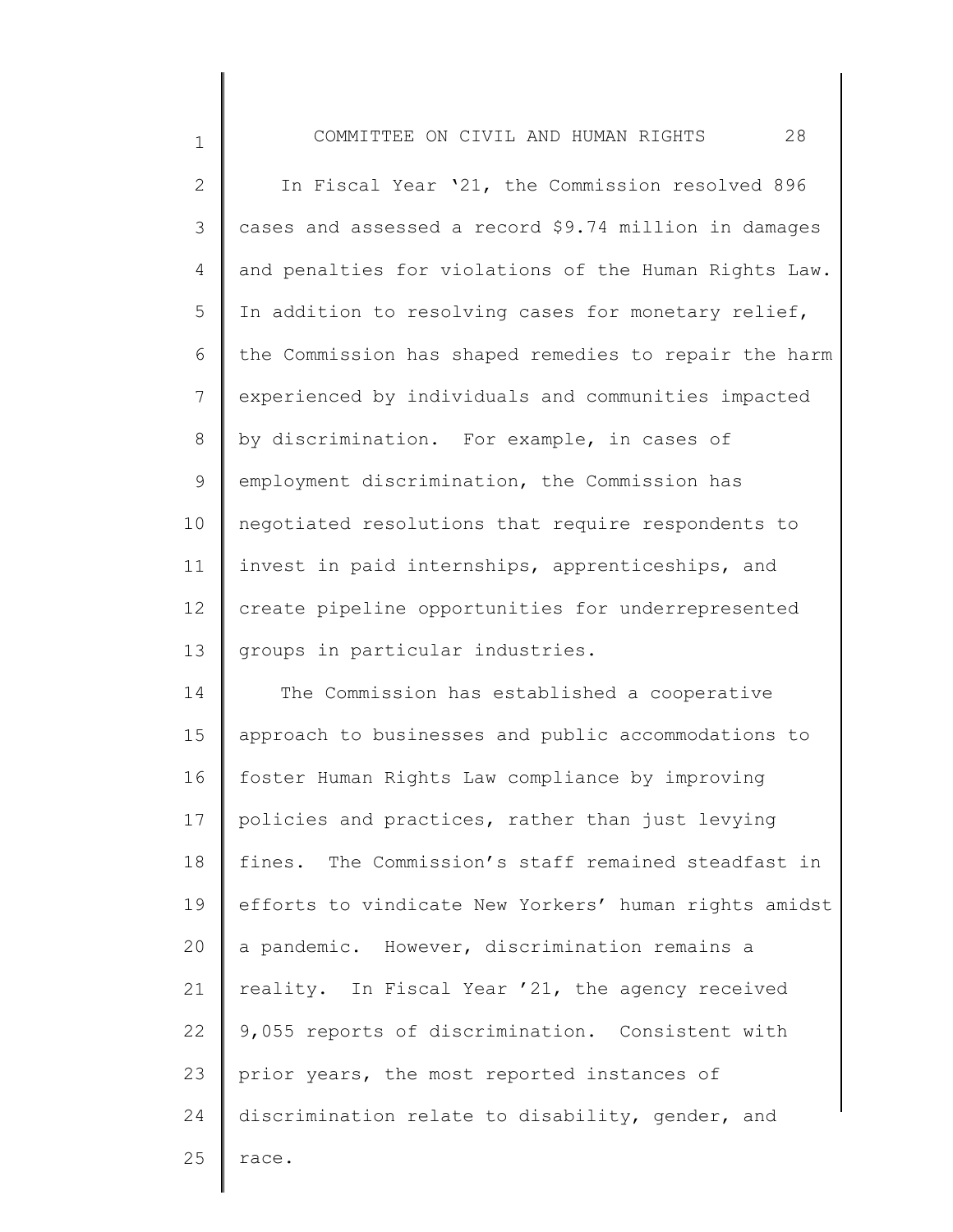In Fiscal Year '21, the Commission resolved 896 cases and assessed a record $9.74 million in damages and penalties for violations of the Human Rights Law. In addition to resolving cases for monetary relief, the Commission has shaped remedies to repair the harm experienced by individuals and communities impacted by discrimination. For example, in cases of employment discrimination, the Commission has negotiated resolutions that require respondents to invest in paid internships, apprenticeships, and create pipeline opportunities for underrepresented groups in particular industries.

The Commission has established a cooperative approach to businesses and public accommodations to foster Human Rights Law compliance by improving policies and practices, rather than just levying fines. The Commission's staff remained steadfast in efforts to vindicate New Yorkers' human rights amidst a pandemic. However, discrimination remains a reality. In Fiscal Year '21, the agency received 9,055 reports of discrimination. Consistent with prior years, the most reported instances of discrimination relate to disability, gender, and race.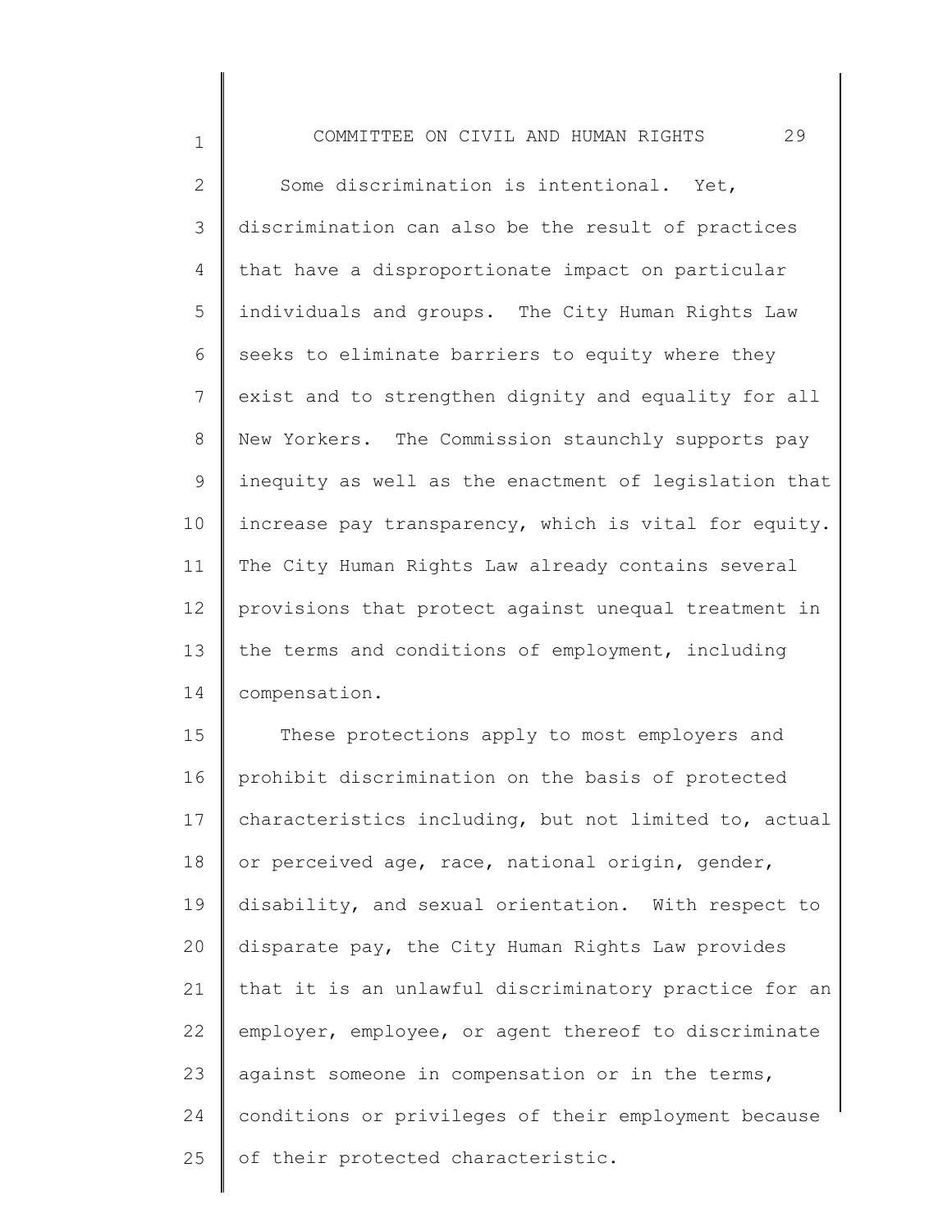Some discrimination is intentional. Yet, discrimination can also be the result of practices that have a disproportionate impact on particular individuals and groups. The City Human Rights Law seeks to eliminate barriers to equity where they exist and to strengthen dignity and equality for all New Yorkers. The Commission staunchly supports pay inequity as well as the enactment of legislation that increase pay transparency, which is vital for equity. The City Human Rights Law already contains several provisions that protect against unequal treatment in the terms and conditions of employment, including compensation.

These protections apply to most employers and prohibit discrimination on the basis of protected characteristics including, but not limited to, actual or perceived age, race, national origin, gender, disability, and sexual orientation. With respect to disparate pay, the City Human Rights Law provides that it is an unlawful discriminatory practice for an employer, employee, or agent thereof to discriminate against someone in compensation or in the terms, conditions or privileges of their employment because of their protected characteristic.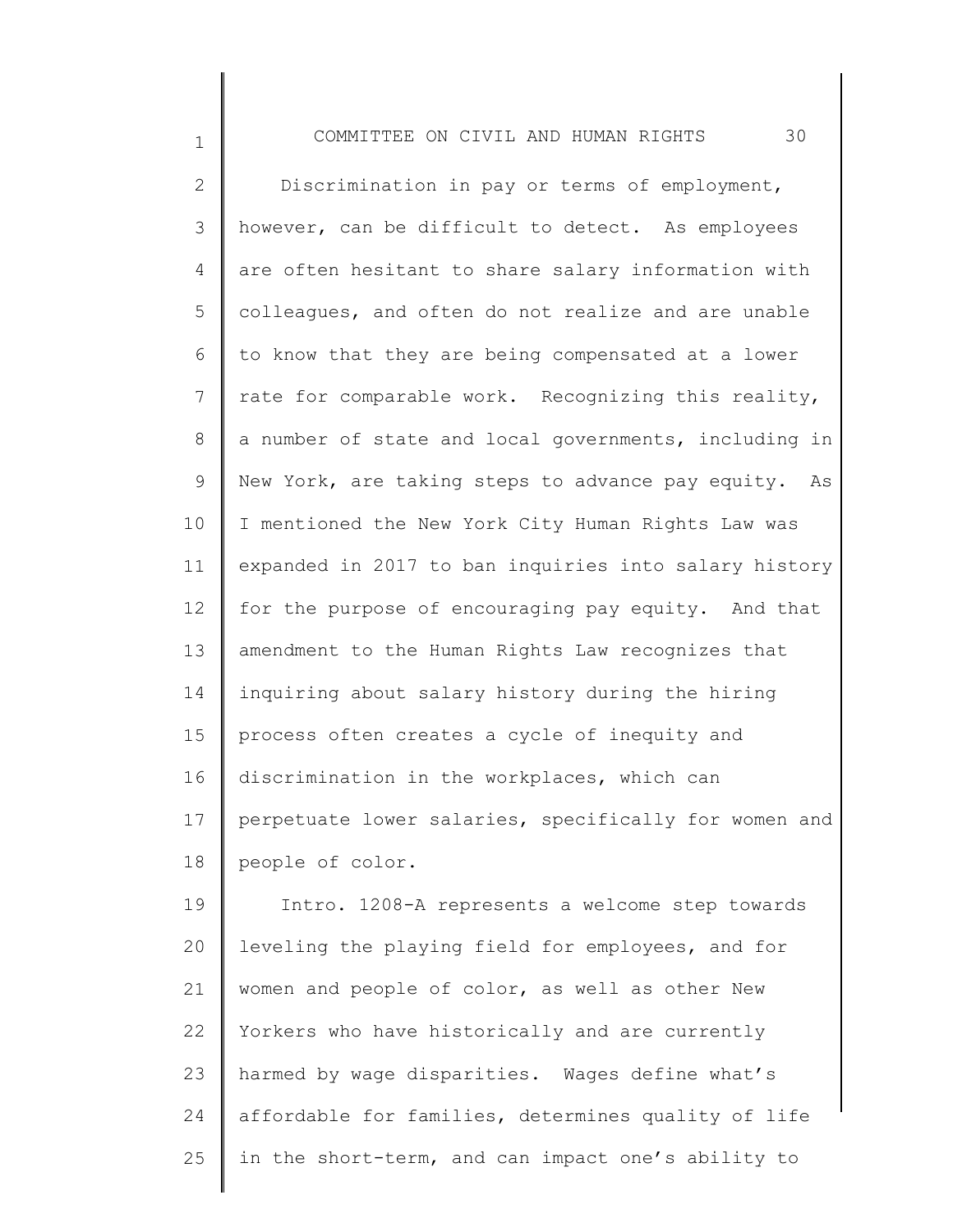Discrimination in pay or terms of employment, however, can be difficult to detect. As employees are often hesitant to share salary information with colleagues, and often do not realize and are unable to know that they are being compensated at a lower rate for comparable work. Recognizing this reality, a number of state and local governments, including in New York, are taking steps to advance pay equity. As I mentioned the New York City Human Rights Law was expanded in 2017 to ban inquiries into salary history for the purpose of encouraging pay equity. And that amendment to the Human Rights Law recognizes that inquiring about salary history during the hiring process often creates a cycle of inequity and discrimination in the workplaces, which can perpetuate lower salaries, specifically for women and people of color.

Intro. 1208-A represents a welcome step towards leveling the playing field for employees, and for women and people of color, as well as other New Yorkers who have historically and are currently harmed by wage disparities. Wages define what's affordable for families, determines quality of life in the short-term, and can impact one's ability to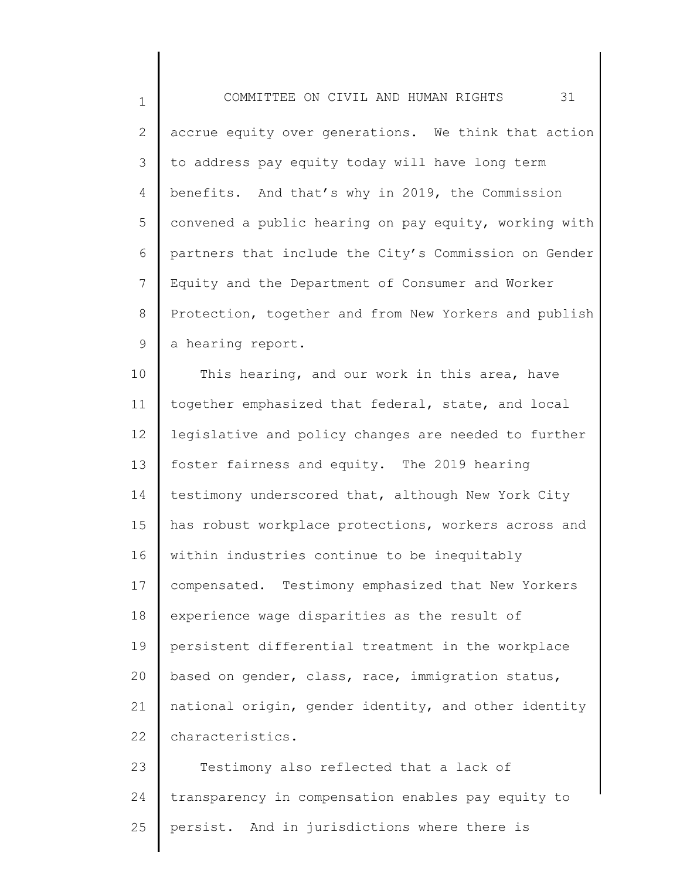accrue equity over generations. We think that action to address pay equity today will have long term benefits. And that's why in 2019, the Commission convened a public hearing on pay equity, working with partners that include the City's Commission on Gender Equity and the Department of Consumer and Worker Protection, together and from New Yorkers and publish a hearing report.

This hearing, and our work in this area, have together emphasized that federal, state, and local legislative and policy changes are needed to further foster fairness and equity. The 2019 hearing testimony underscored that, although New York City has robust workplace protections, workers across and within industries continue to be inequitably compensated. Testimony emphasized that New Yorkers experience wage disparities as the result of persistent differential treatment in the workplace based on gender, class, race, immigration status, national origin, gender identity, and other identity characteristics.

Testimony also reflected that a lack of transparency in compensation enables pay equity to persist. And in jurisdictions where there is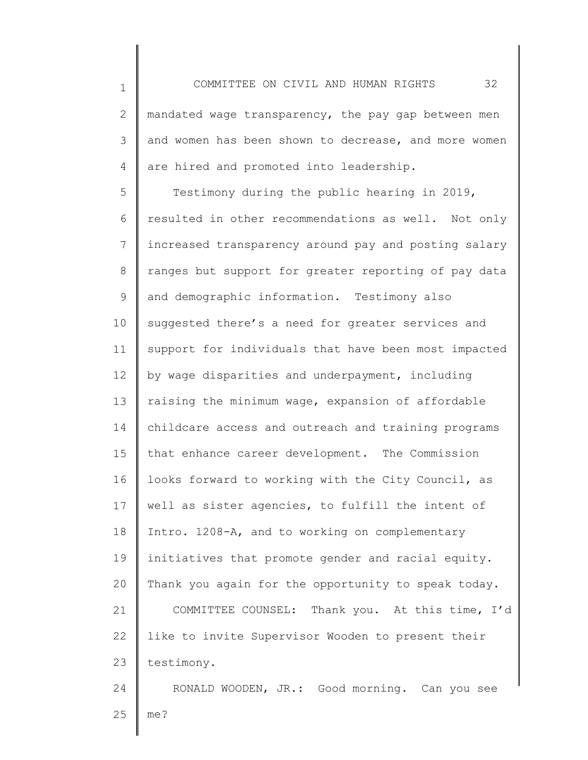mandated wage transparency, the pay gap between men and women has been shown to decrease, and more women are hired and promoted into leadership.

Testimony during the public hearing in 2019, resulted in other recommendations as well. Not only increased transparency around pay and posting salary ranges but support for greater reporting of pay data and demographic information. Testimony also suggested there's a need for greater services and support for individuals that have been most impacted by wage disparities and underpayment, including raising the minimum wage, expansion of affordable childcare access and outreach and training programs that enhance career development. The Commission looks forward to working with the City Council, as well as sister agencies, to fulfill the intent of Intro. 1208-A, and to working on complementary initiatives that promote gender and racial equity. Thank you again for the opportunity to speak today.

COMMITTEE COUNSEL: Thank you. At this time, I'd like to invite Supervisor Wooden to present their testimony.

RONALD WOODEN, JR.: Good morning. Can you see me?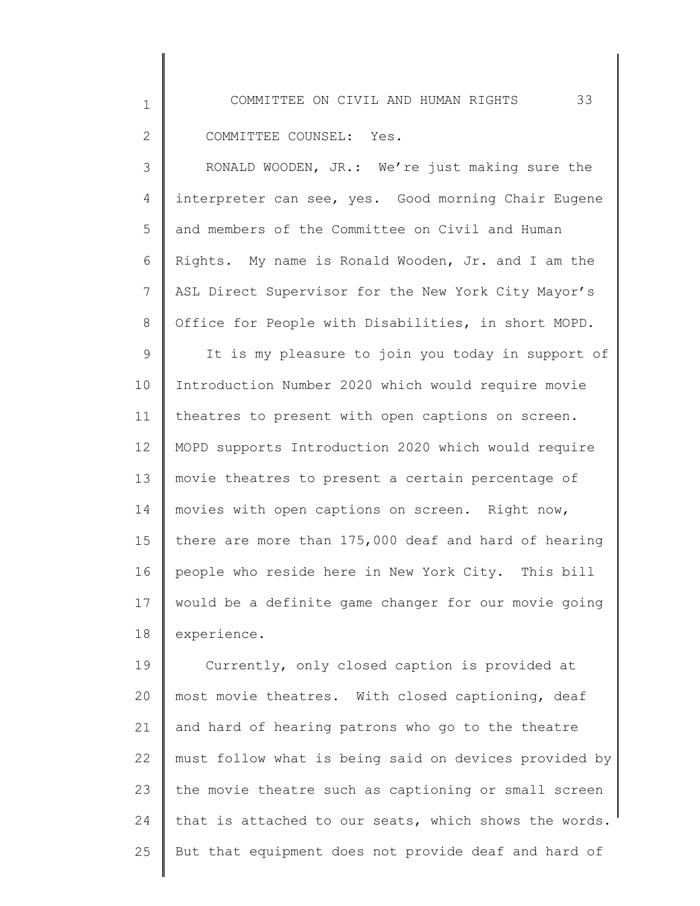COMMITTEE COUNSEL: Yes.

RONALD WOODEN, JR.: We're just making sure the interpreter can see, yes. Good morning Chair Eugene and members of the Committee on Civil and Human Rights. My name is Ronald Wooden, Jr. and I am the ASL Direct Supervisor for the New York City Mayor's Office for People with Disabilities, in short MOPD.

It is my pleasure to join you today in support of Introduction Number 2020 which would require movie theatres to present with open captions on screen. MOPD supports Introduction 2020 which would require movie theatres to present a certain percentage of movies with open captions on screen. Right now, there are more than 175,000 deaf and hard of hearing people who reside here in New York City. This bill would be a definite game changer for our movie going experience.

Currently, only closed caption is provided at most movie theatres. With closed captioning, deaf and hard of hearing patrons who go to the theatre must follow what is being said on devices provided by the movie theatre such as captioning or small screen that is attached to our seats, which shows the words. But that equipment does not provide deaf and hard of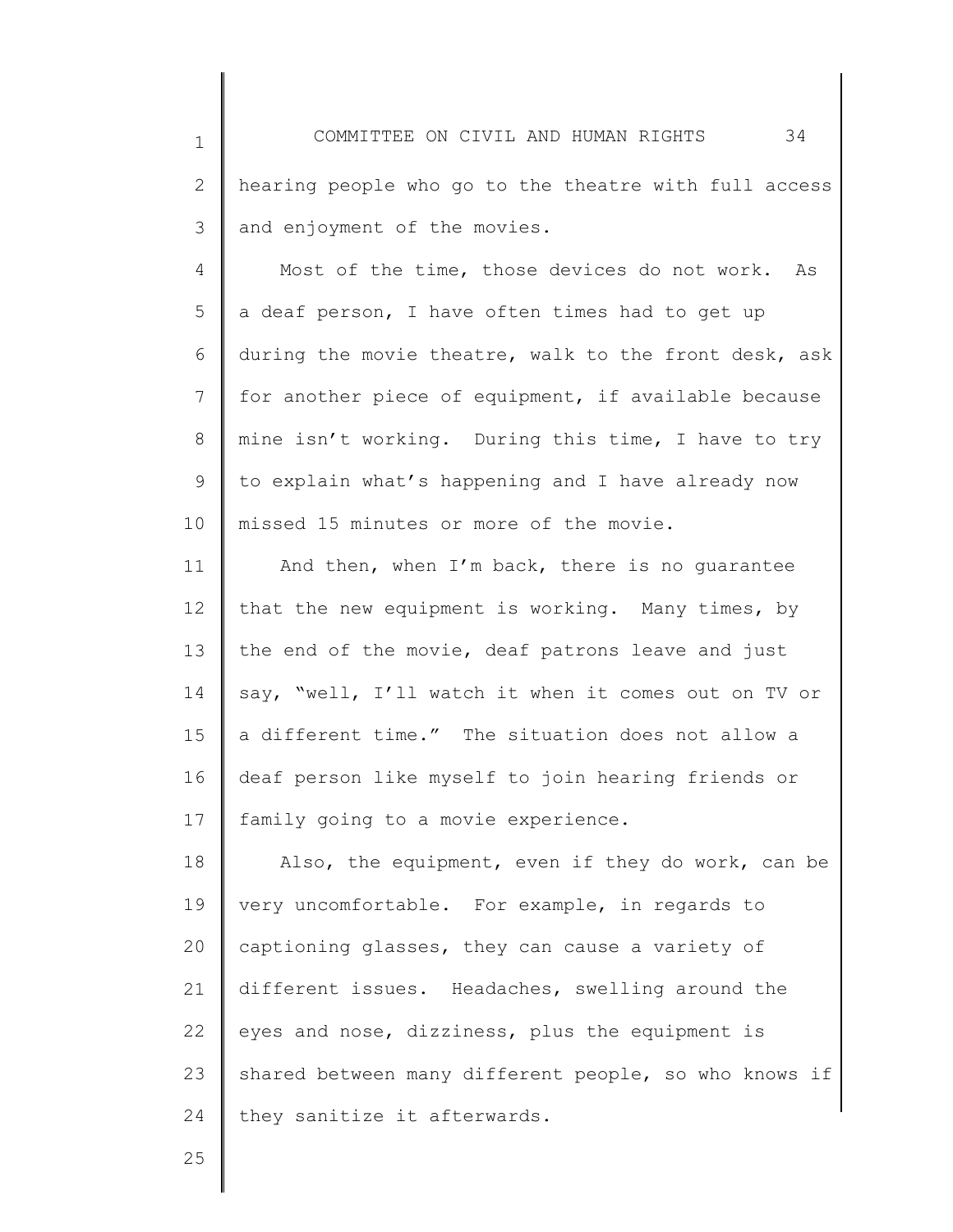hearing people who go to the theatre with full access and enjoyment of the movies.

Most of the time, those devices do not work. As a deaf person, I have often times had to get up during the movie theatre, walk to the front desk, ask for another piece of equipment, if available because mine isn't working. During this time, I have to try to explain what's happening and I have already now missed 15 minutes or more of the movie.

And then, when I'm back, there is no guarantee that the new equipment is working. Many times, by the end of the movie, deaf patrons leave and just say, "well, I'll watch it when it comes out on TV or a different time." The situation does not allow a deaf person like myself to join hearing friends or family going to a movie experience.

Also, the equipment, even if they do work, can be very uncomfortable. For example, in regards to captioning glasses, they can cause a variety of different issues. Headaches, swelling around the eyes and nose, dizziness, plus the equipment is shared between many different people, so who knows if they sanitize it afterwards.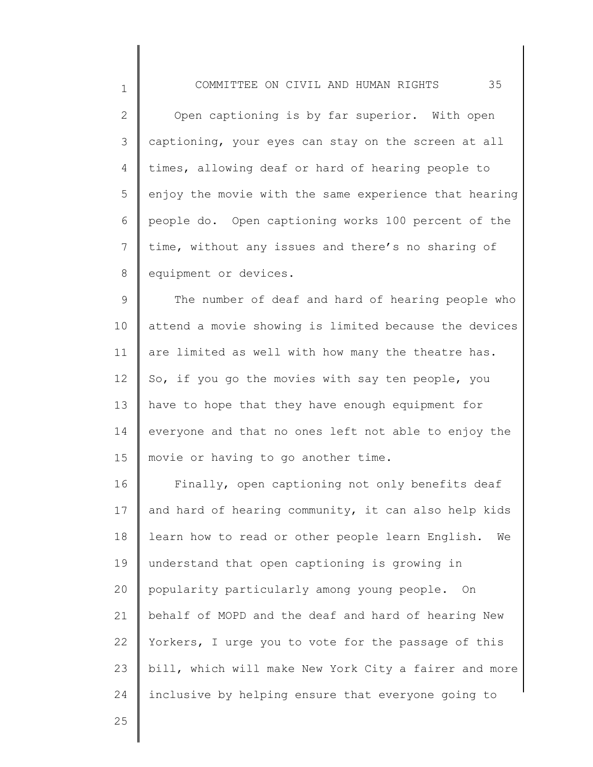Open captioning is by far superior. With open captioning, your eyes can stay on the screen at all times, allowing deaf or hard of hearing people to enjoy the movie with the same experience that hearing people do. Open captioning works 100 percent of the time, without any issues and there's no sharing of equipment or devices.

The number of deaf and hard of hearing people who attend a movie showing is limited because the devices are limited as well with how many the theatre has. So, if you go the movies with say ten people, you have to hope that they have enough equipment for everyone and that no ones left not able to enjoy the movie or having to go another time.

Finally, open captioning not only benefits deaf and hard of hearing community, it can also help kids learn how to read or other people learn English. We understand that open captioning is growing in popularity particularly among young people. On behalf of MOPD and the deaf and hard of hearing New Yorkers, I urge you to vote for the passage of this bill, which will make New York City a fairer and more inclusive by helping ensure that everyone going to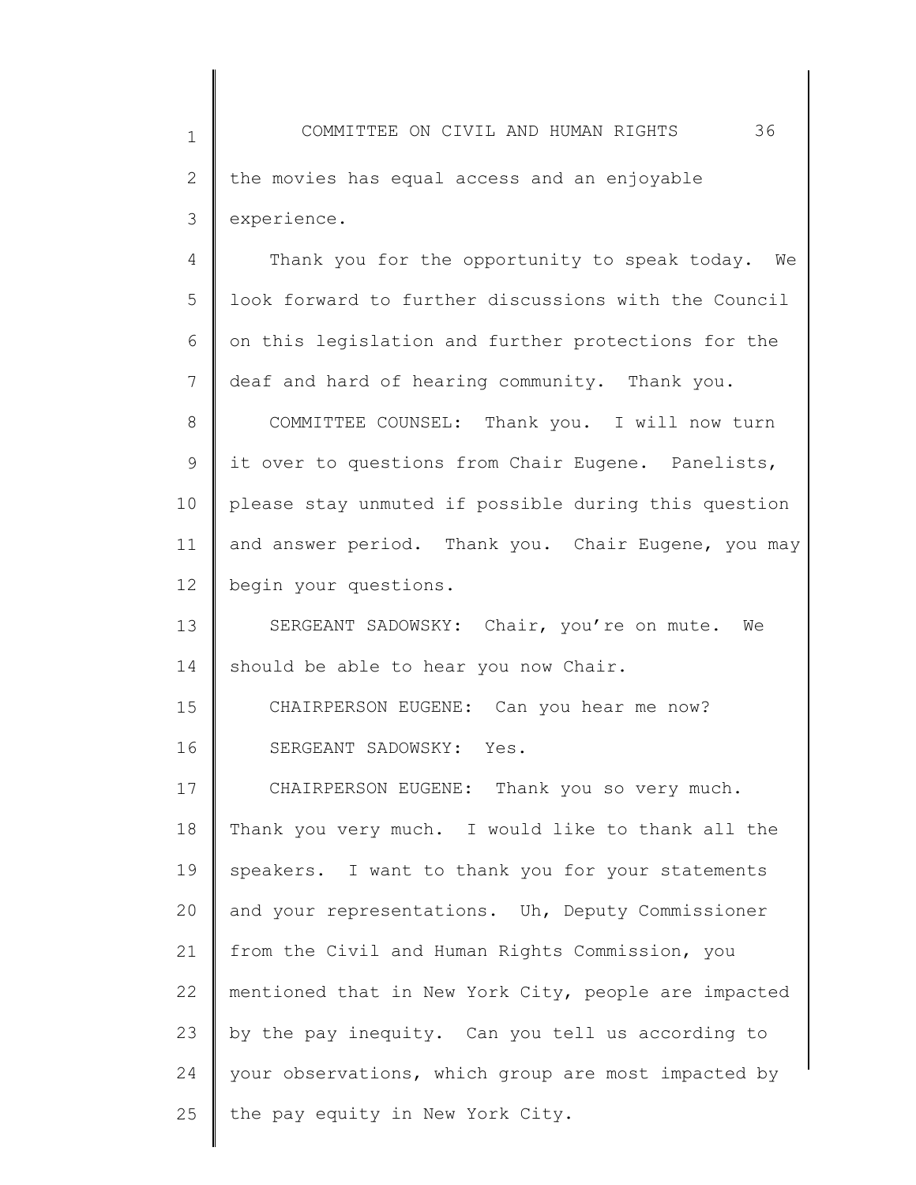the movies has equal access and an enjoyable experience.

Thank you for the opportunity to speak today. We look forward to further discussions with the Council on this legislation and further protections for the deaf and hard of hearing community. Thank you.

COMMITTEE COUNSEL: Thank you. I will now turn it over to questions from Chair Eugene. Panelists, please stay unmuted if possible during this question and answer period. Thank you. Chair Eugene, you may begin your questions.

SERGEANT SADOWSKY: Chair, you're on mute. We should be able to hear you now Chair.

CHAIRPERSON EUGENE: Can you hear me now?

SERGEANT SADOWSKY: Yes.

CHAIRPERSON EUGENE: Thank you so very much. Thank you very much. I would like to thank all the speakers. I want to thank you for your statements and your representations. Uh, Deputy Commissioner from the Civil and Human Rights Commission, you mentioned that in New York City, people are impacted by the pay inequity. Can you tell us according to your observations, which group are most impacted by the pay equity in New York City.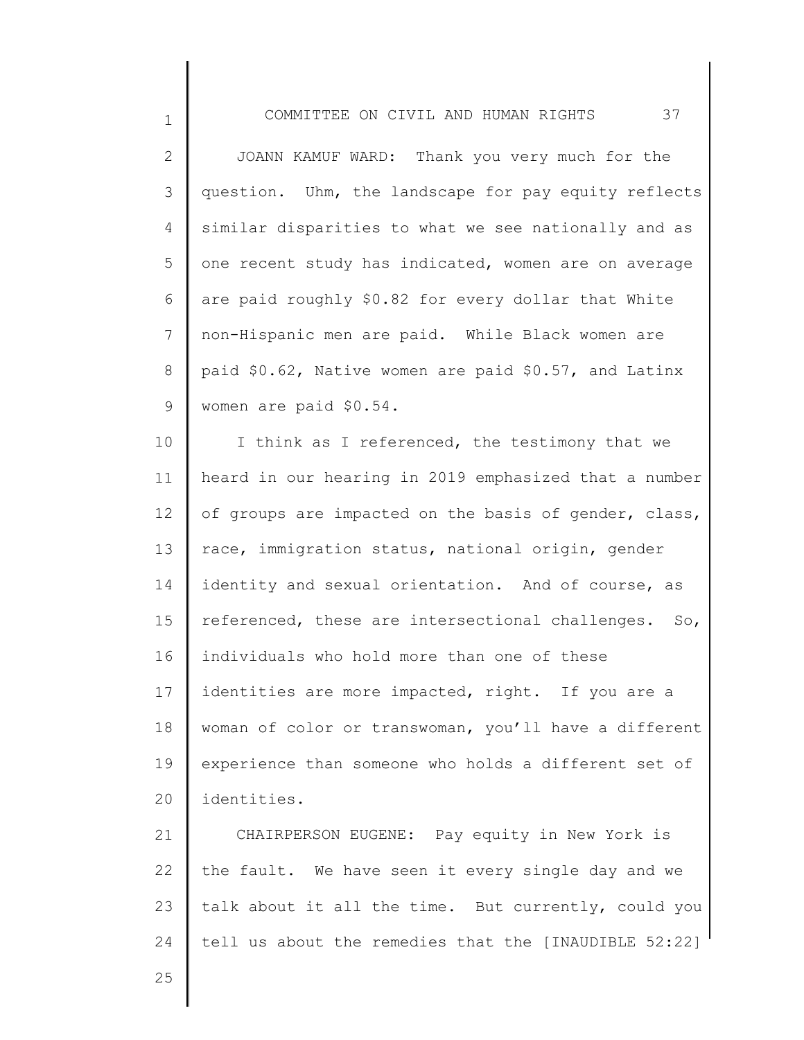JOANN KAMUF WARD: Thank you very much for the question. Uhm, the landscape for pay equity reflects similar disparities to what we see nationally and as one recent study has indicated, women are on average are paid roughly $0.82 for every dollar that White non-Hispanic men are paid. While Black women are paid $0.62, Native women are paid $0.57, and Latinx women are paid $0.54.

I think as I referenced, the testimony that we heard in our hearing in 2019 emphasized that a number of groups are impacted on the basis of gender, class, race, immigration status, national origin, gender identity and sexual orientation. And of course, as referenced, these are intersectional challenges. So, individuals who hold more than one of these identities are more impacted, right. If you are a woman of color or transwoman, you'll have a different experience than someone who holds a different set of identities.

CHAIRPERSON EUGENE: Pay equity in New York is the fault. We have seen it every single day and we talk about it all the time. But currently, could you tell us about the remedies that the [INAUDIBLE 52:22]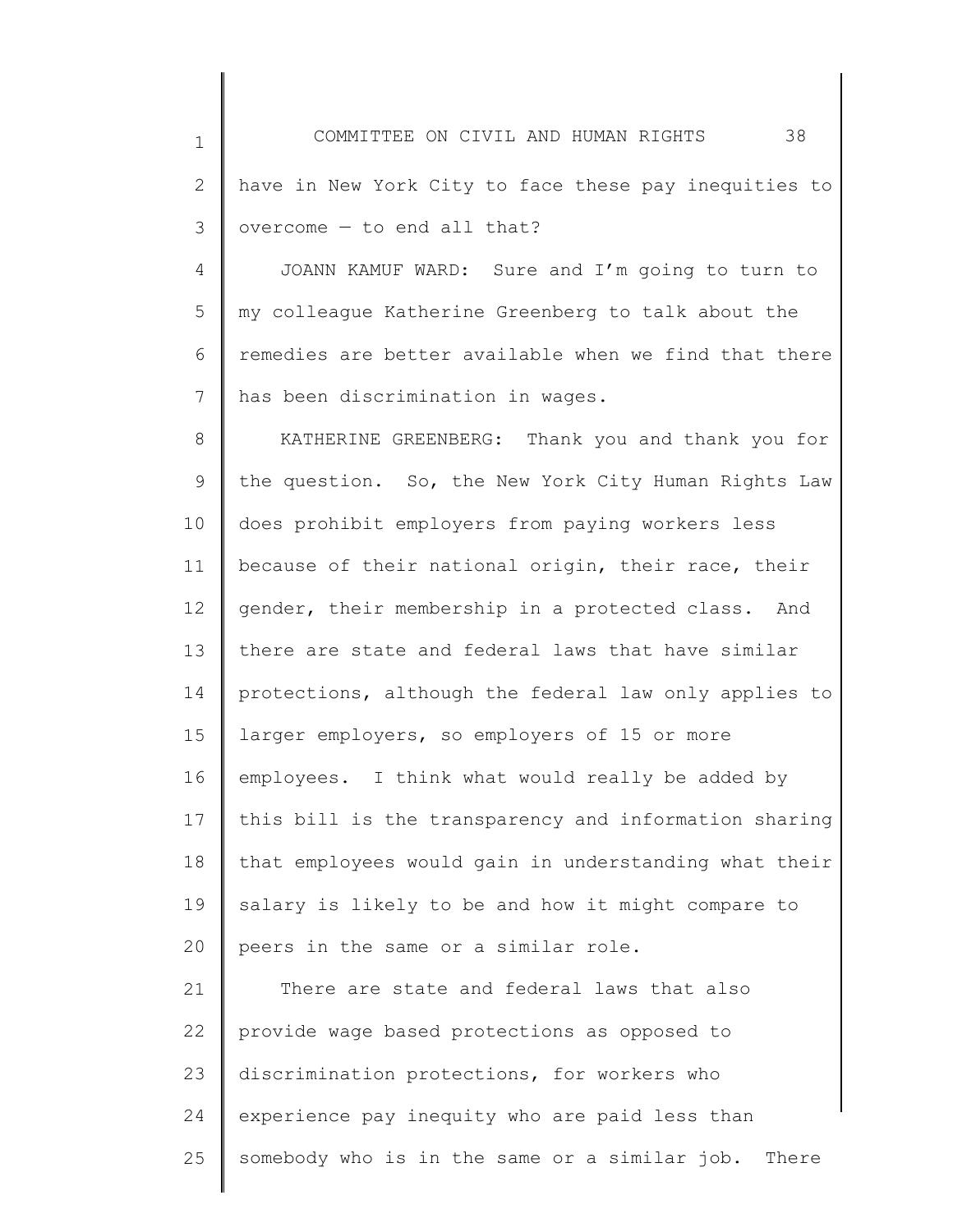have in New York City to face these pay inequities to overcome — to end all that?

JOANN KAMUF WARD: Sure and I'm going to turn to my colleague Katherine Greenberg to talk about the remedies are better available when we find that there has been discrimination in wages.

KATHERINE GREENBERG: Thank you and thank you for the question. So, the New York City Human Rights Law does prohibit employers from paying workers less because of their national origin, their race, their gender, their membership in a protected class. And there are state and federal laws that have similar protections, although the federal law only applies to larger employers, so employers of 15 or more employees. I think what would really be added by this bill is the transparency and information sharing that employees would gain in understanding what their salary is likely to be and how it might compare to peers in the same or a similar role.

There are state and federal laws that also provide wage based protections as opposed to discrimination protections, for workers who experience pay inequity who are paid less than somebody who is in the same or a similar job. There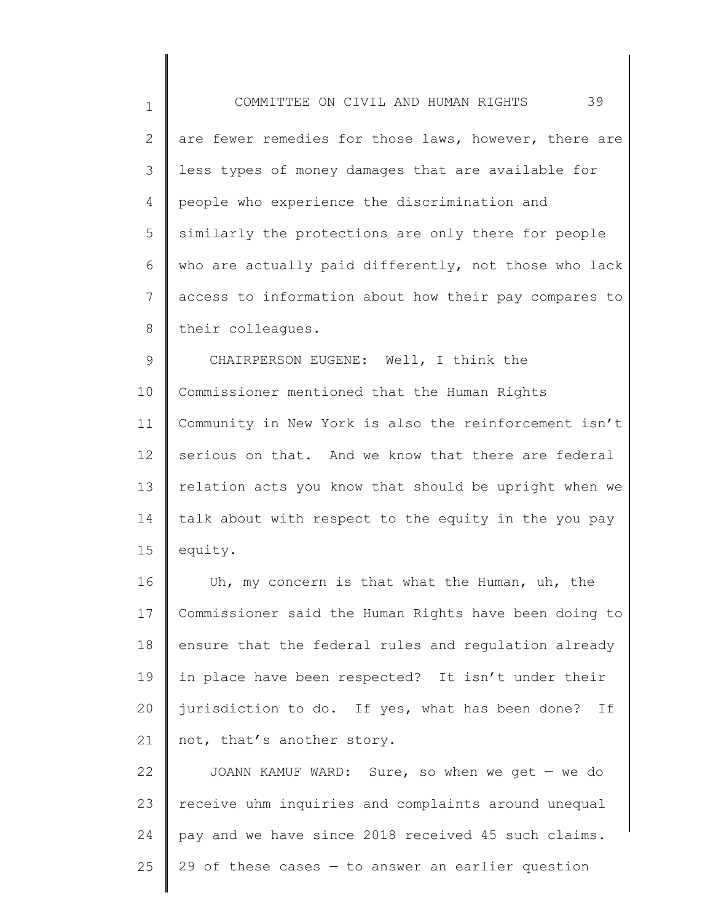are fewer remedies for those laws, however, there are less types of money damages that are available for people who experience the discrimination and similarly the protections are only there for people who are actually paid differently, not those who lack access to information about how their pay compares to their colleagues.

CHAIRPERSON EUGENE: Well, I think the Commissioner mentioned that the Human Rights Community in New York is also the reinforcement isn't serious on that. And we know that there are federal relation acts you know that should be upright when we talk about with respect to the equity in the you pay equity.

Uh, my concern is that what the Human, uh, the Commissioner said the Human Rights have been doing to ensure that the federal rules and regulation already in place have been respected? It isn't under their jurisdiction to do. If yes, what has been done? If not, that's another story.

JOANN KAMUF WARD: Sure, so when we get — we do receive uhm inquiries and complaints around unequal pay and we have since 2018 received 45 such claims. 29 of these cases — to answer an earlier question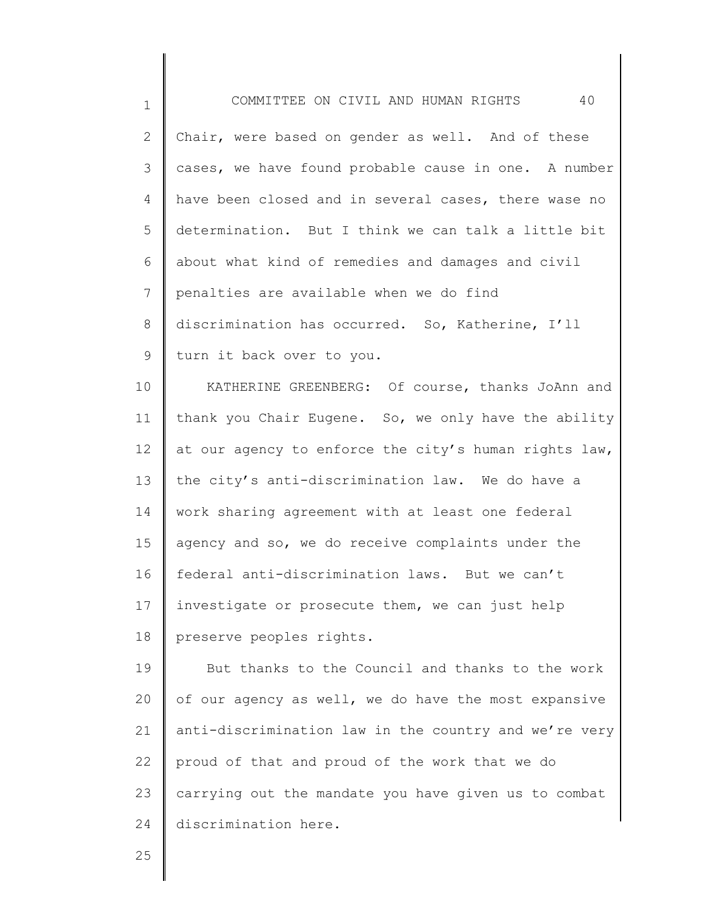Chair, were based on gender as well. And of these cases, we have found probable cause in one. A number have been closed and in several cases, there wase no determination. But I think we can talk a little bit about what kind of remedies and damages and civil penalties are available when we do find discrimination has occurred. So, Katherine, I'll turn it back over to you.

KATHERINE GREENBERG: Of course, thanks JoAnn and thank you Chair Eugene. So, we only have the ability at our agency to enforce the city's human rights law, the city's anti-discrimination law. We do have a work sharing agreement with at least one federal agency and so, we do receive complaints under the federal anti-discrimination laws. But we can't investigate or prosecute them, we can just help preserve peoples rights.

But thanks to the Council and thanks to the work of our agency as well, we do have the most expansive anti-discrimination law in the country and we're very proud of that and proud of the work that we do carrying out the mandate you have given us to combat discrimination here.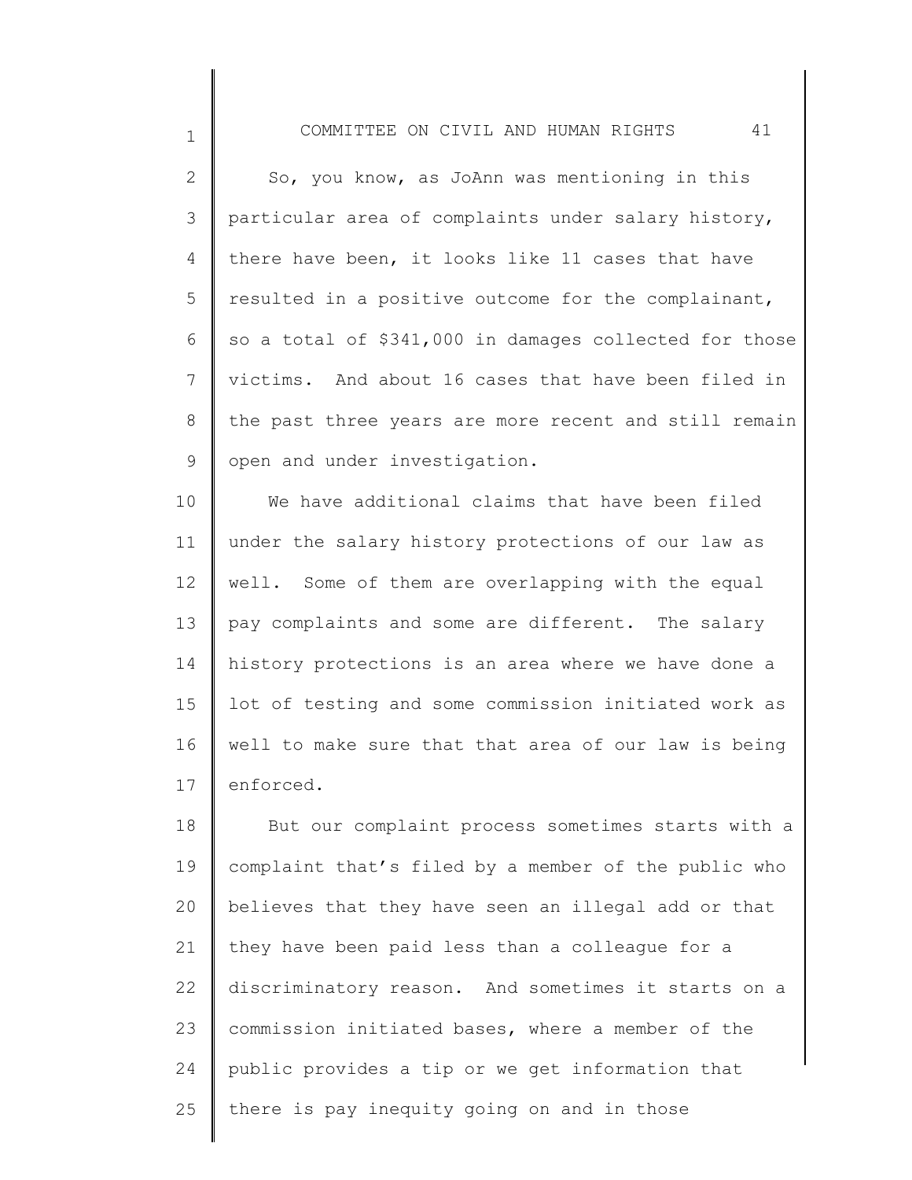So, you know, as JoAnn was mentioning in this particular area of complaints under salary history, there have been, it looks like 11 cases that have resulted in a positive outcome for the complainant, so a total of $341,000 in damages collected for those victims. And about 16 cases that have been filed in the past three years are more recent and still remain open and under investigation.

We have additional claims that have been filed under the salary history protections of our law as well. Some of them are overlapping with the equal pay complaints and some are different. The salary history protections is an area where we have done a lot of testing and some commission initiated work as well to make sure that that area of our law is being enforced.

But our complaint process sometimes starts with a complaint that's filed by a member of the public who believes that they have seen an illegal add or that they have been paid less than a colleague for a discriminatory reason. And sometimes it starts on a commission initiated bases, where a member of the public provides a tip or we get information that there is pay inequity going on and in those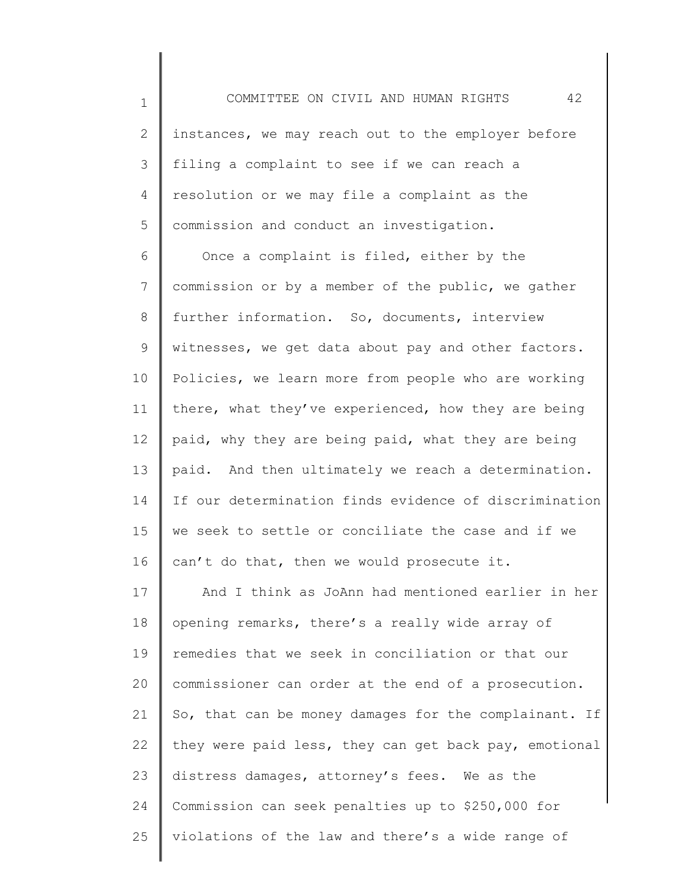instances, we may reach out to the employer before filing a complaint to see if we can reach a resolution or we may file a complaint as the commission and conduct an investigation.

Once a complaint is filed, either by the commission or by a member of the public, we gather further information. So, documents, interview witnesses, we get data about pay and other factors. Policies, we learn more from people who are working there, what they've experienced, how they are being paid, why they are being paid, what they are being paid. And then ultimately we reach a determination. If our determination finds evidence of discrimination we seek to settle or conciliate the case and if we can't do that, then we would prosecute it.

And I think as JoAnn had mentioned earlier in her opening remarks, there's a really wide array of remedies that we seek in conciliation or that our commissioner can order at the end of a prosecution. So, that can be money damages for the complainant. If they were paid less, they can get back pay, emotional distress damages, attorney's fees. We as the Commission can seek penalties up to $250,000 for violations of the law and there's a wide range of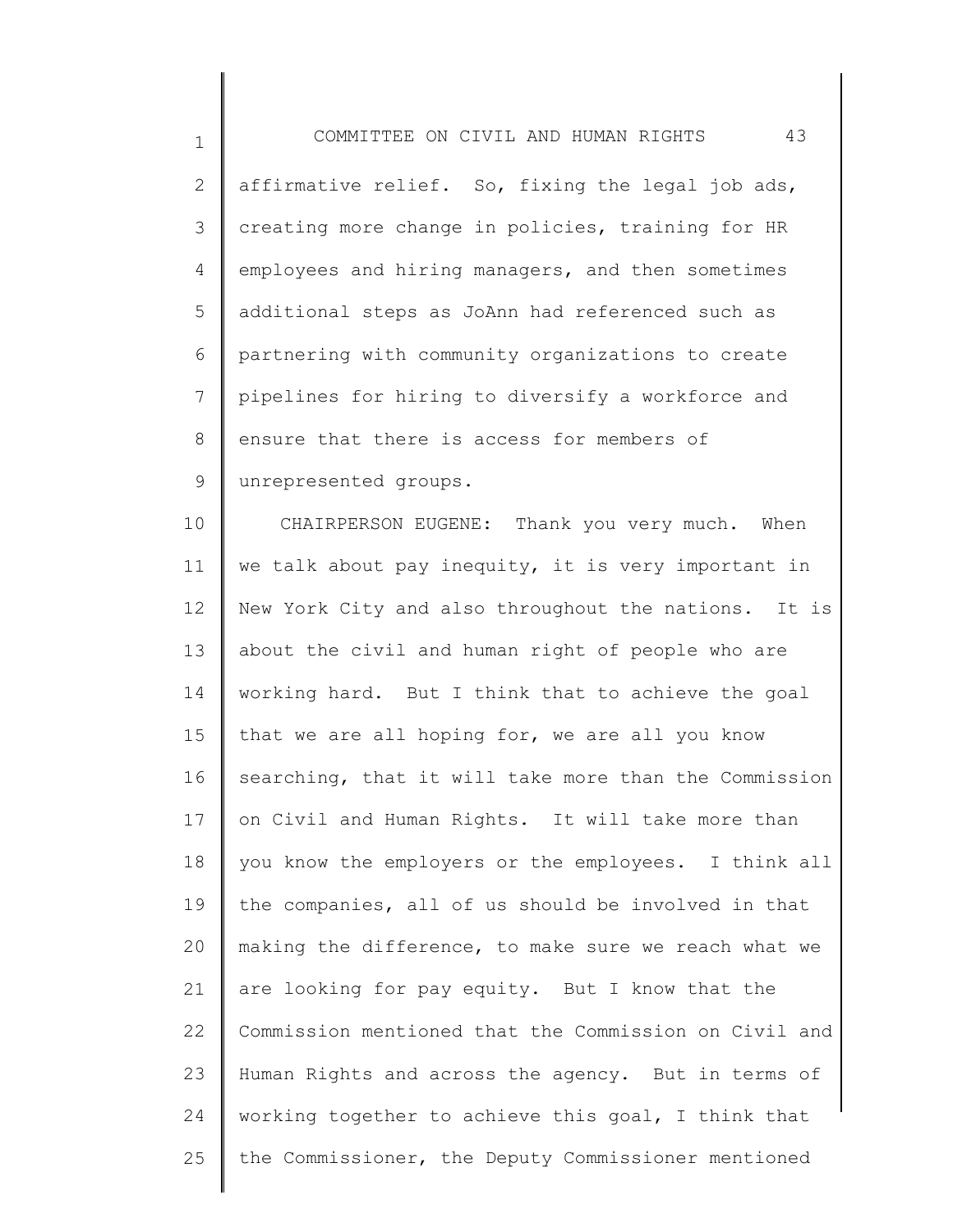affirmative relief. So, fixing the legal job ads, creating more change in policies, training for HR employees and hiring managers, and then sometimes additional steps as JoAnn had referenced such as partnering with community organizations to create pipelines for hiring to diversify a workforce and ensure that there is access for members of unrepresented groups.

CHAIRPERSON EUGENE: Thank you very much. When we talk about pay inequity, it is very important in New York City and also throughout the nations. It is about the civil and human right of people who are working hard. But I think that to achieve the goal that we are all hoping for, we are all you know searching, that it will take more than the Commission on Civil and Human Rights. It will take more than you know the employers or the employees. I think all the companies, all of us should be involved in that making the difference, to make sure we reach what we are looking for pay equity. But I know that the Commission mentioned that the Commission on Civil and Human Rights and across the agency. But in terms of working together to achieve this goal, I think that the Commissioner, the Deputy Commissioner mentioned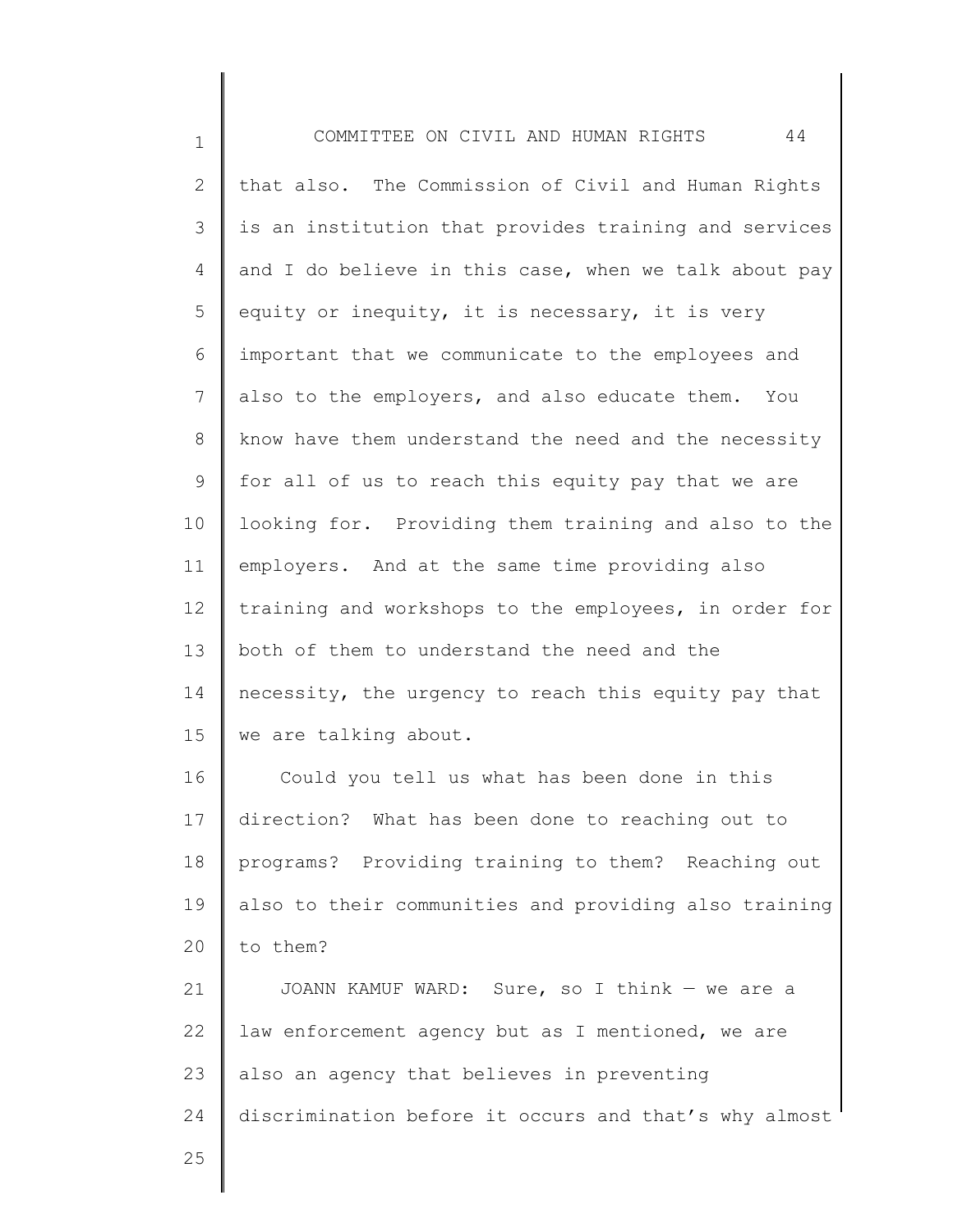that also. The Commission of Civil and Human Rights is an institution that provides training and services and I do believe in this case, when we talk about pay equity or inequity, it is necessary, it is very important that we communicate to the employees and also to the employers, and also educate them. You know have them understand the need and the necessity for all of us to reach this equity pay that we are looking for. Providing them training and also to the employers. And at the same time providing also training and workshops to the employees, in order for both of them to understand the need and the necessity, the urgency to reach this equity pay that we are talking about.

Could you tell us what has been done in this direction? What has been done to reaching out to programs? Providing training to them? Reaching out also to their communities and providing also training to them?

JOANN KAMUF WARD: Sure, so I think — we are a law enforcement agency but as I mentioned, we are also an agency that believes in preventing discrimination before it occurs and that's why almost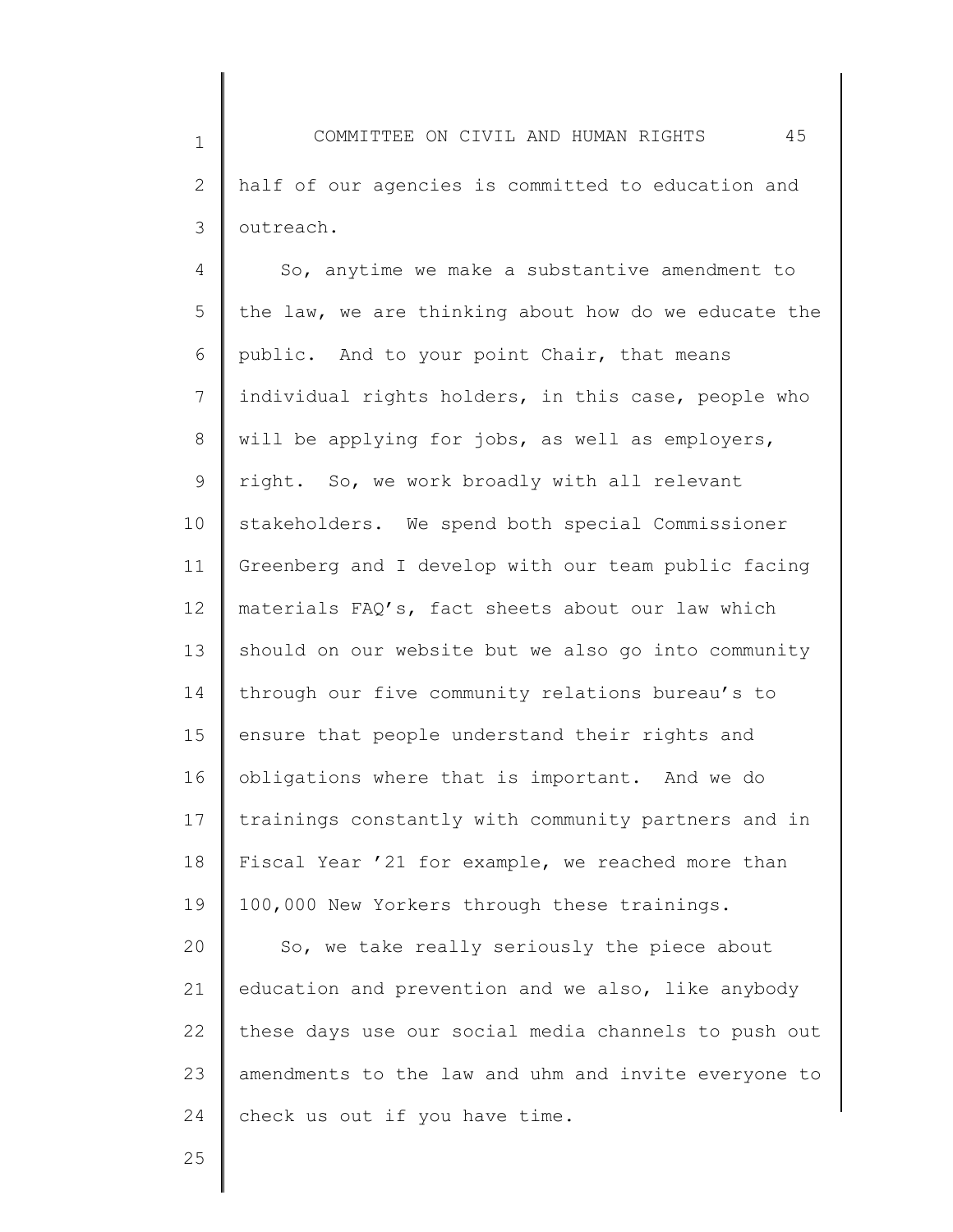half of our agencies is committed to education and outreach.

So, anytime we make a substantive amendment to the law, we are thinking about how do we educate the public. And to your point Chair, that means individual rights holders, in this case, people who will be applying for jobs, as well as employers, right. So, we work broadly with all relevant stakeholders. We spend both special Commissioner Greenberg and I develop with our team public facing materials FAQ's, fact sheets about our law which should on our website but we also go into community through our five community relations bureau's to ensure that people understand their rights and obligations where that is important. And we do trainings constantly with community partners and in Fiscal Year '21 for example, we reached more than 100,000 New Yorkers through these trainings.

So, we take really seriously the piece about education and prevention and we also, like anybody these days use our social media channels to push out amendments to the law and uhm and invite everyone to check us out if you have time.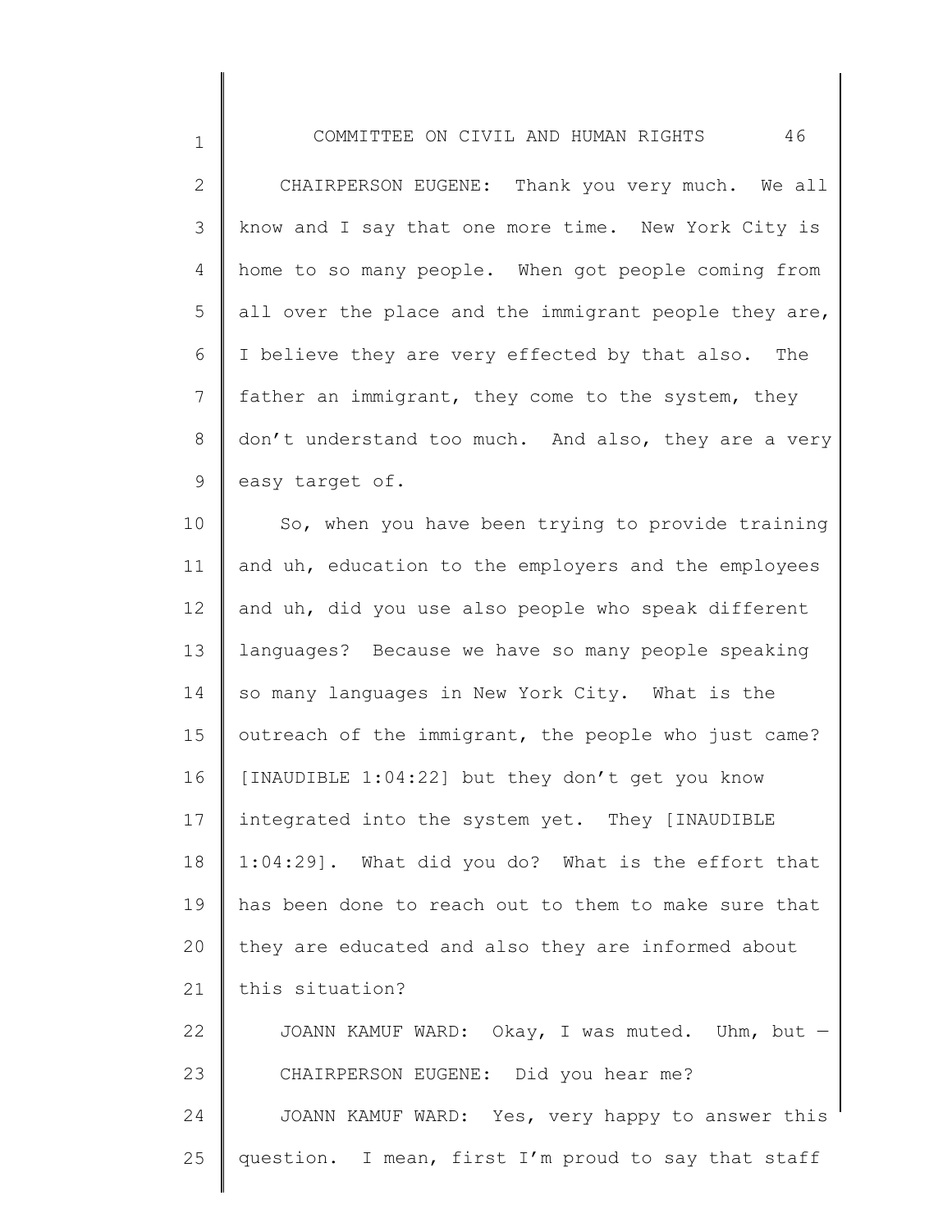CHAIRPERSON EUGENE: Thank you very much. We all know and I say that one more time. New York City is home to so many people. When got people coming from all over the place and the immigrant people they are, I believe they are very effected by that also. The father an immigrant, they come to the system, they don't understand too much. And also, they are a very easy target of.

So, when you have been trying to provide training and uh, education to the employers and the employees and uh, did you use also people who speak different languages? Because we have so many people speaking so many languages in New York City. What is the outreach of the immigrant, the people who just came? [INAUDIBLE 1:04:22] but they don't get you know integrated into the system yet. They [INAUDIBLE 1:04:29]. What did you do? What is the effort that has been done to reach out to them to make sure that they are educated and also they are informed about this situation?

JOANN KAMUF WARD: Okay, I was muted. Uhm, but —

CHAIRPERSON EUGENE: Did you hear me?

JOANN KAMUF WARD: Yes, very happy to answer this question. I mean, first I'm proud to say that staff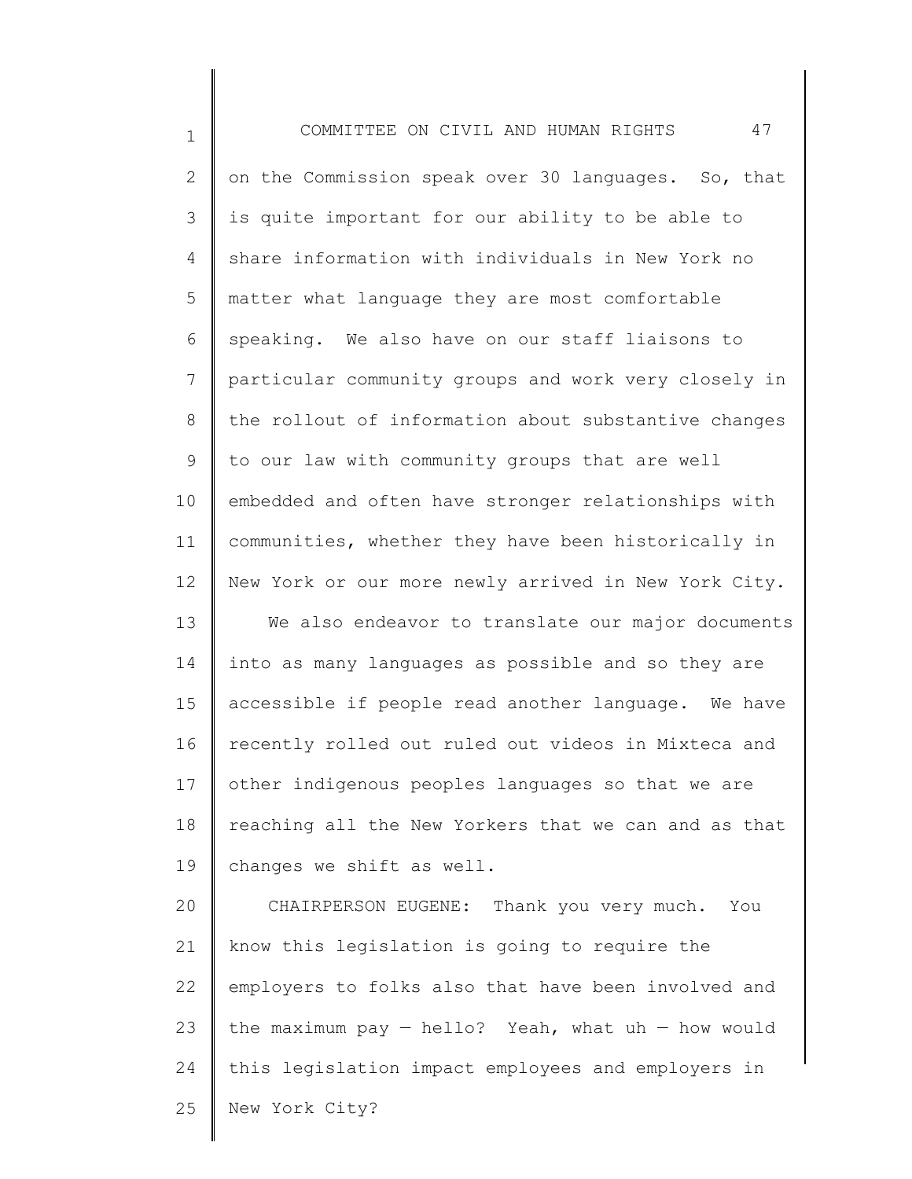on the Commission speak over 30 languages. So, that is quite important for our ability to be able to share information with individuals in New York no matter what language they are most comfortable speaking. We also have on our staff liaisons to particular community groups and work very closely in the rollout of information about substantive changes to our law with community groups that are well embedded and often have stronger relationships with communities, whether they have been historically in New York or our more newly arrived in New York City.

We also endeavor to translate our major documents into as many languages as possible and so they are accessible if people read another language. We have recently rolled out ruled out videos in Mixteca and other indigenous peoples languages so that we are reaching all the New Yorkers that we can and as that changes we shift as well.

CHAIRPERSON EUGENE: Thank you very much. You know this legislation is going to require the employers to folks also that have been involved and the maximum pay — hello? Yeah, what uh — how would this legislation impact employees and employers in New York City?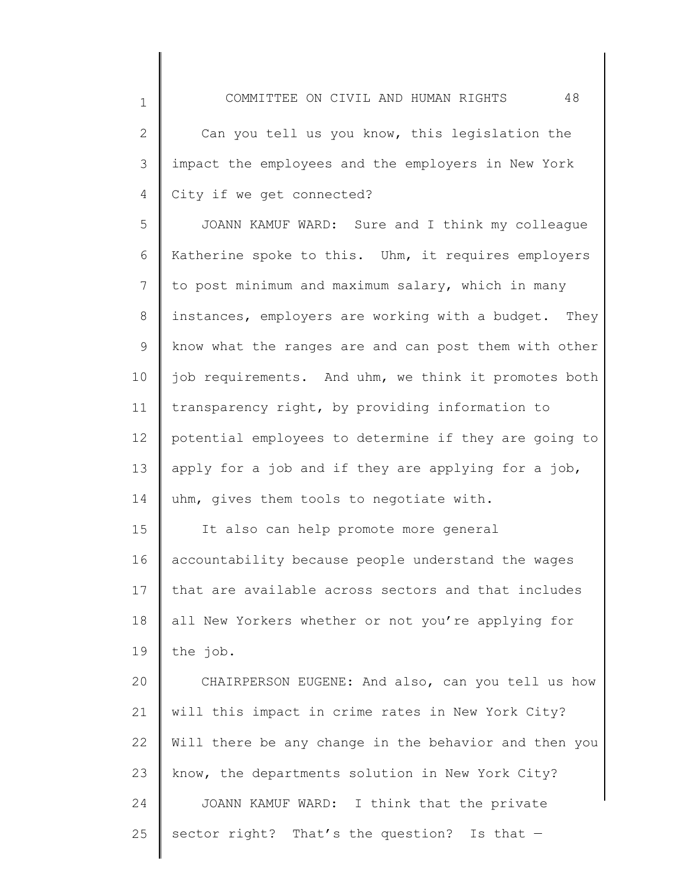Can you tell us you know, this legislation the impact the employees and the employers in New York City if we get connected?

JOANN KAMUF WARD: Sure and I think my colleague Katherine spoke to this. Uhm, it requires employers to post minimum and maximum salary, which in many instances, employers are working with a budget. They know what the ranges are and can post them with other job requirements. And uhm, we think it promotes both transparency right, by providing information to potential employees to determine if they are going to apply for a job and if they are applying for a job, uhm, gives them tools to negotiate with.

It also can help promote more general accountability because people understand the wages that are available across sectors and that includes all New Yorkers whether or not you're applying for the job.

CHAIRPERSON EUGENE: And also, can you tell us how will this impact in crime rates in New York City? Will there be any change in the behavior and then you know, the departments solution in New York City?

JOANN KAMUF WARD: I think that the private sector right? That's the question? Is that —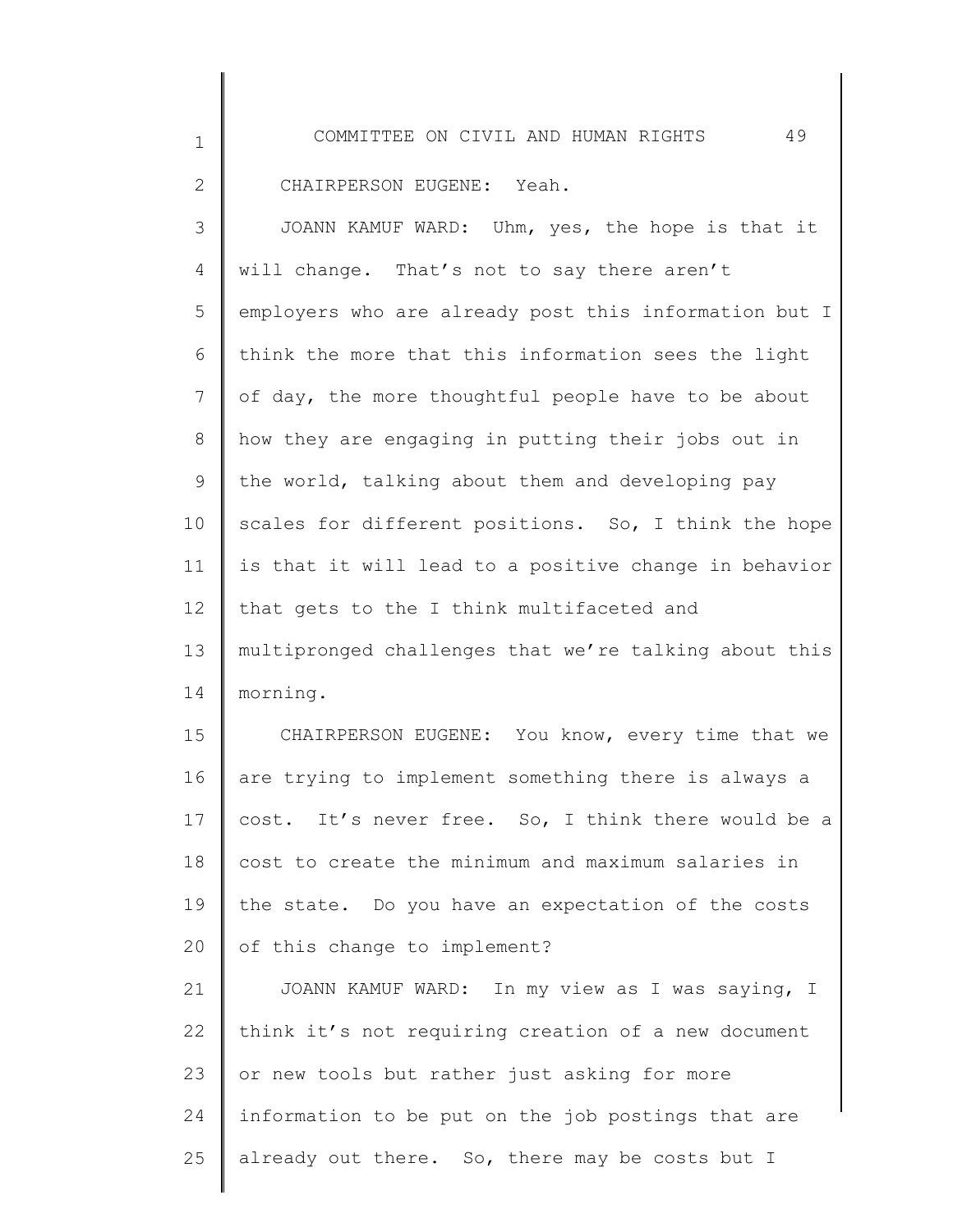CHAIRPERSON EUGENE: Yeah.

JOANN KAMUF WARD: Uhm, yes, the hope is that it will change. That's not to say there aren't employers who are already post this information but I think the more that this information sees the light of day, the more thoughtful people have to be about how they are engaging in putting their jobs out in the world, talking about them and developing pay scales for different positions. So, I think the hope is that it will lead to a positive change in behavior that gets to the I think multifaceted and multipronged challenges that we're talking about this morning.

CHAIRPERSON EUGENE: You know, every time that we are trying to implement something there is always a cost. It's never free. So, I think there would be a cost to create the minimum and maximum salaries in the state. Do you have an expectation of the costs of this change to implement?

JOANN KAMUF WARD: In my view as I was saying, I think it's not requiring creation of a new document or new tools but rather just asking for more information to be put on the job postings that are already out there. So, there may be costs but I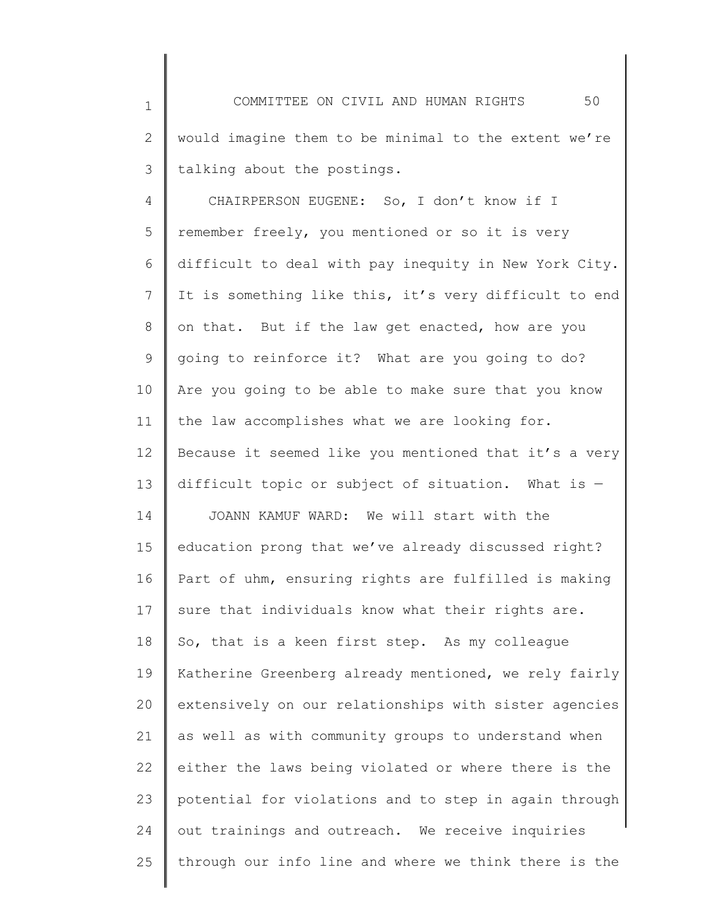would imagine them to be minimal to the extent we're talking about the postings.

CHAIRPERSON EUGENE: So, I don't know if I remember freely, you mentioned or so it is very difficult to deal with pay inequity in New York City. It is something like this, it's very difficult to end on that. But if the law get enacted, how are you going to reinforce it? What are you going to do? Are you going to be able to make sure that you know the law accomplishes what we are looking for. Because it seemed like you mentioned that it's a very difficult topic or subject of situation. What is —

JOANN KAMUF WARD: We will start with the education prong that we've already discussed right? Part of uhm, ensuring rights are fulfilled is making sure that individuals know what their rights are. So, that is a keen first step. As my colleague Katherine Greenberg already mentioned, we rely fairly extensively on our relationships with sister agencies as well as with community groups to understand when either the laws being violated or where there is the potential for violations and to step in again through out trainings and outreach. We receive inquiries through our info line and where we think there is the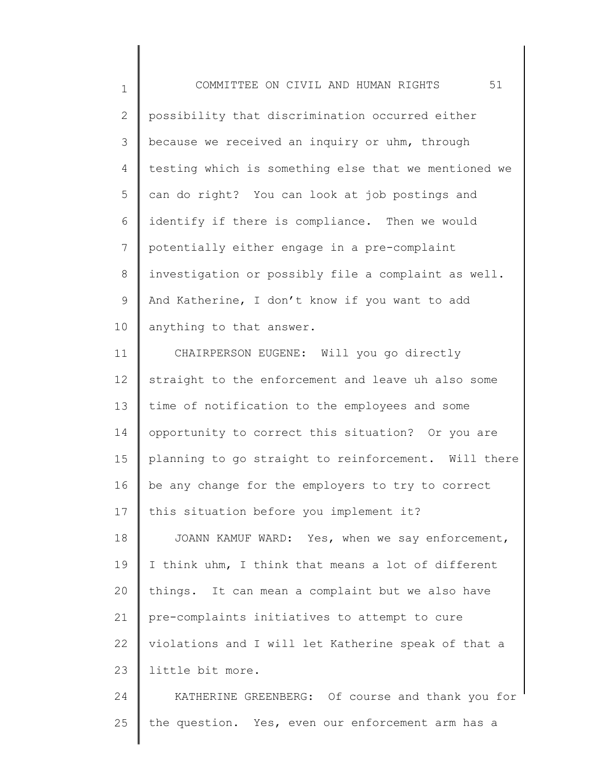possibility that discrimination occurred either because we received an inquiry or uhm, through testing which is something else that we mentioned we can do right? You can look at job postings and identify if there is compliance. Then we would potentially either engage in a pre-complaint investigation or possibly file a complaint as well. And Katherine, I don't know if you want to add anything to that answer.

CHAIRPERSON EUGENE: Will you go directly straight to the enforcement and leave uh also some time of notification to the employees and some opportunity to correct this situation? Or you are planning to go straight to reinforcement. Will there be any change for the employers to try to correct this situation before you implement it?

JOANN KAMUF WARD: Yes, when we say enforcement, I think uhm, I think that means a lot of different things. It can mean a complaint but we also have pre-complaints initiatives to attempt to cure violations and I will let Katherine speak of that a little bit more.

KATHERINE GREENBERG: Of course and thank you for the question. Yes, even our enforcement arm has a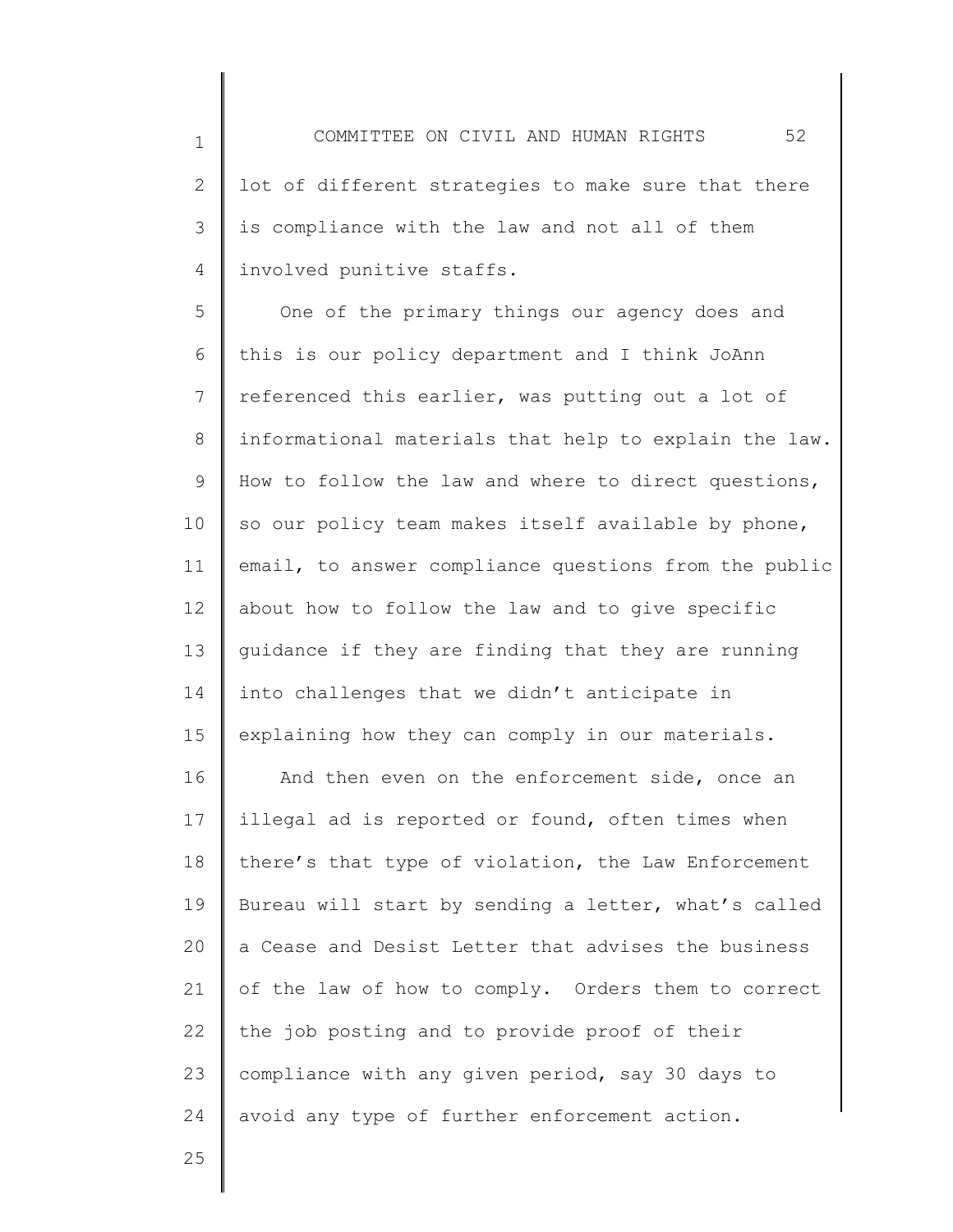lot of different strategies to make sure that there is compliance with the law and not all of them involved punitive staffs.

One of the primary things our agency does and this is our policy department and I think JoAnn referenced this earlier, was putting out a lot of informational materials that help to explain the law. How to follow the law and where to direct questions, so our policy team makes itself available by phone, email, to answer compliance questions from the public about how to follow the law and to give specific guidance if they are finding that they are running into challenges that we didn't anticipate in explaining how they can comply in our materials.

And then even on the enforcement side, once an illegal ad is reported or found, often times when there's that type of violation, the Law Enforcement Bureau will start by sending a letter, what's called a Cease and Desist Letter that advises the business of the law of how to comply. Orders them to correct the job posting and to provide proof of their compliance with any given period, say 30 days to avoid any type of further enforcement action.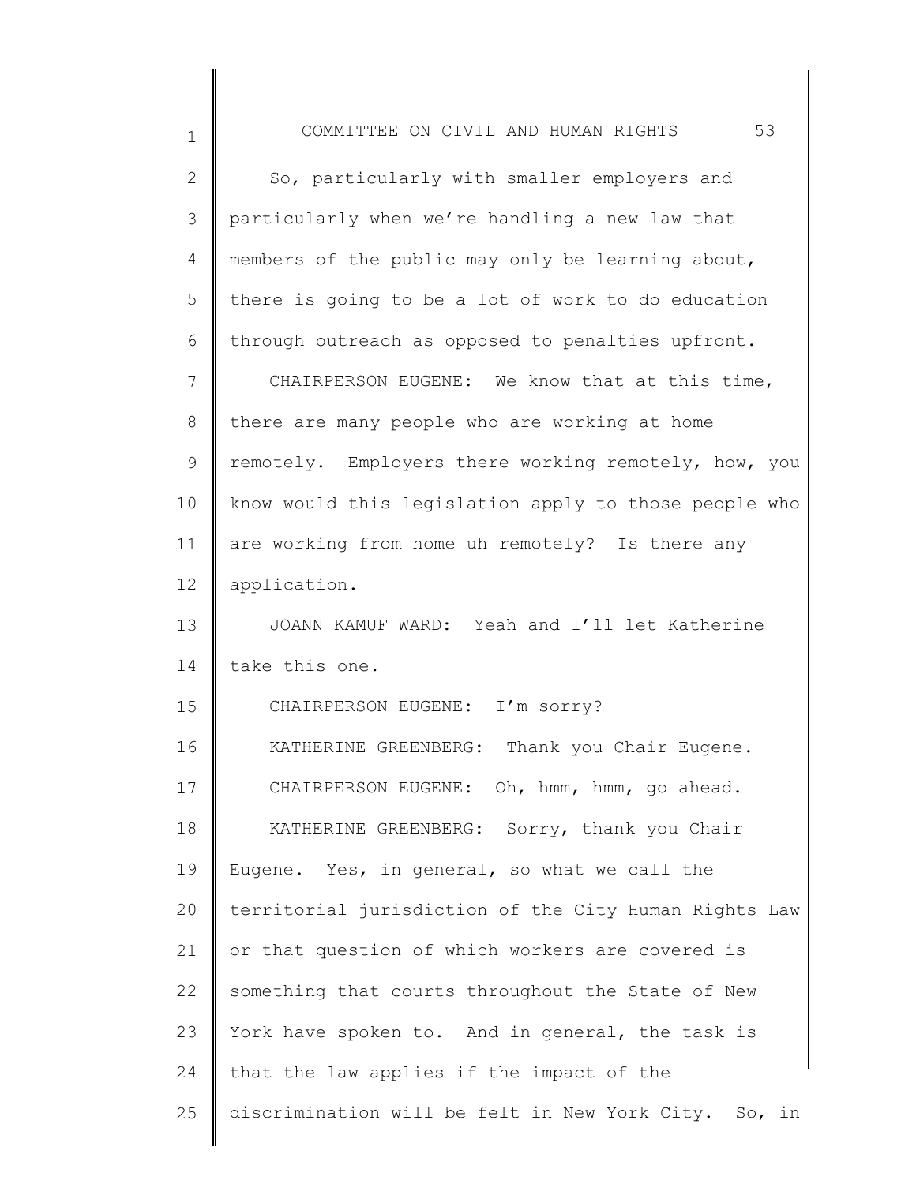So, particularly with smaller employers and particularly when we're handling a new law that members of the public may only be learning about, there is going to be a lot of work to do education through outreach as opposed to penalties upfront.

CHAIRPERSON EUGENE: We know that at this time, there are many people who are working at home remotely. Employers there working remotely, how, you know would this legislation apply to those people who are working from home uh remotely? Is there any application.

JOANN KAMUF WARD: Yeah and I'll let Katherine take this one.

CHAIRPERSON EUGENE: I'm sorry?

KATHERINE GREENBERG: Thank you Chair Eugene.

CHAIRPERSON EUGENE: Oh, hmm, hmm, go ahead.

KATHERINE GREENBERG: Sorry, thank you Chair Eugene. Yes, in general, so what we call the territorial jurisdiction of the City Human Rights Law or that question of which workers are covered is something that courts throughout the State of New York have spoken to. And in general, the task is that the law applies if the impact of the discrimination will be felt in New York City. So, in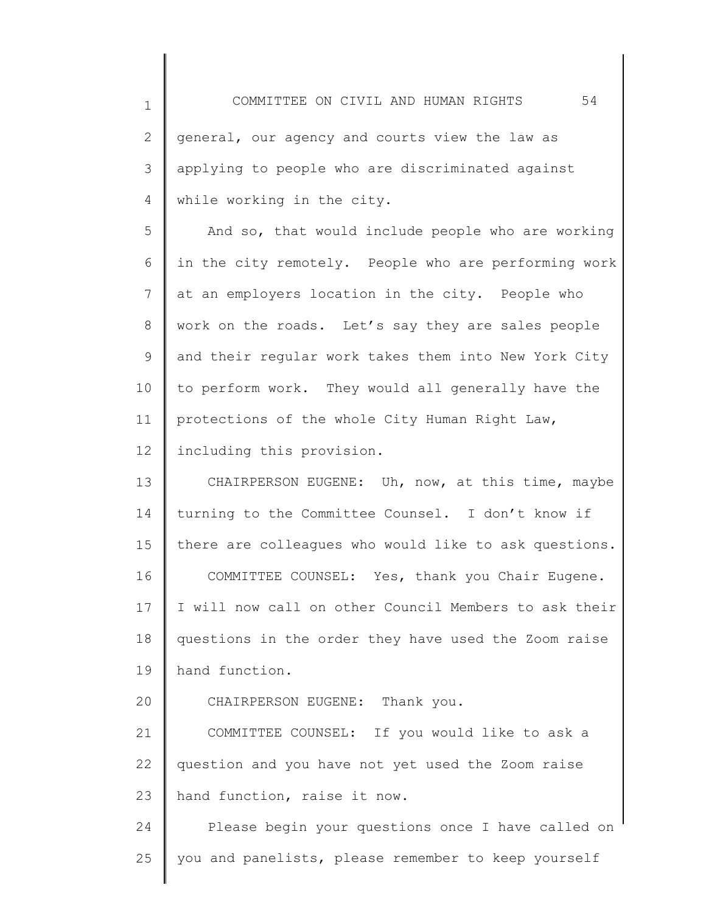general, our agency and courts view the law as applying to people who are discriminated against while working in the city.

And so, that would include people who are working in the city remotely. People who are performing work at an employers location in the city. People who work on the roads. Let's say they are sales people and their regular work takes them into New York City to perform work. They would all generally have the protections of the whole City Human Right Law, including this provision.

CHAIRPERSON EUGENE: Uh, now, at this time, maybe turning to the Committee Counsel. I don't know if there are colleagues who would like to ask questions.

COMMITTEE COUNSEL: Yes, thank you Chair Eugene. I will now call on other Council Members to ask their questions in the order they have used the Zoom raise hand function.

CHAIRPERSON EUGENE: Thank you.

COMMITTEE COUNSEL: If you would like to ask a question and you have not yet used the Zoom raise hand function, raise it now.

Please begin your questions once I have called on you and panelists, please remember to keep yourself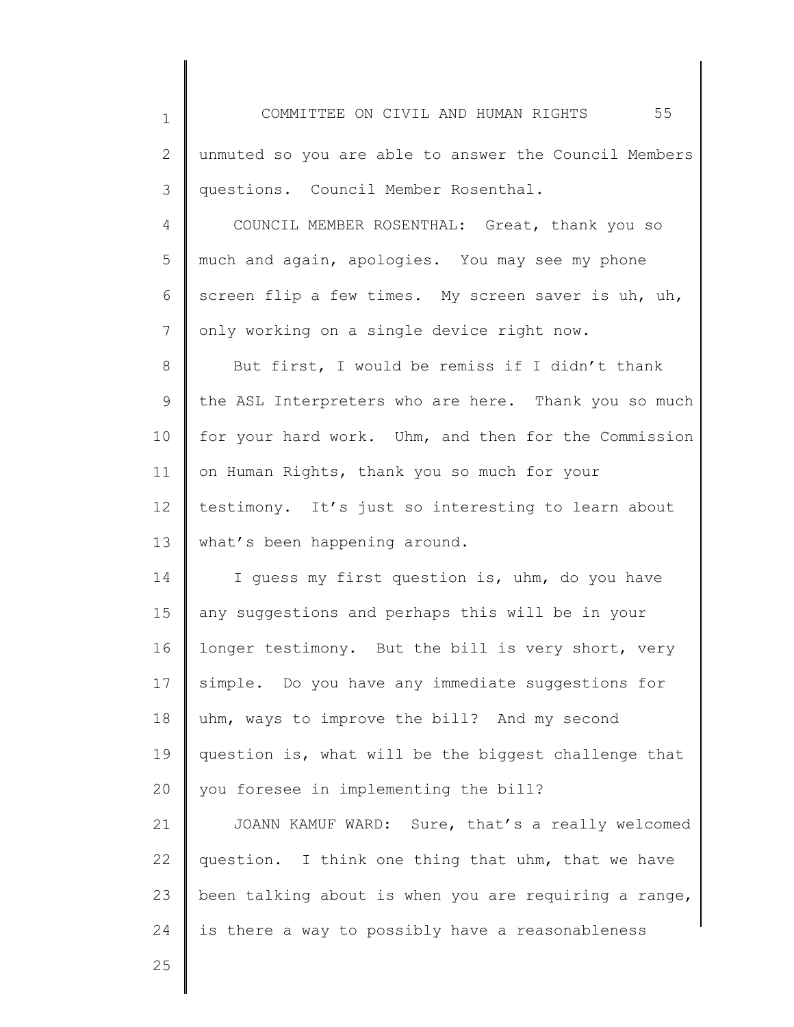unmuted so you are able to answer the Council Members questions. Council Member Rosenthal.

COUNCIL MEMBER ROSENTHAL: Great, thank you so much and again, apologies. You may see my phone screen flip a few times. My screen saver is uh, uh, only working on a single device right now.

But first, I would be remiss if I didn't thank the ASL Interpreters who are here. Thank you so much for your hard work. Uhm, and then for the Commission on Human Rights, thank you so much for your testimony. It's just so interesting to learn about what's been happening around.

I guess my first question is, uhm, do you have any suggestions and perhaps this will be in your longer testimony. But the bill is very short, very simple. Do you have any immediate suggestions for uhm, ways to improve the bill? And my second question is, what will be the biggest challenge that you foresee in implementing the bill?

JOANN KAMUF WARD: Sure, that's a really welcomed question. I think one thing that uhm, that we have been talking about is when you are requiring a range, is there a way to possibly have a reasonableness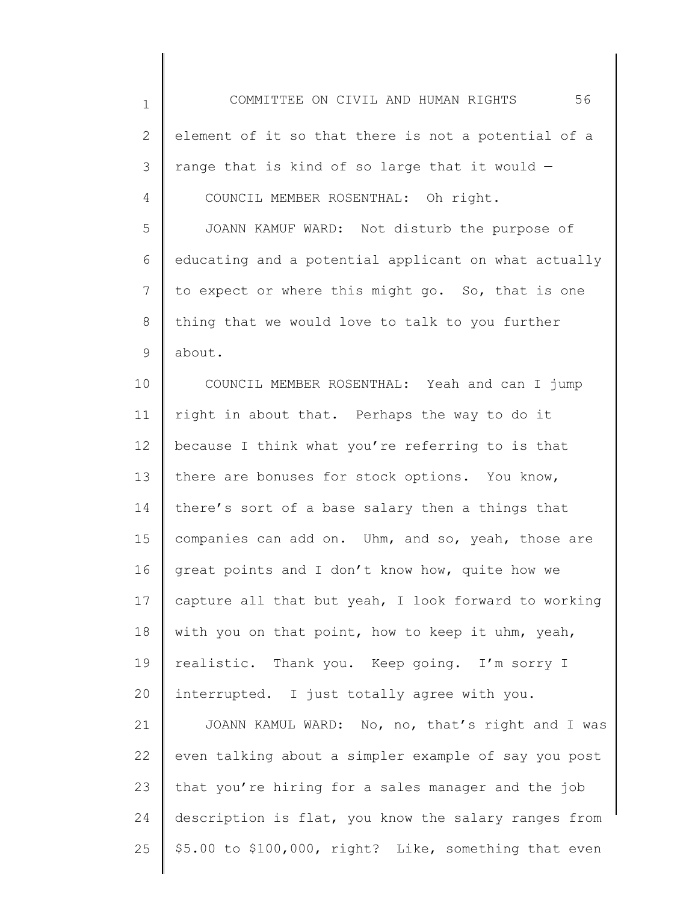element of it so that there is not a potential of a range that is kind of so large that it would —

COUNCIL MEMBER ROSENTHAL: Oh right.

JOANN KAMUF WARD: Not disturb the purpose of educating and a potential applicant on what actually to expect or where this might go. So, that is one thing that we would love to talk to you further about.

COUNCIL MEMBER ROSENTHAL: Yeah and can I jump right in about that. Perhaps the way to do it because I think what you're referring to is that there are bonuses for stock options. You know, there's sort of a base salary then a things that companies can add on. Uhm, and so, yeah, those are great points and I don't know how, quite how we capture all that but yeah, I look forward to working with you on that point, how to keep it uhm, yeah, realistic. Thank you. Keep going. I'm sorry I interrupted. I just totally agree with you.

JOANN KAMUL WARD: No, no, that's right and I was even talking about a simpler example of say you post that you're hiring for a sales manager and the job description is flat, you know the salary ranges from $5.00 to $100,000, right? Like, something that even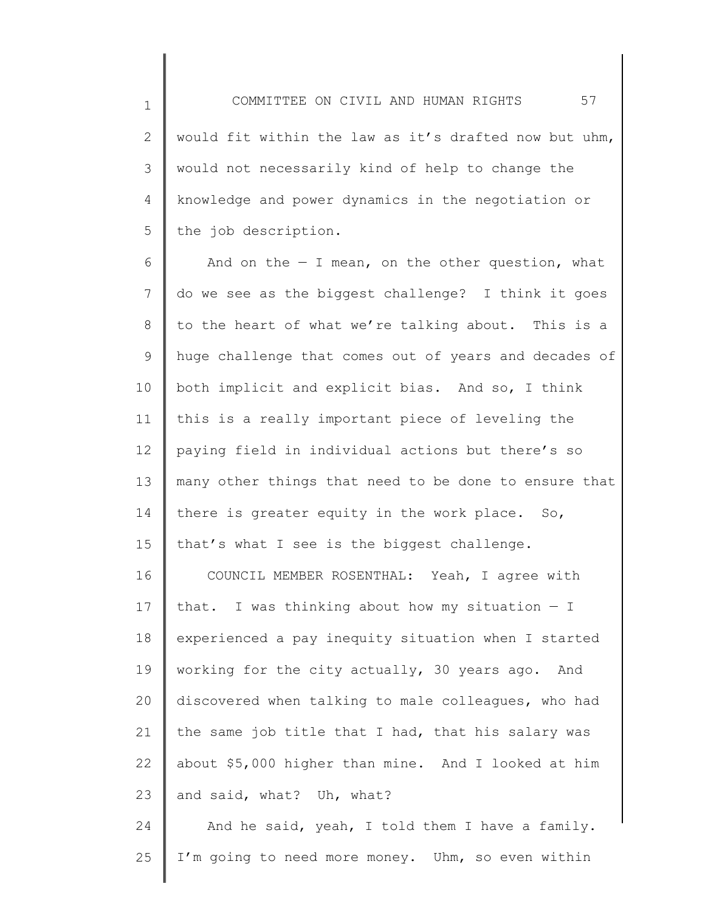would fit within the law as it's drafted now but uhm, would not necessarily kind of help to change the knowledge and power dynamics in the negotiation or the job description.

And on the — I mean, on the other question, what do we see as the biggest challenge? I think it goes to the heart of what we're talking about. This is a huge challenge that comes out of years and decades of both implicit and explicit bias. And so, I think this is a really important piece of leveling the paying field in individual actions but there's so many other things that need to be done to ensure that there is greater equity in the work place. So, that's what I see is the biggest challenge.

COUNCIL MEMBER ROSENTHAL: Yeah, I agree with that. I was thinking about how my situation — I experienced a pay inequity situation when I started working for the city actually, 30 years ago. And discovered when talking to male colleagues, who had the same job title that I had, that his salary was about $5,000 higher than mine. And I looked at him and said, what? Uh, what?

And he said, yeah, I told them I have a family. I'm going to need more money. Uhm, so even within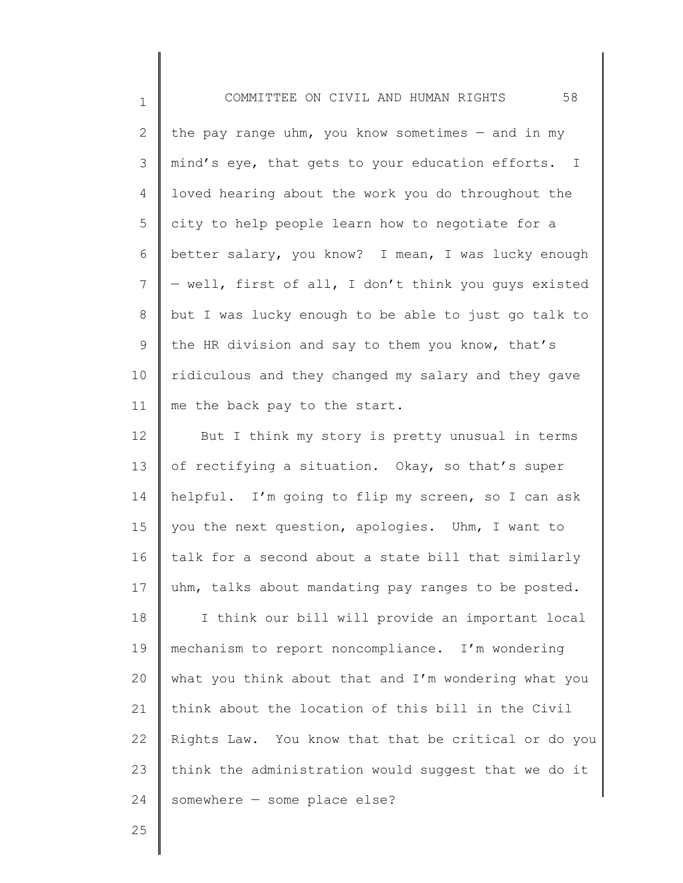the pay range uhm, you know sometimes — and in my mind's eye, that gets to your education efforts. I loved hearing about the work you do throughout the city to help people learn how to negotiate for a better salary, you know? I mean, I was lucky enough — well, first of all, I don't think you guys existed but I was lucky enough to be able to just go talk to the HR division and say to them you know, that's ridiculous and they changed my salary and they gave me the back pay to the start.

But I think my story is pretty unusual in terms of rectifying a situation. Okay, so that's super helpful. I'm going to flip my screen, so I can ask you the next question, apologies. Uhm, I want to talk for a second about a state bill that similarly uhm, talks about mandating pay ranges to be posted.

I think our bill will provide an important local mechanism to report noncompliance. I'm wondering what you think about that and I'm wondering what you think about the location of this bill in the Civil Rights Law. You know that that be critical or do you think the administration would suggest that we do it somewhere — some place else?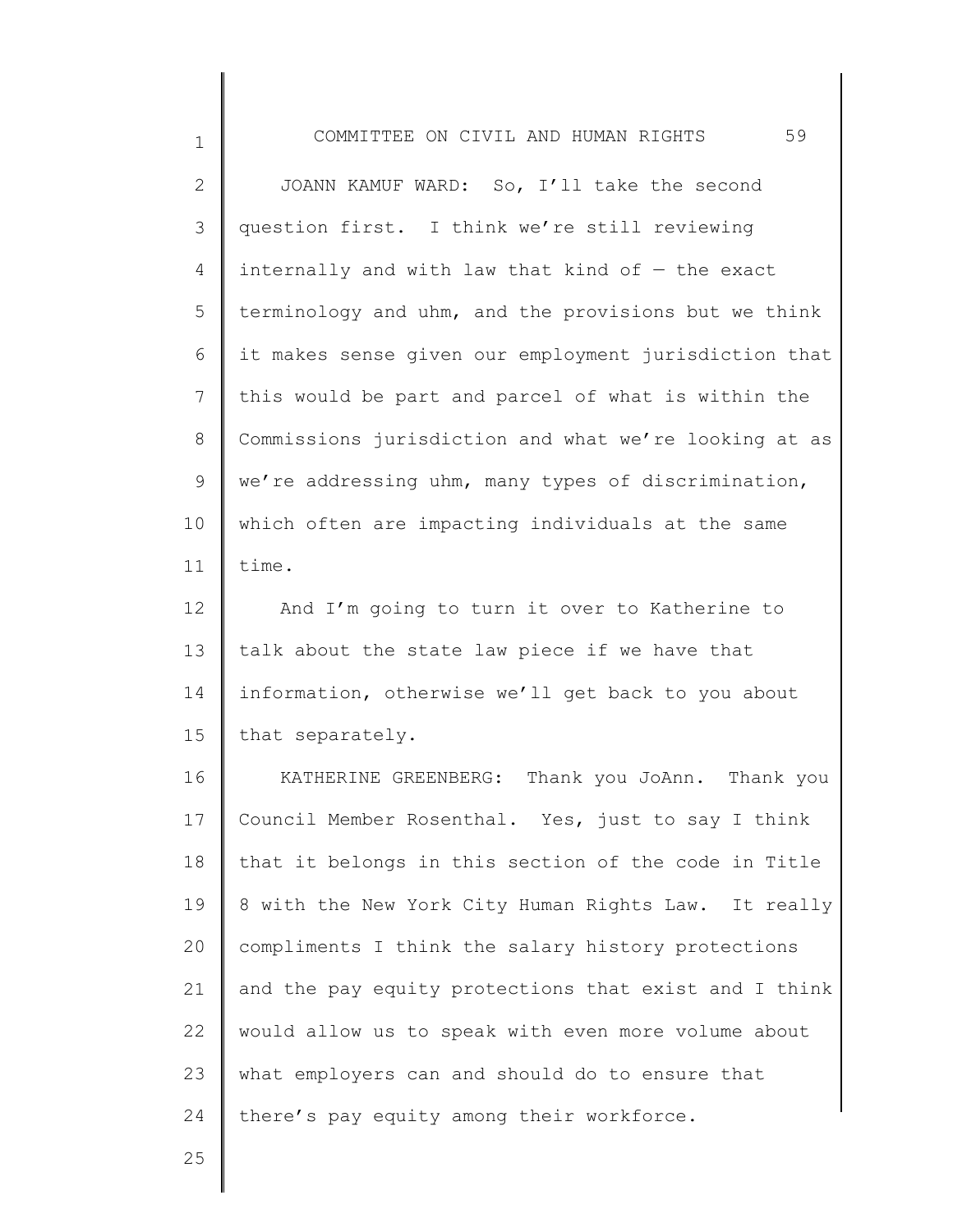JOANN KAMUF WARD: So, I'll take the second question first. I think we're still reviewing internally and with law that kind of — the exact terminology and uhm, and the provisions but we think it makes sense given our employment jurisdiction that this would be part and parcel of what is within the Commissions jurisdiction and what we're looking at as we're addressing uhm, many types of discrimination, which often are impacting individuals at the same time.

And I'm going to turn it over to Katherine to talk about the state law piece if we have that information, otherwise we'll get back to you about that separately.

KATHERINE GREENBERG: Thank you JoAnn. Thank you Council Member Rosenthal. Yes, just to say I think that it belongs in this section of the code in Title 8 with the New York City Human Rights Law. It really compliments I think the salary history protections and the pay equity protections that exist and I think would allow us to speak with even more volume about what employers can and should do to ensure that there's pay equity among their workforce.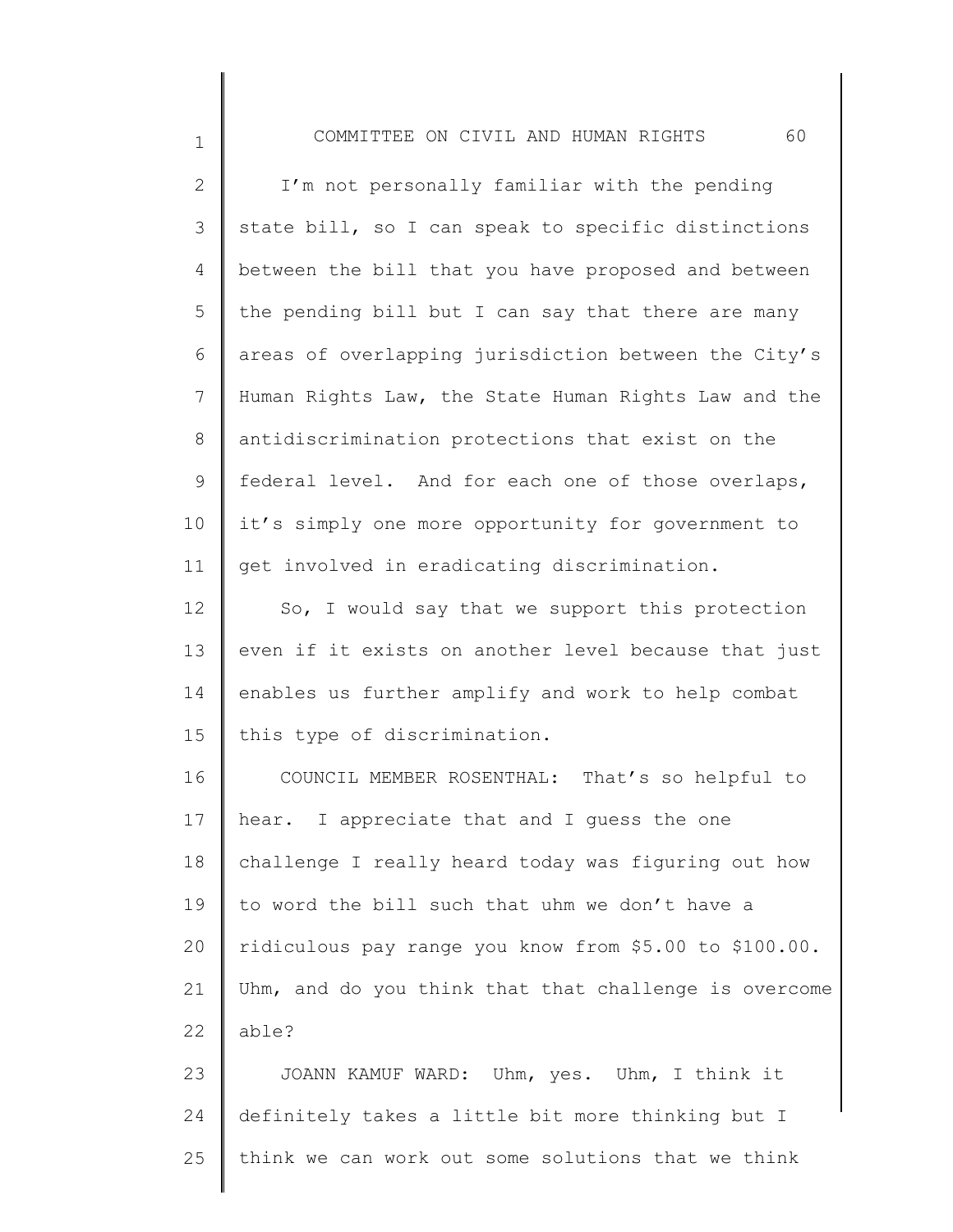I'm not personally familiar with the pending state bill, so I can speak to specific distinctions between the bill that you have proposed and between the pending bill but I can say that there are many areas of overlapping jurisdiction between the City's Human Rights Law, the State Human Rights Law and the antidiscrimination protections that exist on the federal level. And for each one of those overlaps, it's simply one more opportunity for government to get involved in eradicating discrimination.

So, I would say that we support this protection even if it exists on another level because that just enables us further amplify and work to help combat this type of discrimination.

COUNCIL MEMBER ROSENTHAL: That's so helpful to hear. I appreciate that and I guess the one challenge I really heard today was figuring out how to word the bill such that uhm we don't have a ridiculous pay range you know from $5.00 to $100.00. Uhm, and do you think that that challenge is overcome able?

JOANN KAMUF WARD: Uhm, yes. Uhm, I think it definitely takes a little bit more thinking but I think we can work out some solutions that we think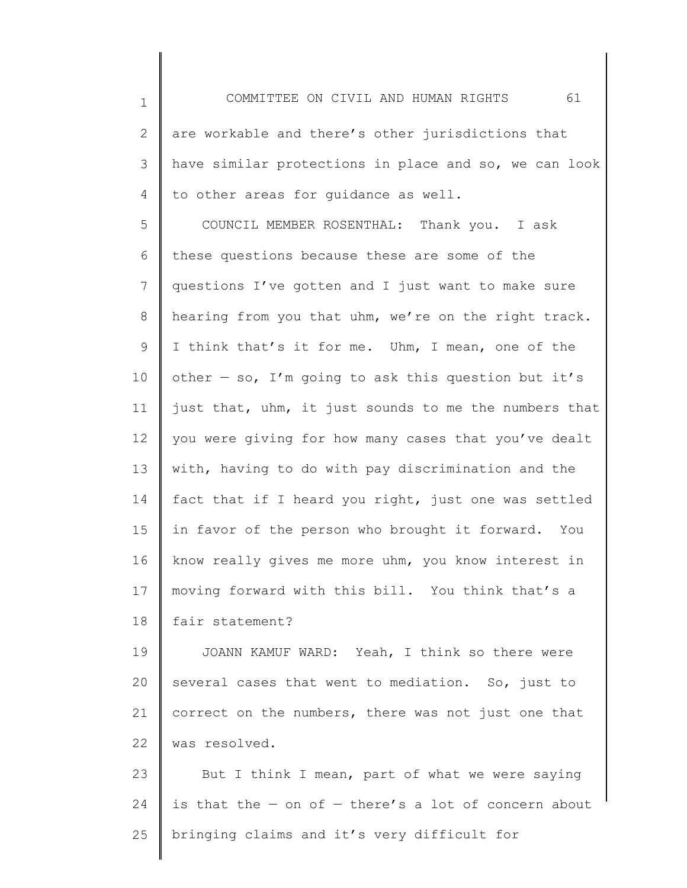are workable and there's other jurisdictions that have similar protections in place and so, we can look to other areas for guidance as well.

COUNCIL MEMBER ROSENTHAL: Thank you. I ask these questions because these are some of the questions I've gotten and I just want to make sure hearing from you that uhm, we're on the right track. I think that's it for me. Uhm, I mean, one of the other — so, I'm going to ask this question but it's just that, uhm, it just sounds to me the numbers that you were giving for how many cases that you've dealt with, having to do with pay discrimination and the fact that if I heard you right, just one was settled in favor of the person who brought it forward. You know really gives me more uhm, you know interest in moving forward with this bill. You think that's a fair statement?

JOANN KAMUF WARD: Yeah, I think so there were several cases that went to mediation. So, just to correct on the numbers, there was not just one that was resolved.

But I think I mean, part of what we were saying is that the — on of — there's a lot of concern about bringing claims and it's very difficult for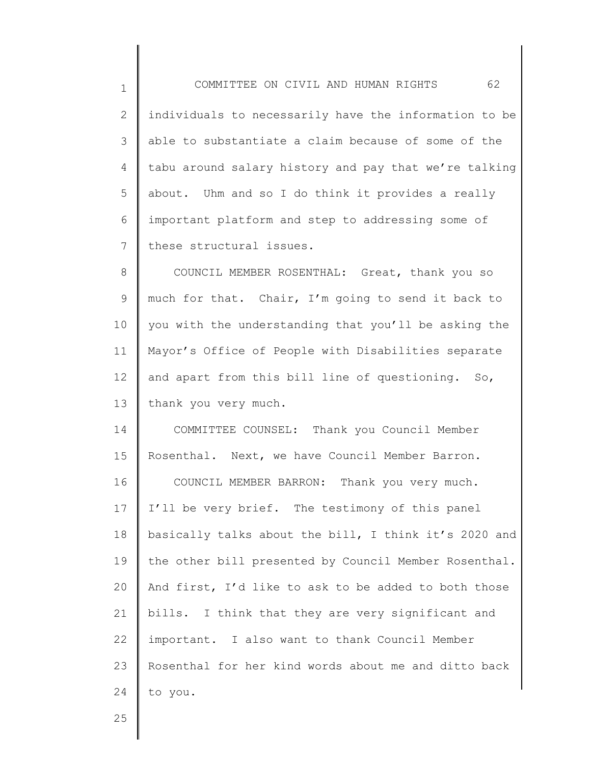individuals to necessarily have the information to be able to substantiate a claim because of some of the tabu around salary history and pay that we're talking about. Uhm and so I do think it provides a really important platform and step to addressing some of these structural issues.

COUNCIL MEMBER ROSENTHAL: Great, thank you so much for that. Chair, I'm going to send it back to you with the understanding that you'll be asking the Mayor's Office of People with Disabilities separate and apart from this bill line of questioning. So, thank you very much.

COMMITTEE COUNSEL: Thank you Council Member Rosenthal. Next, we have Council Member Barron.

COUNCIL MEMBER BARRON: Thank you very much. I'll be very brief. The testimony of this panel basically talks about the bill, I think it's 2020 and the other bill presented by Council Member Rosenthal. And first, I'd like to ask to be added to both those bills. I think that they are very significant and important. I also want to thank Council Member Rosenthal for her kind words about me and ditto back to you.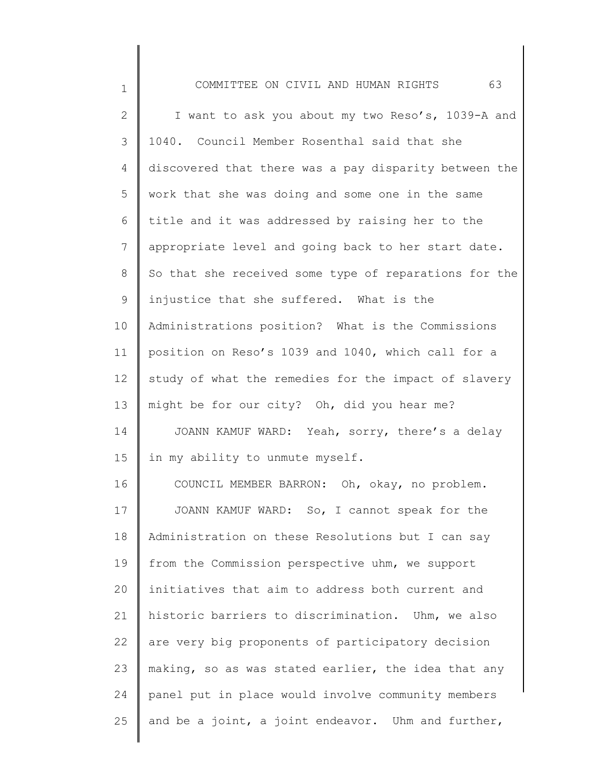I want to ask you about my two Reso's, 1039-A and 1040. Council Member Rosenthal said that she discovered that there was a pay disparity between the work that she was doing and some one in the same title and it was addressed by raising her to the appropriate level and going back to her start date. So that she received some type of reparations for the injustice that she suffered. What is the Administrations position? What is the Commissions position on Reso's 1039 and 1040, which call for a study of what the remedies for the impact of slavery might be for our city? Oh, did you hear me?

JOANN KAMUF WARD: Yeah, sorry, there's a delay in my ability to unmute myself.

COUNCIL MEMBER BARRON: Oh, okay, no problem.

JOANN KAMUF WARD: So, I cannot speak for the Administration on these Resolutions but I can say from the Commission perspective uhm, we support initiatives that aim to address both current and historic barriers to discrimination. Uhm, we also are very big proponents of participatory decision making, so as was stated earlier, the idea that any panel put in place would involve community members and be a joint, a joint endeavor. Uhm and further,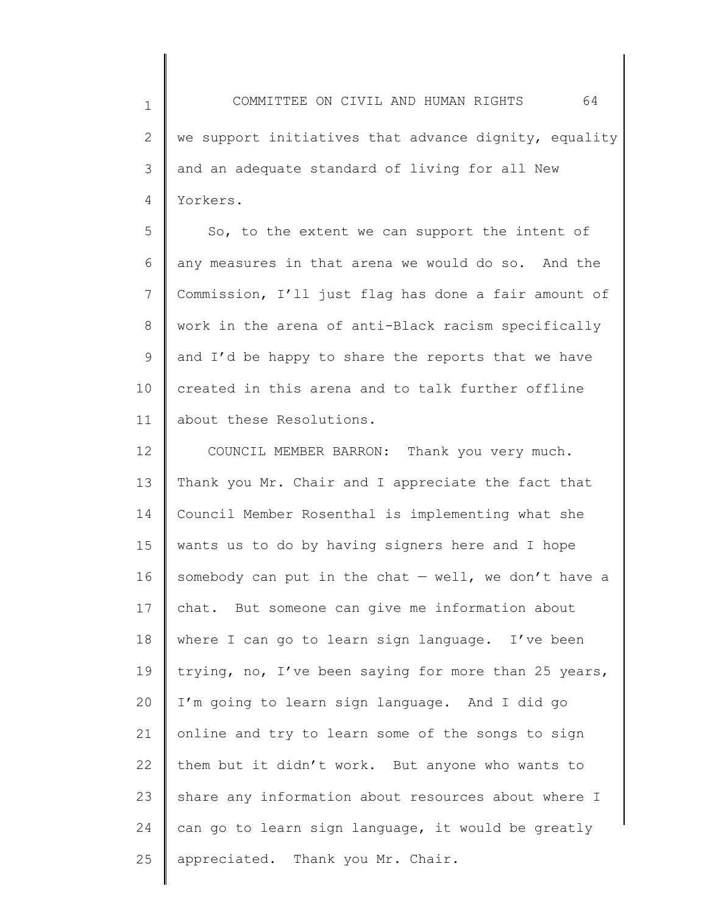we support initiatives that advance dignity, equality and an adequate standard of living for all New Yorkers.

So, to the extent we can support the intent of any measures in that arena we would do so. And the Commission, I'll just flag has done a fair amount of work in the arena of anti-Black racism specifically and I'd be happy to share the reports that we have created in this arena and to talk further offline about these Resolutions.

COUNCIL MEMBER BARRON: Thank you very much. Thank you Mr. Chair and I appreciate the fact that Council Member Rosenthal is implementing what she wants us to do by having signers here and I hope somebody can put in the chat — well, we don't have a chat. But someone can give me information about where I can go to learn sign language. I've been trying, no, I've been saying for more than 25 years, I'm going to learn sign language. And I did go online and try to learn some of the songs to sign them but it didn't work. But anyone who wants to share any information about resources about where I can go to learn sign language, it would be greatly appreciated. Thank you Mr. Chair.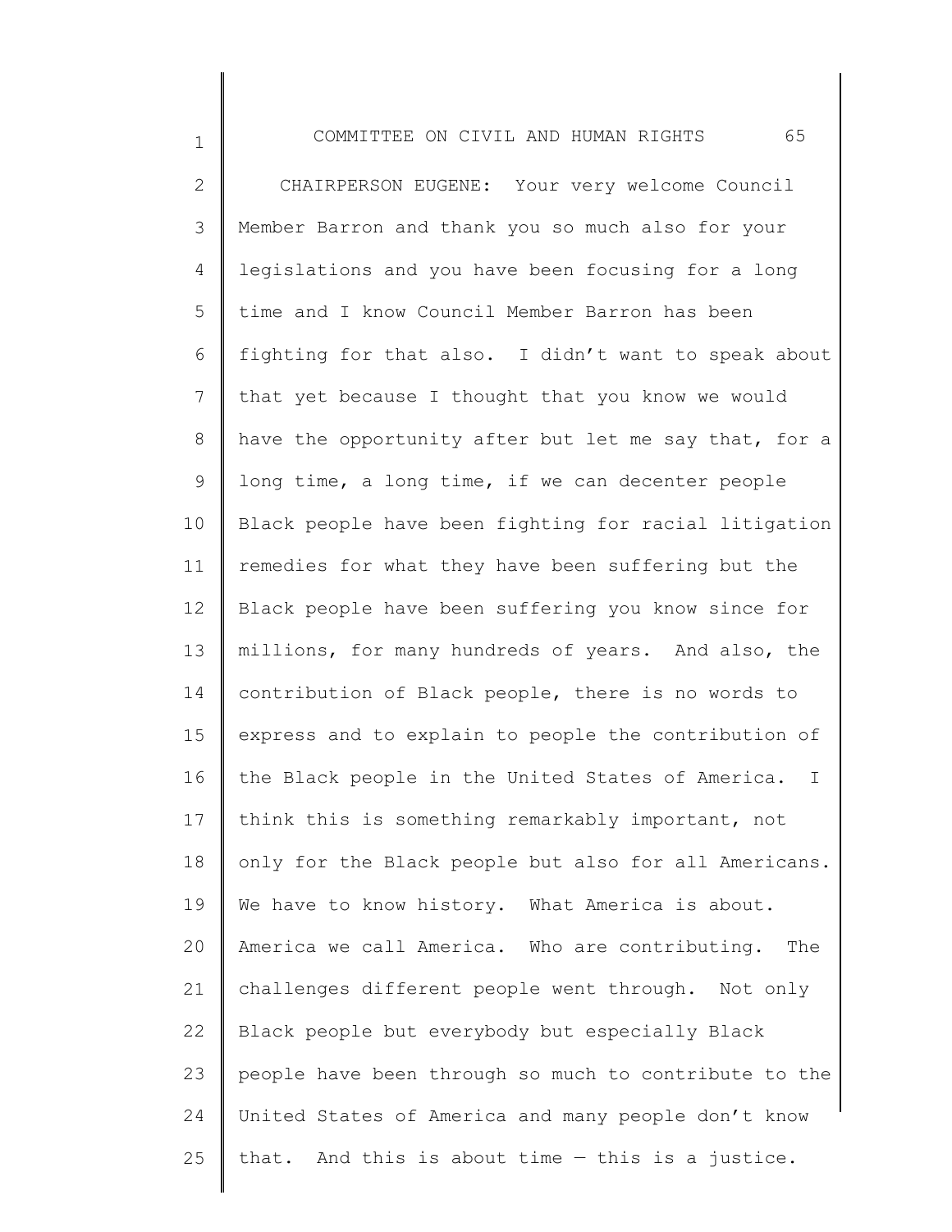CHAIRPERSON EUGENE: Your very welcome Council Member Barron and thank you so much also for your legislations and you have been focusing for a long time and I know Council Member Barron has been fighting for that also. I didn't want to speak about that yet because I thought that you know we would have the opportunity after but let me say that, for a long time, a long time, if we can decenter people Black people have been fighting for racial litigation remedies for what they have been suffering but the Black people have been suffering you know since for millions, for many hundreds of years. And also, the contribution of Black people, there is no words to express and to explain to people the contribution of the Black people in the United States of America. I think this is something remarkably important, not only for the Black people but also for all Americans. We have to know history. What America is about. America we call America. Who are contributing. The challenges different people went through. Not only Black people but everybody but especially Black people have been through so much to contribute to the United States of America and many people don't know that. And this is about time — this is a justice.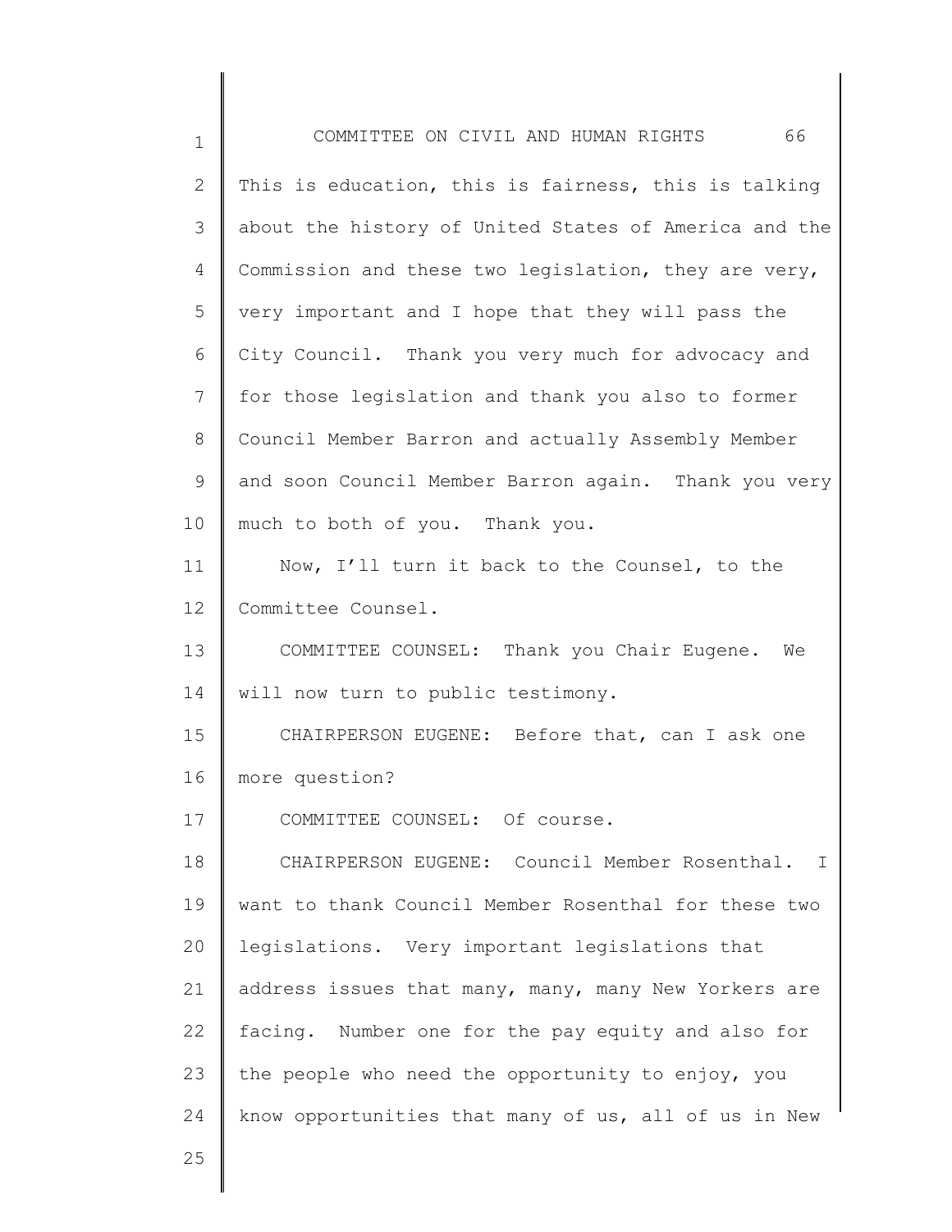This is education, this is fairness, this is talking about the history of United States of America and the Commission and these two legislation, they are very, very important and I hope that they will pass the City Council. Thank you very much for advocacy and for those legislation and thank you also to former Council Member Barron and actually Assembly Member and soon Council Member Barron again. Thank you very much to both of you. Thank you.

Now, I'll turn it back to the Counsel, to the Committee Counsel.

COMMITTEE COUNSEL: Thank you Chair Eugene. We will now turn to public testimony.

CHAIRPERSON EUGENE: Before that, can I ask one more question?

COMMITTEE COUNSEL: Of course.

CHAIRPERSON EUGENE: Council Member Rosenthal. I want to thank Council Member Rosenthal for these two legislations. Very important legislations that address issues that many, many, many New Yorkers are facing. Number one for the pay equity and also for the people who need the opportunity to enjoy, you know opportunities that many of us, all of us in New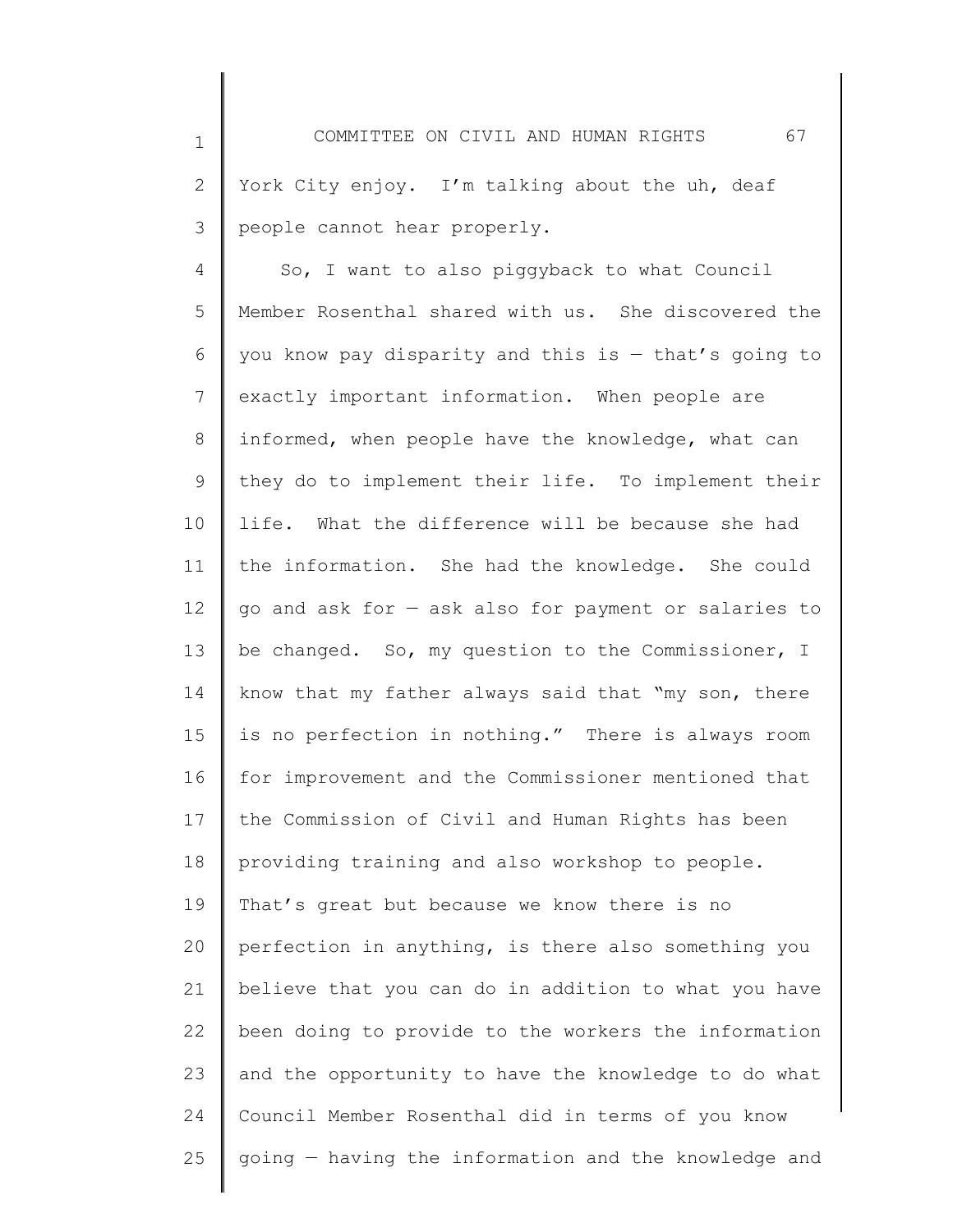York City enjoy. I'm talking about the uh, deaf people cannot hear properly.

So, I want to also piggyback to what Council Member Rosenthal shared with us. She discovered the you know pay disparity and this is — that's going to exactly important information. When people are informed, when people have the knowledge, what can they do to implement their life. To implement their life. What the difference will be because she had the information. She had the knowledge. She could go and ask for — ask also for payment or salaries to be changed. So, my question to the Commissioner, I know that my father always said that "my son, there is no perfection in nothing." There is always room for improvement and the Commissioner mentioned that the Commission of Civil and Human Rights has been providing training and also workshop to people. That's great but because we know there is no perfection in anything, is there also something you believe that you can do in addition to what you have been doing to provide to the workers the information and the opportunity to have the knowledge to do what Council Member Rosenthal did in terms of you know going — having the information and the knowledge and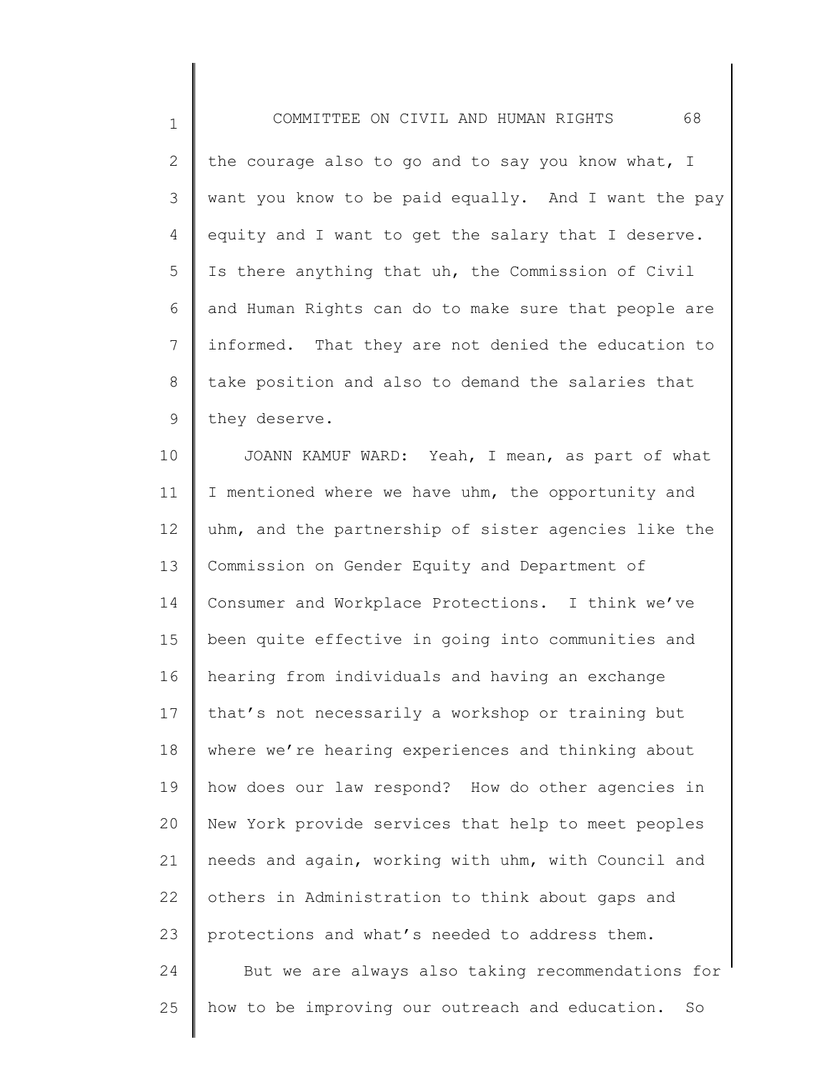the courage also to go and to say you know what, I want you know to be paid equally. And I want the pay equity and I want to get the salary that I deserve. Is there anything that uh, the Commission of Civil and Human Rights can do to make sure that people are informed. That they are not denied the education to take position and also to demand the salaries that they deserve.

JOANN KAMUF WARD: Yeah, I mean, as part of what I mentioned where we have uhm, the opportunity and uhm, and the partnership of sister agencies like the Commission on Gender Equity and Department of Consumer and Workplace Protections. I think we've been quite effective in going into communities and hearing from individuals and having an exchange that's not necessarily a workshop or training but where we're hearing experiences and thinking about how does our law respond? How do other agencies in New York provide services that help to meet peoples needs and again, working with uhm, with Council and others in Administration to think about gaps and protections and what's needed to address them.

But we are always also taking recommendations for how to be improving our outreach and education. So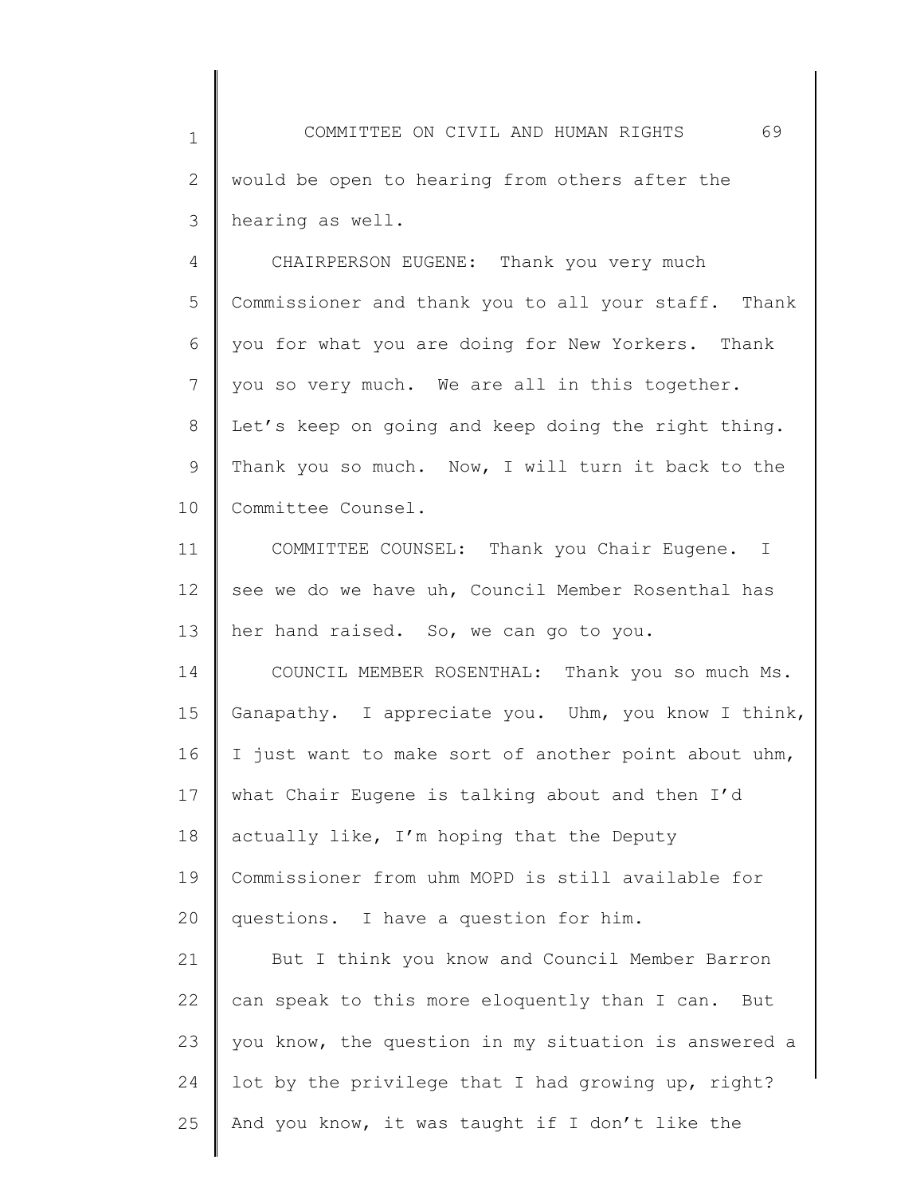would be open to hearing from others after the hearing as well.

CHAIRPERSON EUGENE: Thank you very much Commissioner and thank you to all your staff. Thank you for what you are doing for New Yorkers. Thank you so very much. We are all in this together. Let's keep on going and keep doing the right thing. Thank you so much. Now, I will turn it back to the Committee Counsel.

COMMITTEE COUNSEL: Thank you Chair Eugene. I see we do we have uh, Council Member Rosenthal has her hand raised. So, we can go to you.

COUNCIL MEMBER ROSENTHAL: Thank you so much Ms. Ganapathy. I appreciate you. Uhm, you know I think, I just want to make sort of another point about uhm, what Chair Eugene is talking about and then I'd actually like, I'm hoping that the Deputy Commissioner from uhm MOPD is still available for questions. I have a question for him.

But I think you know and Council Member Barron can speak to this more eloquently than I can. But you know, the question in my situation is answered a lot by the privilege that I had growing up, right? And you know, it was taught if I don't like the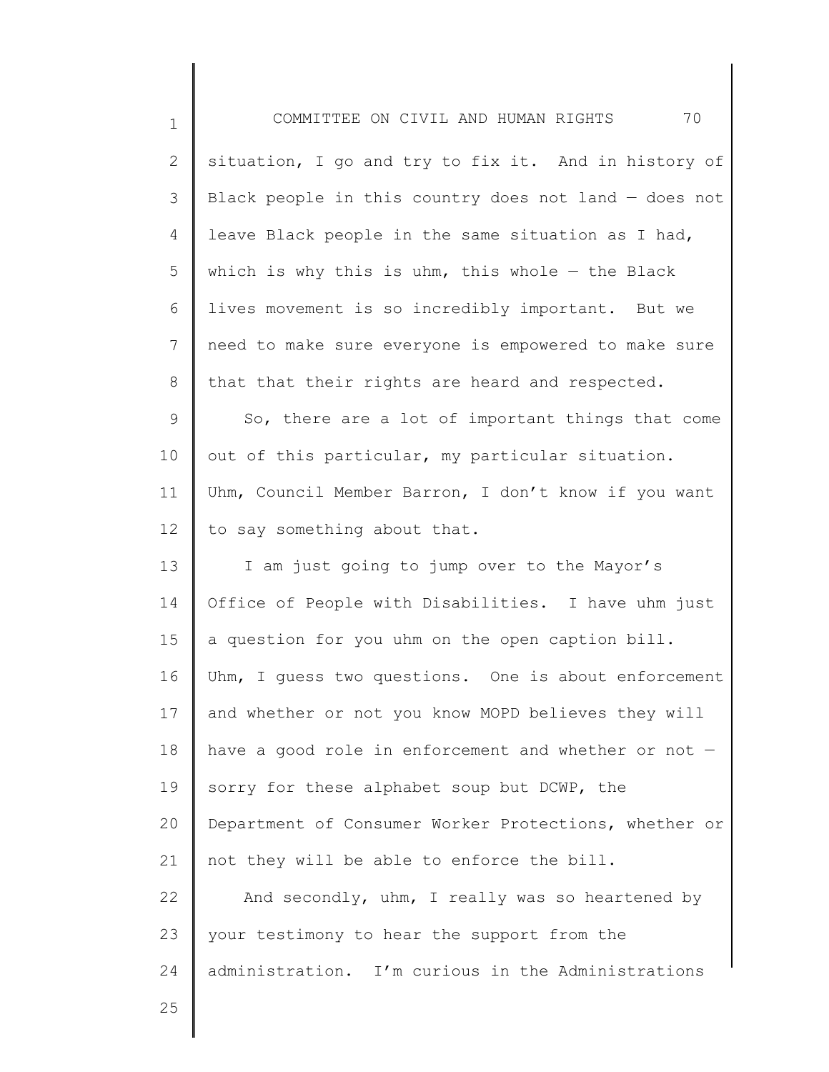situation, I go and try to fix it. And in history of Black people in this country does not land — does not leave Black people in the same situation as I had, which is why this is uhm, this whole — the Black lives movement is so incredibly important. But we need to make sure everyone is empowered to make sure that that their rights are heard and respected.

So, there are a lot of important things that come out of this particular, my particular situation. Uhm, Council Member Barron, I don't know if you want to say something about that.

I am just going to jump over to the Mayor's Office of People with Disabilities. I have uhm just a question for you uhm on the open caption bill. Uhm, I guess two questions. One is about enforcement and whether or not you know MOPD believes they will have a good role in enforcement and whether or not — sorry for these alphabet soup but DCWP, the Department of Consumer Worker Protections, whether or not they will be able to enforce the bill.

And secondly, uhm, I really was so heartened by your testimony to hear the support from the administration. I'm curious in the Administrations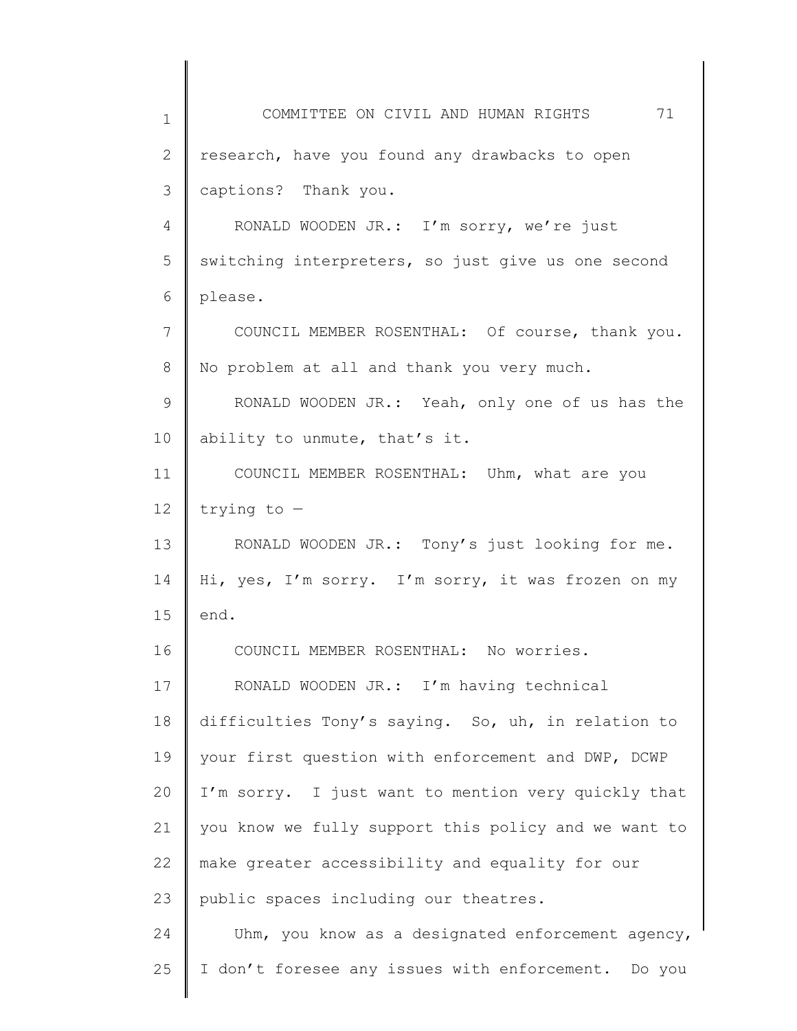research, have you found any drawbacks to open captions? Thank you.

RONALD WOODEN JR.: I'm sorry, we're just switching interpreters, so just give us one second please.

COUNCIL MEMBER ROSENTHAL: Of course, thank you. No problem at all and thank you very much.

RONALD WOODEN JR.: Yeah, only one of us has the ability to unmute, that's it.

COUNCIL MEMBER ROSENTHAL: Uhm, what are you trying to —

RONALD WOODEN JR.: Tony's just looking for me. Hi, yes, I'm sorry. I'm sorry, it was frozen on my end.

COUNCIL MEMBER ROSENTHAL: No worries.

RONALD WOODEN JR.: I'm having technical difficulties Tony's saying. So, uh, in relation to your first question with enforcement and DWP, DCWP I'm sorry. I just want to mention very quickly that you know we fully support this policy and we want to make greater accessibility and equality for our public spaces including our theatres.

Uhm, you know as a designated enforcement agency, I don't foresee any issues with enforcement. Do you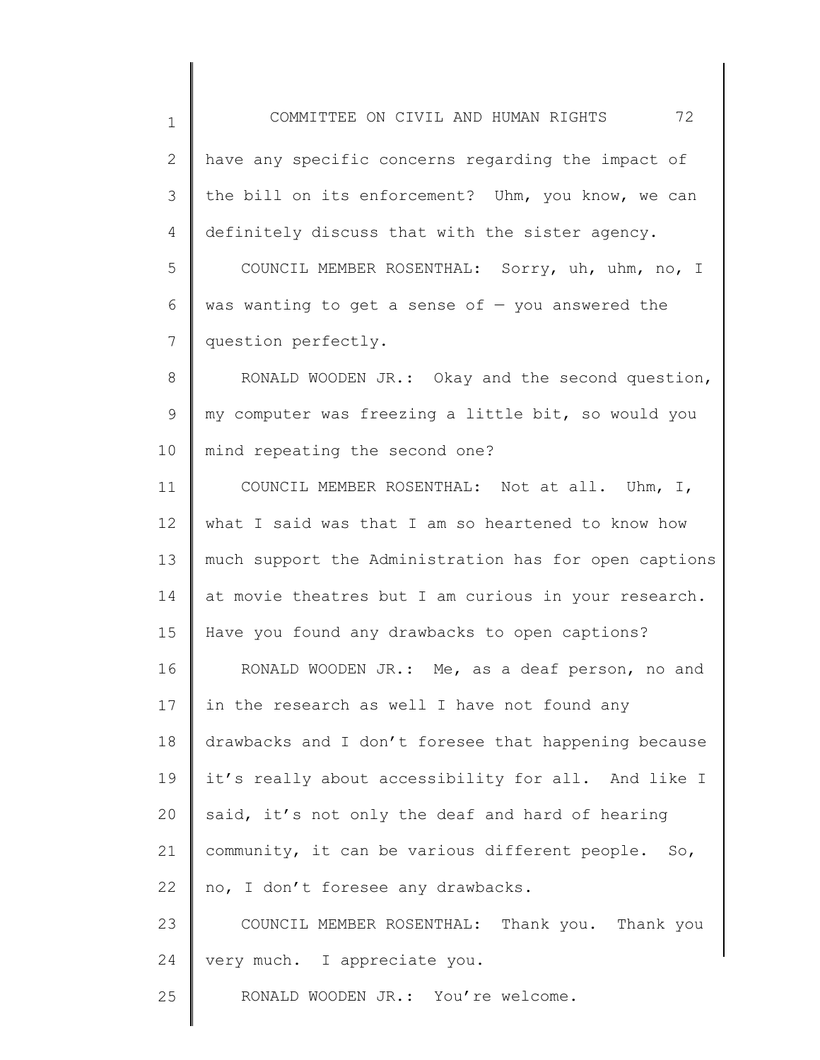have any specific concerns regarding the impact of the bill on its enforcement? Uhm, you know, we can definitely discuss that with the sister agency.

COUNCIL MEMBER ROSENTHAL: Sorry, uh, uhm, no, I was wanting to get a sense of — you answered the question perfectly.

RONALD WOODEN JR.: Okay and the second question, my computer was freezing a little bit, so would you mind repeating the second one?

COUNCIL MEMBER ROSENTHAL: Not at all. Uhm, I, what I said was that I am so heartened to know how much support the Administration has for open captions at movie theatres but I am curious in your research. Have you found any drawbacks to open captions?

RONALD WOODEN JR.: Me, as a deaf person, no and in the research as well I have not found any drawbacks and I don't foresee that happening because it's really about accessibility for all. And like I said, it's not only the deaf and hard of hearing community, it can be various different people. So, no, I don't foresee any drawbacks.

COUNCIL MEMBER ROSENTHAL: Thank you. Thank you very much. I appreciate you.

RONALD WOODEN JR.: You're welcome.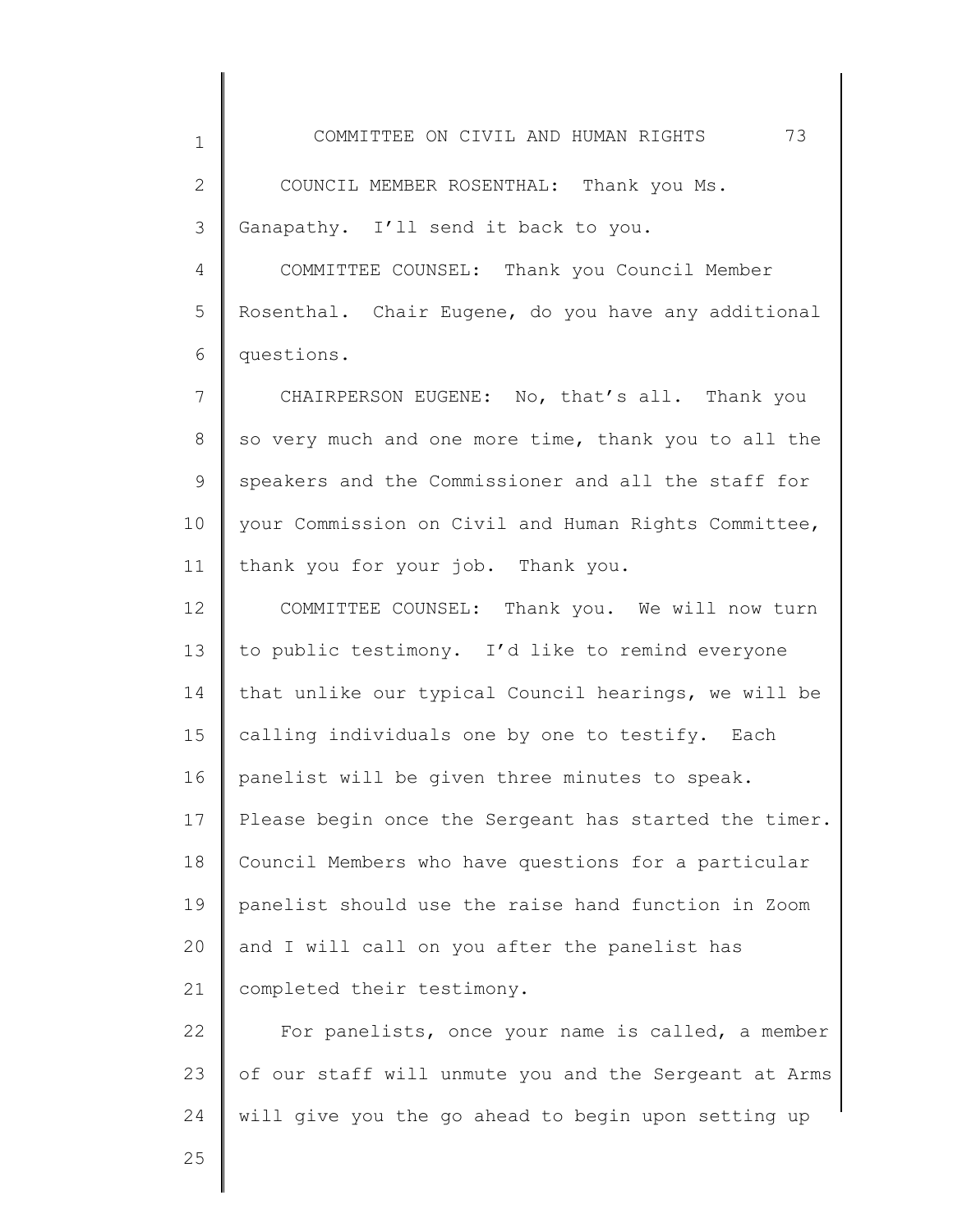COUNCIL MEMBER ROSENTHAL: Thank you Ms. Ganapathy. I'll send it back to you.

COMMITTEE COUNSEL: Thank you Council Member Rosenthal. Chair Eugene, do you have any additional questions.

CHAIRPERSON EUGENE: No, that's all. Thank you so very much and one more time, thank you to all the speakers and the Commissioner and all the staff for your Commission on Civil and Human Rights Committee, thank you for your job. Thank you.

COMMITTEE COUNSEL: Thank you. We will now turn to public testimony. I'd like to remind everyone that unlike our typical Council hearings, we will be calling individuals one by one to testify. Each panelist will be given three minutes to speak. Please begin once the Sergeant has started the timer. Council Members who have questions for a particular panelist should use the raise hand function in Zoom and I will call on you after the panelist has completed their testimony.

For panelists, once your name is called, a member of our staff will unmute you and the Sergeant at Arms will give you the go ahead to begin upon setting up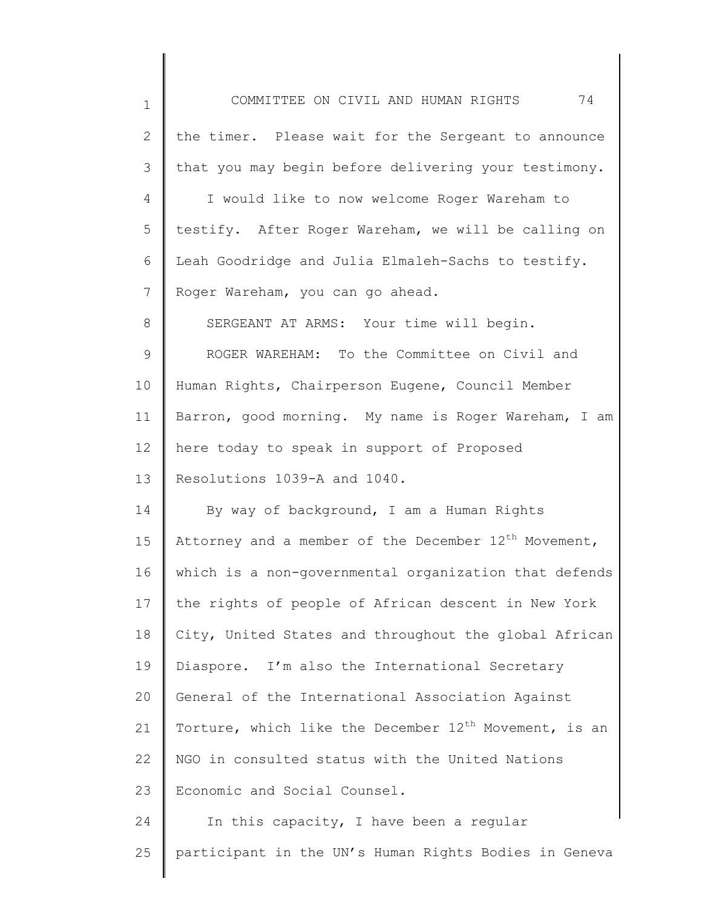the timer. Please wait for the Sergeant to announce that you may begin before delivering your testimony.

I would like to now welcome Roger Wareham to testify. After Roger Wareham, we will be calling on Leah Goodridge and Julia Elmaleh-Sachs to testify. Roger Wareham, you can go ahead.

SERGEANT AT ARMS: Your time will begin.

ROGER WAREHAM: To the Committee on Civil and Human Rights, Chairperson Eugene, Council Member Barron, good morning. My name is Roger Wareham, I am here today to speak in support of Proposed Resolutions 1039-A and 1040.

By way of background, I am a Human Rights Attorney and a member of the December 12th Movement, which is a non-governmental organization that defends the rights of people of African descent in New York City, United States and throughout the global African Diaspore. I'm also the International Secretary General of the International Association Against Torture, which like the December 12th Movement, is an NGO in consulted status with the United Nations Economic and Social Counsel.

In this capacity, I have been a regular participant in the UN's Human Rights Bodies in Geneva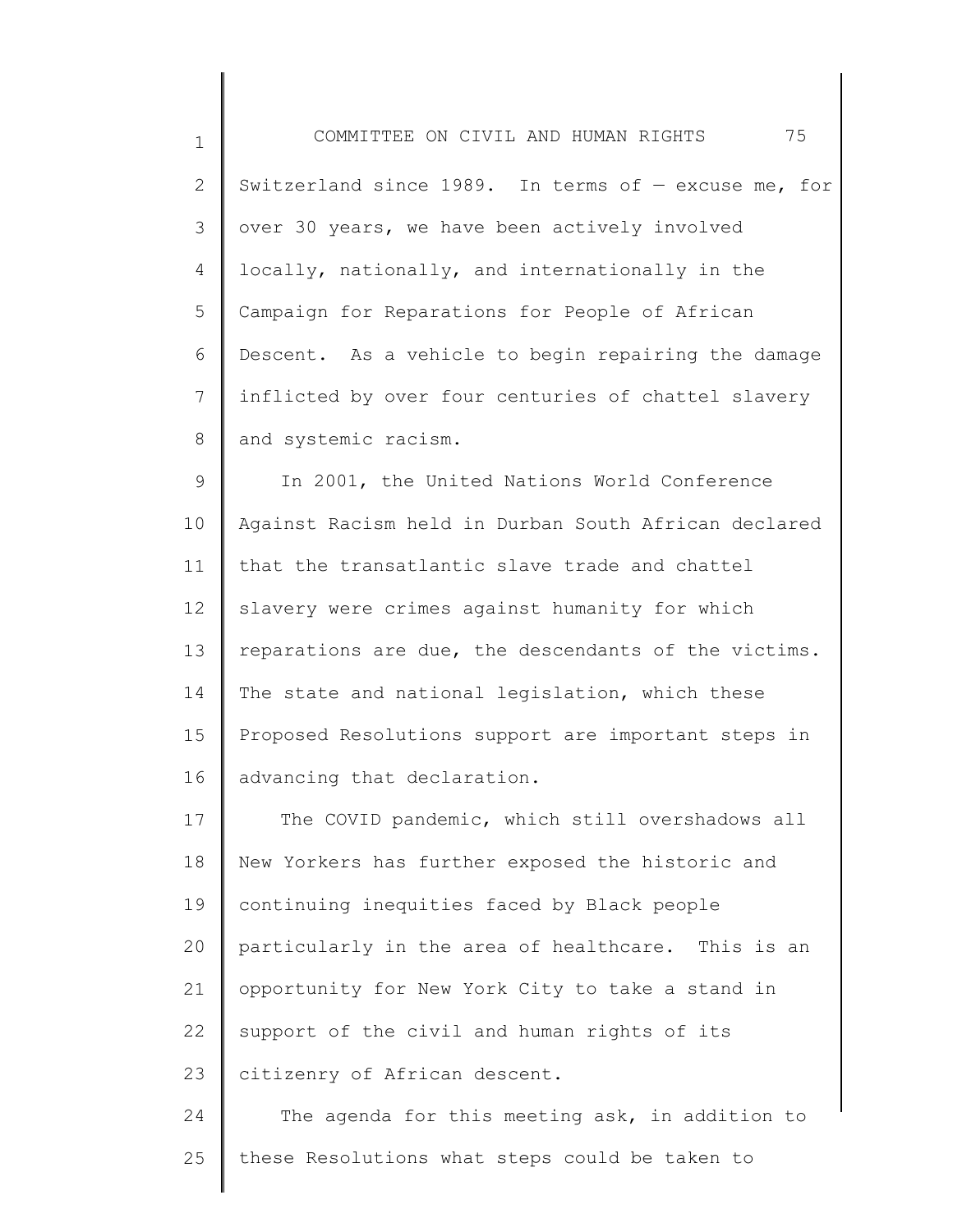Switzerland since 1989. In terms of — excuse me, for over 30 years, we have been actively involved locally, nationally, and internationally in the Campaign for Reparations for People of African Descent. As a vehicle to begin repairing the damage inflicted by over four centuries of chattel slavery and systemic racism.

In 2001, the United Nations World Conference Against Racism held in Durban South African declared that the transatlantic slave trade and chattel slavery were crimes against humanity for which reparations are due, the descendants of the victims. The state and national legislation, which these Proposed Resolutions support are important steps in advancing that declaration.

The COVID pandemic, which still overshadows all New Yorkers has further exposed the historic and continuing inequities faced by Black people particularly in the area of healthcare. This is an opportunity for New York City to take a stand in support of the civil and human rights of its citizenry of African descent.

The agenda for this meeting ask, in addition to these Resolutions what steps could be taken to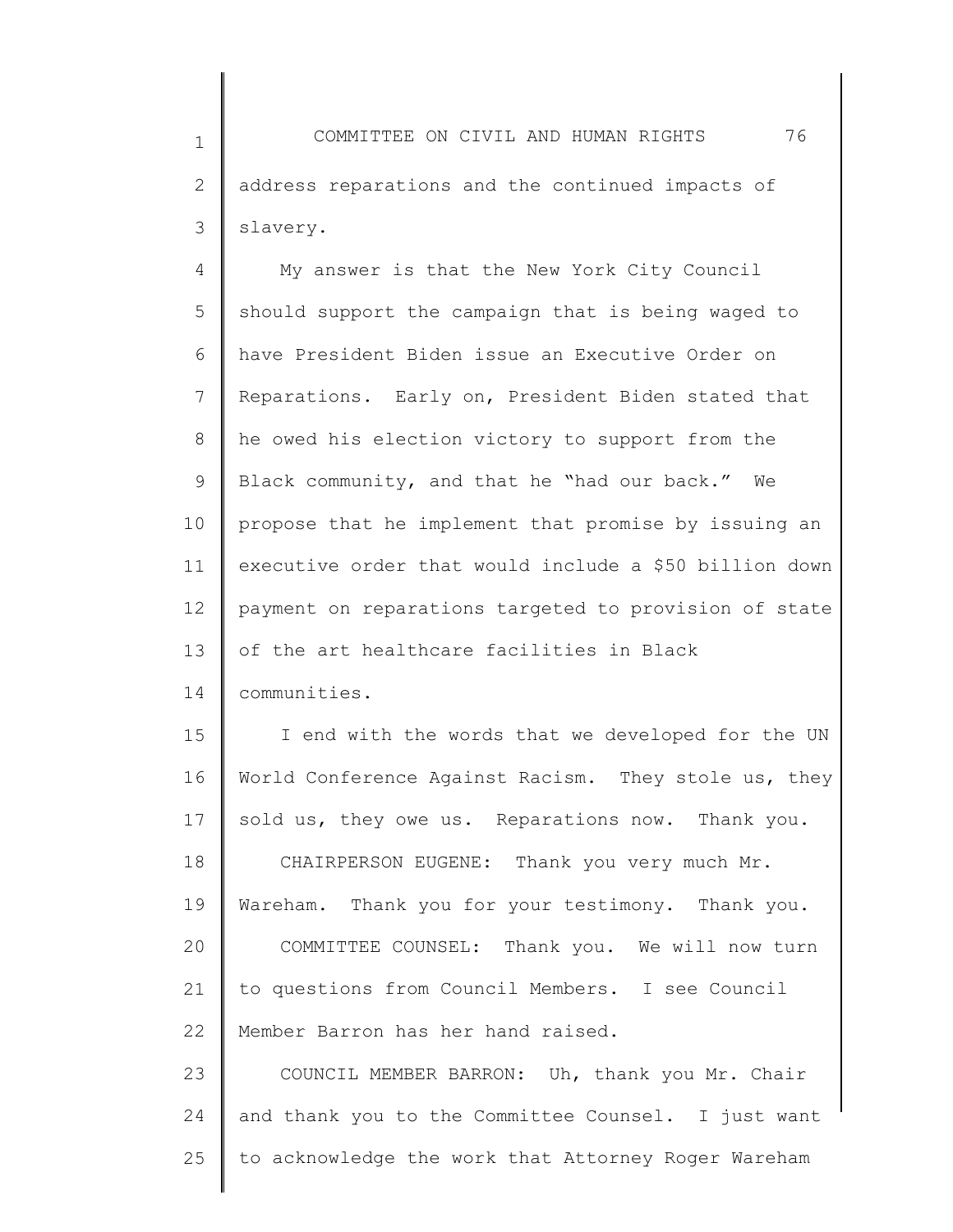address reparations and the continued impacts of slavery.

My answer is that the New York City Council should support the campaign that is being waged to have President Biden issue an Executive Order on Reparations. Early on, President Biden stated that he owed his election victory to support from the Black community, and that he "had our back." We propose that he implement that promise by issuing an executive order that would include a $50 billion down payment on reparations targeted to provision of state of the art healthcare facilities in Black communities.

I end with the words that we developed for the UN World Conference Against Racism. They stole us, they sold us, they owe us. Reparations now. Thank you.

CHAIRPERSON EUGENE: Thank you very much Mr. Wareham. Thank you for your testimony. Thank you.

COMMITTEE COUNSEL: Thank you. We will now turn to questions from Council Members. I see Council Member Barron has her hand raised.

COUNCIL MEMBER BARRON: Uh, thank you Mr. Chair and thank you to the Committee Counsel. I just want to acknowledge the work that Attorney Roger Wareham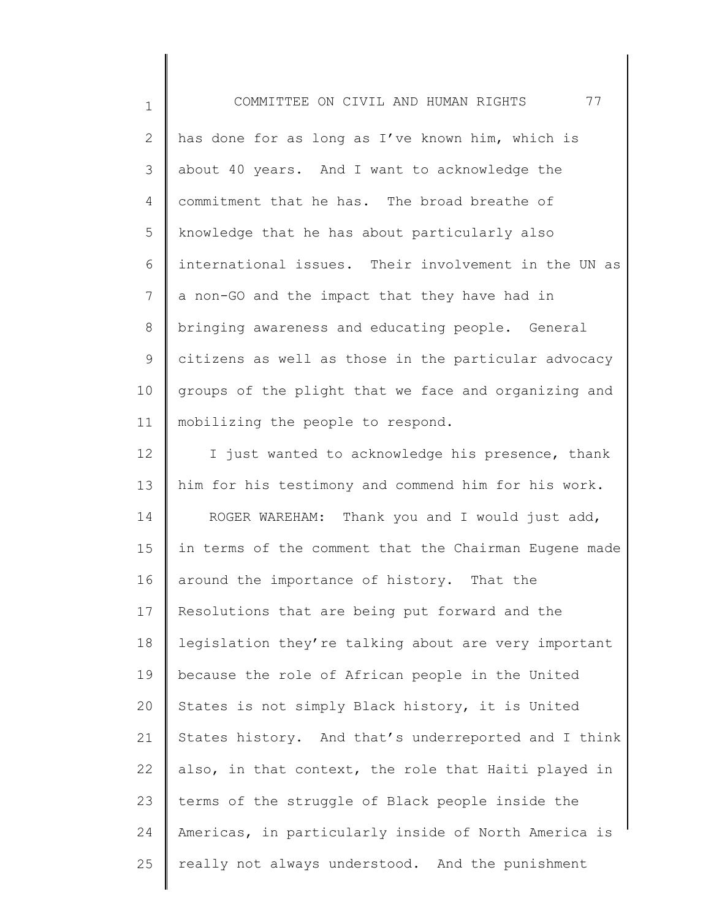has done for as long as I've known him, which is about 40 years. And I want to acknowledge the commitment that he has. The broad breathe of knowledge that he has about particularly also international issues. Their involvement in the UN as a non-GO and the impact that they have had in bringing awareness and educating people. General citizens as well as those in the particular advocacy groups of the plight that we face and organizing and mobilizing the people to respond.

I just wanted to acknowledge his presence, thank him for his testimony and commend him for his work.

ROGER WAREHAM: Thank you and I would just add, in terms of the comment that the Chairman Eugene made around the importance of history. That the Resolutions that are being put forward and the legislation they're talking about are very important because the role of African people in the United States is not simply Black history, it is United States history. And that's underreported and I think also, in that context, the role that Haiti played in terms of the struggle of Black people inside the Americas, in particularly inside of North America is really not always understood. And the punishment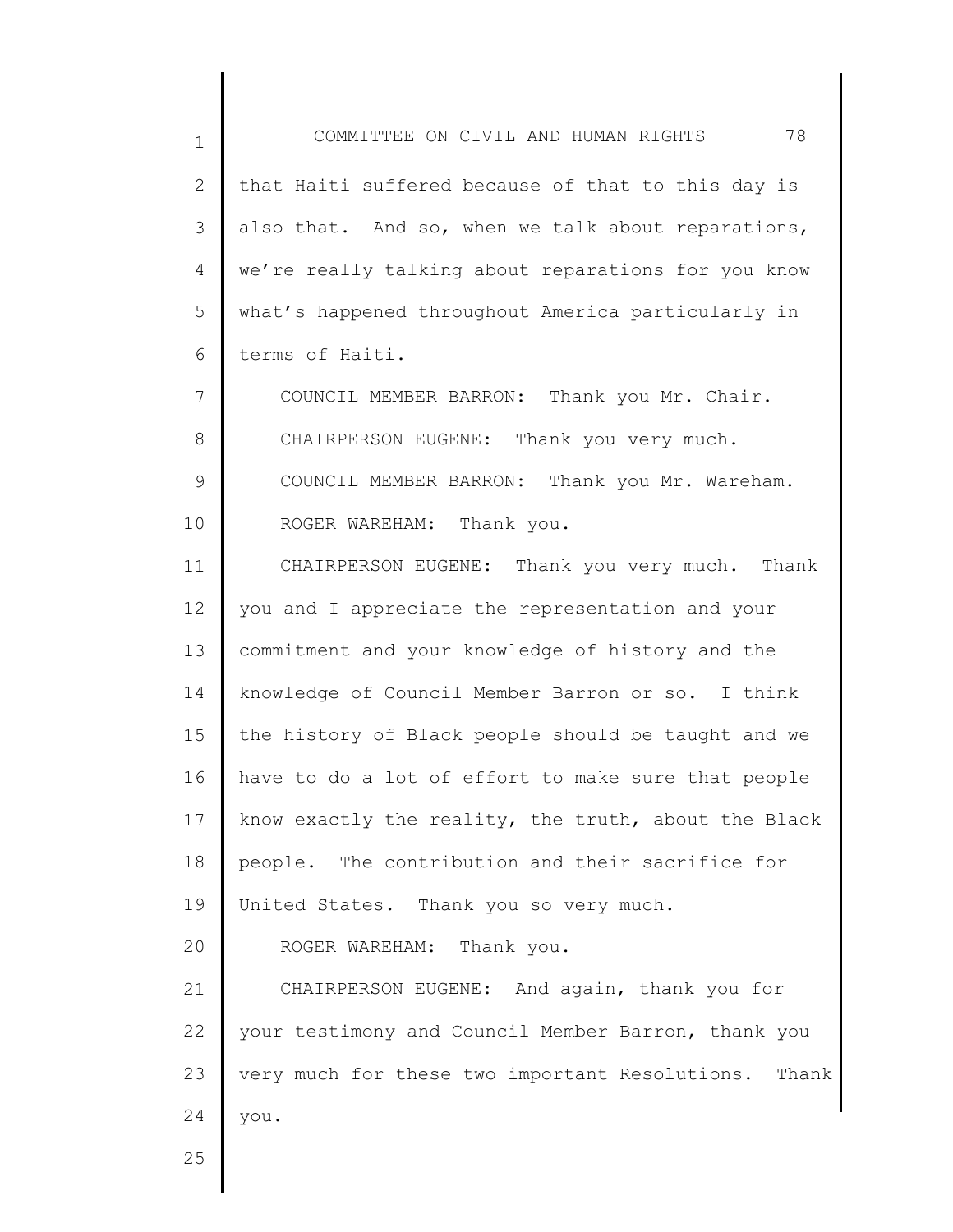that Haiti suffered because of that to this day is also that. And so, when we talk about reparations, we're really talking about reparations for you know what's happened throughout America particularly in terms of Haiti.

COUNCIL MEMBER BARRON: Thank you Mr. Chair.

CHAIRPERSON EUGENE: Thank you very much.

COUNCIL MEMBER BARRON: Thank you Mr. Wareham.

ROGER WAREHAM: Thank you.

CHAIRPERSON EUGENE: Thank you very much. Thank you and I appreciate the representation and your commitment and your knowledge of history and the knowledge of Council Member Barron or so. I think the history of Black people should be taught and we have to do a lot of effort to make sure that people know exactly the reality, the truth, about the Black people. The contribution and their sacrifice for United States. Thank you so very much.

ROGER WAREHAM: Thank you.

CHAIRPERSON EUGENE: And again, thank you for your testimony and Council Member Barron, thank you very much for these two important Resolutions. Thank you.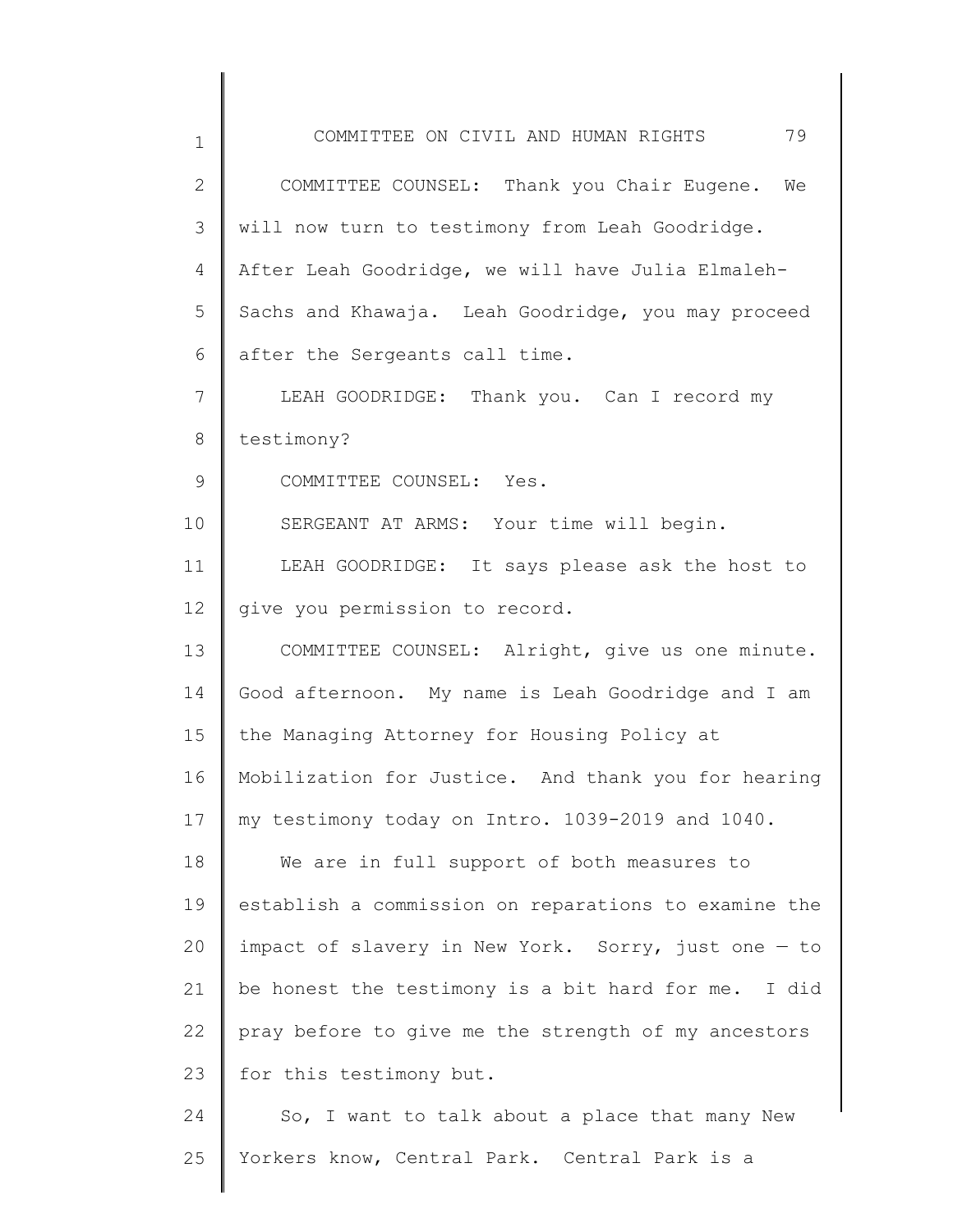COMMITTEE COUNSEL: Thank you Chair Eugene. We will now turn to testimony from Leah Goodridge. After Leah Goodridge, we will have Julia Elmaleh-Sachs and Khawaja. Leah Goodridge, you may proceed after the Sergeants call time.

LEAH GOODRIDGE: Thank you. Can I record my testimony?

COMMITTEE COUNSEL: Yes.

SERGEANT AT ARMS: Your time will begin.

LEAH GOODRIDGE: It says please ask the host to give you permission to record.

COMMITTEE COUNSEL: Alright, give us one minute. Good afternoon. My name is Leah Goodridge and I am the Managing Attorney for Housing Policy at Mobilization for Justice. And thank you for hearing my testimony today on Intro. 1039-2019 and 1040.

We are in full support of both measures to establish a commission on reparations to examine the impact of slavery in New York. Sorry, just one — to be honest the testimony is a bit hard for me. I did pray before to give me the strength of my ancestors for this testimony but.

So, I want to talk about a place that many New Yorkers know, Central Park. Central Park is a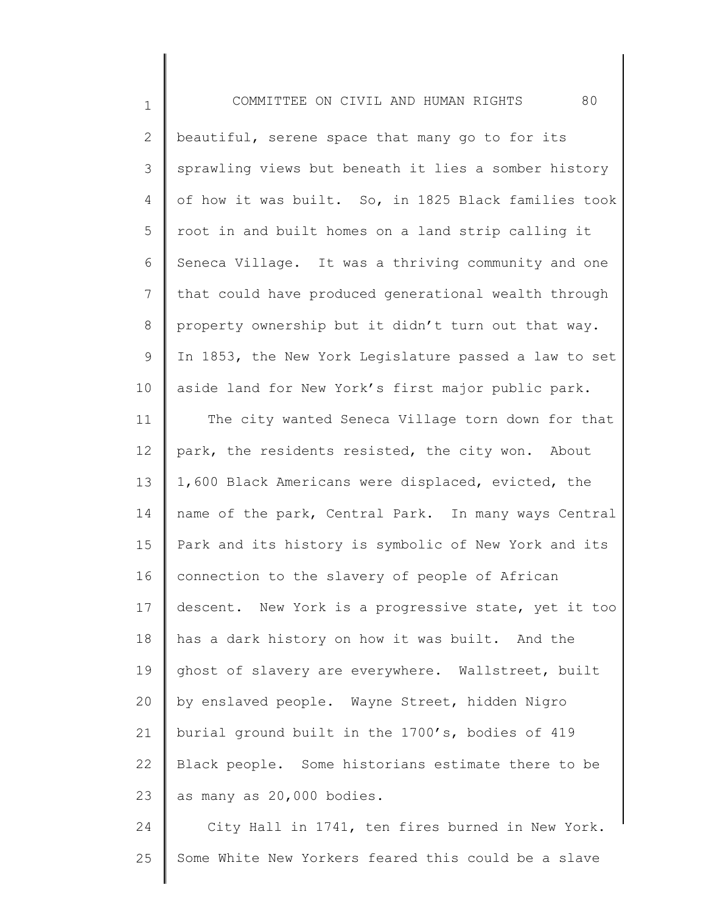beautiful, serene space that many go to for its sprawling views but beneath it lies a somber history of how it was built. So, in 1825 Black families took root in and built homes on a land strip calling it Seneca Village. It was a thriving community and one that could have produced generational wealth through property ownership but it didn't turn out that way. In 1853, the New York Legislature passed a law to set aside land for New York's first major public park.

The city wanted Seneca Village torn down for that park, the residents resisted, the city won. About 1,600 Black Americans were displaced, evicted, the name of the park, Central Park. In many ways Central Park and its history is symbolic of New York and its connection to the slavery of people of African descent. New York is a progressive state, yet it too has a dark history on how it was built. And the ghost of slavery are everywhere. Wallstreet, built by enslaved people. Wayne Street, hidden Nigro burial ground built in the 1700's, bodies of 419 Black people. Some historians estimate there to be as many as 20,000 bodies.

City Hall in 1741, ten fires burned in New York. Some White New Yorkers feared this could be a slave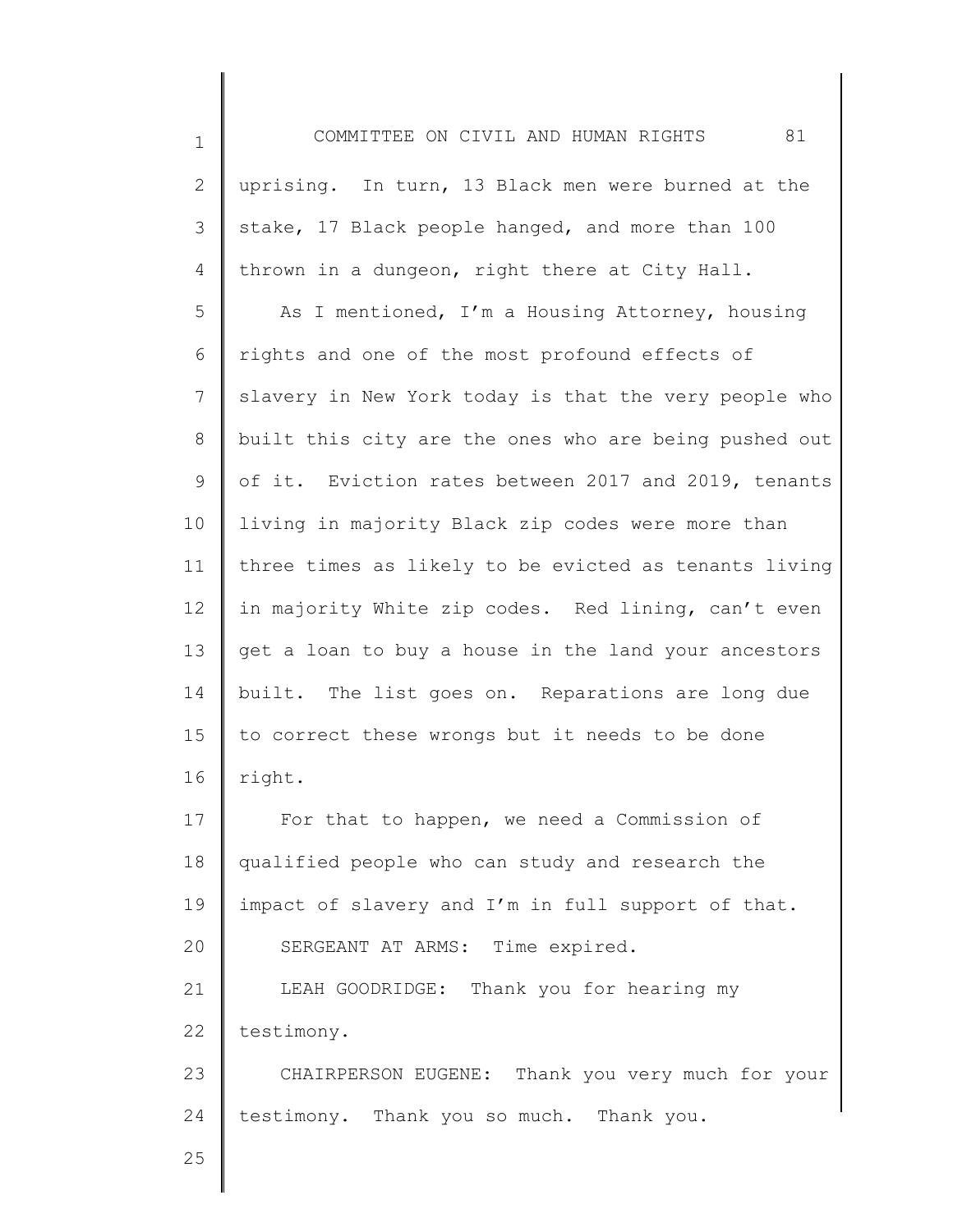uprising. In turn, 13 Black men were burned at the stake, 17 Black people hanged, and more than 100 thrown in a dungeon, right there at City Hall.

As I mentioned, I'm a Housing Attorney, housing rights and one of the most profound effects of slavery in New York today is that the very people who built this city are the ones who are being pushed out of it. Eviction rates between 2017 and 2019, tenants living in majority Black zip codes were more than three times as likely to be evicted as tenants living in majority White zip codes. Red lining, can't even get a loan to buy a house in the land your ancestors built. The list goes on. Reparations are long due to correct these wrongs but it needs to be done right.

For that to happen, we need a Commission of qualified people who can study and research the impact of slavery and I'm in full support of that.

SERGEANT AT ARMS: Time expired.

LEAH GOODRIDGE: Thank you for hearing my testimony.

CHAIRPERSON EUGENE: Thank you very much for your testimony. Thank you so much. Thank you.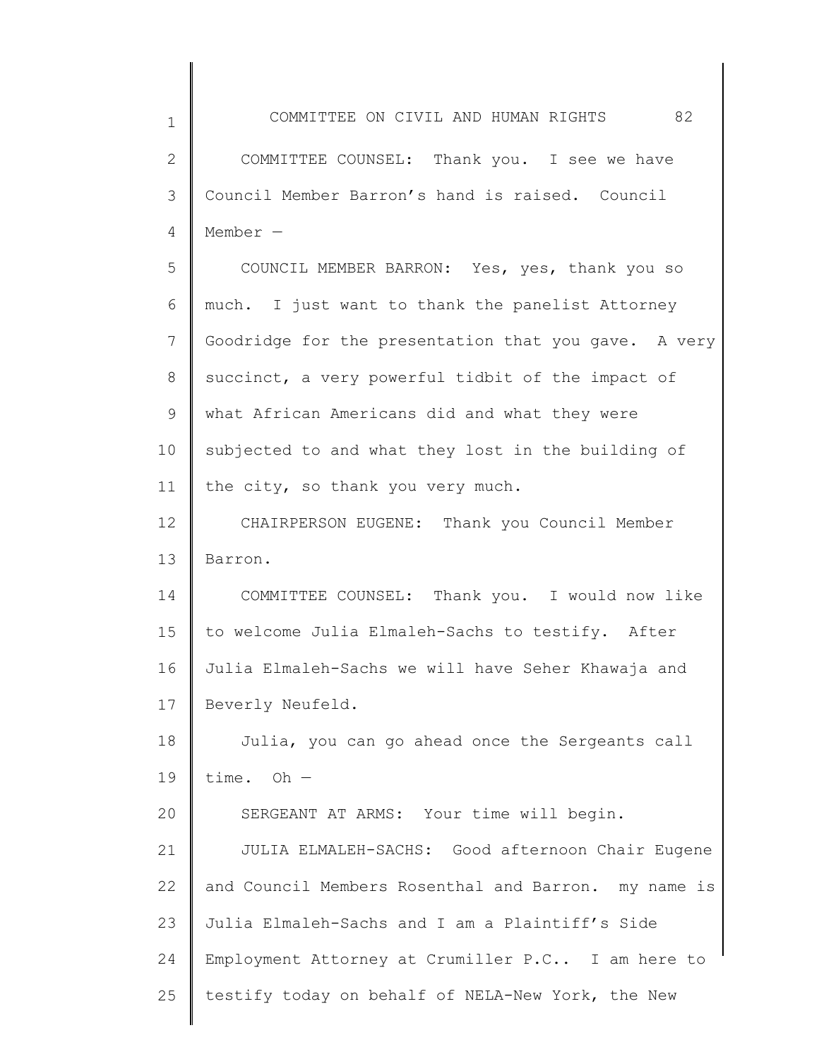COMMITTEE COUNSEL: Thank you. I see we have Council Member Barron's hand is raised. Council Member —

COUNCIL MEMBER BARRON: Yes, yes, thank you so much. I just want to thank the panelist Attorney Goodridge for the presentation that you gave. A very succinct, a very powerful tidbit of the impact of what African Americans did and what they were subjected to and what they lost in the building of the city, so thank you very much.

CHAIRPERSON EUGENE: Thank you Council Member Barron.

COMMITTEE COUNSEL: Thank you. I would now like to welcome Julia Elmaleh-Sachs to testify. After Julia Elmaleh-Sachs we will have Seher Khawaja and Beverly Neufeld.

Julia, you can go ahead once the Sergeants call time. Oh —

SERGEANT AT ARMS: Your time will begin.

JULIA ELMALEH-SACHS: Good afternoon Chair Eugene and Council Members Rosenthal and Barron. my name is Julia Elmaleh-Sachs and I am a Plaintiff's Side Employment Attorney at Crumiller P.C.. I am here to testify today on behalf of NELA-New York, the New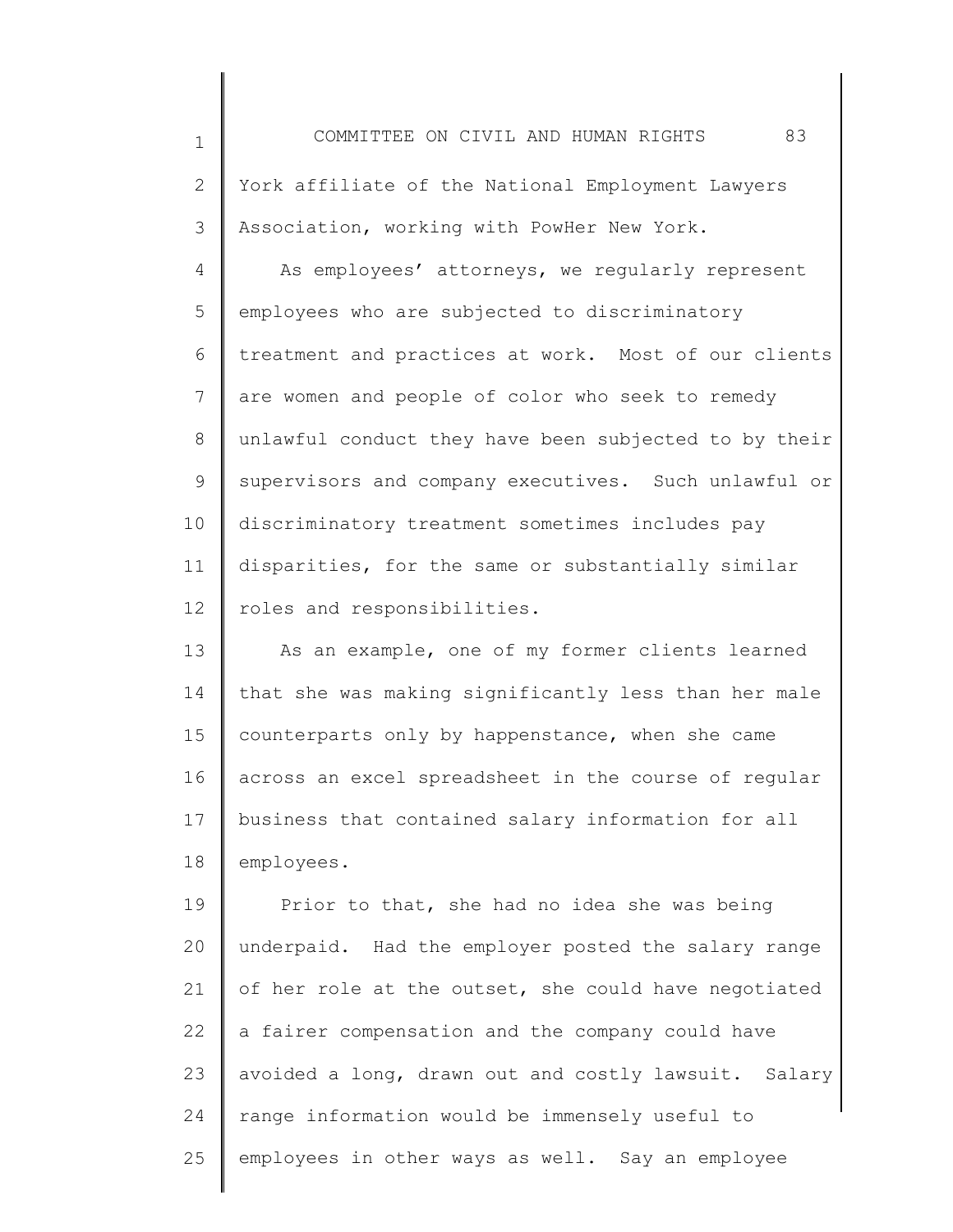York affiliate of the National Employment Lawyers Association, working with PowHer New York.

As employees' attorneys, we regularly represent employees who are subjected to discriminatory treatment and practices at work. Most of our clients are women and people of color who seek to remedy unlawful conduct they have been subjected to by their supervisors and company executives. Such unlawful or discriminatory treatment sometimes includes pay disparities, for the same or substantially similar roles and responsibilities.

As an example, one of my former clients learned that she was making significantly less than her male counterparts only by happenstance, when she came across an excel spreadsheet in the course of regular business that contained salary information for all employees.

Prior to that, she had no idea she was being underpaid. Had the employer posted the salary range of her role at the outset, she could have negotiated a fairer compensation and the company could have avoided a long, drawn out and costly lawsuit. Salary range information would be immensely useful to employees in other ways as well. Say an employee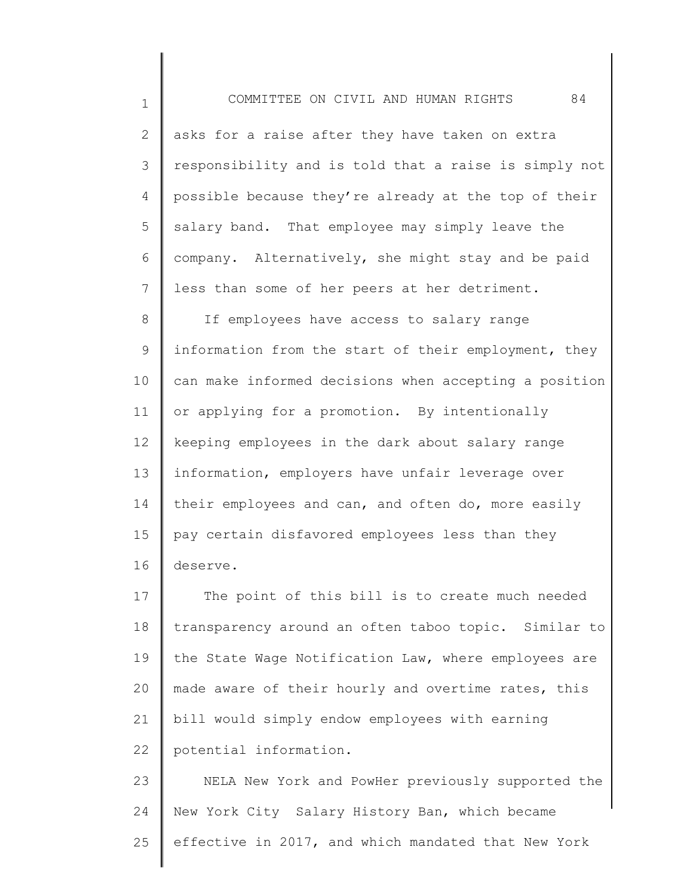asks for a raise after they have taken on extra responsibility and is told that a raise is simply not possible because they're already at the top of their salary band. That employee may simply leave the company. Alternatively, she might stay and be paid less than some of her peers at her detriment.

If employees have access to salary range information from the start of their employment, they can make informed decisions when accepting a position or applying for a promotion. By intentionally keeping employees in the dark about salary range information, employers have unfair leverage over their employees and can, and often do, more easily pay certain disfavored employees less than they deserve.

The point of this bill is to create much needed transparency around an often taboo topic. Similar to the State Wage Notification Law, where employees are made aware of their hourly and overtime rates, this bill would simply endow employees with earning potential information.

NELA New York and PowHer previously supported the New York City Salary History Ban, which became effective in 2017, and which mandated that New York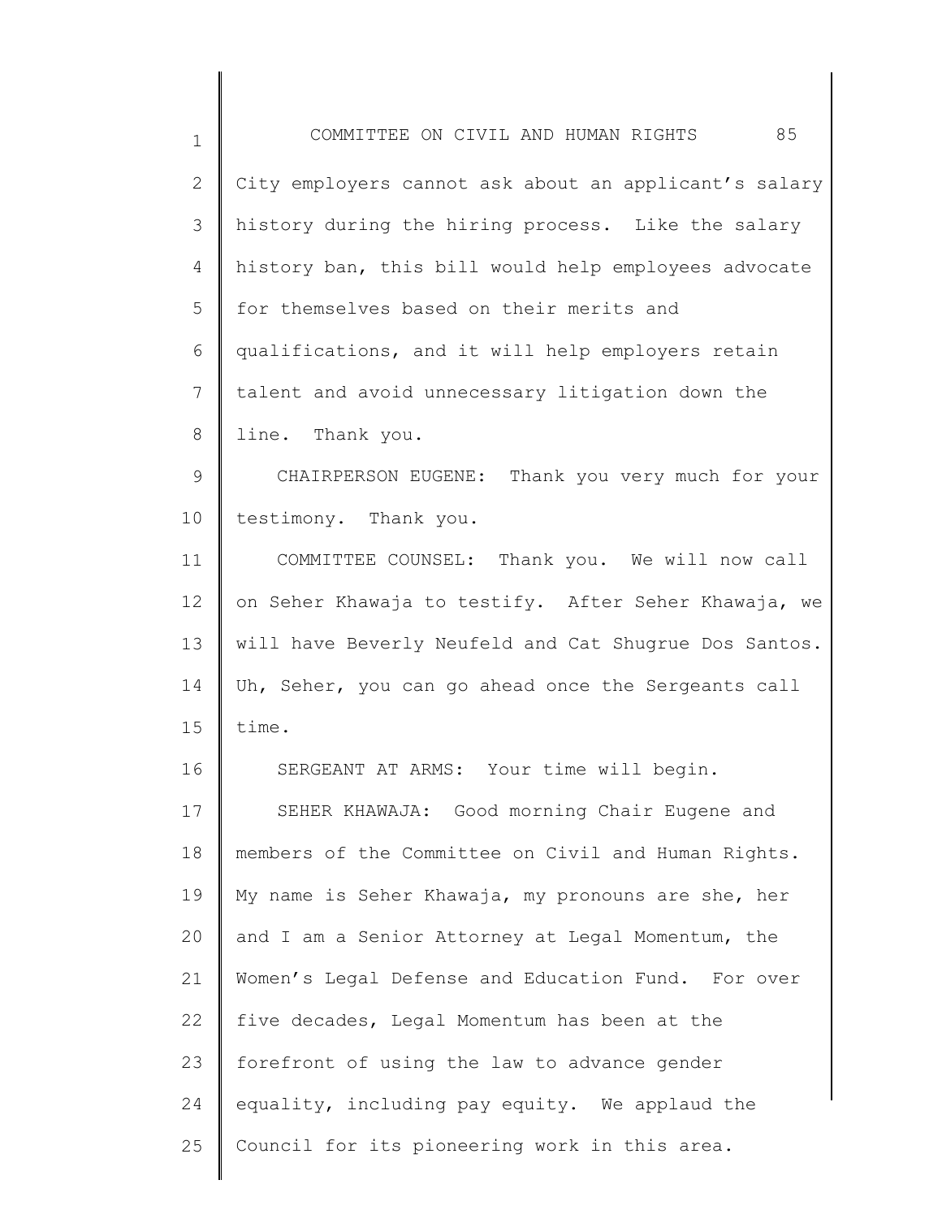City employers cannot ask about an applicant's salary history during the hiring process. Like the salary history ban, this bill would help employees advocate for themselves based on their merits and qualifications, and it will help employers retain talent and avoid unnecessary litigation down the line. Thank you.

CHAIRPERSON EUGENE: Thank you very much for your testimony. Thank you.

COMMITTEE COUNSEL: Thank you. We will now call on Seher Khawaja to testify. After Seher Khawaja, we will have Beverly Neufeld and Cat Shugrue Dos Santos. Uh, Seher, you can go ahead once the Sergeants call time.

SERGEANT AT ARMS: Your time will begin.

SEHER KHAWAJA: Good morning Chair Eugene and members of the Committee on Civil and Human Rights. My name is Seher Khawaja, my pronouns are she, her and I am a Senior Attorney at Legal Momentum, the Women's Legal Defense and Education Fund. For over five decades, Legal Momentum has been at the forefront of using the law to advance gender equality, including pay equity. We applaud the Council for its pioneering work in this area.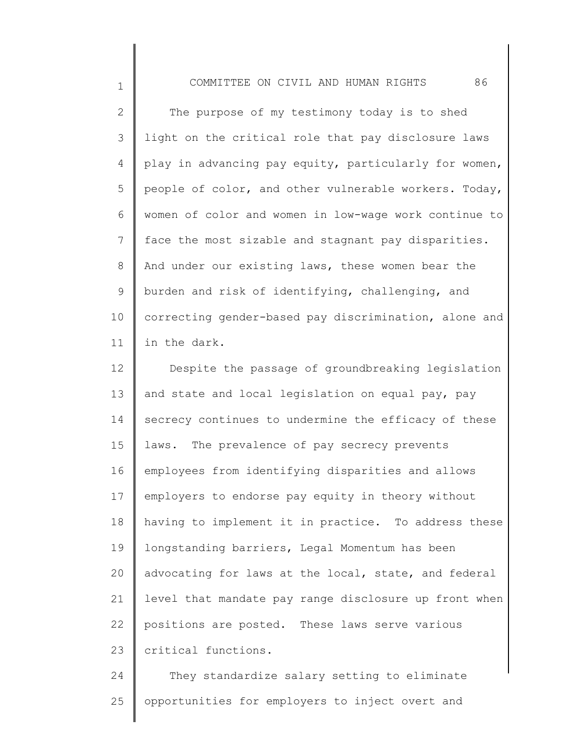The purpose of my testimony today is to shed light on the critical role that pay disclosure laws play in advancing pay equity, particularly for women, people of color, and other vulnerable workers. Today, women of color and women in low-wage work continue to face the most sizable and stagnant pay disparities. And under our existing laws, these women bear the burden and risk of identifying, challenging, and correcting gender-based pay discrimination, alone and in the dark.

Despite the passage of groundbreaking legislation and state and local legislation on equal pay, pay secrecy continues to undermine the efficacy of these laws. The prevalence of pay secrecy prevents employees from identifying disparities and allows employers to endorse pay equity in theory without having to implement it in practice. To address these longstanding barriers, Legal Momentum has been advocating for laws at the local, state, and federal level that mandate pay range disclosure up front when positions are posted. These laws serve various critical functions.

They standardize salary setting to eliminate opportunities for employers to inject overt and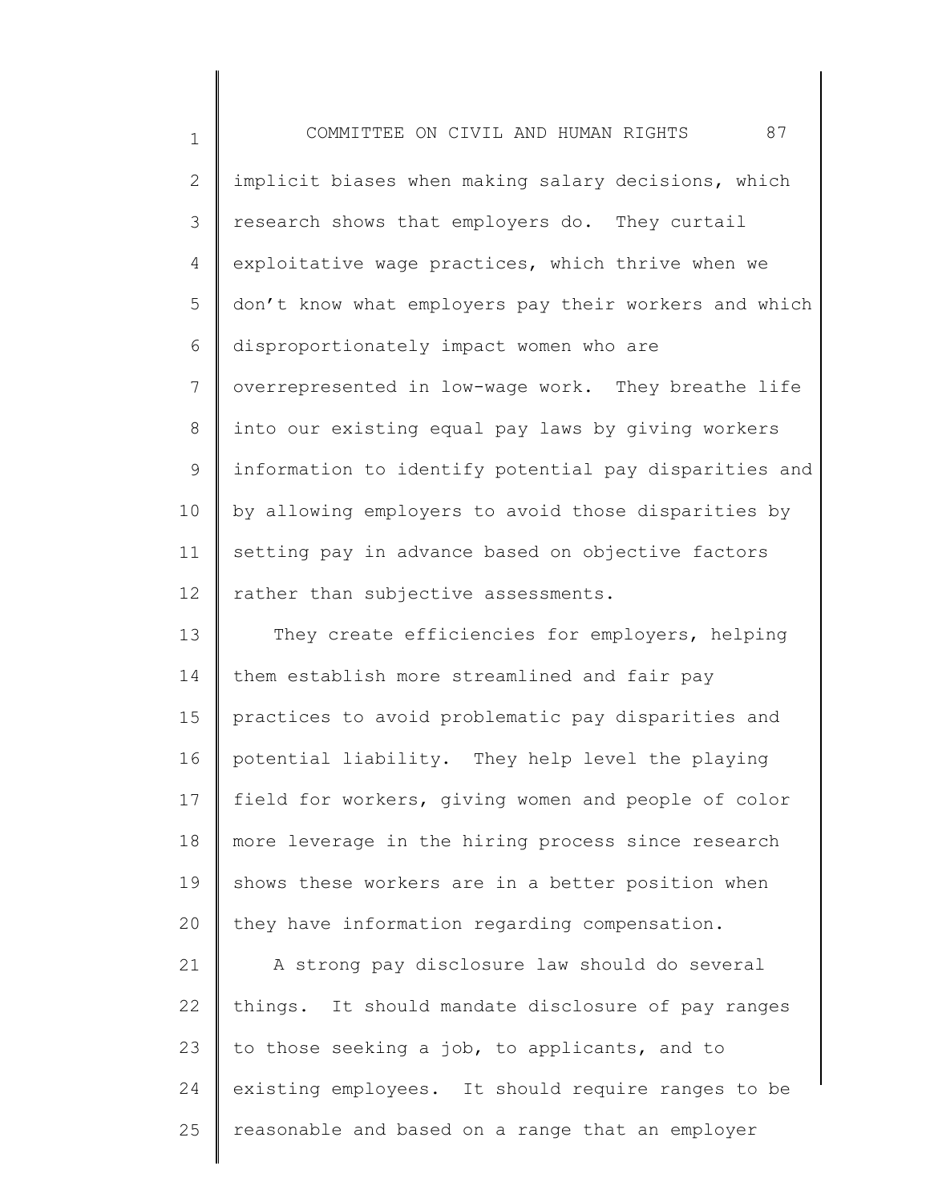implicit biases when making salary decisions, which research shows that employers do. They curtail exploitative wage practices, which thrive when we don't know what employers pay their workers and which disproportionately impact women who are overrepresented in low-wage work. They breathe life into our existing equal pay laws by giving workers information to identify potential pay disparities and by allowing employers to avoid those disparities by setting pay in advance based on objective factors rather than subjective assessments.

They create efficiencies for employers, helping them establish more streamlined and fair pay practices to avoid problematic pay disparities and potential liability. They help level the playing field for workers, giving women and people of color more leverage in the hiring process since research shows these workers are in a better position when they have information regarding compensation.

A strong pay disclosure law should do several things. It should mandate disclosure of pay ranges to those seeking a job, to applicants, and to existing employees. It should require ranges to be reasonable and based on a range that an employer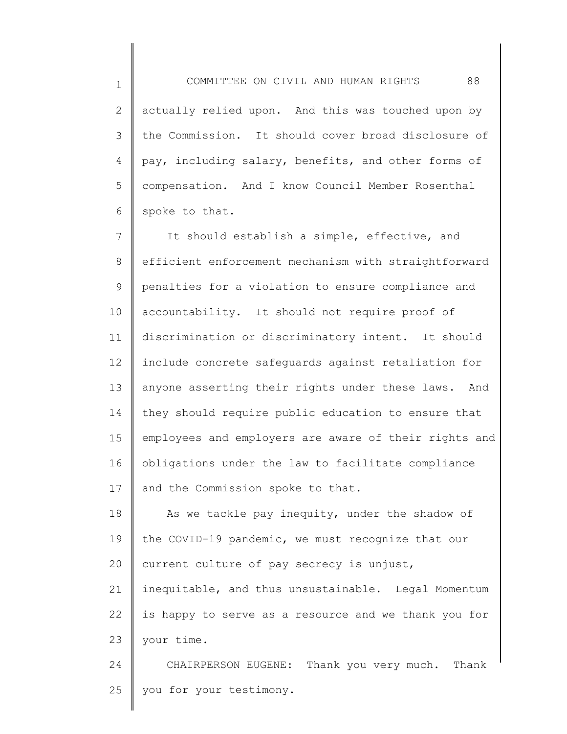actually relied upon. And this was touched upon by the Commission. It should cover broad disclosure of pay, including salary, benefits, and other forms of compensation. And I know Council Member Rosenthal spoke to that.

It should establish a simple, effective, and efficient enforcement mechanism with straightforward penalties for a violation to ensure compliance and accountability. It should not require proof of discrimination or discriminatory intent. It should include concrete safeguards against retaliation for anyone asserting their rights under these laws. And they should require public education to ensure that employees and employers are aware of their rights and obligations under the law to facilitate compliance and the Commission spoke to that.

As we tackle pay inequity, under the shadow of the COVID-19 pandemic, we must recognize that our current culture of pay secrecy is unjust, inequitable, and thus unsustainable. Legal Momentum is happy to serve as a resource and we thank you for your time.

CHAIRPERSON EUGENE: Thank you very much. Thank you for your testimony.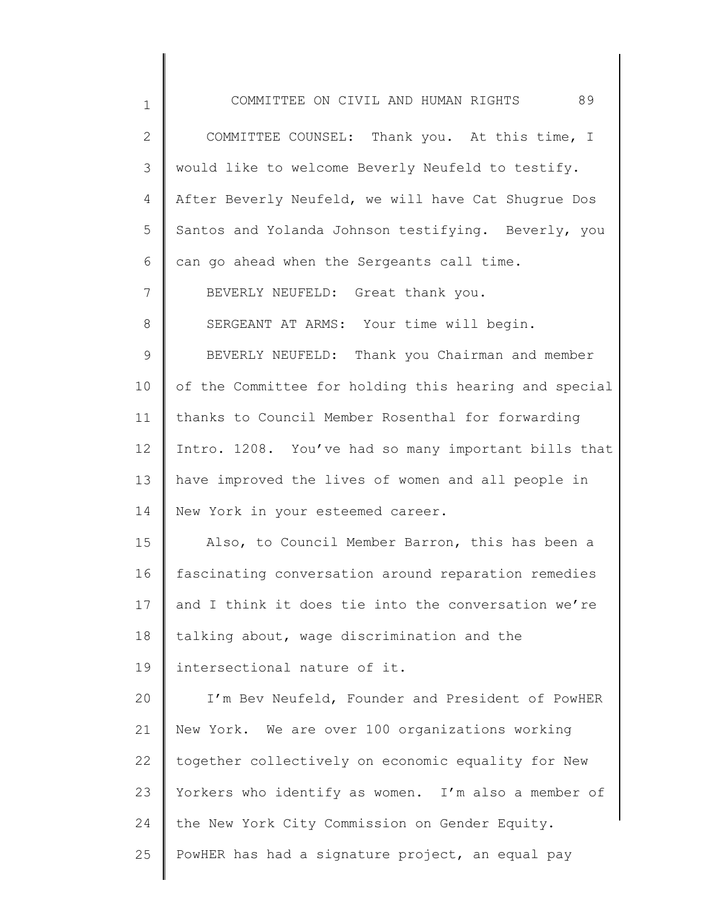COMMITTEE COUNSEL: Thank you. At this time, I would like to welcome Beverly Neufeld to testify. After Beverly Neufeld, we will have Cat Shugrue Dos Santos and Yolanda Johnson testifying. Beverly, you can go ahead when the Sergeants call time.

BEVERLY NEUFELD: Great thank you.

SERGEANT AT ARMS: Your time will begin.

BEVERLY NEUFELD: Thank you Chairman and member of the Committee for holding this hearing and special thanks to Council Member Rosenthal for forwarding Intro. 1208. You've had so many important bills that have improved the lives of women and all people in New York in your esteemed career.

Also, to Council Member Barron, this has been a fascinating conversation around reparation remedies and I think it does tie into the conversation we're talking about, wage discrimination and the intersectional nature of it.

I'm Bev Neufeld, Founder and President of PowHER New York. We are over 100 organizations working together collectively on economic equality for New Yorkers who identify as women. I'm also a member of the New York City Commission on Gender Equity. PowHER has had a signature project, an equal pay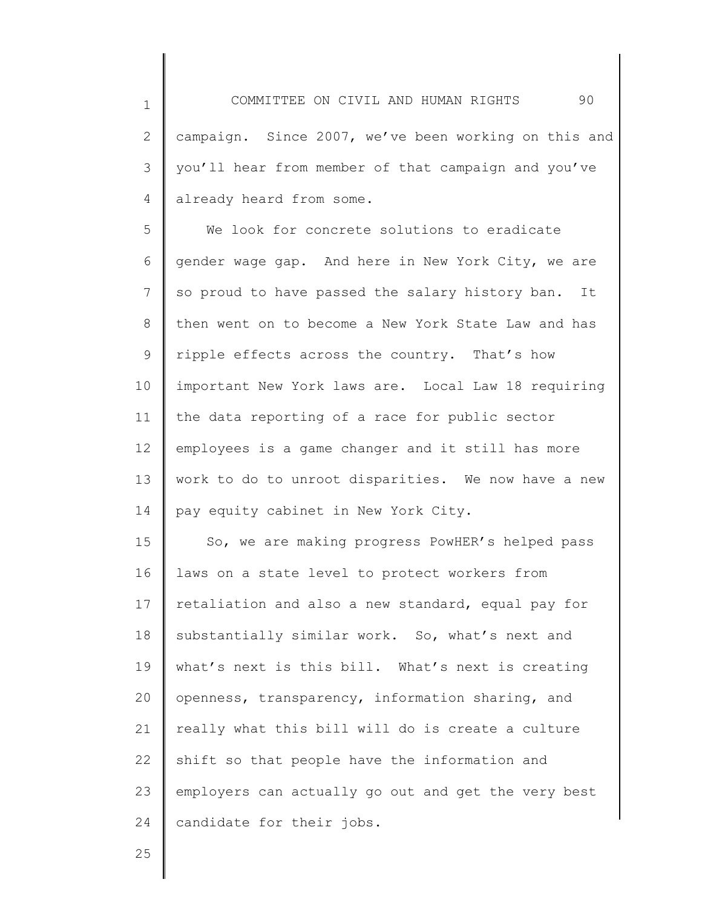campaign. Since 2007, we've been working on this and you'll hear from member of that campaign and you've already heard from some.

We look for concrete solutions to eradicate gender wage gap. And here in New York City, we are so proud to have passed the salary history ban. It then went on to become a New York State Law and has ripple effects across the country. That's how important New York laws are. Local Law 18 requiring the data reporting of a race for public sector employees is a game changer and it still has more work to do to unroot disparities. We now have a new pay equity cabinet in New York City.

So, we are making progress PowHER's helped pass laws on a state level to protect workers from retaliation and also a new standard, equal pay for substantially similar work. So, what's next and what's next is this bill. What's next is creating openness, transparency, information sharing, and really what this bill will do is create a culture shift so that people have the information and employers can actually go out and get the very best candidate for their jobs.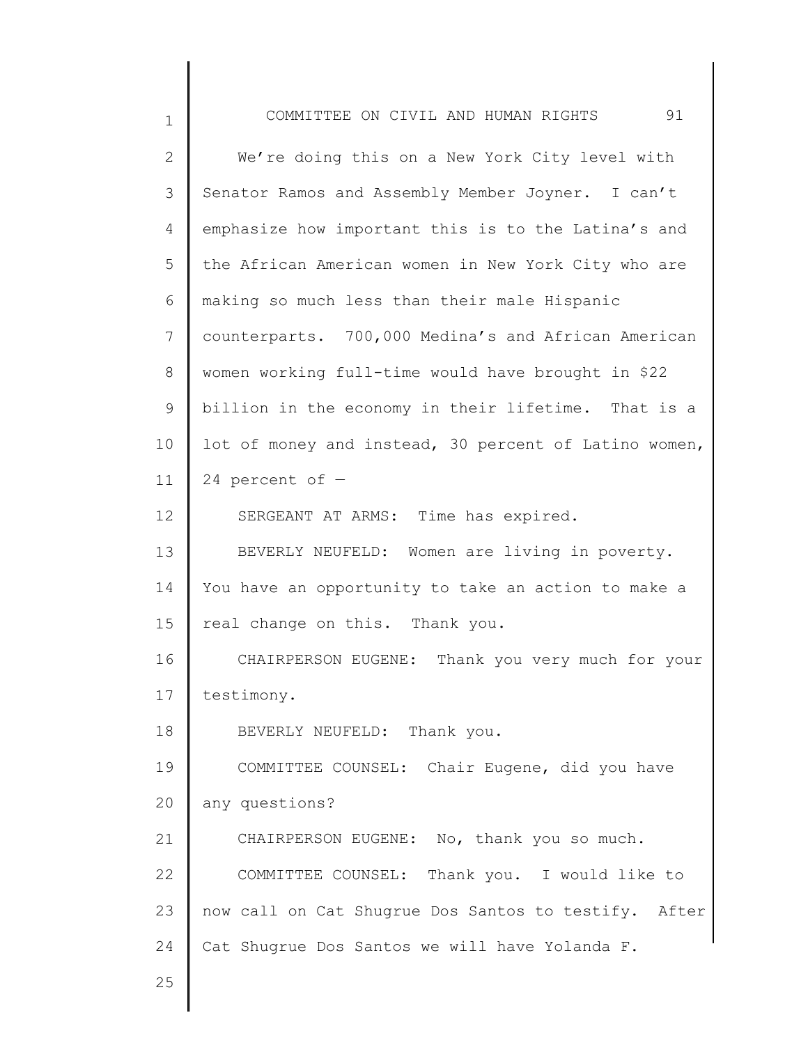We're doing this on a New York City level with Senator Ramos and Assembly Member Joyner. I can't emphasize how important this is to the Latina's and the African American women in New York City who are making so much less than their male Hispanic counterparts. 700,000 Medina's and African American women working full-time would have brought in $22 billion in the economy in their lifetime. That is a lot of money and instead, 30 percent of Latino women, 24 percent of —

SERGEANT AT ARMS: Time has expired.

BEVERLY NEUFELD: Women are living in poverty. You have an opportunity to take an action to make a real change on this. Thank you.

CHAIRPERSON EUGENE: Thank you very much for your testimony.

BEVERLY NEUFELD: Thank you.

COMMITTEE COUNSEL: Chair Eugene, did you have any questions?

CHAIRPERSON EUGENE: No, thank you so much.

COMMITTEE COUNSEL: Thank you. I would like to now call on Cat Shugrue Dos Santos to testify. After Cat Shugrue Dos Santos we will have Yolanda F.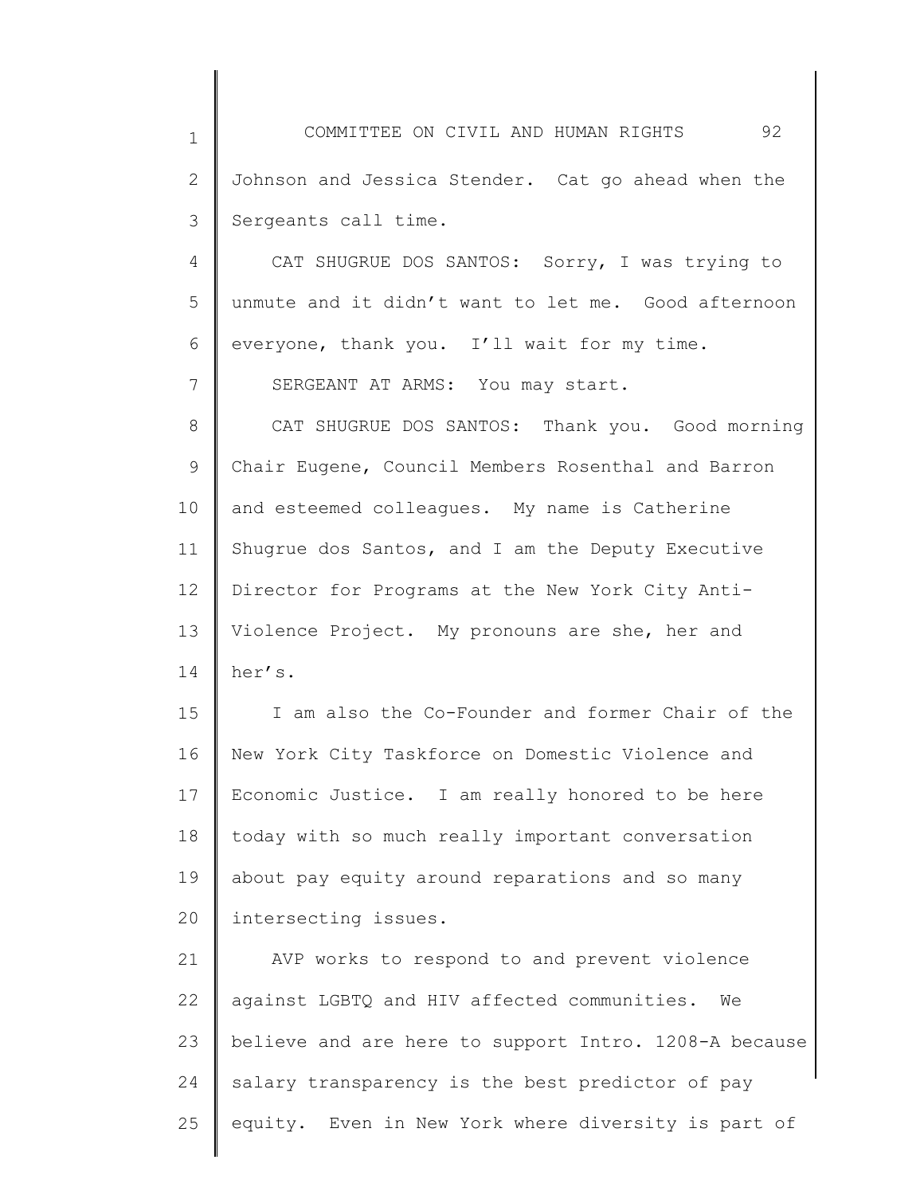Johnson and Jessica Stender. Cat go ahead when the Sergeants call time.

CAT SHUGRUE DOS SANTOS: Sorry, I was trying to unmute and it didn't want to let me. Good afternoon everyone, thank you. I'll wait for my time.

SERGEANT AT ARMS: You may start.

CAT SHUGRUE DOS SANTOS: Thank you. Good morning Chair Eugene, Council Members Rosenthal and Barron and esteemed colleagues. My name is Catherine Shugrue dos Santos, and I am the Deputy Executive Director for Programs at the New York City Anti-Violence Project. My pronouns are she, her and her's.

I am also the Co-Founder and former Chair of the New York City Taskforce on Domestic Violence and Economic Justice. I am really honored to be here today with so much really important conversation about pay equity around reparations and so many intersecting issues.

AVP works to respond to and prevent violence against LGBTQ and HIV affected communities. We believe and are here to support Intro. 1208-A because salary transparency is the best predictor of pay equity. Even in New York where diversity is part of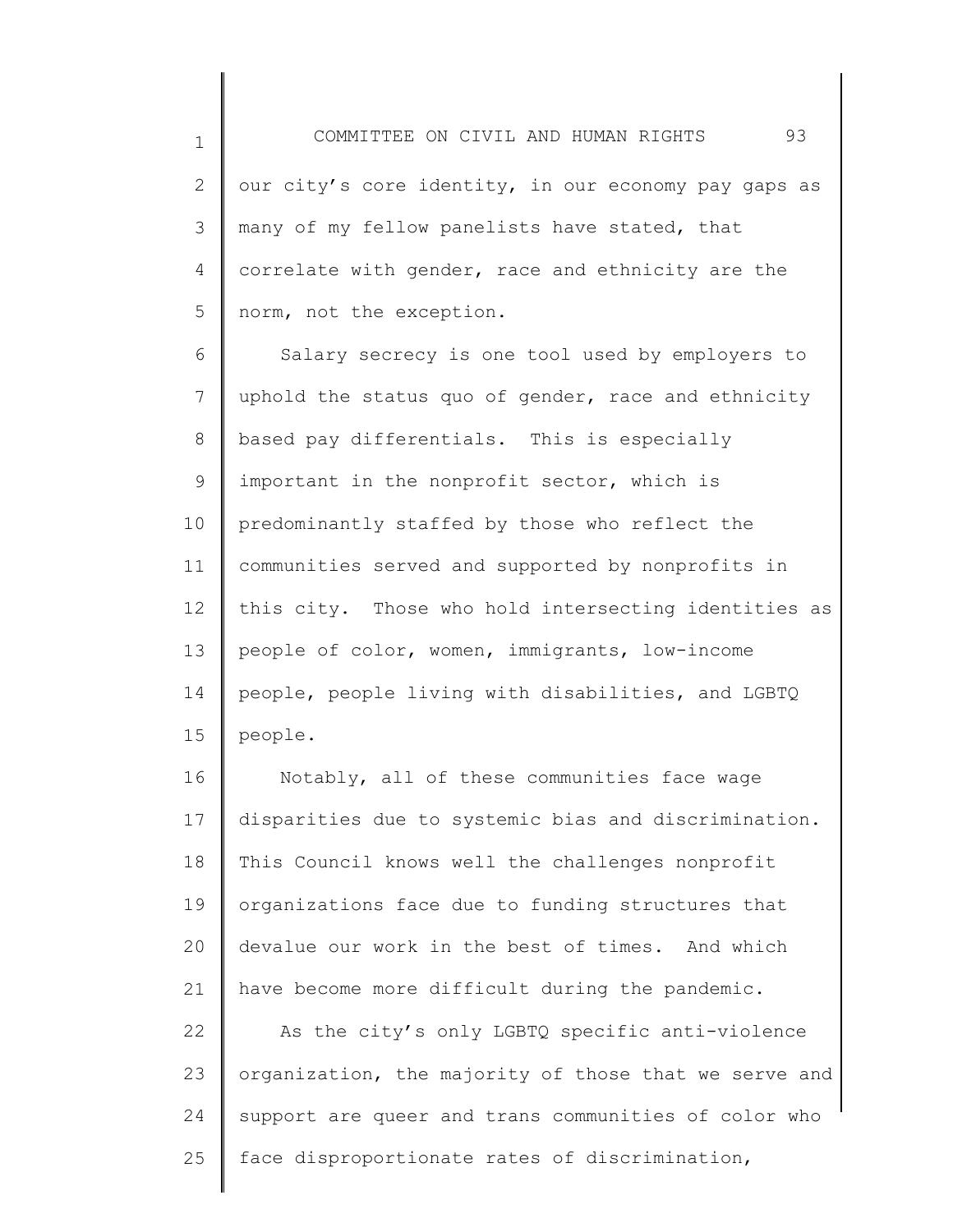our city's core identity, in our economy pay gaps as many of my fellow panelists have stated, that correlate with gender, race and ethnicity are the norm, not the exception.

Salary secrecy is one tool used by employers to uphold the status quo of gender, race and ethnicity based pay differentials. This is especially important in the nonprofit sector, which is predominantly staffed by those who reflect the communities served and supported by nonprofits in this city. Those who hold intersecting identities as people of color, women, immigrants, low-income people, people living with disabilities, and LGBTQ people.

Notably, all of these communities face wage disparities due to systemic bias and discrimination. This Council knows well the challenges nonprofit organizations face due to funding structures that devalue our work in the best of times. And which have become more difficult during the pandemic.

As the city's only LGBTQ specific anti-violence organization, the majority of those that we serve and support are queer and trans communities of color who face disproportionate rates of discrimination,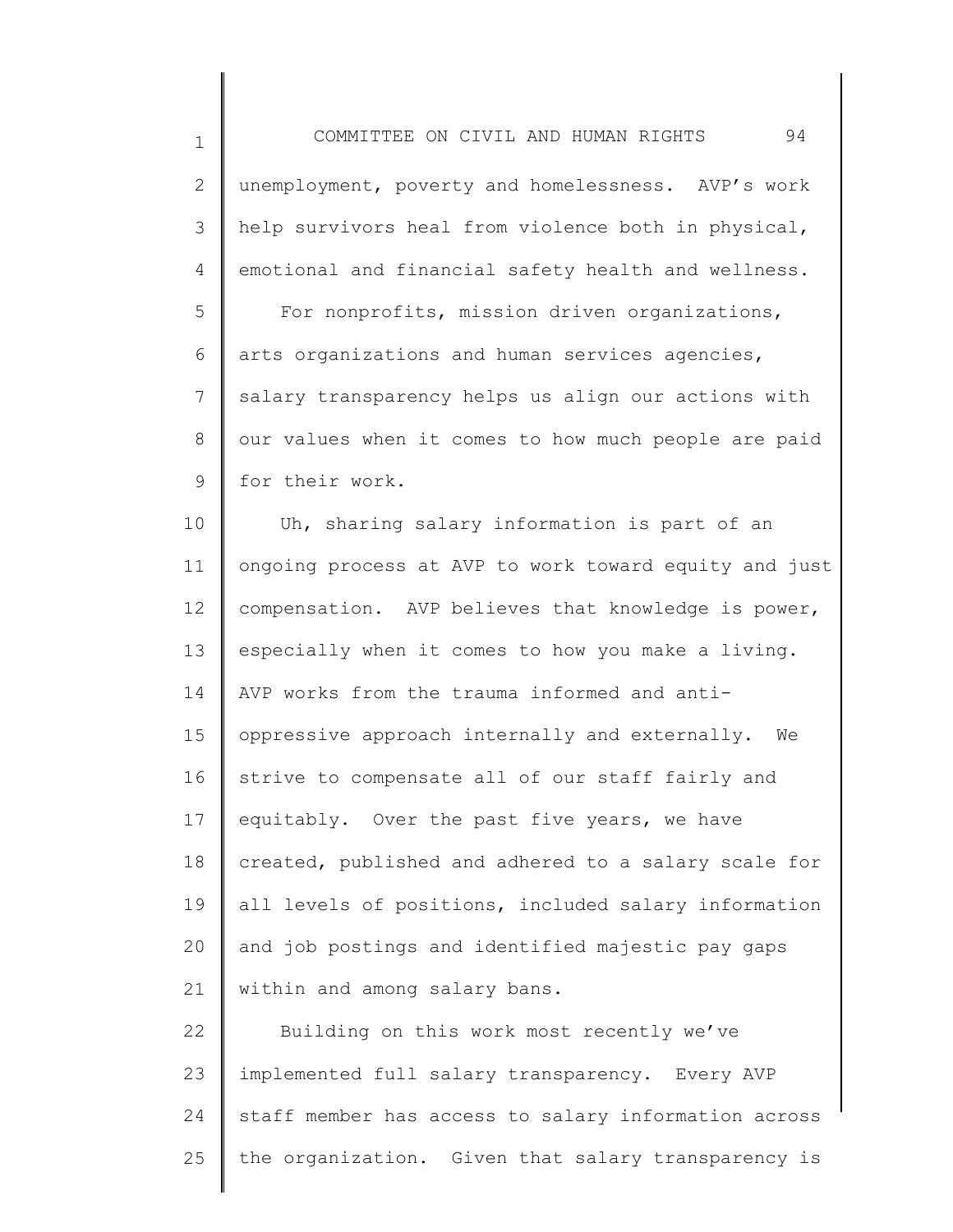unemployment, poverty and homelessness. AVP's work help survivors heal from violence both in physical, emotional and financial safety health and wellness.

For nonprofits, mission driven organizations, arts organizations and human services agencies, salary transparency helps us align our actions with our values when it comes to how much people are paid for their work.

Uh, sharing salary information is part of an ongoing process at AVP to work toward equity and just compensation. AVP believes that knowledge is power, especially when it comes to how you make a living. AVP works from the trauma informed and anti-oppressive approach internally and externally. We strive to compensate all of our staff fairly and equitably. Over the past five years, we have created, published and adhered to a salary scale for all levels of positions, included salary information and job postings and identified majestic pay gaps within and among salary bans.

Building on this work most recently we've implemented full salary transparency. Every AVP staff member has access to salary information across the organization. Given that salary transparency is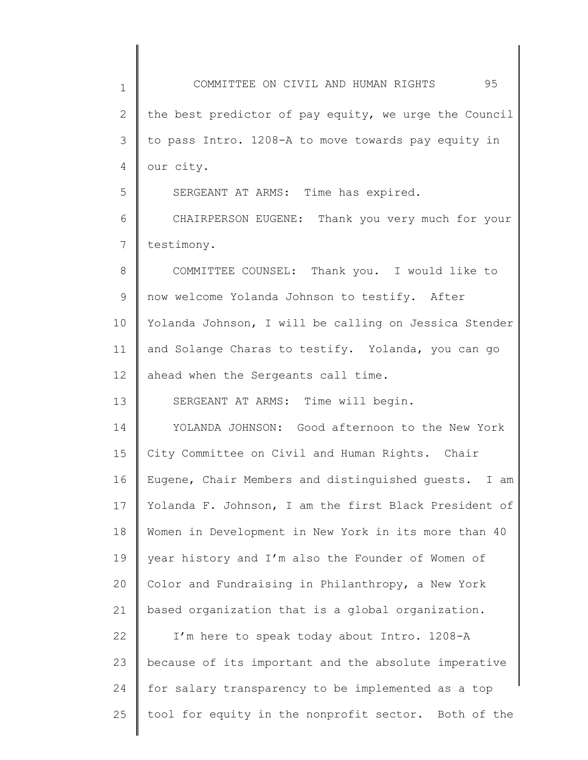the best predictor of pay equity, we urge the Council to pass Intro. 1208-A to move towards pay equity in our city.

SERGEANT AT ARMS: Time has expired.

CHAIRPERSON EUGENE: Thank you very much for your testimony.

COMMITTEE COUNSEL: Thank you. I would like to now welcome Yolanda Johnson to testify. After Yolanda Johnson, I will be calling on Jessica Stender and Solange Charas to testify. Yolanda, you can go ahead when the Sergeants call time.

SERGEANT AT ARMS: Time will begin.

YOLANDA JOHNSON: Good afternoon to the New York City Committee on Civil and Human Rights. Chair Eugene, Chair Members and distinguished guests. I am Yolanda F. Johnson, I am the first Black President of Women in Development in New York in its more than 40 year history and I'm also the Founder of Women of Color and Fundraising in Philanthropy, a New York based organization that is a global organization.

I'm here to speak today about Intro. 1208-A because of its important and the absolute imperative for salary transparency to be implemented as a top tool for equity in the nonprofit sector. Both of the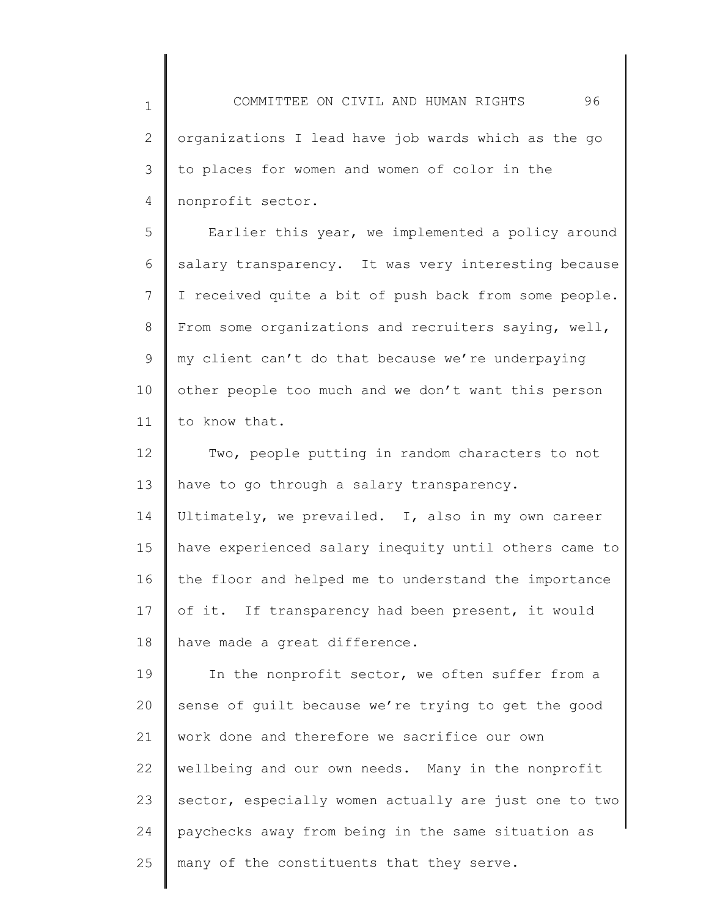organizations I lead have job wards which as the go to places for women and women of color in the nonprofit sector.

Earlier this year, we implemented a policy around salary transparency. It was very interesting because I received quite a bit of push back from some people. From some organizations and recruiters saying, well, my client can't do that because we're underpaying other people too much and we don't want this person to know that.

Two, people putting in random characters to not have to go through a salary transparency. Ultimately, we prevailed. I, also in my own career have experienced salary inequity until others came to the floor and helped me to understand the importance of it. If transparency had been present, it would have made a great difference.

In the nonprofit sector, we often suffer from a sense of guilt because we're trying to get the good work done and therefore we sacrifice our own wellbeing and our own needs. Many in the nonprofit sector, especially women actually are just one to two paychecks away from being in the same situation as many of the constituents that they serve.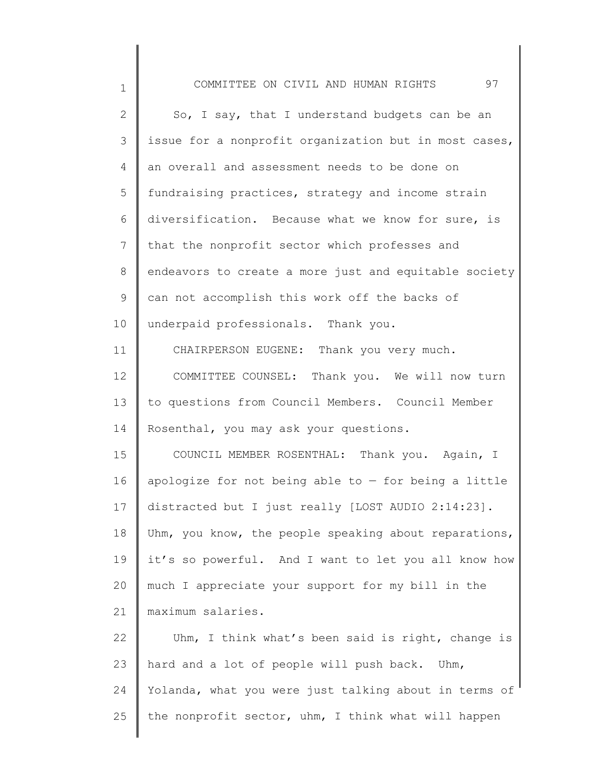So, I say, that I understand budgets can be an issue for a nonprofit organization but in most cases, an overall and assessment needs to be done on fundraising practices, strategy and income strain diversification. Because what we know for sure, is that the nonprofit sector which professes and endeavors to create a more just and equitable society can not accomplish this work off the backs of underpaid professionals. Thank you.

CHAIRPERSON EUGENE: Thank you very much.

COMMITTEE COUNSEL: Thank you. We will now turn to questions from Council Members. Council Member Rosenthal, you may ask your questions.

COUNCIL MEMBER ROSENTHAL: Thank you. Again, I apologize for not being able to — for being a little distracted but I just really [LOST AUDIO 2:14:23]. Uhm, you know, the people speaking about reparations, it's so powerful. And I want to let you all know how much I appreciate your support for my bill in the maximum salaries.

Uhm, I think what's been said is right, change is hard and a lot of people will push back. Uhm, Yolanda, what you were just talking about in terms of the nonprofit sector, uhm, I think what will happen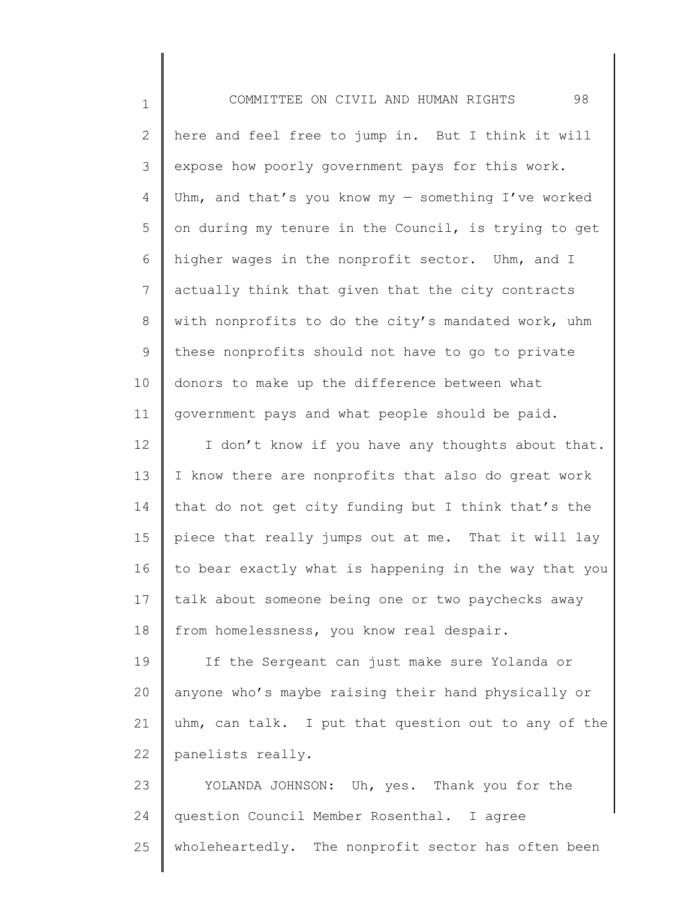here and feel free to jump in. But I think it will expose how poorly government pays for this work. Uhm, and that's you know my — something I've worked on during my tenure in the Council, is trying to get higher wages in the nonprofit sector. Uhm, and I actually think that given that the city contracts with nonprofits to do the city's mandated work, uhm these nonprofits should not have to go to private donors to make up the difference between what government pays and what people should be paid.

I don't know if you have any thoughts about that. I know there are nonprofits that also do great work that do not get city funding but I think that's the piece that really jumps out at me. That it will lay to bear exactly what is happening in the way that you talk about someone being one or two paychecks away from homelessness, you know real despair.

If the Sergeant can just make sure Yolanda or anyone who's maybe raising their hand physically or uhm, can talk. I put that question out to any of the panelists really.

YOLANDA JOHNSON: Uh, yes. Thank you for the question Council Member Rosenthal. I agree wholeheartedly. The nonprofit sector has often been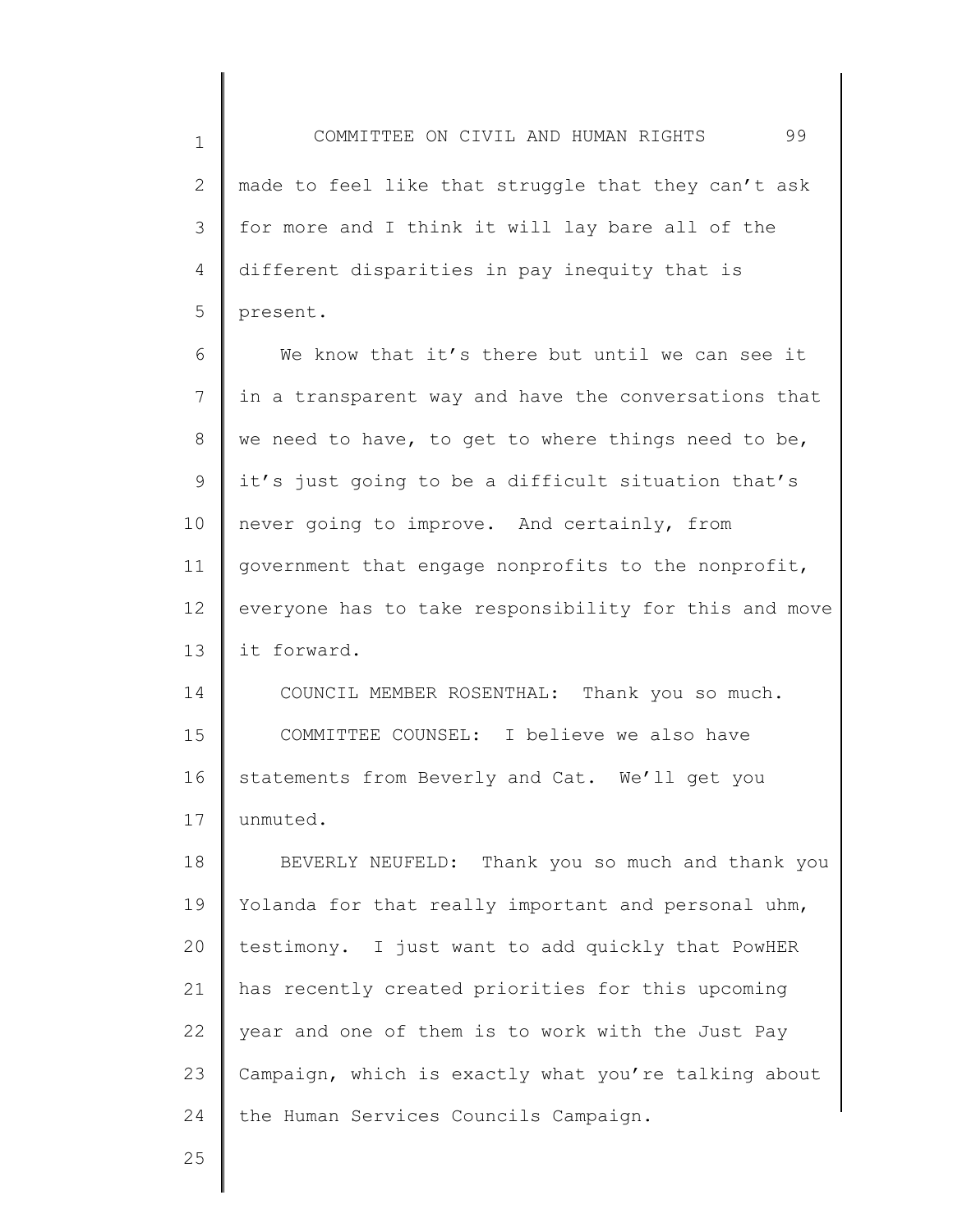made to feel like that struggle that they can't ask for more and I think it will lay bare all of the different disparities in pay inequity that is present.

We know that it's there but until we can see it in a transparent way and have the conversations that we need to have, to get to where things need to be, it's just going to be a difficult situation that's never going to improve. And certainly, from government that engage nonprofits to the nonprofit, everyone has to take responsibility for this and move it forward.

COUNCIL MEMBER ROSENTHAL: Thank you so much.

COMMITTEE COUNSEL: I believe we also have statements from Beverly and Cat. We'll get you unmuted.

BEVERLY NEUFELD: Thank you so much and thank you Yolanda for that really important and personal uhm, testimony. I just want to add quickly that PowHER has recently created priorities for this upcoming year and one of them is to work with the Just Pay Campaign, which is exactly what you're talking about the Human Services Councils Campaign.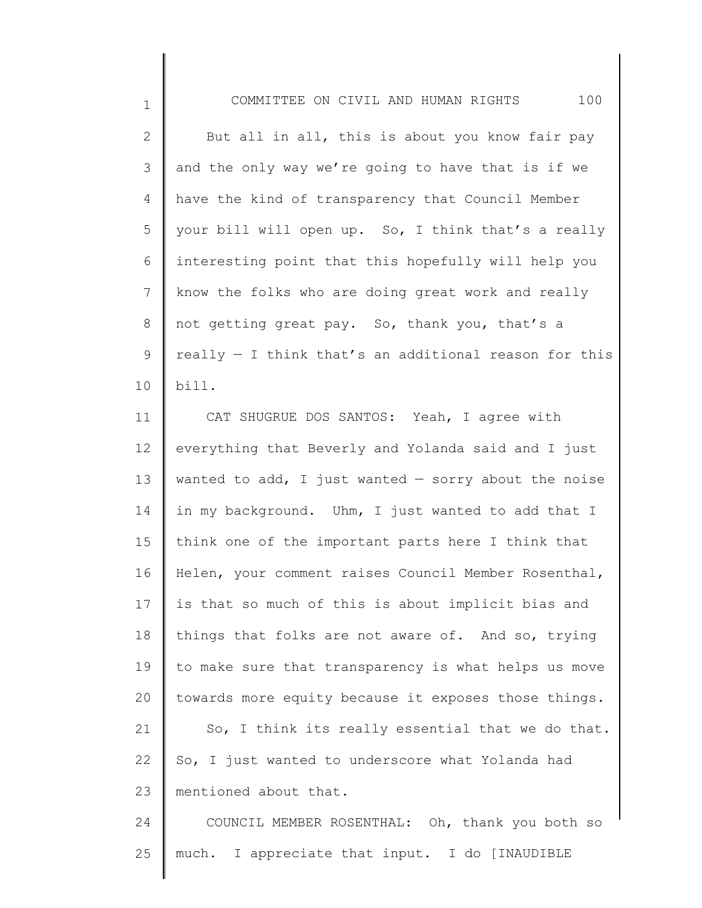But all in all, this is about you know fair pay and the only way we're going to have that is if we have the kind of transparency that Council Member your bill will open up. So, I think that's a really interesting point that this hopefully will help you know the folks who are doing great work and really not getting great pay. So, thank you, that's a really — I think that's an additional reason for this bill.

CAT SHUGRUE DOS SANTOS: Yeah, I agree with everything that Beverly and Yolanda said and I just wanted to add, I just wanted — sorry about the noise in my background. Uhm, I just wanted to add that I think one of the important parts here I think that Helen, your comment raises Council Member Rosenthal, is that so much of this is about implicit bias and things that folks are not aware of. And so, trying to make sure that transparency is what helps us move towards more equity because it exposes those things.

So, I think its really essential that we do that. So, I just wanted to underscore what Yolanda had mentioned about that.

COUNCIL MEMBER ROSENTHAL: Oh, thank you both so much. I appreciate that input. I do [INAUDIBLE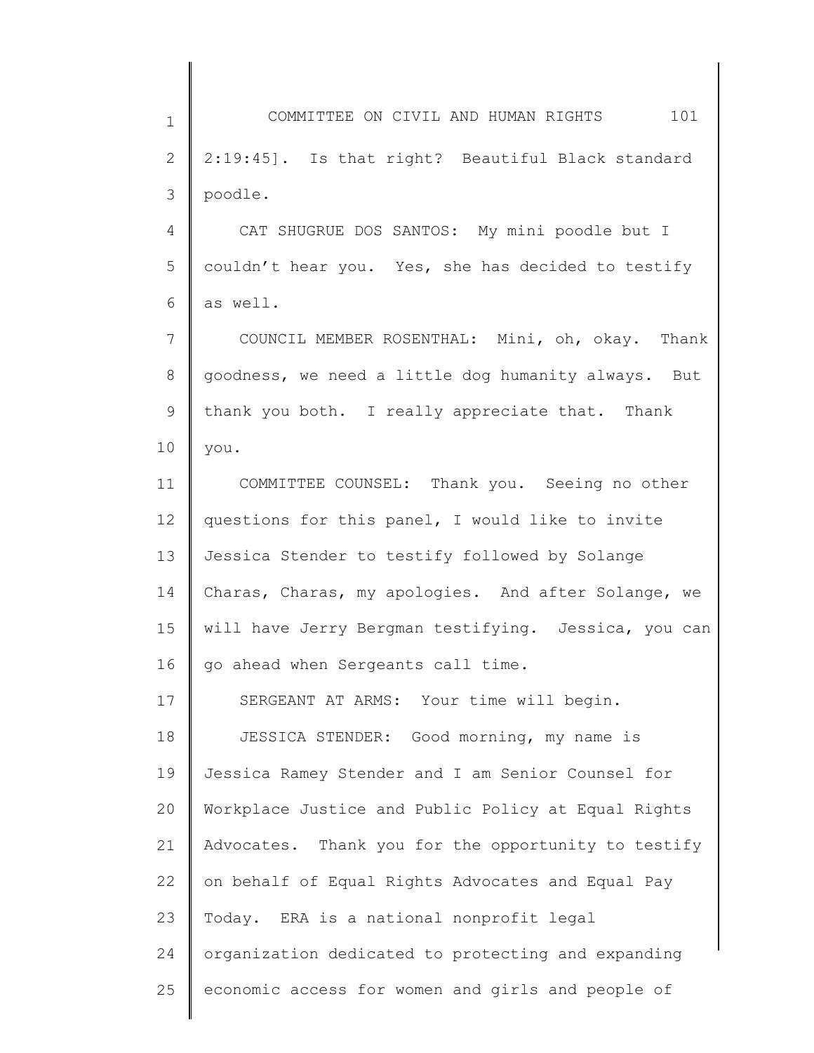2:19:45]. Is that right? Beautiful Black standard poodle.

CAT SHUGRUE DOS SANTOS: My mini poodle but I couldn't hear you. Yes, she has decided to testify as well.

COUNCIL MEMBER ROSENTHAL: Mini, oh, okay. Thank goodness, we need a little dog humanity always. But thank you both. I really appreciate that. Thank you.

COMMITTEE COUNSEL: Thank you. Seeing no other questions for this panel, I would like to invite Jessica Stender to testify followed by Solange Charas, Charas, my apologies. And after Solange, we will have Jerry Bergman testifying. Jessica, you can go ahead when Sergeants call time.

SERGEANT AT ARMS: Your time will begin.

JESSICA STENDER: Good morning, my name is Jessica Ramey Stender and I am Senior Counsel for Workplace Justice and Public Policy at Equal Rights Advocates. Thank you for the opportunity to testify on behalf of Equal Rights Advocates and Equal Pay Today. ERA is a national nonprofit legal organization dedicated to protecting and expanding economic access for women and girls and people of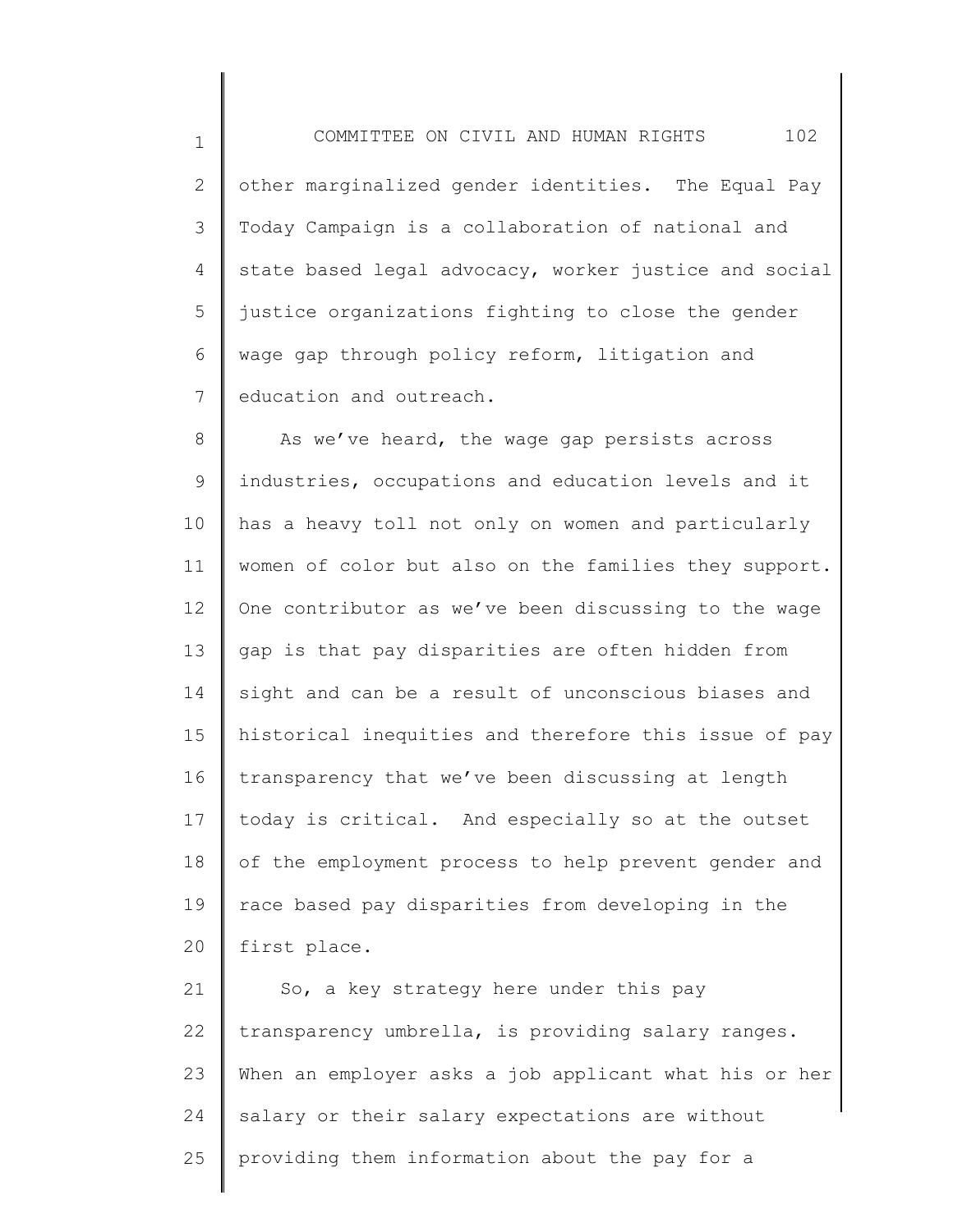other marginalized gender identities. The Equal Pay Today Campaign is a collaboration of national and state based legal advocacy, worker justice and social justice organizations fighting to close the gender wage gap through policy reform, litigation and education and outreach.

As we've heard, the wage gap persists across industries, occupations and education levels and it has a heavy toll not only on women and particularly women of color but also on the families they support. One contributor as we've been discussing to the wage gap is that pay disparities are often hidden from sight and can be a result of unconscious biases and historical inequities and therefore this issue of pay transparency that we've been discussing at length today is critical. And especially so at the outset of the employment process to help prevent gender and race based pay disparities from developing in the first place.

So, a key strategy here under this pay transparency umbrella, is providing salary ranges. When an employer asks a job applicant what his or her salary or their salary expectations are without providing them information about the pay for a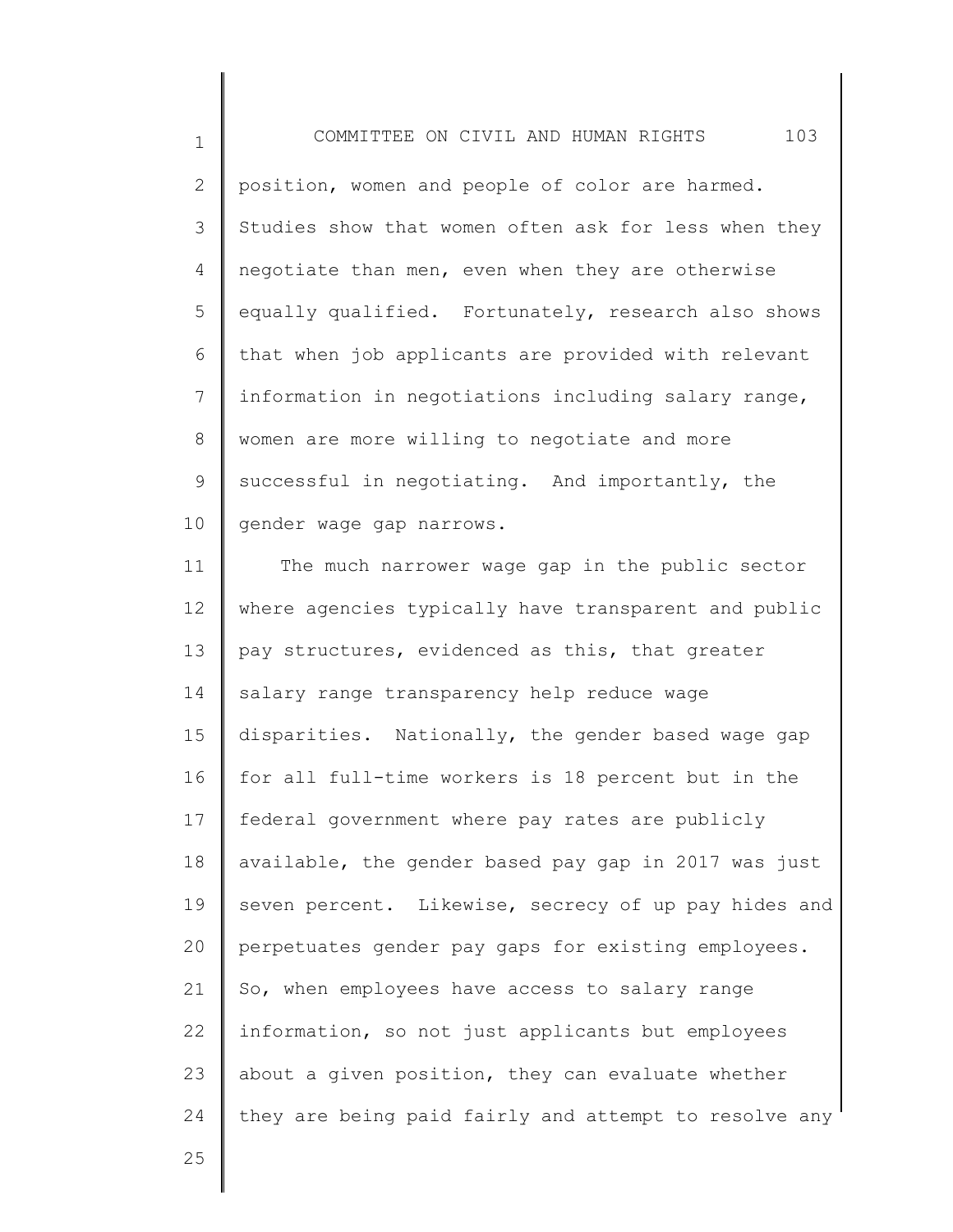position, women and people of color are harmed. Studies show that women often ask for less when they negotiate than men, even when they are otherwise equally qualified. Fortunately, research also shows that when job applicants are provided with relevant information in negotiations including salary range, women are more willing to negotiate and more successful in negotiating. And importantly, the gender wage gap narrows.

The much narrower wage gap in the public sector where agencies typically have transparent and public pay structures, evidenced as this, that greater salary range transparency help reduce wage disparities. Nationally, the gender based wage gap for all full-time workers is 18 percent but in the federal government where pay rates are publicly available, the gender based pay gap in 2017 was just seven percent. Likewise, secrecy of up pay hides and perpetuates gender pay gaps for existing employees. So, when employees have access to salary range information, so not just applicants but employees about a given position, they can evaluate whether they are being paid fairly and attempt to resolve any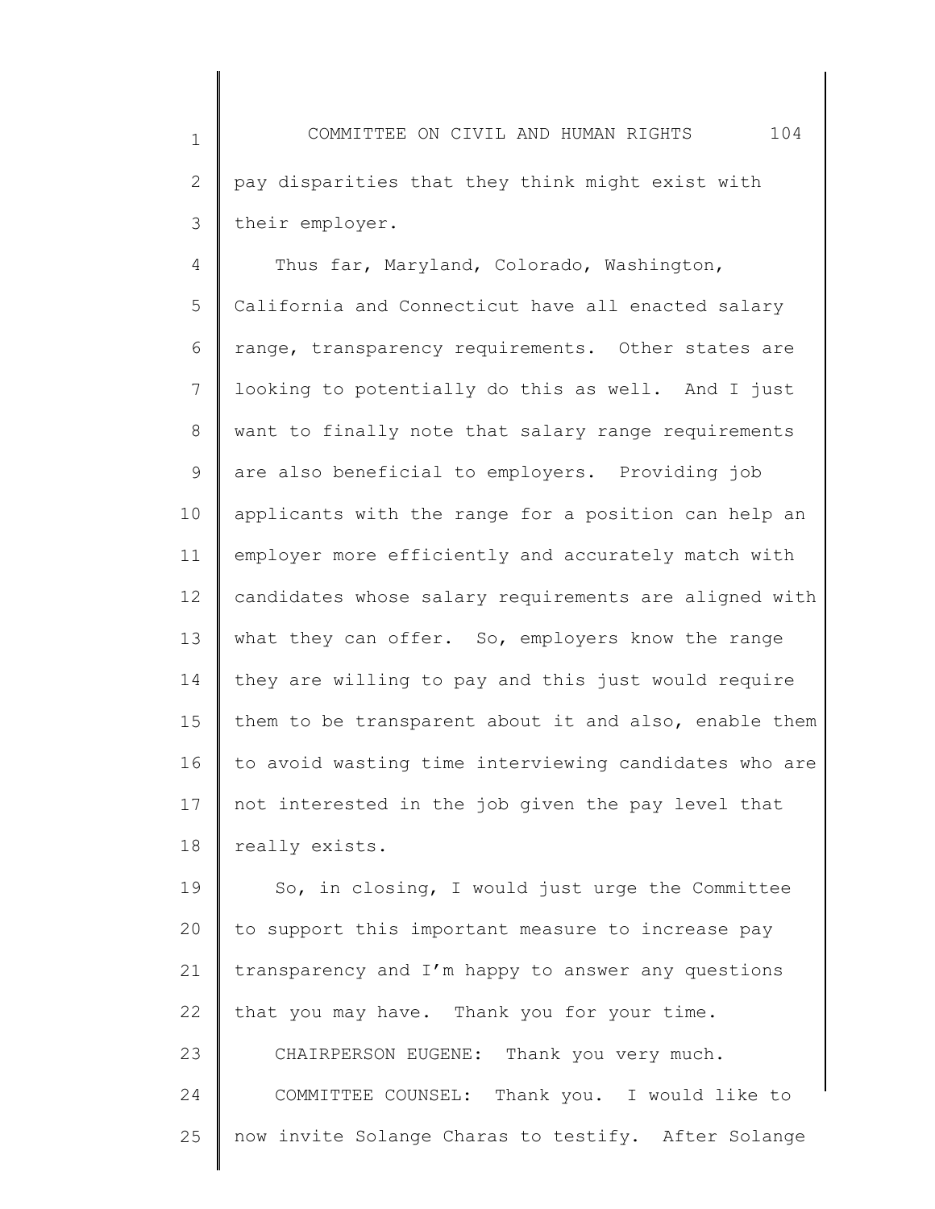pay disparities that they think might exist with their employer.

Thus far, Maryland, Colorado, Washington, California and Connecticut have all enacted salary range, transparency requirements. Other states are looking to potentially do this as well. And I just want to finally note that salary range requirements are also beneficial to employers. Providing job applicants with the range for a position can help an employer more efficiently and accurately match with candidates whose salary requirements are aligned with what they can offer. So, employers know the range they are willing to pay and this just would require them to be transparent about it and also, enable them to avoid wasting time interviewing candidates who are not interested in the job given the pay level that really exists.

So, in closing, I would just urge the Committee to support this important measure to increase pay transparency and I'm happy to answer any questions that you may have. Thank you for your time.

CHAIRPERSON EUGENE: Thank you very much.

COMMITTEE COUNSEL: Thank you. I would like to now invite Solange Charas to testify. After Solange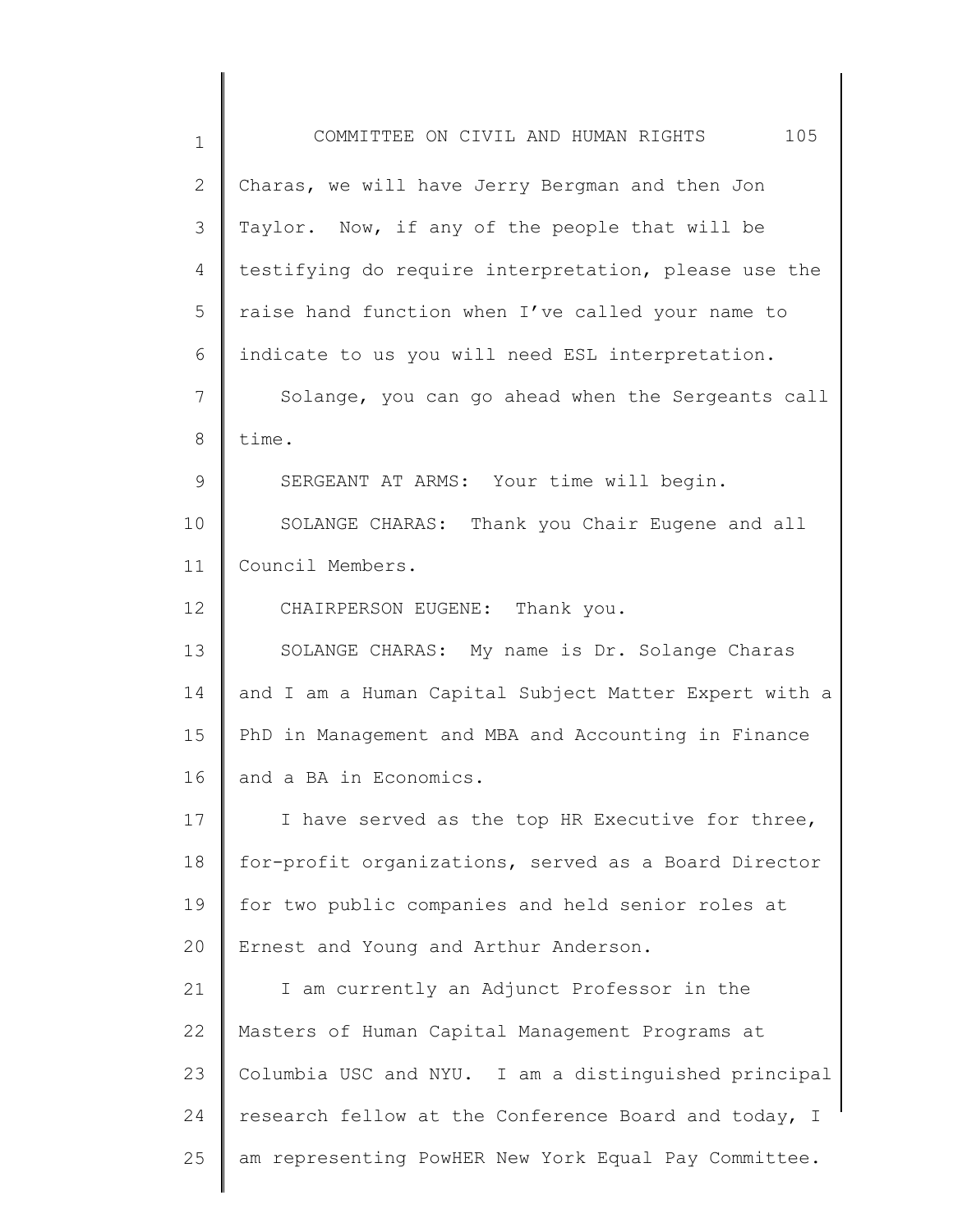Charas, we will have Jerry Bergman and then Jon Taylor. Now, if any of the people that will be testifying do require interpretation, please use the raise hand function when I've called your name to indicate to us you will need ESL interpretation.

Solange, you can go ahead when the Sergeants call time.

SERGEANT AT ARMS: Your time will begin.

SOLANGE CHARAS: Thank you Chair Eugene and all Council Members.

CHAIRPERSON EUGENE: Thank you.

SOLANGE CHARAS: My name is Dr. Solange Charas and I am a Human Capital Subject Matter Expert with a PhD in Management and MBA and Accounting in Finance and a BA in Economics.

I have served as the top HR Executive for three, for-profit organizations, served as a Board Director for two public companies and held senior roles at Ernest and Young and Arthur Anderson.

I am currently an Adjunct Professor in the Masters of Human Capital Management Programs at Columbia USC and NYU. I am a distinguished principal research fellow at the Conference Board and today, I am representing PowHER New York Equal Pay Committee.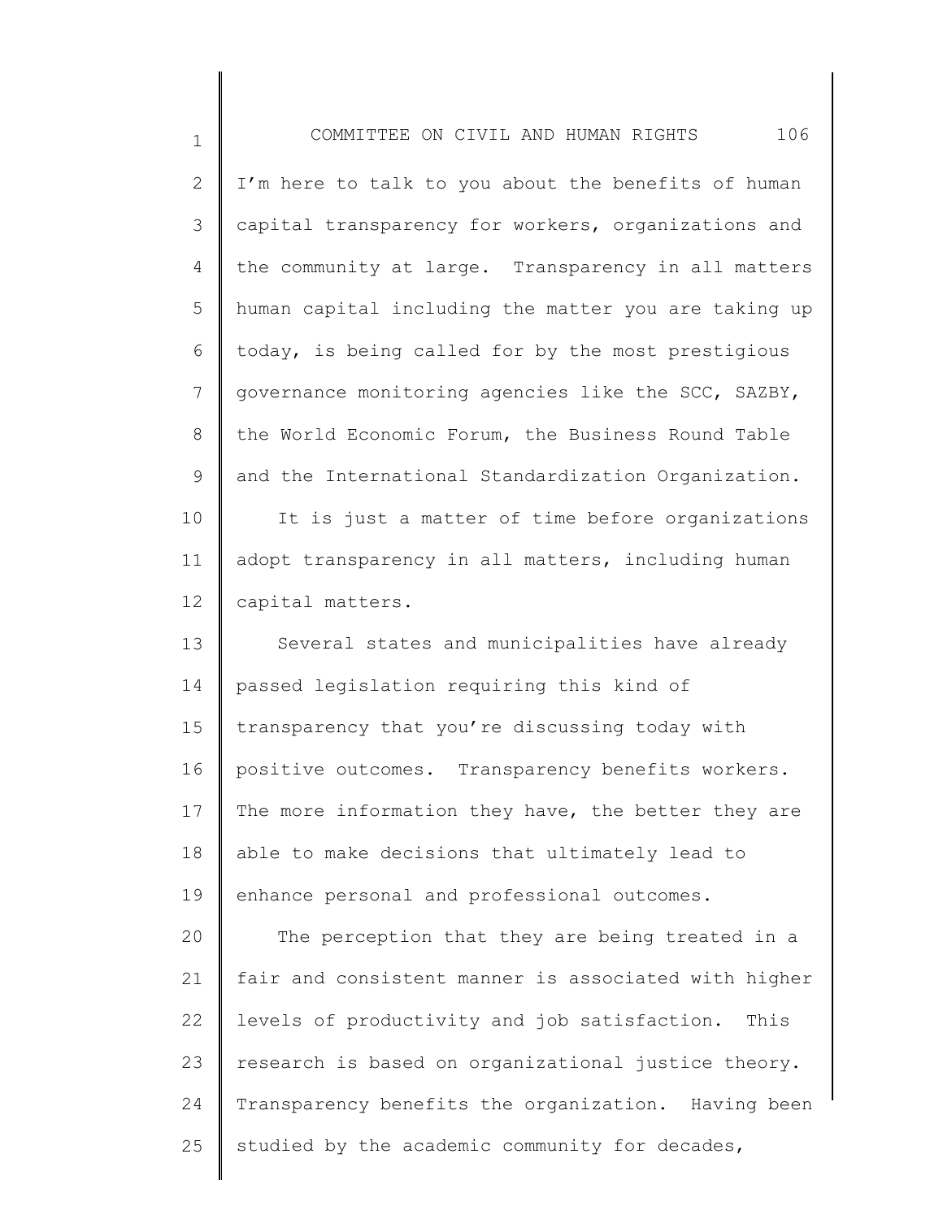I'm here to talk to you about the benefits of human capital transparency for workers, organizations and the community at large. Transparency in all matters human capital including the matter you are taking up today, is being called for by the most prestigious governance monitoring agencies like the SCC, SAZBY, the World Economic Forum, the Business Round Table and the International Standardization Organization.

It is just a matter of time before organizations adopt transparency in all matters, including human capital matters.

Several states and municipalities have already passed legislation requiring this kind of transparency that you're discussing today with positive outcomes. Transparency benefits workers. The more information they have, the better they are able to make decisions that ultimately lead to enhance personal and professional outcomes.

The perception that they are being treated in a fair and consistent manner is associated with higher levels of productivity and job satisfaction. This research is based on organizational justice theory. Transparency benefits the organization. Having been studied by the academic community for decades,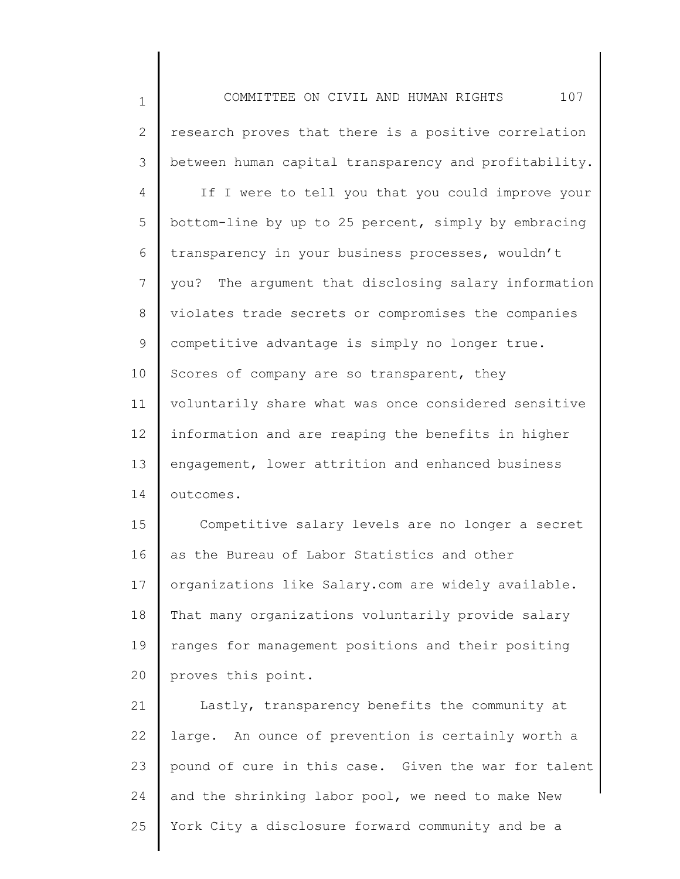research proves that there is a positive correlation between human capital transparency and profitability.

If I were to tell you that you could improve your bottom-line by up to 25 percent, simply by embracing transparency in your business processes, wouldn't you? The argument that disclosing salary information violates trade secrets or compromises the companies competitive advantage is simply no longer true. Scores of company are so transparent, they voluntarily share what was once considered sensitive information and are reaping the benefits in higher engagement, lower attrition and enhanced business outcomes.

Competitive salary levels are no longer a secret as the Bureau of Labor Statistics and other organizations like Salary.com are widely available. That many organizations voluntarily provide salary ranges for management positions and their positing proves this point.

Lastly, transparency benefits the community at large. An ounce of prevention is certainly worth a pound of cure in this case. Given the war for talent and the shrinking labor pool, we need to make New York City a disclosure forward community and be a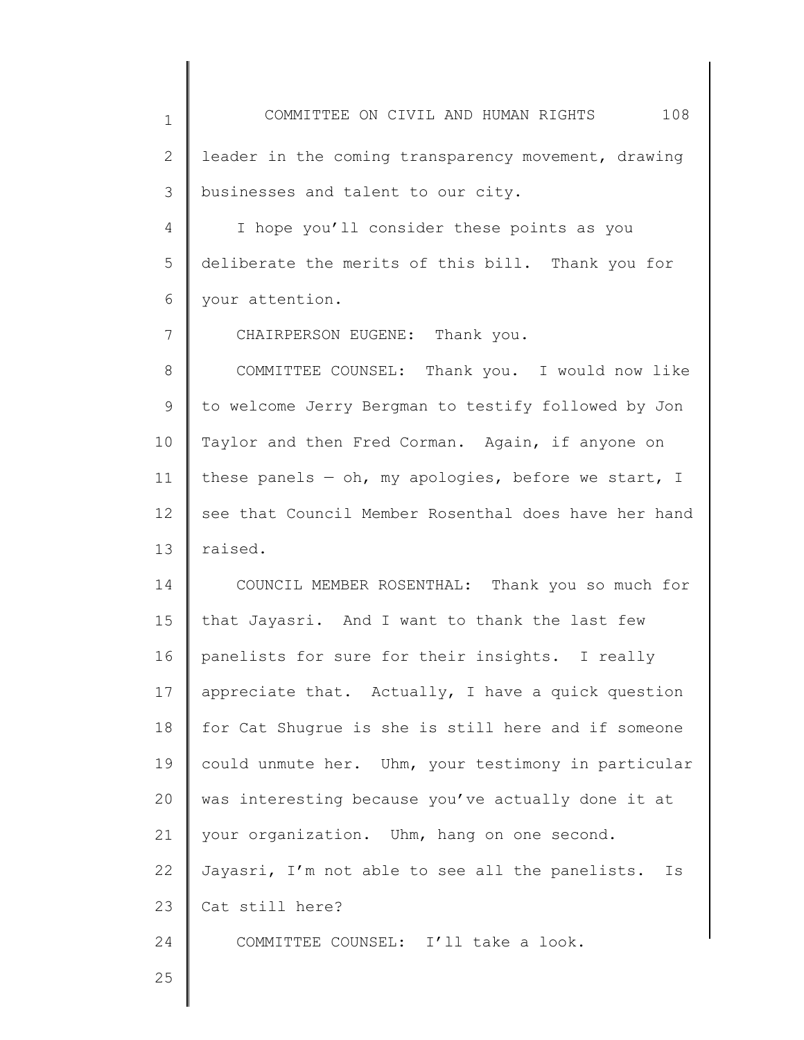leader in the coming transparency movement, drawing businesses and talent to our city.

I hope you'll consider these points as you deliberate the merits of this bill. Thank you for your attention.

CHAIRPERSON EUGENE: Thank you.

COMMITTEE COUNSEL: Thank you. I would now like to welcome Jerry Bergman to testify followed by Jon Taylor and then Fred Corman. Again, if anyone on these panels — oh, my apologies, before we start, I see that Council Member Rosenthal does have her hand raised.

COUNCIL MEMBER ROSENTHAL: Thank you so much for that Jayasri. And I want to thank the last few panelists for sure for their insights. I really appreciate that. Actually, I have a quick question for Cat Shugrue is she is still here and if someone could unmute her. Uhm, your testimony in particular was interesting because you've actually done it at your organization. Uhm, hang on one second. Jayasri, I'm not able to see all the panelists. Is Cat still here?

COMMITTEE COUNSEL: I'll take a look.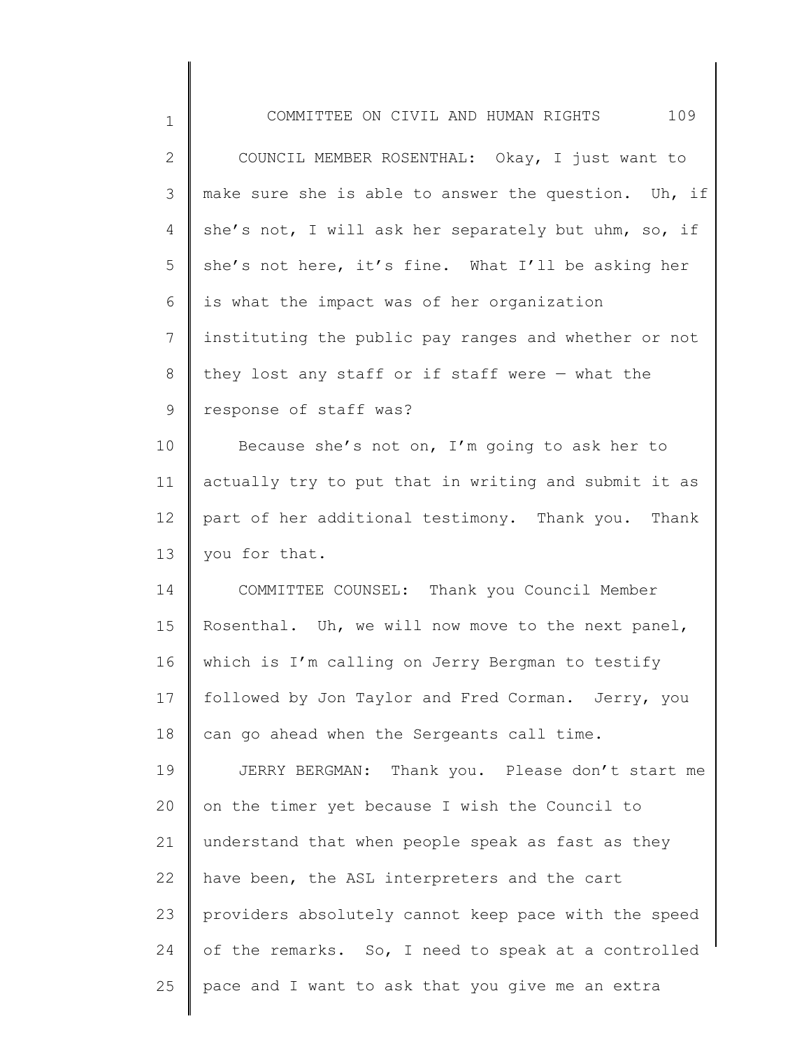COUNCIL MEMBER ROSENTHAL: Okay, I just want to make sure she is able to answer the question. Uh, if she's not, I will ask her separately but uhm, so, if she's not here, it's fine. What I'll be asking her is what the impact was of her organization instituting the public pay ranges and whether or not they lost any staff or if staff were — what the response of staff was?

Because she's not on, I'm going to ask her to actually try to put that in writing and submit it as part of her additional testimony. Thank you. Thank you for that.

COMMITTEE COUNSEL: Thank you Council Member Rosenthal. Uh, we will now move to the next panel, which is I'm calling on Jerry Bergman to testify followed by Jon Taylor and Fred Corman. Jerry, you can go ahead when the Sergeants call time.

JERRY BERGMAN: Thank you. Please don't start me on the timer yet because I wish the Council to understand that when people speak as fast as they have been, the ASL interpreters and the cart providers absolutely cannot keep pace with the speed of the remarks. So, I need to speak at a controlled pace and I want to ask that you give me an extra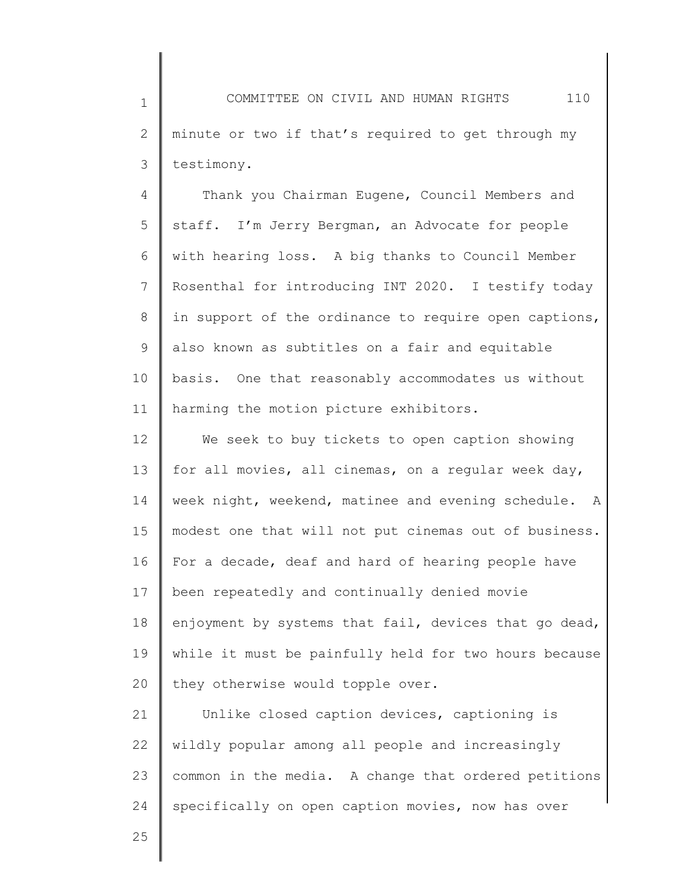minute or two if that's required to get through my testimony.

Thank you Chairman Eugene, Council Members and staff. I'm Jerry Bergman, an Advocate for people with hearing loss. A big thanks to Council Member Rosenthal for introducing INT 2020. I testify today in support of the ordinance to require open captions, also known as subtitles on a fair and equitable basis. One that reasonably accommodates us without harming the motion picture exhibitors.

We seek to buy tickets to open caption showing for all movies, all cinemas, on a regular week day, week night, weekend, matinee and evening schedule. A modest one that will not put cinemas out of business. For a decade, deaf and hard of hearing people have been repeatedly and continually denied movie enjoyment by systems that fail, devices that go dead, while it must be painfully held for two hours because they otherwise would topple over.

Unlike closed caption devices, captioning is wildly popular among all people and increasingly common in the media. A change that ordered petitions specifically on open caption movies, now has over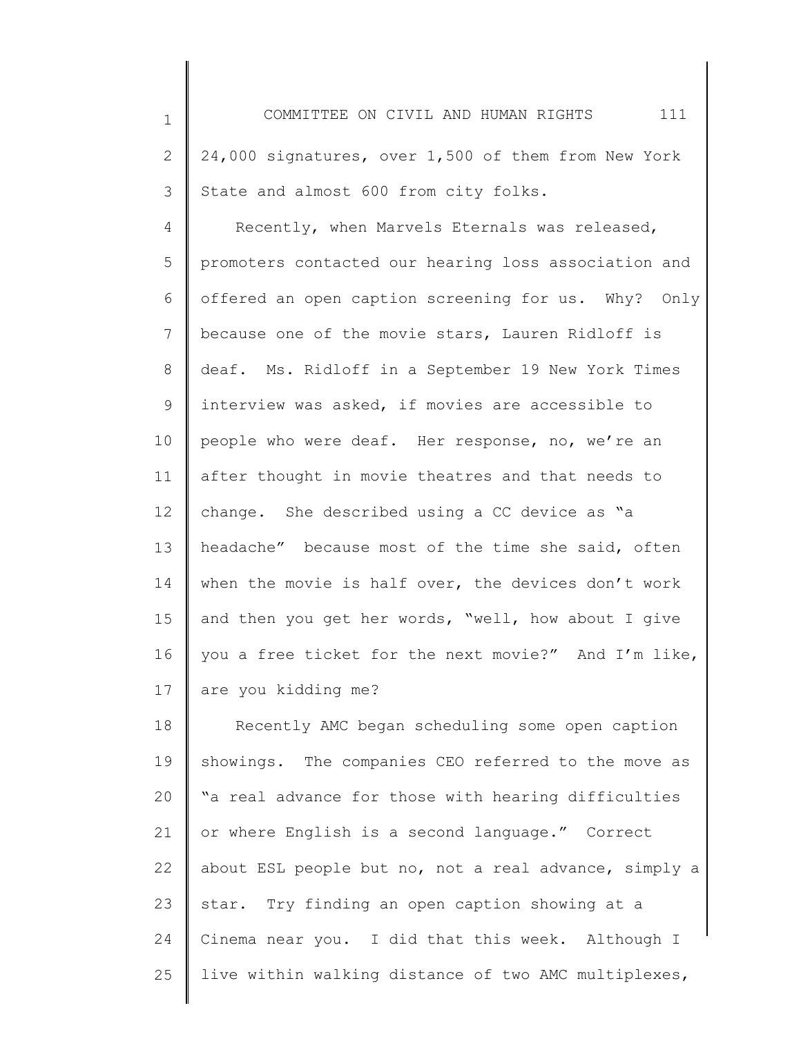24,000 signatures, over 1,500 of them from New York State and almost 600 from city folks.

Recently, when Marvels Eternals was released, promoters contacted our hearing loss association and offered an open caption screening for us. Why? Only because one of the movie stars, Lauren Ridloff is deaf. Ms. Ridloff in a September 19 New York Times interview was asked, if movies are accessible to people who were deaf. Her response, no, we're an after thought in movie theatres and that needs to change. She described using a CC device as "a headache" because most of the time she said, often when the movie is half over, the devices don't work and then you get her words, "well, how about I give you a free ticket for the next movie?" And I'm like, are you kidding me?

Recently AMC began scheduling some open caption showings. The companies CEO referred to the move as "a real advance for those with hearing difficulties or where English is a second language." Correct about ESL people but no, not a real advance, simply a star. Try finding an open caption showing at a Cinema near you. I did that this week. Although I live within walking distance of two AMC multiplexes,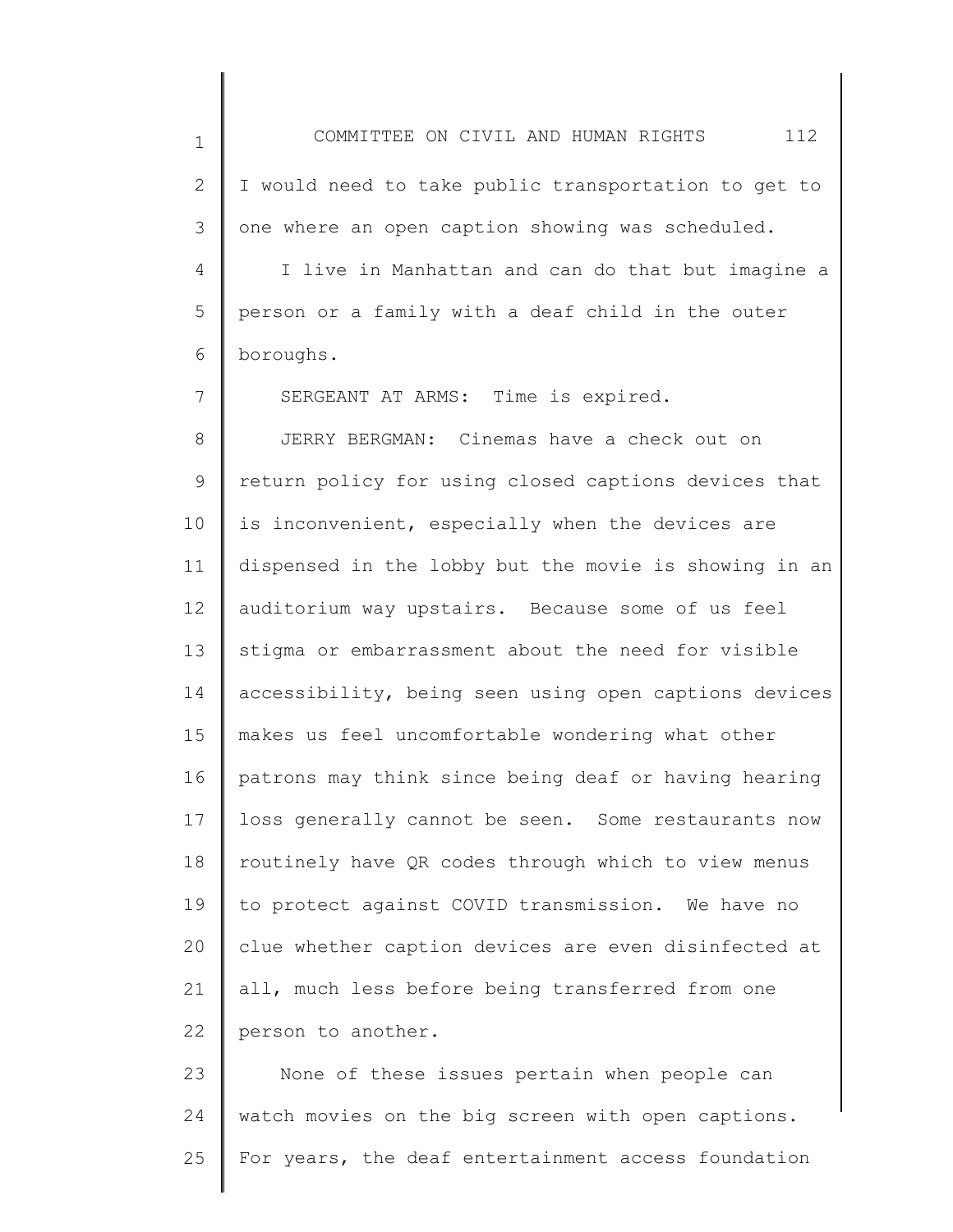I would need to take public transportation to get to one where an open caption showing was scheduled.

I live in Manhattan and can do that but imagine a person or a family with a deaf child in the outer boroughs.

SERGEANT AT ARMS: Time is expired.

JERRY BERGMAN: Cinemas have a check out on return policy for using closed captions devices that is inconvenient, especially when the devices are dispensed in the lobby but the movie is showing in an auditorium way upstairs. Because some of us feel stigma or embarrassment about the need for visible accessibility, being seen using open captions devices makes us feel uncomfortable wondering what other patrons may think since being deaf or having hearing loss generally cannot be seen. Some restaurants now routinely have QR codes through which to view menus to protect against COVID transmission. We have no clue whether caption devices are even disinfected at all, much less before being transferred from one person to another.

None of these issues pertain when people can watch movies on the big screen with open captions. For years, the deaf entertainment access foundation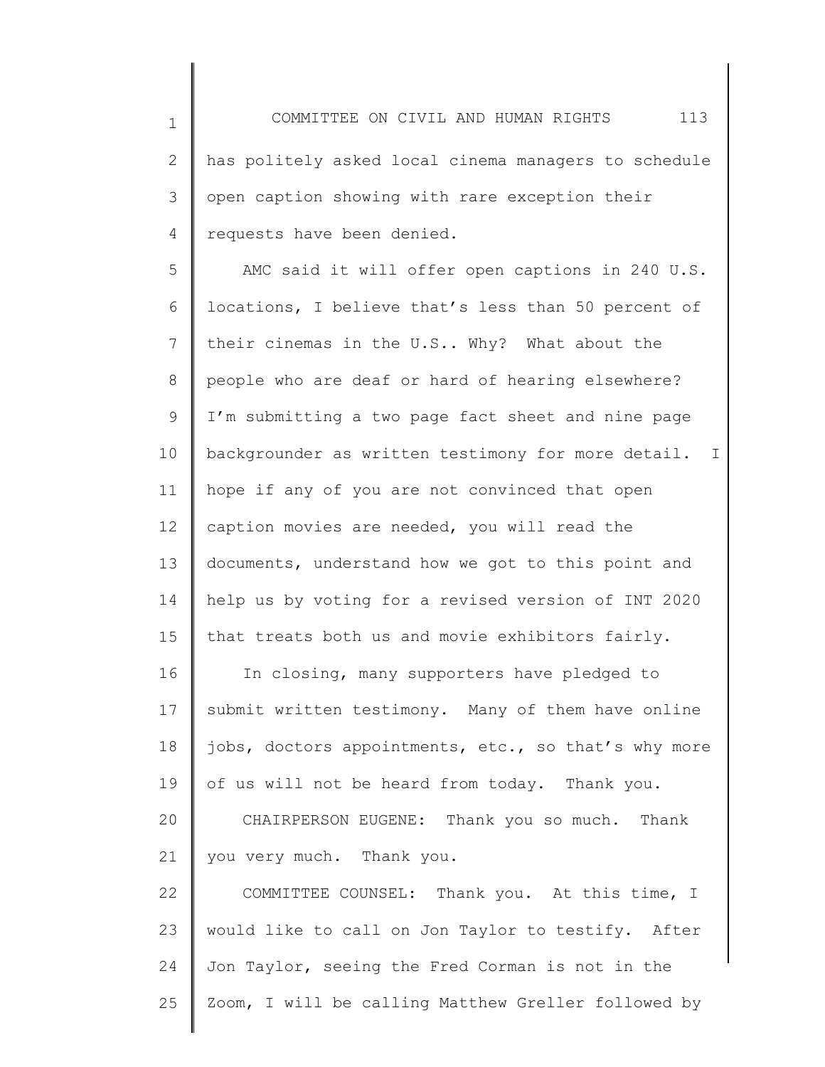has politely asked local cinema managers to schedule open caption showing with rare exception their requests have been denied.

AMC said it will offer open captions in 240 U.S. locations, I believe that's less than 50 percent of their cinemas in the U.S.. Why? What about the people who are deaf or hard of hearing elsewhere? I'm submitting a two page fact sheet and nine page backgrounder as written testimony for more detail. I hope if any of you are not convinced that open caption movies are needed, you will read the documents, understand how we got to this point and help us by voting for a revised version of INT 2020 that treats both us and movie exhibitors fairly.

In closing, many supporters have pledged to submit written testimony. Many of them have online jobs, doctors appointments, etc., so that's why more of us will not be heard from today. Thank you.

CHAIRPERSON EUGENE: Thank you so much. Thank you very much. Thank you.

COMMITTEE COUNSEL: Thank you. At this time, I would like to call on Jon Taylor to testify. After Jon Taylor, seeing the Fred Corman is not in the Zoom, I will be calling Matthew Greller followed by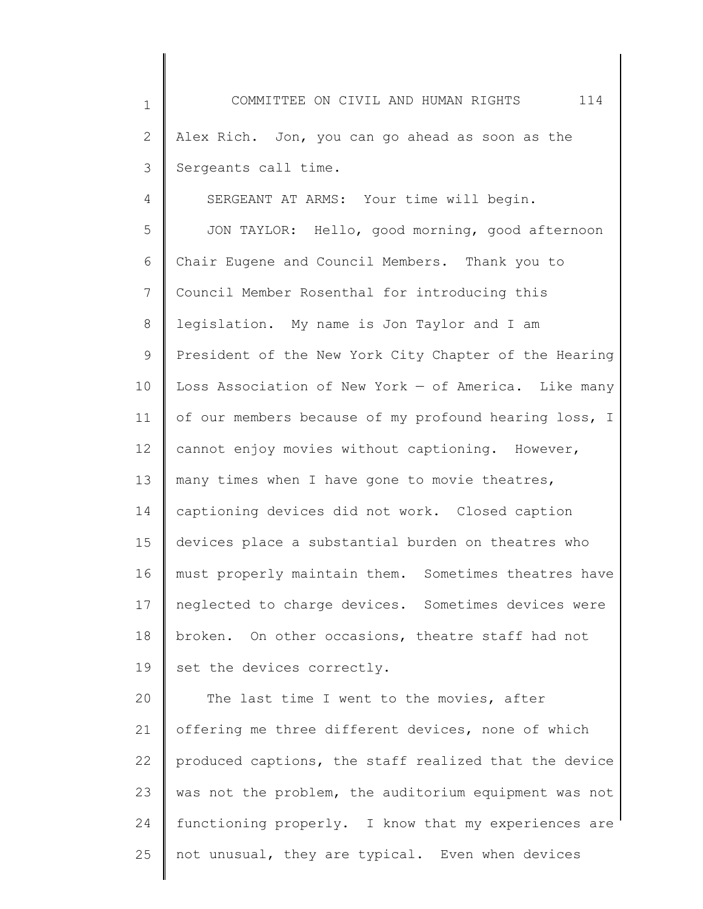Alex Rich. Jon, you can go ahead as soon as the Sergeants call time.

SERGEANT AT ARMS: Your time will begin.

JON TAYLOR: Hello, good morning, good afternoon Chair Eugene and Council Members. Thank you to Council Member Rosenthal for introducing this legislation. My name is Jon Taylor and I am President of the New York City Chapter of the Hearing Loss Association of New York — of America. Like many of our members because of my profound hearing loss, I cannot enjoy movies without captioning. However, many times when I have gone to movie theatres, captioning devices did not work. Closed caption devices place a substantial burden on theatres who must properly maintain them. Sometimes theatres have neglected to charge devices. Sometimes devices were broken. On other occasions, theatre staff had not set the devices correctly.

The last time I went to the movies, after offering me three different devices, none of which produced captions, the staff realized that the device was not the problem, the auditorium equipment was not functioning properly. I know that my experiences are not unusual, they are typical. Even when devices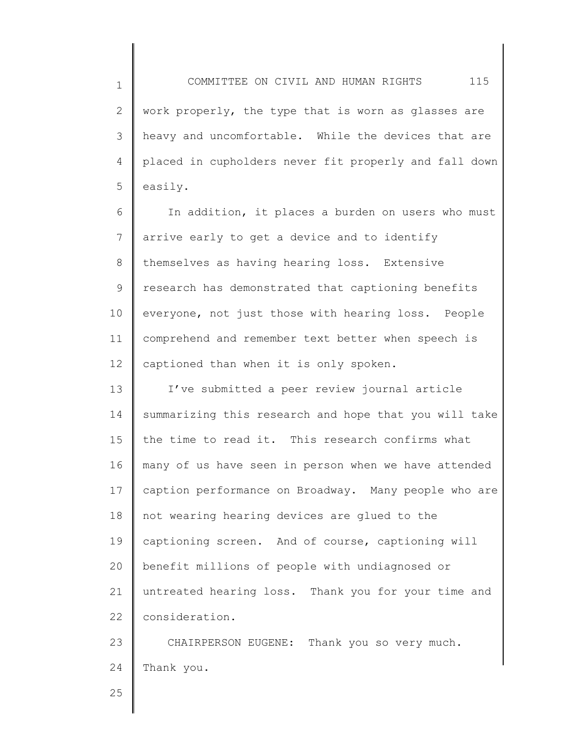work properly, the type that is worn as glasses are heavy and uncomfortable. While the devices that are placed in cupholders never fit properly and fall down easily.

In addition, it places a burden on users who must arrive early to get a device and to identify themselves as having hearing loss. Extensive research has demonstrated that captioning benefits everyone, not just those with hearing loss. People comprehend and remember text better when speech is captioned than when it is only spoken.

I've submitted a peer review journal article summarizing this research and hope that you will take the time to read it. This research confirms what many of us have seen in person when we have attended caption performance on Broadway. Many people who are not wearing hearing devices are glued to the captioning screen. And of course, captioning will benefit millions of people with undiagnosed or untreated hearing loss. Thank you for your time and consideration.

CHAIRPERSON EUGENE: Thank you so very much. Thank you.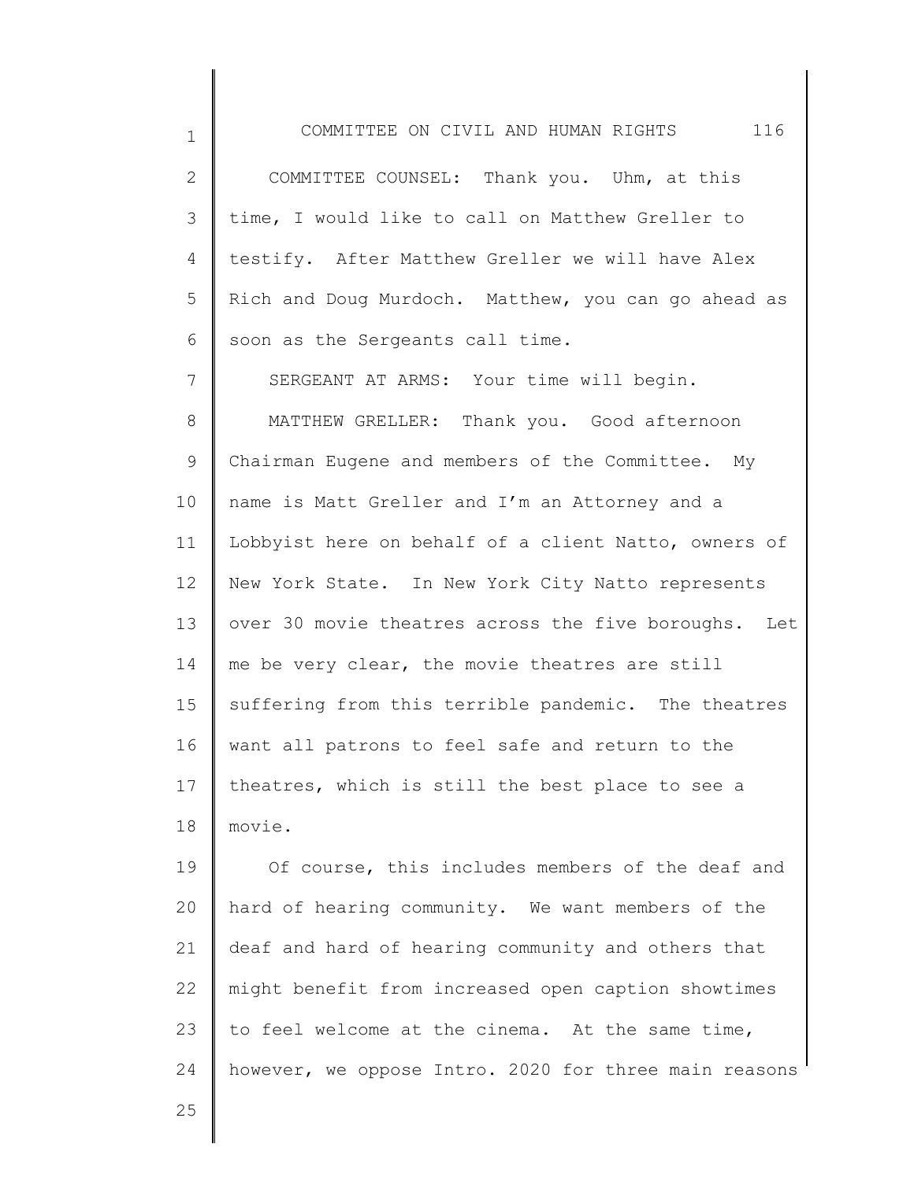COMMITTEE COUNSEL: Thank you. Uhm, at this time, I would like to call on Matthew Greller to testify. After Matthew Greller we will have Alex Rich and Doug Murdoch. Matthew, you can go ahead as soon as the Sergeants call time.

SERGEANT AT ARMS: Your time will begin.

MATTHEW GRELLER: Thank you. Good afternoon Chairman Eugene and members of the Committee. My name is Matt Greller and I'm an Attorney and a Lobbyist here on behalf of a client Natto, owners of New York State. In New York City Natto represents over 30 movie theatres across the five boroughs. Let me be very clear, the movie theatres are still suffering from this terrible pandemic. The theatres want all patrons to feel safe and return to the theatres, which is still the best place to see a movie.

Of course, this includes members of the deaf and hard of hearing community. We want members of the deaf and hard of hearing community and others that might benefit from increased open caption showtimes to feel welcome at the cinema. At the same time, however, we oppose Intro. 2020 for three main reasons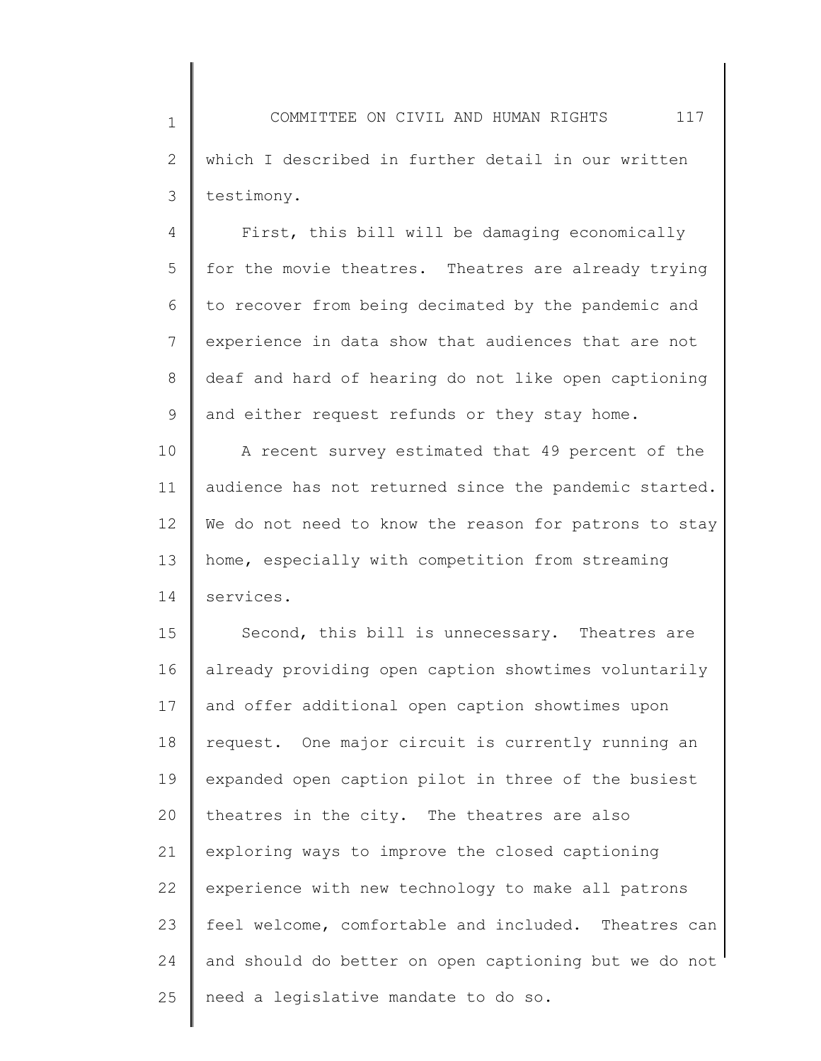which I described in further detail in our written testimony.

First, this bill will be damaging economically for the movie theatres. Theatres are already trying to recover from being decimated by the pandemic and experience in data show that audiences that are not deaf and hard of hearing do not like open captioning and either request refunds or they stay home.

A recent survey estimated that 49 percent of the audience has not returned since the pandemic started. We do not need to know the reason for patrons to stay home, especially with competition from streaming services.

Second, this bill is unnecessary. Theatres are already providing open caption showtimes voluntarily and offer additional open caption showtimes upon request. One major circuit is currently running an expanded open caption pilot in three of the busiest theatres in the city. The theatres are also exploring ways to improve the closed captioning experience with new technology to make all patrons feel welcome, comfortable and included. Theatres can and should do better on open captioning but we do not need a legislative mandate to do so.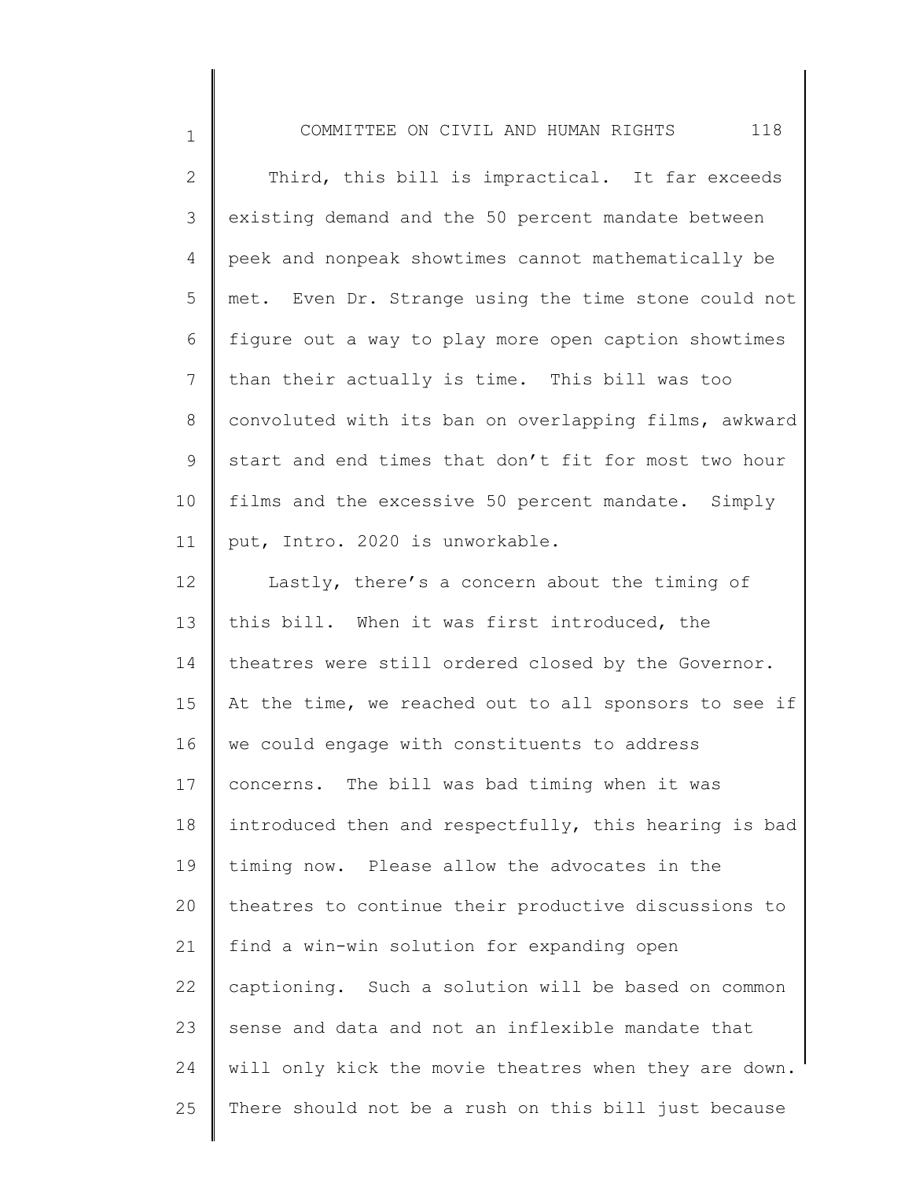Third, this bill is impractical. It far exceeds existing demand and the 50 percent mandate between peek and nonpeak showtimes cannot mathematically be met. Even Dr. Strange using the time stone could not figure out a way to play more open caption showtimes than their actually is time. This bill was too convoluted with its ban on overlapping films, awkward start and end times that don't fit for most two hour films and the excessive 50 percent mandate. Simply put, Intro. 2020 is unworkable.

Lastly, there's a concern about the timing of this bill. When it was first introduced, the theatres were still ordered closed by the Governor. At the time, we reached out to all sponsors to see if we could engage with constituents to address concerns. The bill was bad timing when it was introduced then and respectfully, this hearing is bad timing now. Please allow the advocates in the theatres to continue their productive discussions to find a win-win solution for expanding open captioning. Such a solution will be based on common sense and data and not an inflexible mandate that will only kick the movie theatres when they are down. There should not be a rush on this bill just because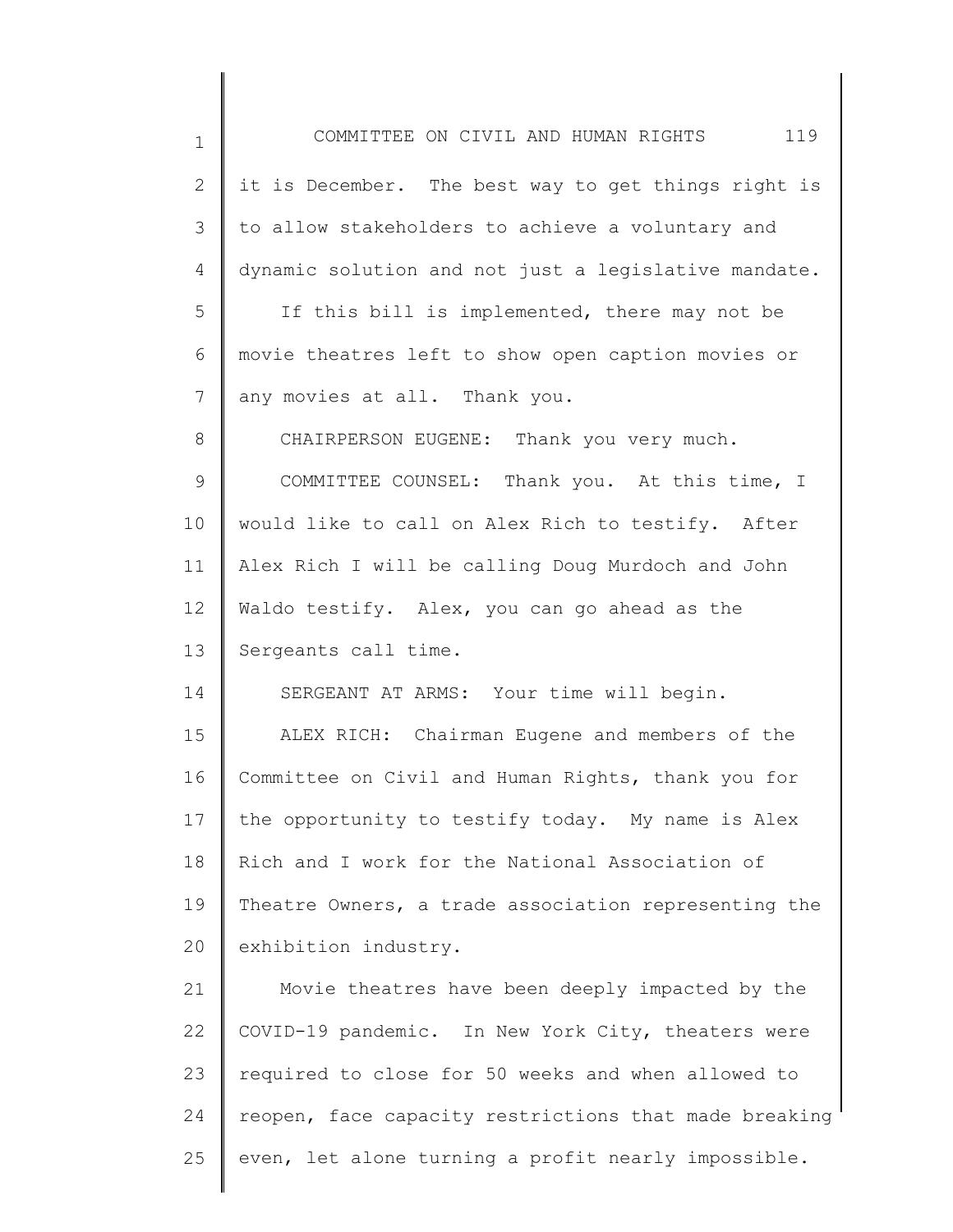it is December. The best way to get things right is to allow stakeholders to achieve a voluntary and dynamic solution and not just a legislative mandate.

If this bill is implemented, there may not be movie theatres left to show open caption movies or any movies at all. Thank you.

CHAIRPERSON EUGENE: Thank you very much.

COMMITTEE COUNSEL: Thank you. At this time, I would like to call on Alex Rich to testify. After Alex Rich I will be calling Doug Murdoch and John Waldo testify. Alex, you can go ahead as the Sergeants call time.

SERGEANT AT ARMS: Your time will begin.

ALEX RICH: Chairman Eugene and members of the Committee on Civil and Human Rights, thank you for the opportunity to testify today. My name is Alex Rich and I work for the National Association of Theatre Owners, a trade association representing the exhibition industry.

Movie theatres have been deeply impacted by the COVID-19 pandemic. In New York City, theaters were required to close for 50 weeks and when allowed to reopen, face capacity restrictions that made breaking even, let alone turning a profit nearly impossible.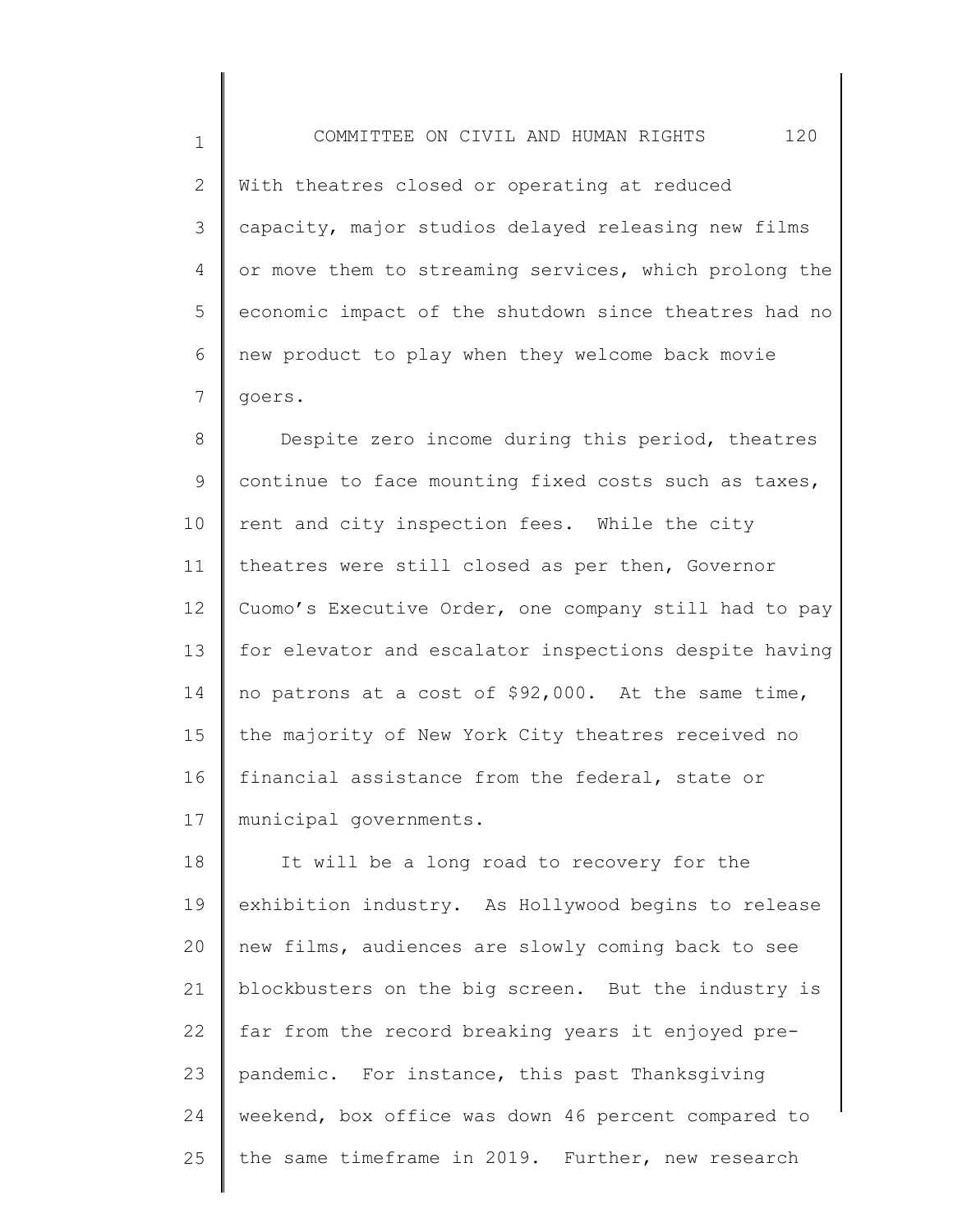With theatres closed or operating at reduced capacity, major studios delayed releasing new films or move them to streaming services, which prolong the economic impact of the shutdown since theatres had no new product to play when they welcome back movie goers.

Despite zero income during this period, theatres continue to face mounting fixed costs such as taxes, rent and city inspection fees. While the city theatres were still closed as per then, Governor Cuomo's Executive Order, one company still had to pay for elevator and escalator inspections despite having no patrons at a cost of $92,000. At the same time, the majority of New York City theatres received no financial assistance from the federal, state or municipal governments.

It will be a long road to recovery for the exhibition industry. As Hollywood begins to release new films, audiences are slowly coming back to see blockbusters on the big screen. But the industry is far from the record breaking years it enjoyed pre-pandemic. For instance, this past Thanksgiving weekend, box office was down 46 percent compared to the same timeframe in 2019. Further, new research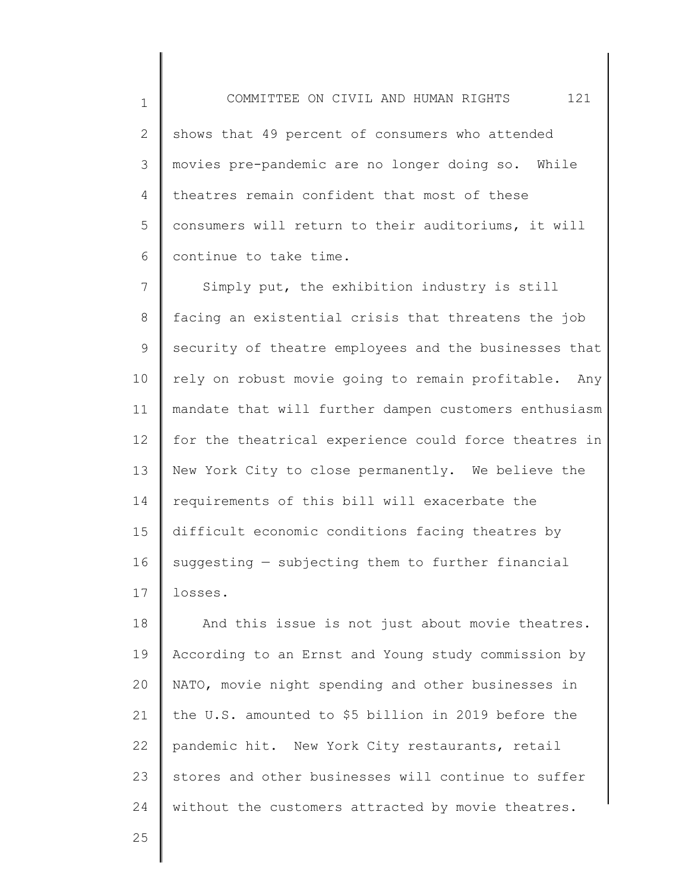shows that 49 percent of consumers who attended movies pre-pandemic are no longer doing so. While theatres remain confident that most of these consumers will return to their auditoriums, it will continue to take time.

Simply put, the exhibition industry is still facing an existential crisis that threatens the job security of theatre employees and the businesses that rely on robust movie going to remain profitable. Any mandate that will further dampen customers enthusiasm for the theatrical experience could force theatres in New York City to close permanently. We believe the requirements of this bill will exacerbate the difficult economic conditions facing theatres by suggesting — subjecting them to further financial losses.

And this issue is not just about movie theatres. According to an Ernst and Young study commission by NATO, movie night spending and other businesses in the U.S. amounted to $5 billion in 2019 before the pandemic hit. New York City restaurants, retail stores and other businesses will continue to suffer without the customers attracted by movie theatres.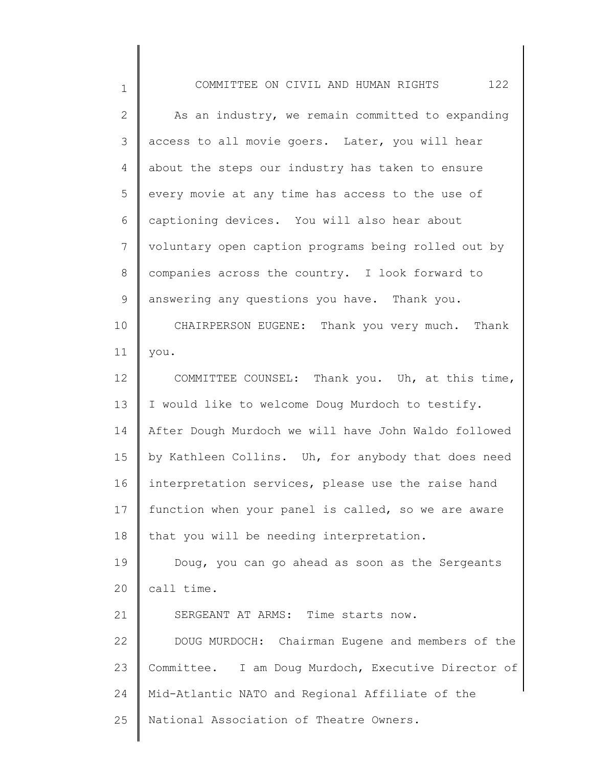As an industry, we remain committed to expanding access to all movie goers. Later, you will hear about the steps our industry has taken to ensure every movie at any time has access to the use of captioning devices. You will also hear about voluntary open caption programs being rolled out by companies across the country. I look forward to answering any questions you have. Thank you.

CHAIRPERSON EUGENE: Thank you very much. Thank you.

COMMITTEE COUNSEL: Thank you. Uh, at this time, I would like to welcome Doug Murdoch to testify. After Dough Murdoch we will have John Waldo followed by Kathleen Collins. Uh, for anybody that does need interpretation services, please use the raise hand function when your panel is called, so we are aware that you will be needing interpretation.

Doug, you can go ahead as soon as the Sergeants call time.

SERGEANT AT ARMS: Time starts now.

DOUG MURDOCH: Chairman Eugene and members of the Committee. I am Doug Murdoch, Executive Director of Mid-Atlantic NATO and Regional Affiliate of the National Association of Theatre Owners.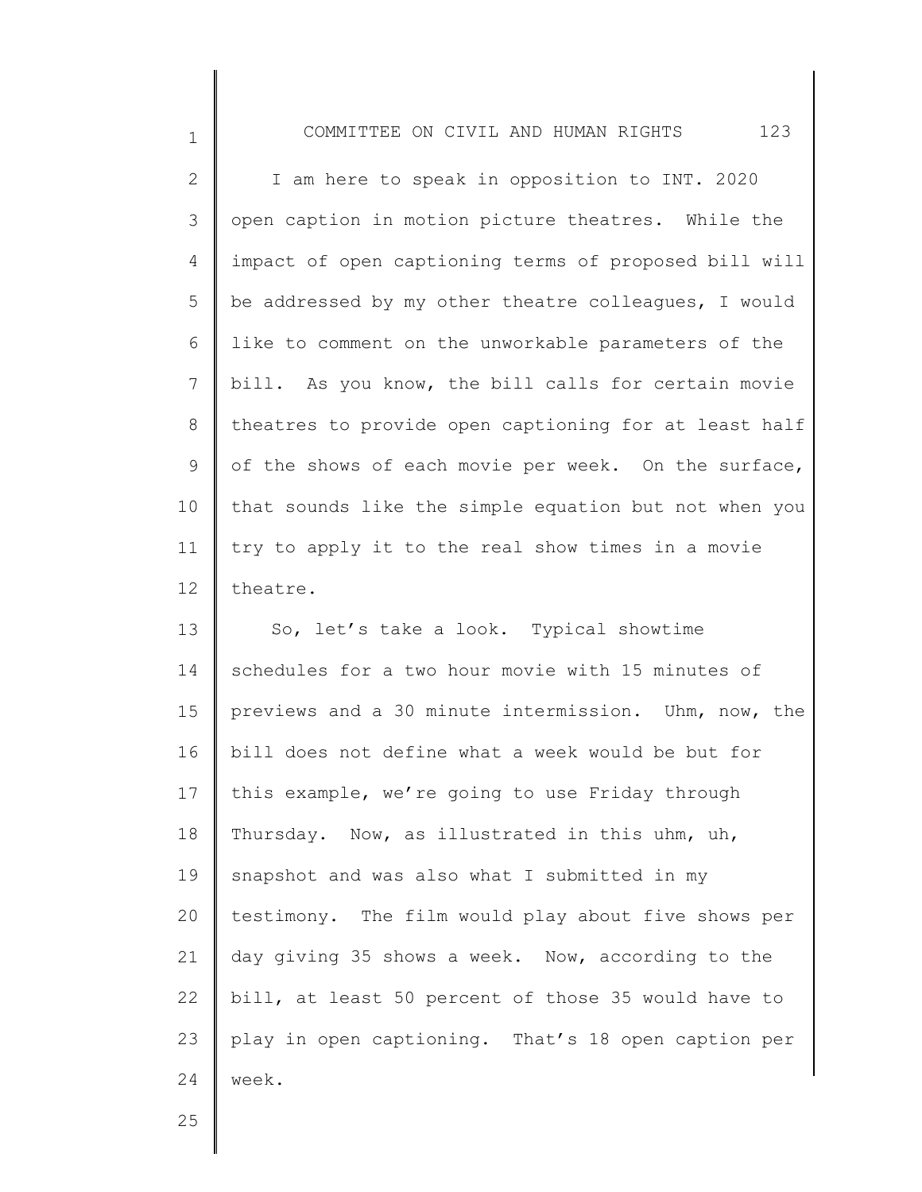I am here to speak in opposition to INT. 2020 open caption in motion picture theatres. While the impact of open captioning terms of proposed bill will be addressed by my other theatre colleagues, I would like to comment on the unworkable parameters of the bill. As you know, the bill calls for certain movie theatres to provide open captioning for at least half of the shows of each movie per week. On the surface, that sounds like the simple equation but not when you try to apply it to the real show times in a movie theatre.

So, let's take a look. Typical showtime schedules for a two hour movie with 15 minutes of previews and a 30 minute intermission. Uhm, now, the bill does not define what a week would be but for this example, we're going to use Friday through Thursday. Now, as illustrated in this uhm, uh, snapshot and was also what I submitted in my testimony. The film would play about five shows per day giving 35 shows a week. Now, according to the bill, at least 50 percent of those 35 would have to play in open captioning. That's 18 open caption per week.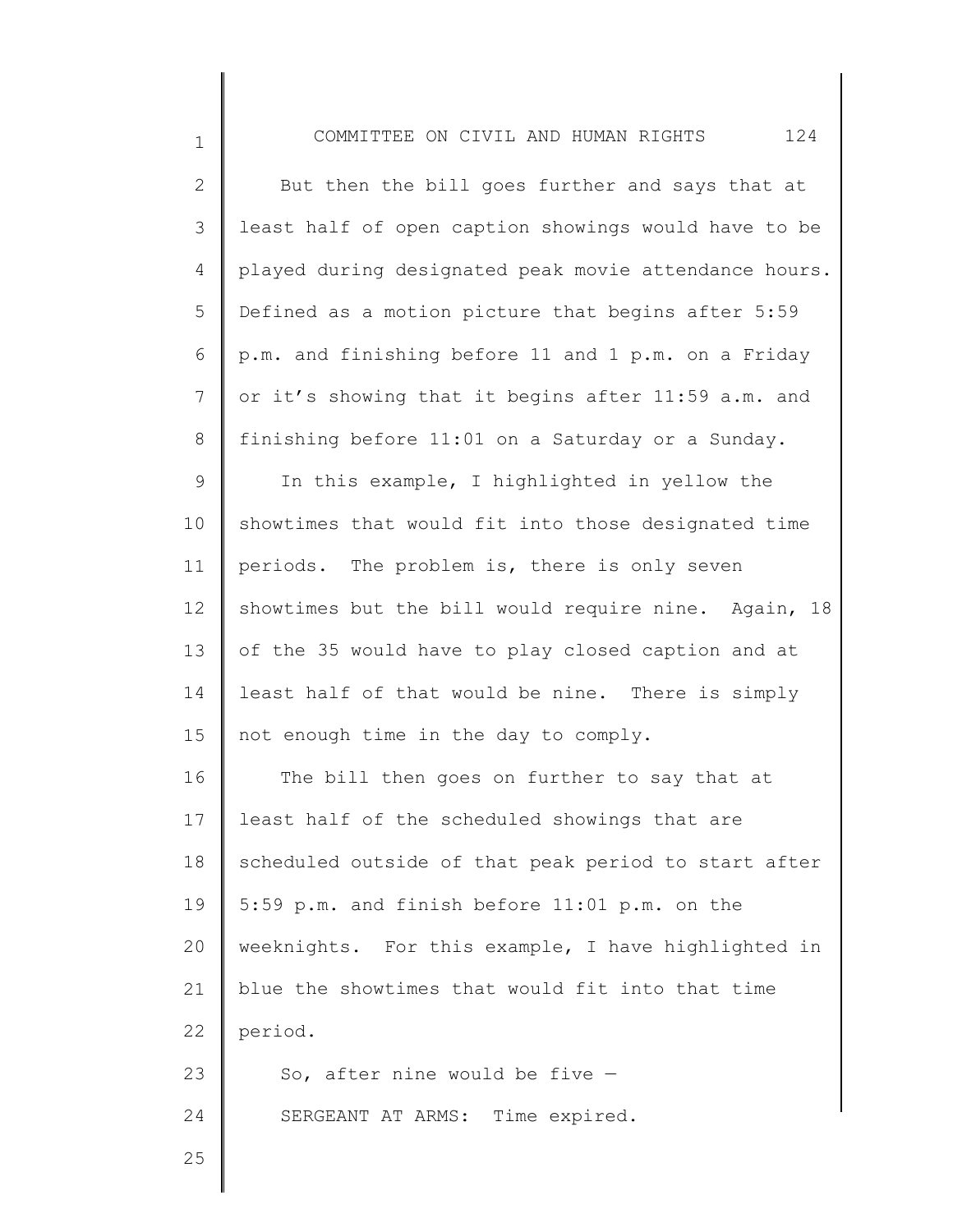But then the bill goes further and says that at least half of open caption showings would have to be played during designated peak movie attendance hours. Defined as a motion picture that begins after 5:59 p.m. and finishing before 11 and 1 p.m. on a Friday or it's showing that it begins after 11:59 a.m. and finishing before 11:01 on a Saturday or a Sunday.

In this example, I highlighted in yellow the showtimes that would fit into those designated time periods. The problem is, there is only seven showtimes but the bill would require nine. Again, 18 of the 35 would have to play closed caption and at least half of that would be nine. There is simply not enough time in the day to comply.

The bill then goes on further to say that at least half of the scheduled showings that are scheduled outside of that peak period to start after 5:59 p.m. and finish before 11:01 p.m. on the weeknights. For this example, I have highlighted in blue the showtimes that would fit into that time period.

So, after nine would be five —

SERGEANT AT ARMS: Time expired.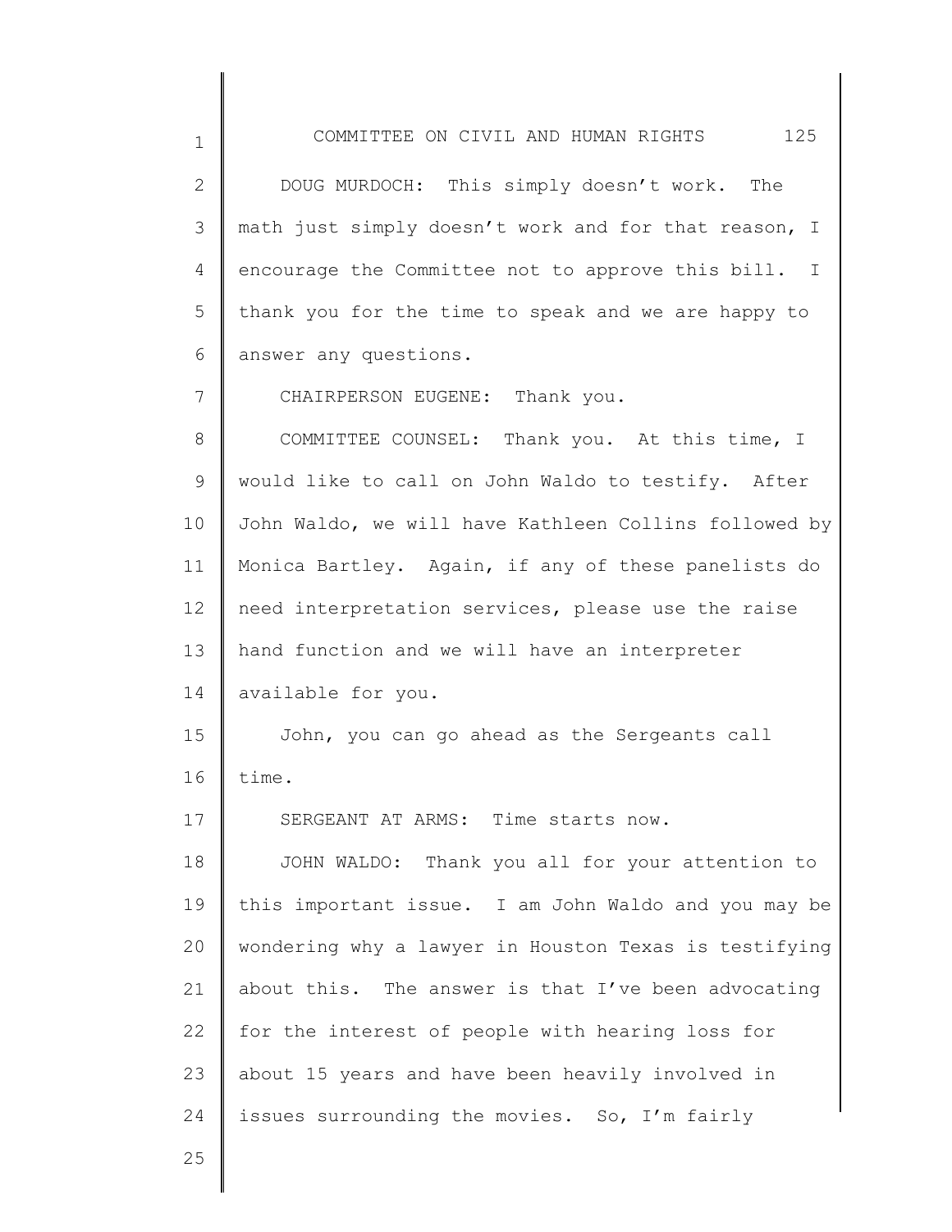DOUG MURDOCH: This simply doesn't work. The math just simply doesn't work and for that reason, I encourage the Committee not to approve this bill. I thank you for the time to speak and we are happy to answer any questions.

CHAIRPERSON EUGENE: Thank you.

COMMITTEE COUNSEL: Thank you. At this time, I would like to call on John Waldo to testify. After John Waldo, we will have Kathleen Collins followed by Monica Bartley. Again, if any of these panelists do need interpretation services, please use the raise hand function and we will have an interpreter available for you.

John, you can go ahead as the Sergeants call time.

SERGEANT AT ARMS: Time starts now.

JOHN WALDO: Thank you all for your attention to this important issue. I am John Waldo and you may be wondering why a lawyer in Houston Texas is testifying about this. The answer is that I've been advocating for the interest of people with hearing loss for about 15 years and have been heavily involved in issues surrounding the movies. So, I'm fairly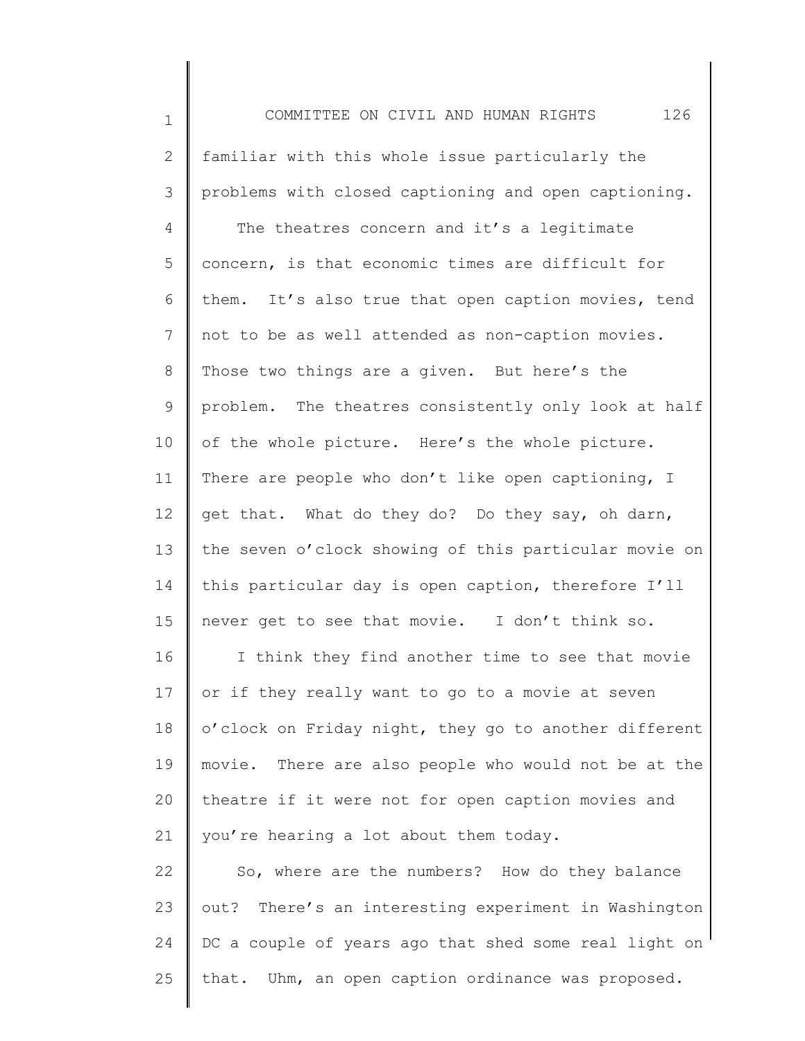familiar with this whole issue particularly the problems with closed captioning and open captioning.

The theatres concern and it's a legitimate concern, is that economic times are difficult for them. It's also true that open caption movies, tend not to be as well attended as non-caption movies. Those two things are a given. But here's the problem. The theatres consistently only look at half of the whole picture. Here's the whole picture. There are people who don't like open captioning, I get that. What do they do? Do they say, oh darn, the seven o'clock showing of this particular movie on this particular day is open caption, therefore I'll never get to see that movie. I don't think so.

I think they find another time to see that movie or if they really want to go to a movie at seven o'clock on Friday night, they go to another different movie. There are also people who would not be at the theatre if it were not for open caption movies and you're hearing a lot about them today.

So, where are the numbers? How do they balance out? There's an interesting experiment in Washington DC a couple of years ago that shed some real light on that. Uhm, an open caption ordinance was proposed.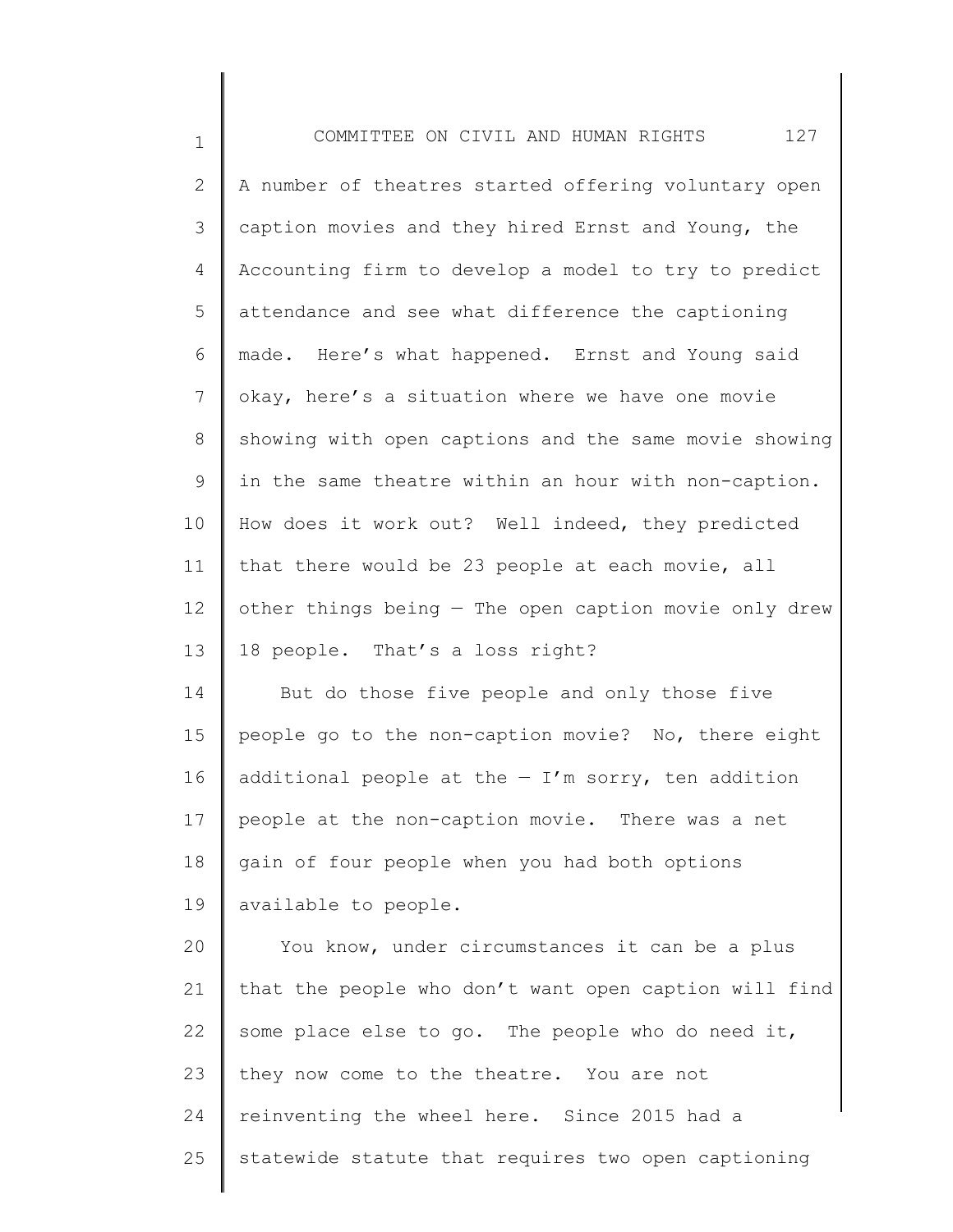A number of theatres started offering voluntary open caption movies and they hired Ernst and Young, the Accounting firm to develop a model to try to predict attendance and see what difference the captioning made. Here's what happened. Ernst and Young said okay, here's a situation where we have one movie showing with open captions and the same movie showing in the same theatre within an hour with non-caption. How does it work out? Well indeed, they predicted that there would be 23 people at each movie, all other things being — The open caption movie only drew 18 people. That's a loss right?

But do those five people and only those five people go to the non-caption movie? No, there eight additional people at the — I'm sorry, ten addition people at the non-caption movie. There was a net gain of four people when you had both options available to people.

You know, under circumstances it can be a plus that the people who don't want open caption will find some place else to go. The people who do need it, they now come to the theatre. You are not reinventing the wheel here. Since 2015 had a statewide statute that requires two open captioning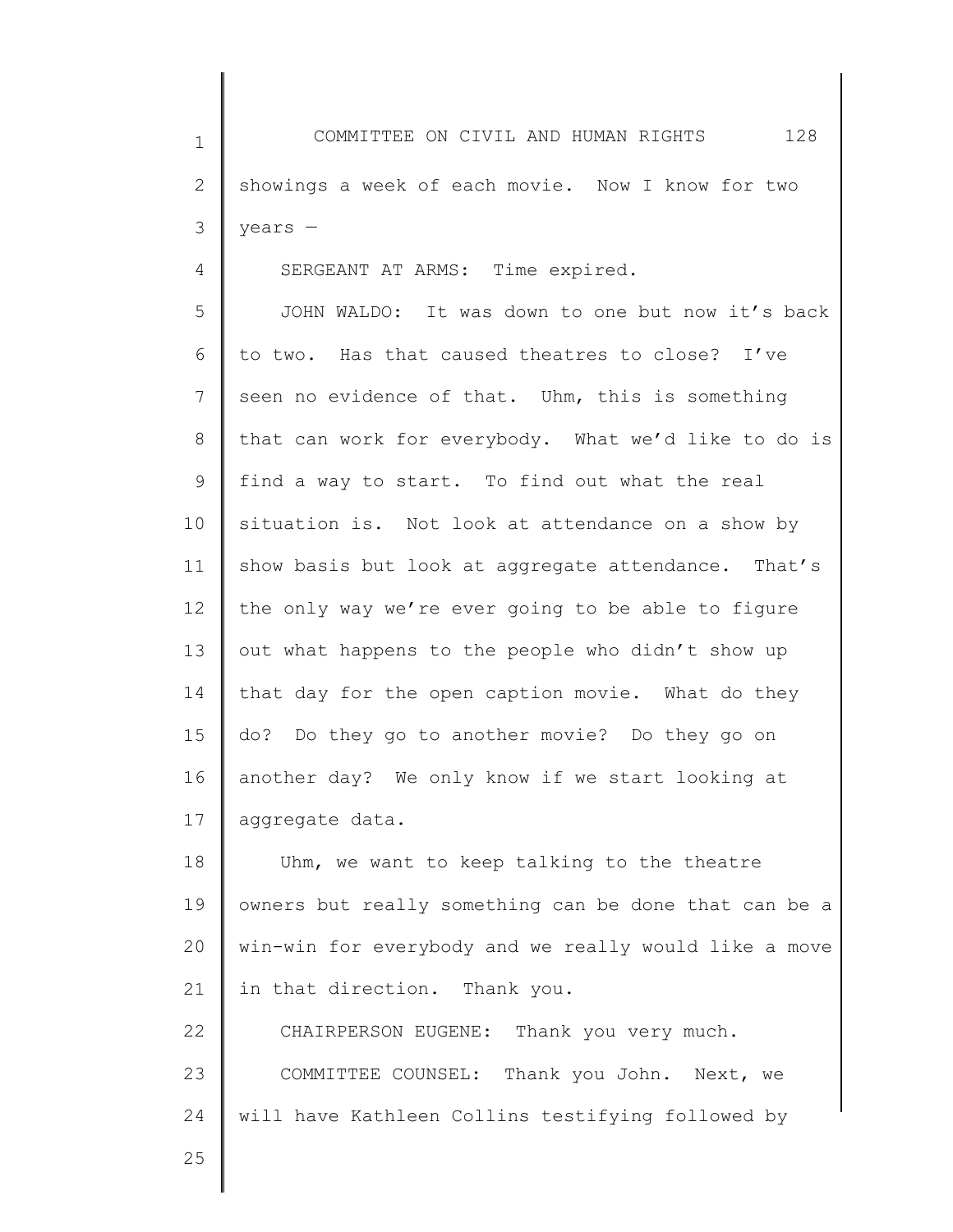showings a week of each movie. Now I know for two years —

SERGEANT AT ARMS: Time expired.

JOHN WALDO: It was down to one but now it's back to two. Has that caused theatres to close? I've seen no evidence of that. Uhm, this is something that can work for everybody. What we'd like to do is find a way to start. To find out what the real situation is. Not look at attendance on a show by show basis but look at aggregate attendance. That's the only way we're ever going to be able to figure out what happens to the people who didn't show up that day for the open caption movie. What do they do? Do they go to another movie? Do they go on another day? We only know if we start looking at aggregate data.

Uhm, we want to keep talking to the theatre owners but really something can be done that can be a win-win for everybody and we really would like a move in that direction. Thank you.

CHAIRPERSON EUGENE: Thank you very much.

COMMITTEE COUNSEL: Thank you John. Next, we will have Kathleen Collins testifying followed by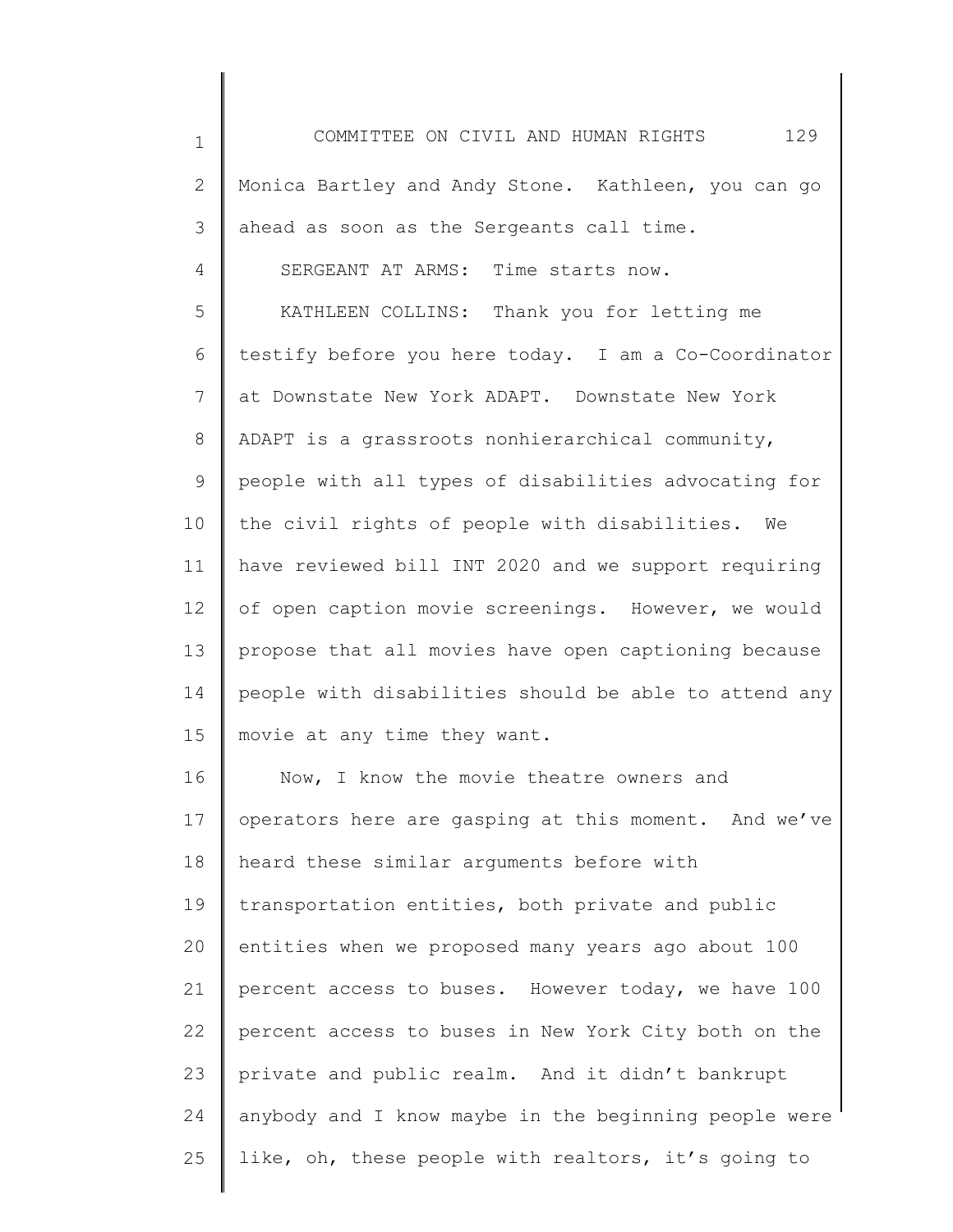Monica Bartley and Andy Stone. Kathleen, you can go ahead as soon as the Sergeants call time.

SERGEANT AT ARMS: Time starts now.

KATHLEEN COLLINS: Thank you for letting me testify before you here today. I am a Co-Coordinator at Downstate New York ADAPT. Downstate New York ADAPT is a grassroots nonhierarchical community, people with all types of disabilities advocating for the civil rights of people with disabilities. We have reviewed bill INT 2020 and we support requiring of open caption movie screenings. However, we would propose that all movies have open captioning because people with disabilities should be able to attend any movie at any time they want.

Now, I know the movie theatre owners and operators here are gasping at this moment. And we've heard these similar arguments before with transportation entities, both private and public entities when we proposed many years ago about 100 percent access to buses. However today, we have 100 percent access to buses in New York City both on the private and public realm. And it didn't bankrupt anybody and I know maybe in the beginning people were like, oh, these people with realtors, it's going to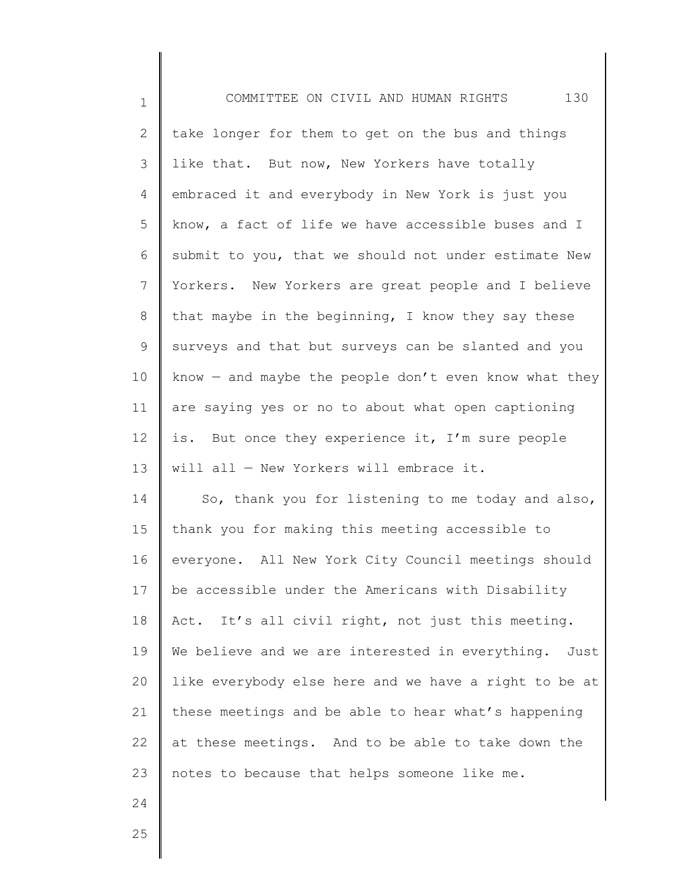take longer for them to get on the bus and things like that. But now, New Yorkers have totally embraced it and everybody in New York is just you know, a fact of life we have accessible buses and I submit to you, that we should not under estimate New Yorkers. New Yorkers are great people and I believe that maybe in the beginning, I know they say these surveys and that but surveys can be slanted and you know — and maybe the people don't even know what they are saying yes or no to about what open captioning is. But once they experience it, I'm sure people will all — New Yorkers will embrace it.

So, thank you for listening to me today and also, thank you for making this meeting accessible to everyone. All New York City Council meetings should be accessible under the Americans with Disability Act. It's all civil right, not just this meeting. We believe and we are interested in everything. Just like everybody else here and we have a right to be at these meetings and be able to hear what's happening at these meetings. And to be able to take down the notes to because that helps someone like me.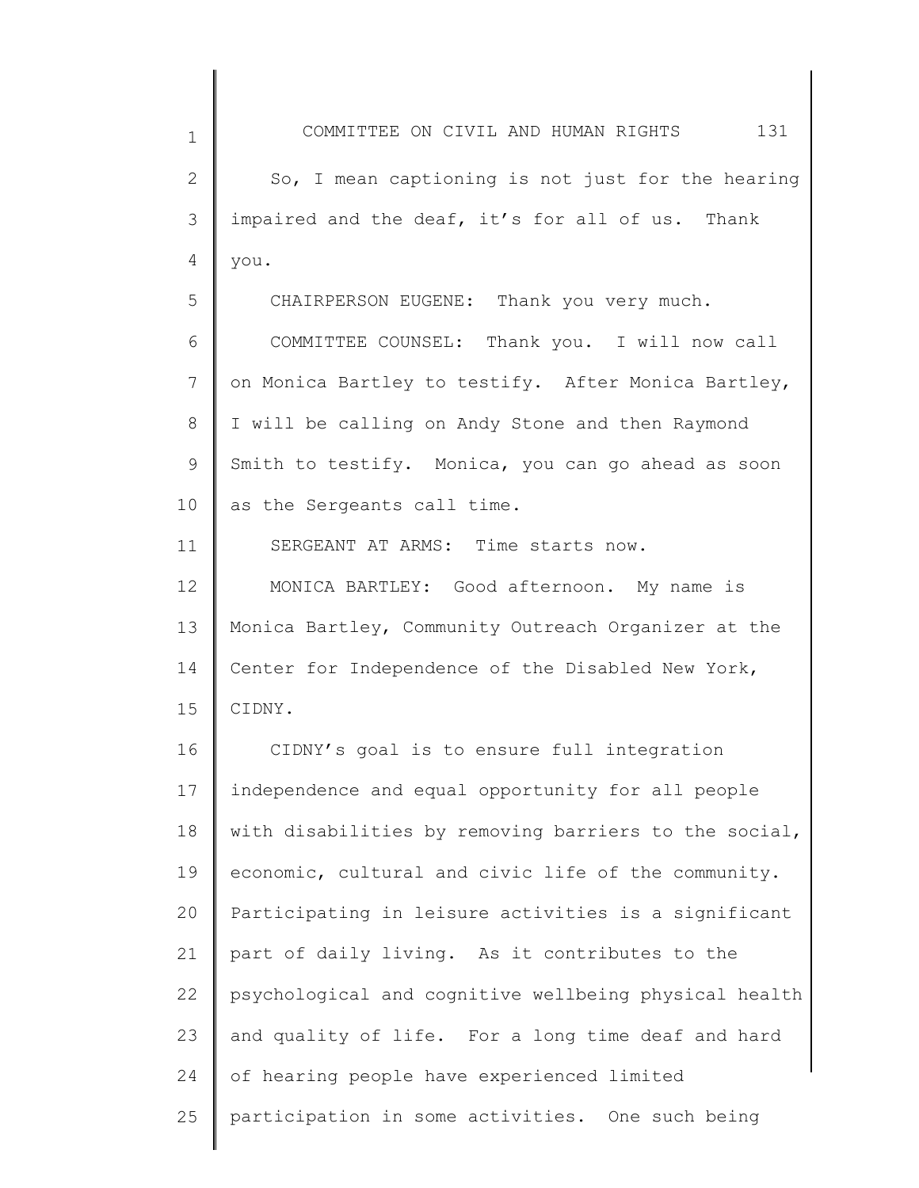So, I mean captioning is not just for the hearing impaired and the deaf, it's for all of us. Thank you.

CHAIRPERSON EUGENE: Thank you very much.

COMMITTEE COUNSEL: Thank you. I will now call on Monica Bartley to testify. After Monica Bartley, I will be calling on Andy Stone and then Raymond Smith to testify. Monica, you can go ahead as soon as the Sergeants call time.

SERGEANT AT ARMS: Time starts now.

MONICA BARTLEY: Good afternoon. My name is Monica Bartley, Community Outreach Organizer at the Center for Independence of the Disabled New York, CIDNY.

CIDNY's goal is to ensure full integration independence and equal opportunity for all people with disabilities by removing barriers to the social, economic, cultural and civic life of the community. Participating in leisure activities is a significant part of daily living. As it contributes to the psychological and cognitive wellbeing physical health and quality of life. For a long time deaf and hard of hearing people have experienced limited participation in some activities. One such being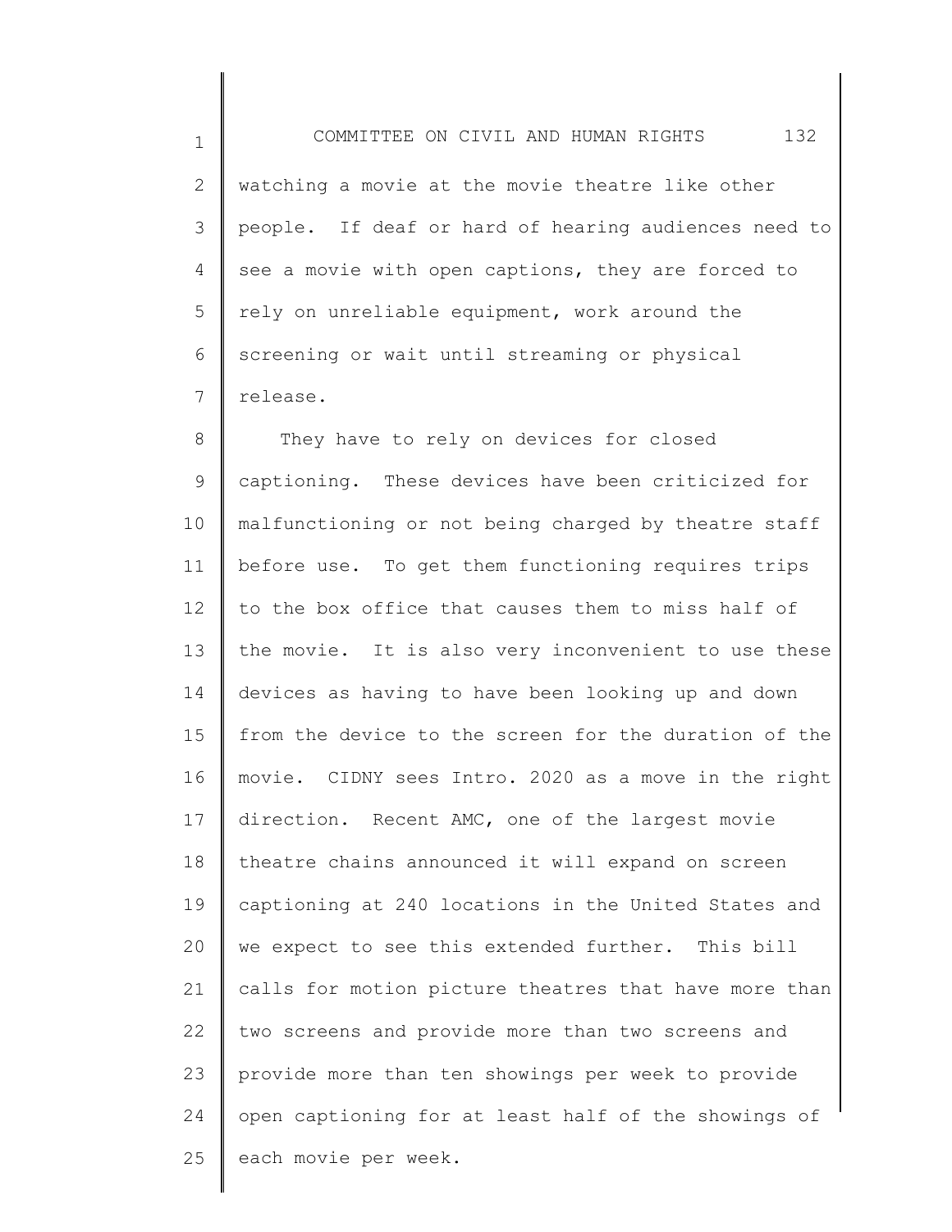watching a movie at the movie theatre like other people. If deaf or hard of hearing audiences need to see a movie with open captions, they are forced to rely on unreliable equipment, work around the screening or wait until streaming or physical release.

They have to rely on devices for closed captioning. These devices have been criticized for malfunctioning or not being charged by theatre staff before use. To get them functioning requires trips to the box office that causes them to miss half of the movie. It is also very inconvenient to use these devices as having to have been looking up and down from the device to the screen for the duration of the movie. CIDNY sees Intro. 2020 as a move in the right direction. Recent AMC, one of the largest movie theatre chains announced it will expand on screen captioning at 240 locations in the United States and we expect to see this extended further. This bill calls for motion picture theatres that have more than two screens and provide more than two screens and provide more than ten showings per week to provide open captioning for at least half of the showings of each movie per week.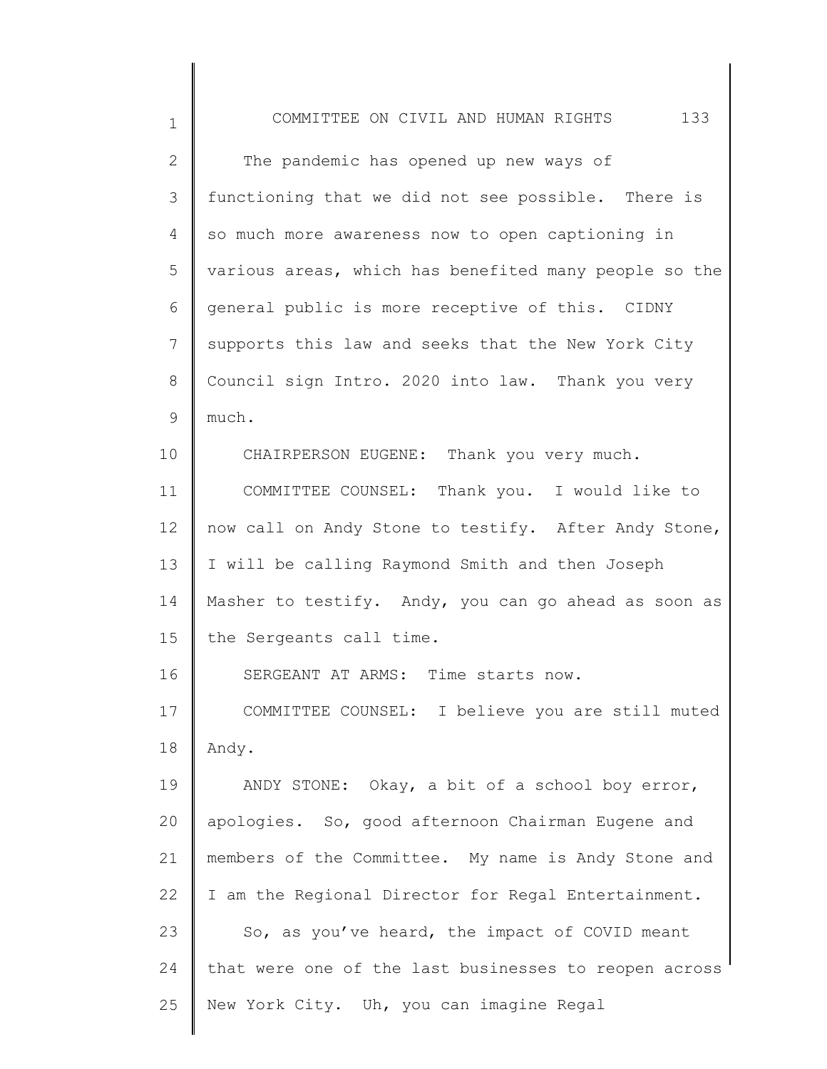The pandemic has opened up new ways of functioning that we did not see possible. There is so much more awareness now to open captioning in various areas, which has benefited many people so the general public is more receptive of this. CIDNY supports this law and seeks that the New York City Council sign Intro. 2020 into law. Thank you very much.

CHAIRPERSON EUGENE: Thank you very much.

COMMITTEE COUNSEL: Thank you. I would like to now call on Andy Stone to testify. After Andy Stone, I will be calling Raymond Smith and then Joseph Masher to testify. Andy, you can go ahead as soon as the Sergeants call time.

SERGEANT AT ARMS: Time starts now.

COMMITTEE COUNSEL: I believe you are still muted Andy.

ANDY STONE: Okay, a bit of a school boy error, apologies. So, good afternoon Chairman Eugene and members of the Committee. My name is Andy Stone and I am the Regional Director for Regal Entertainment.

So, as you've heard, the impact of COVID meant that were one of the last businesses to reopen across New York City. Uh, you can imagine Regal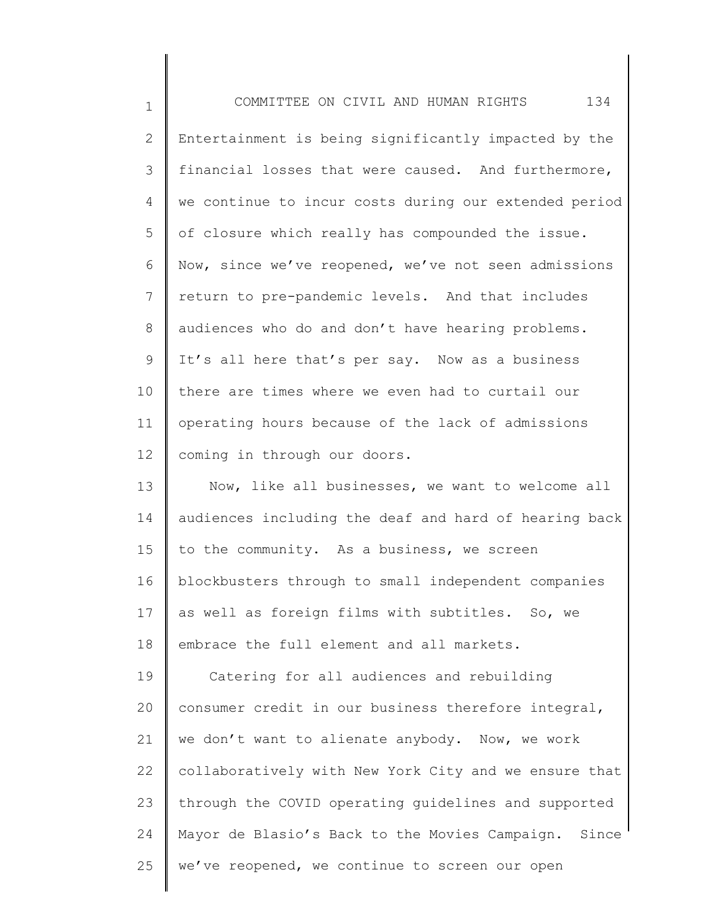Entertainment is being significantly impacted by the financial losses that were caused. And furthermore, we continue to incur costs during our extended period of closure which really has compounded the issue. Now, since we've reopened, we've not seen admissions return to pre-pandemic levels. And that includes audiences who do and don't have hearing problems. It's all here that's per say. Now as a business there are times where we even had to curtail our operating hours because of the lack of admissions coming in through our doors.

Now, like all businesses, we want to welcome all audiences including the deaf and hard of hearing back to the community. As a business, we screen blockbusters through to small independent companies as well as foreign films with subtitles. So, we embrace the full element and all markets.

Catering for all audiences and rebuilding consumer credit in our business therefore integral, we don't want to alienate anybody. Now, we work collaboratively with New York City and we ensure that through the COVID operating guidelines and supported Mayor de Blasio's Back to the Movies Campaign. Since we've reopened, we continue to screen our open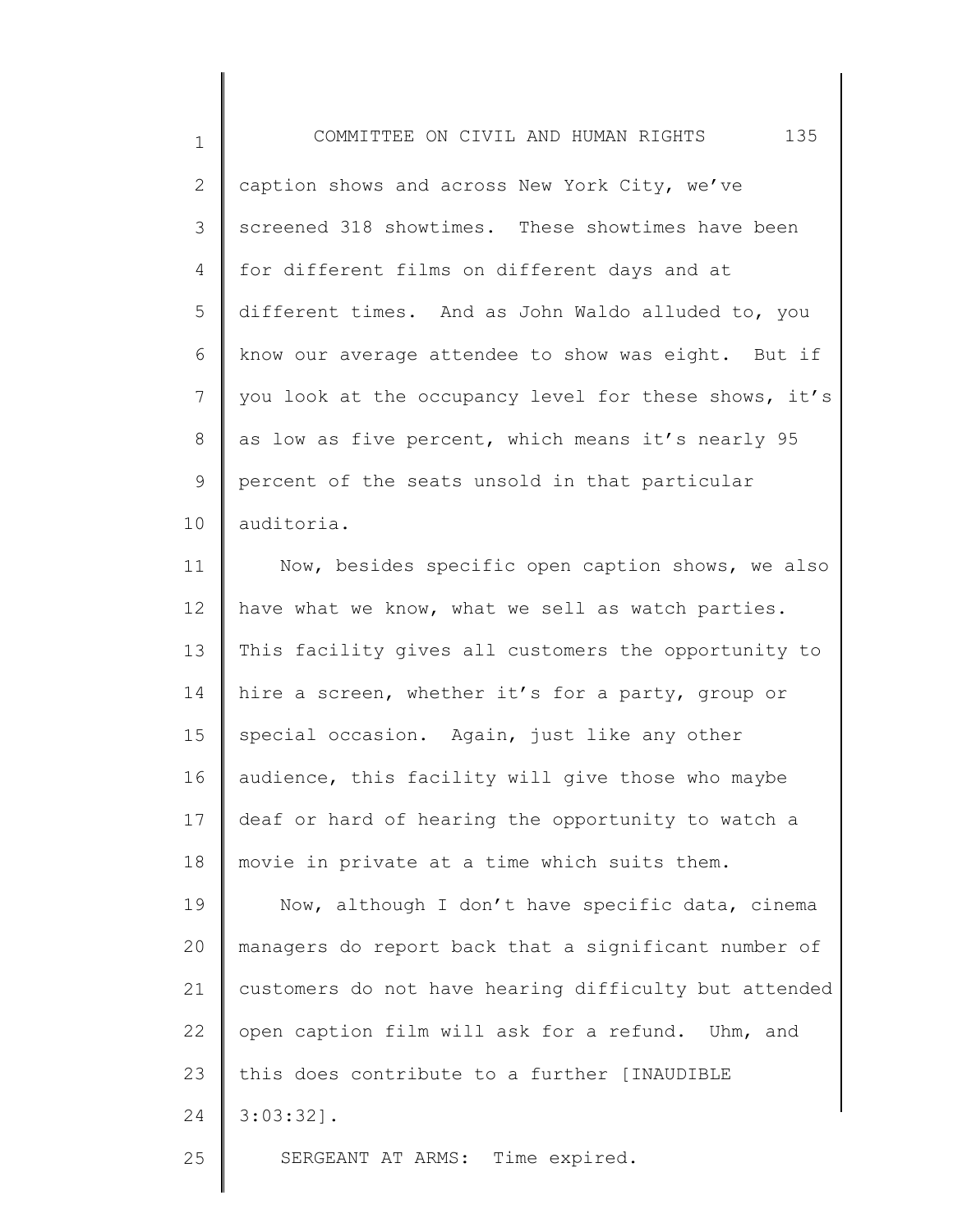caption shows and across New York City, we've screened 318 showtimes. These showtimes have been for different films on different days and at different times. And as John Waldo alluded to, you know our average attendee to show was eight. But if you look at the occupancy level for these shows, it's as low as five percent, which means it's nearly 95 percent of the seats unsold in that particular auditoria.

Now, besides specific open caption shows, we also have what we know, what we sell as watch parties. This facility gives all customers the opportunity to hire a screen, whether it's for a party, group or special occasion. Again, just like any other audience, this facility will give those who maybe deaf or hard of hearing the opportunity to watch a movie in private at a time which suits them.

Now, although I don't have specific data, cinema managers do report back that a significant number of customers do not have hearing difficulty but attended open caption film will ask for a refund. Uhm, and this does contribute to a further [INAUDIBLE 3:03:32].

SERGEANT AT ARMS: Time expired.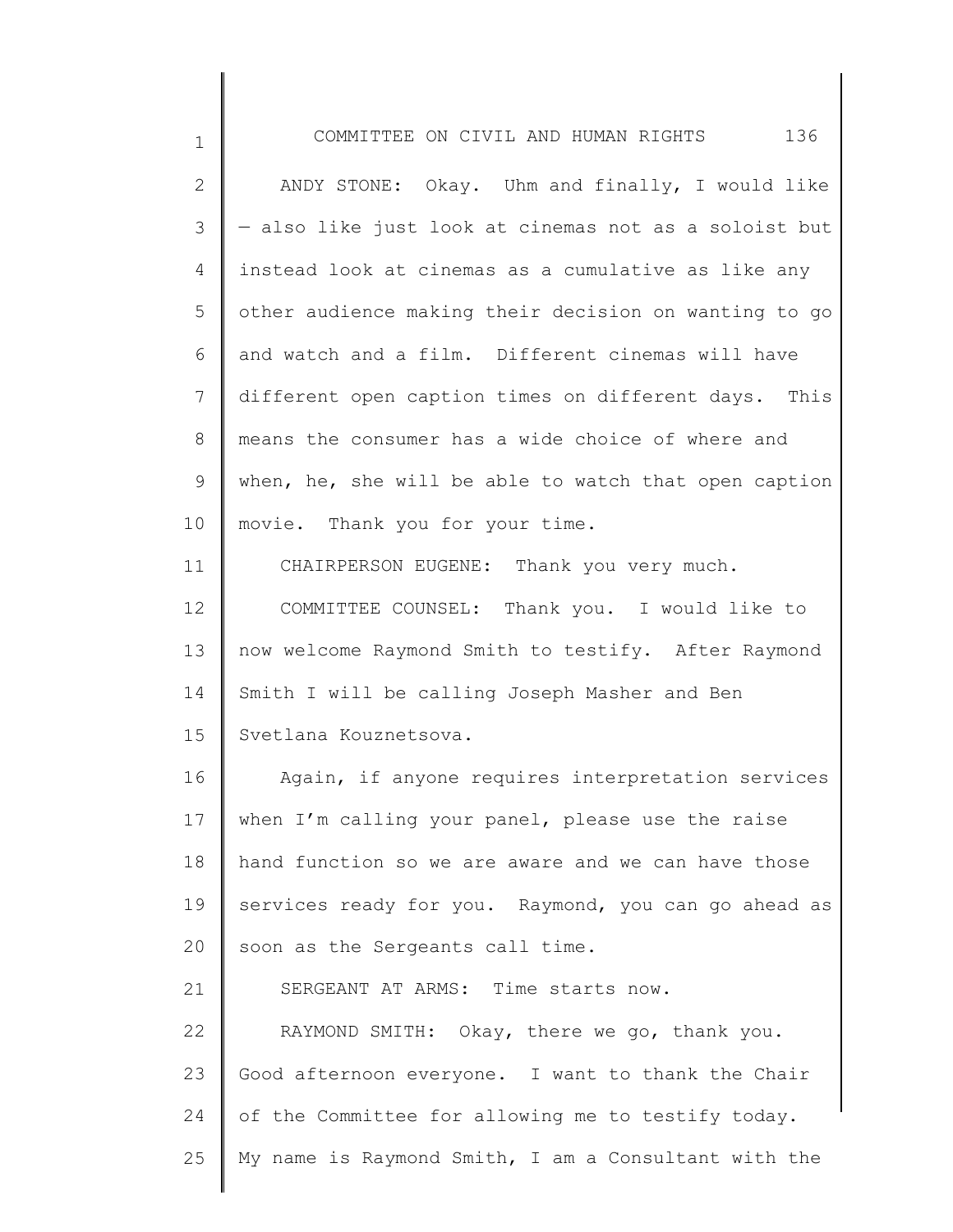ANDY STONE: Okay. Uhm and finally, I would like — also like just look at cinemas not as a soloist but instead look at cinemas as a cumulative as like any other audience making their decision on wanting to go and watch and a film. Different cinemas will have different open caption times on different days. This means the consumer has a wide choice of where and when, he, she will be able to watch that open caption movie. Thank you for your time.

CHAIRPERSON EUGENE: Thank you very much.

COMMITTEE COUNSEL: Thank you. I would like to now welcome Raymond Smith to testify. After Raymond Smith I will be calling Joseph Masher and Ben Svetlana Kouznetsova.

Again, if anyone requires interpretation services when I'm calling your panel, please use the raise hand function so we are aware and we can have those services ready for you. Raymond, you can go ahead as soon as the Sergeants call time.

SERGEANT AT ARMS: Time starts now.

RAYMOND SMITH: Okay, there we go, thank you. Good afternoon everyone. I want to thank the Chair of the Committee for allowing me to testify today. My name is Raymond Smith, I am a Consultant with the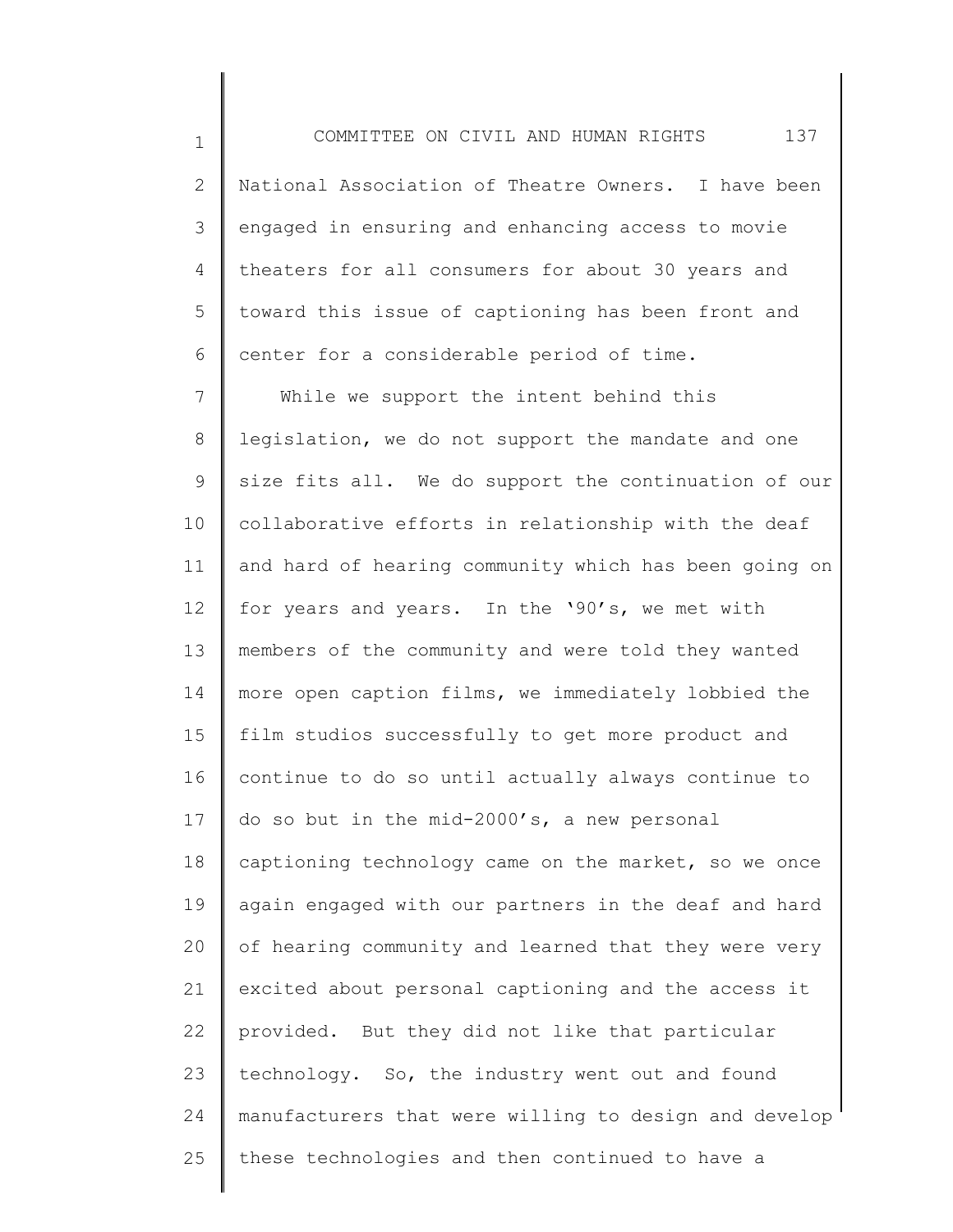National Association of Theatre Owners. I have been engaged in ensuring and enhancing access to movie theaters for all consumers for about 30 years and toward this issue of captioning has been front and center for a considerable period of time.

While we support the intent behind this legislation, we do not support the mandate and one size fits all. We do support the continuation of our collaborative efforts in relationship with the deaf and hard of hearing community which has been going on for years and years. In the '90's, we met with members of the community and were told they wanted more open caption films, we immediately lobbied the film studios successfully to get more product and continue to do so until actually always continue to do so but in the mid-2000's, a new personal captioning technology came on the market, so we once again engaged with our partners in the deaf and hard of hearing community and learned that they were very excited about personal captioning and the access it provided. But they did not like that particular technology. So, the industry went out and found manufacturers that were willing to design and develop these technologies and then continued to have a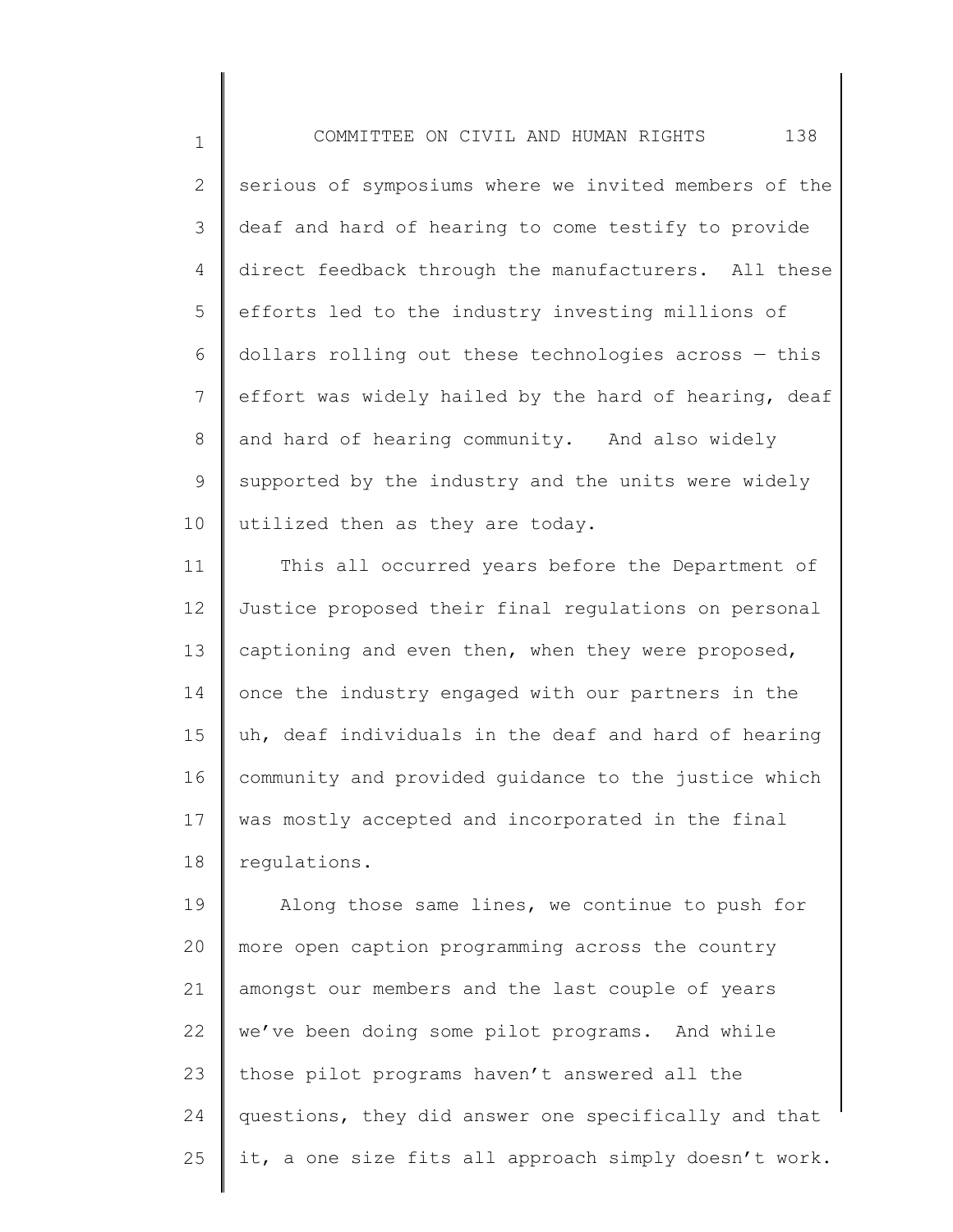serious of symposiums where we invited members of the deaf and hard of hearing to come testify to provide direct feedback through the manufacturers. All these efforts led to the industry investing millions of dollars rolling out these technologies across — this effort was widely hailed by the hard of hearing, deaf and hard of hearing community. And also widely supported by the industry and the units were widely utilized then as they are today.

This all occurred years before the Department of Justice proposed their final regulations on personal captioning and even then, when they were proposed, once the industry engaged with our partners in the uh, deaf individuals in the deaf and hard of hearing community and provided guidance to the justice which was mostly accepted and incorporated in the final regulations.

Along those same lines, we continue to push for more open caption programming across the country amongst our members and the last couple of years we've been doing some pilot programs. And while those pilot programs haven't answered all the questions, they did answer one specifically and that it, a one size fits all approach simply doesn't work.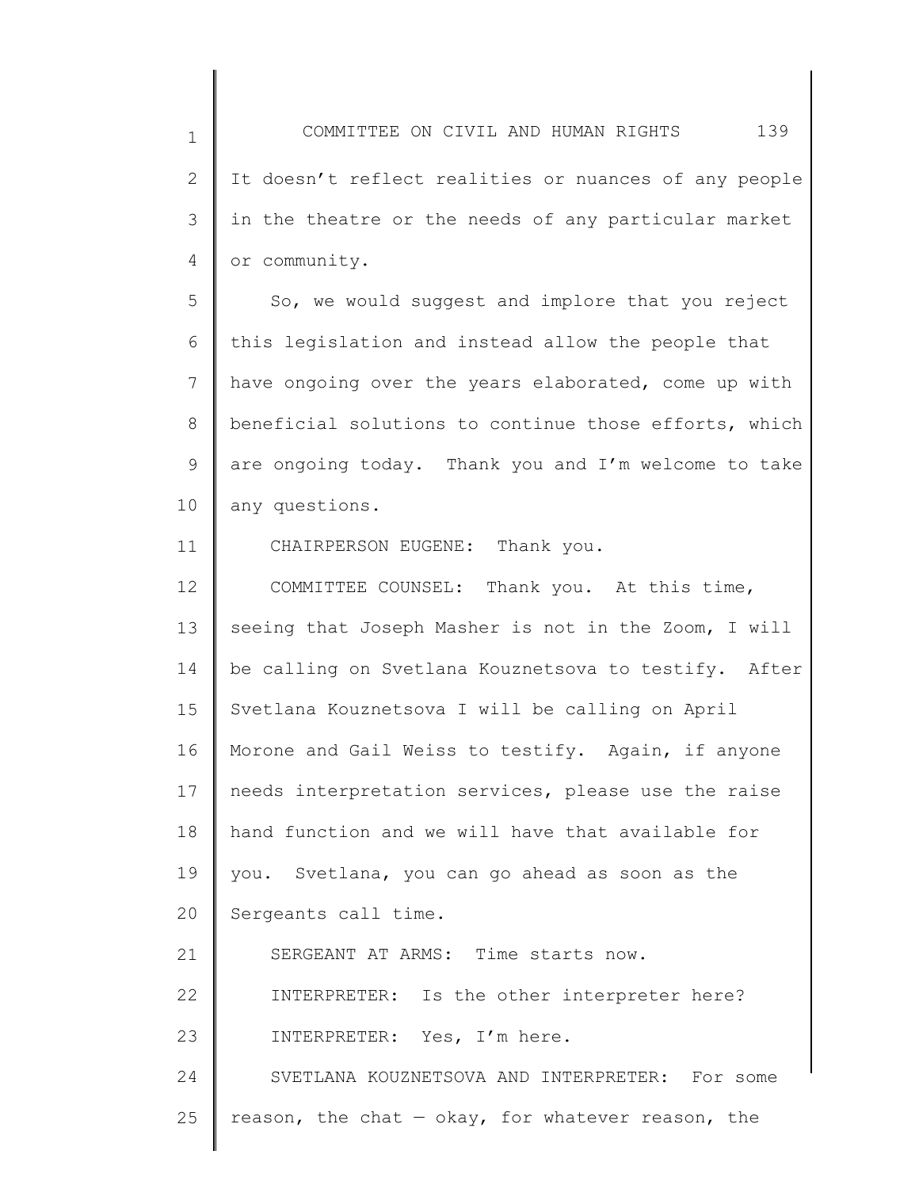It doesn't reflect realities or nuances of any people in the theatre or the needs of any particular market or community.

So, we would suggest and implore that you reject this legislation and instead allow the people that have ongoing over the years elaborated, come up with beneficial solutions to continue those efforts, which are ongoing today. Thank you and I'm welcome to take any questions.

CHAIRPERSON EUGENE: Thank you.

COMMITTEE COUNSEL: Thank you. At this time, seeing that Joseph Masher is not in the Zoom, I will be calling on Svetlana Kouznetsova to testify. After Svetlana Kouznetsova I will be calling on April Morone and Gail Weiss to testify. Again, if anyone needs interpretation services, please use the raise hand function and we will have that available for you. Svetlana, you can go ahead as soon as the Sergeants call time.

SERGEANT AT ARMS: Time starts now.

INTERPRETER: Is the other interpreter here?

INTERPRETER: Yes, I'm here.

SVETLANA KOUZNETSOVA AND INTERPRETER: For some reason, the chat — okay, for whatever reason, the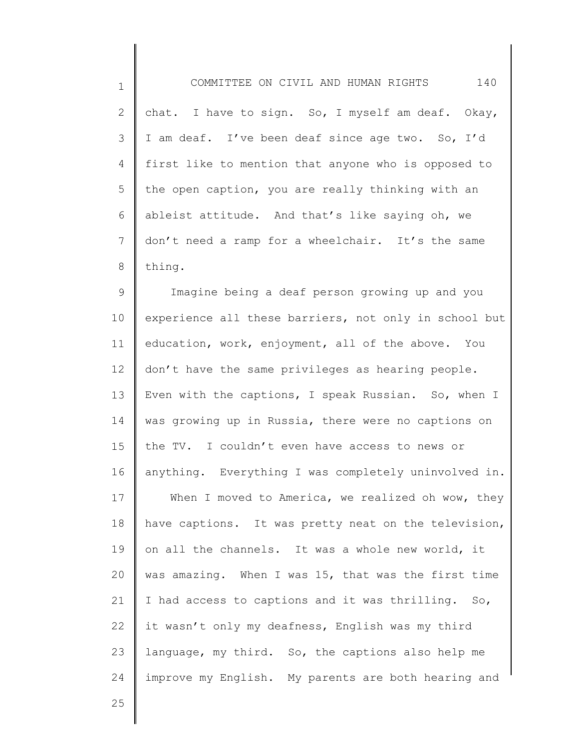chat. I have to sign. So, I myself am deaf. Okay, I am deaf. I've been deaf since age two. So, I'd first like to mention that anyone who is opposed to the open caption, you are really thinking with an ableist attitude. And that's like saying oh, we don't need a ramp for a wheelchair. It's the same thing.

Imagine being a deaf person growing up and you experience all these barriers, not only in school but education, work, enjoyment, all of the above. You don't have the same privileges as hearing people. Even with the captions, I speak Russian. So, when I was growing up in Russia, there were no captions on the TV. I couldn't even have access to news or anything. Everything I was completely uninvolved in.

When I moved to America, we realized oh wow, they have captions. It was pretty neat on the television, on all the channels. It was a whole new world, it was amazing. When I was 15, that was the first time I had access to captions and it was thrilling. So, it wasn't only my deafness, English was my third language, my third. So, the captions also help me improve my English. My parents are both hearing and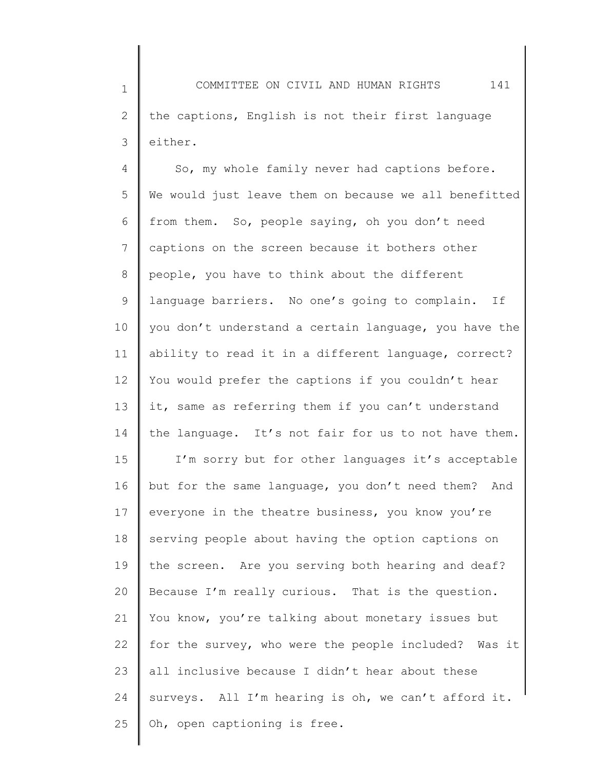the captions, English is not their first language either.

So, my whole family never had captions before. We would just leave them on because we all benefitted from them. So, people saying, oh you don't need captions on the screen because it bothers other people, you have to think about the different language barriers. No one's going to complain. If you don't understand a certain language, you have the ability to read it in a different language, correct? You would prefer the captions if you couldn't hear it, same as referring them if you can't understand the language. It's not fair for us to not have them.

I'm sorry but for other languages it's acceptable but for the same language, you don't need them? And everyone in the theatre business, you know you're serving people about having the option captions on the screen. Are you serving both hearing and deaf? Because I'm really curious. That is the question. You know, you're talking about monetary issues but for the survey, who were the people included? Was it all inclusive because I didn't hear about these surveys. All I'm hearing is oh, we can't afford it. Oh, open captioning is free.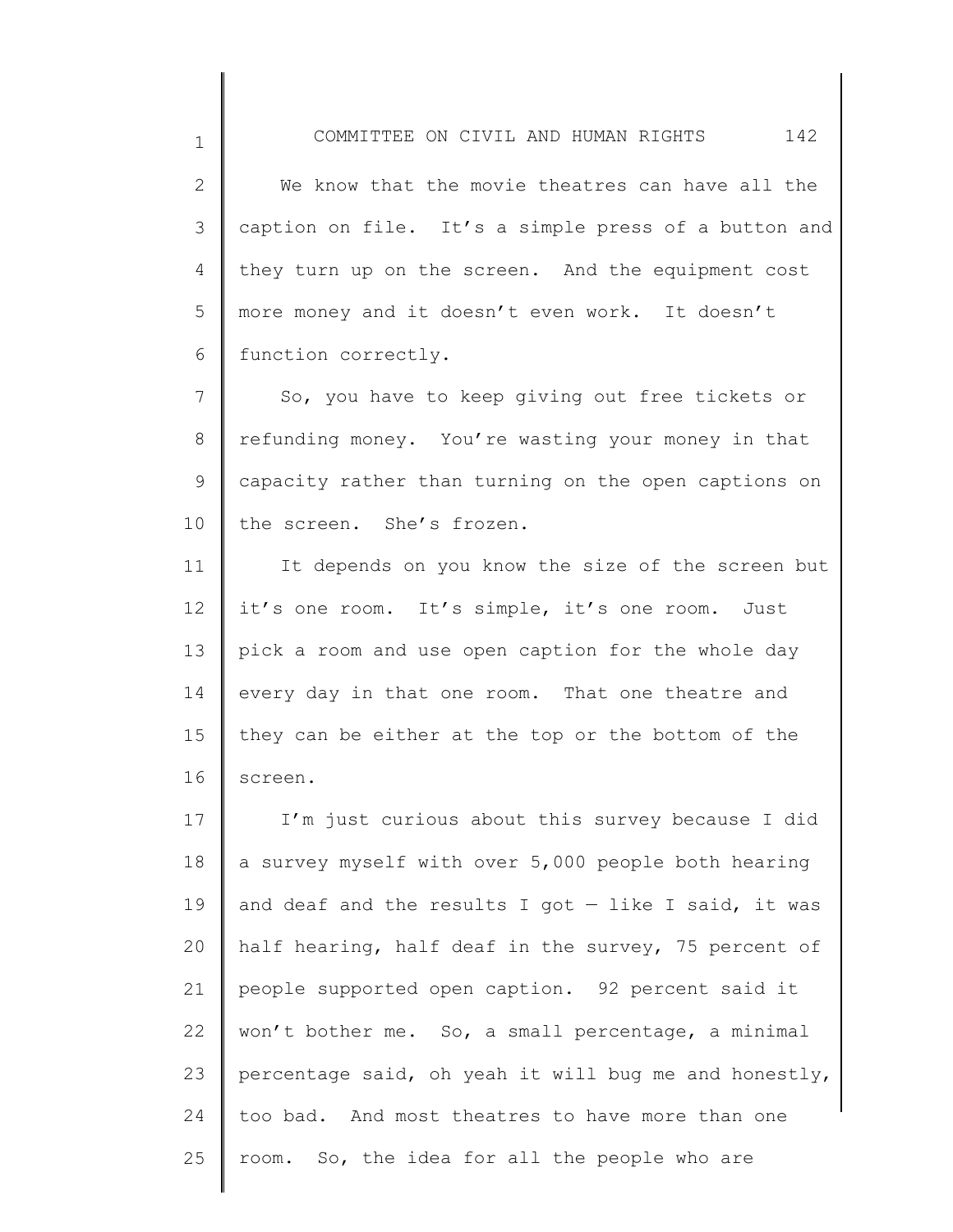We know that the movie theatres can have all the caption on file. It's a simple press of a button and they turn up on the screen. And the equipment cost more money and it doesn't even work. It doesn't function correctly.

So, you have to keep giving out free tickets or refunding money. You're wasting your money in that capacity rather than turning on the open captions on the screen. She's frozen.

It depends on you know the size of the screen but it's one room. It's simple, it's one room. Just pick a room and use open caption for the whole day every day in that one room. That one theatre and they can be either at the top or the bottom of the screen.

I'm just curious about this survey because I did a survey myself with over 5,000 people both hearing and deaf and the results I got — like I said, it was half hearing, half deaf in the survey, 75 percent of people supported open caption. 92 percent said it won't bother me. So, a small percentage, a minimal percentage said, oh yeah it will bug me and honestly, too bad. And most theatres to have more than one room. So, the idea for all the people who are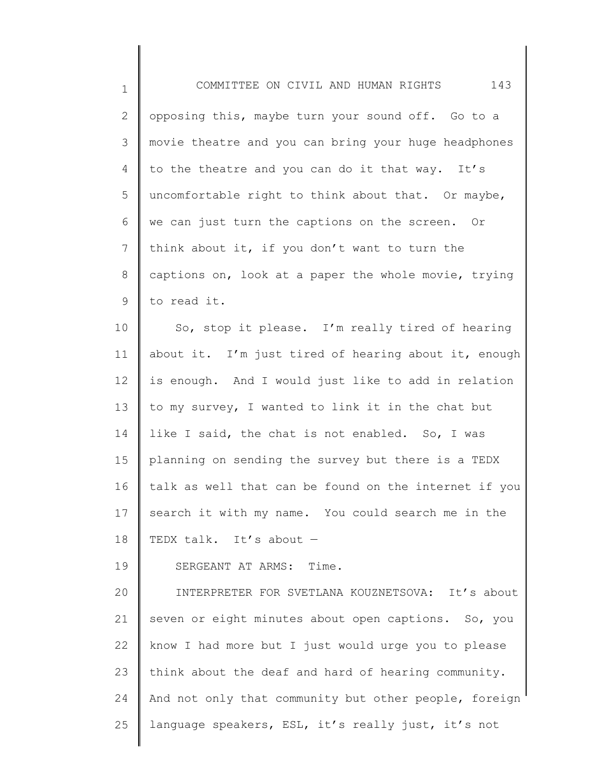opposing this, maybe turn your sound off. Go to a movie theatre and you can bring your huge headphones to the theatre and you can do it that way. It's uncomfortable right to think about that. Or maybe, we can just turn the captions on the screen. Or think about it, if you don't want to turn the captions on, look at a paper the whole movie, trying to read it.

So, stop it please. I'm really tired of hearing about it. I'm just tired of hearing about it, enough is enough. And I would just like to add in relation to my survey, I wanted to link it in the chat but like I said, the chat is not enabled. So, I was planning on sending the survey but there is a TEDX talk as well that can be found on the internet if you search it with my name. You could search me in the TEDX talk. It's about —

SERGEANT AT ARMS: Time.

INTERPRETER FOR SVETLANA KOUZNETSOVA: It's about seven or eight minutes about open captions. So, you know I had more but I just would urge you to please think about the deaf and hard of hearing community. And not only that community but other people, foreign language speakers, ESL, it's really just, it's not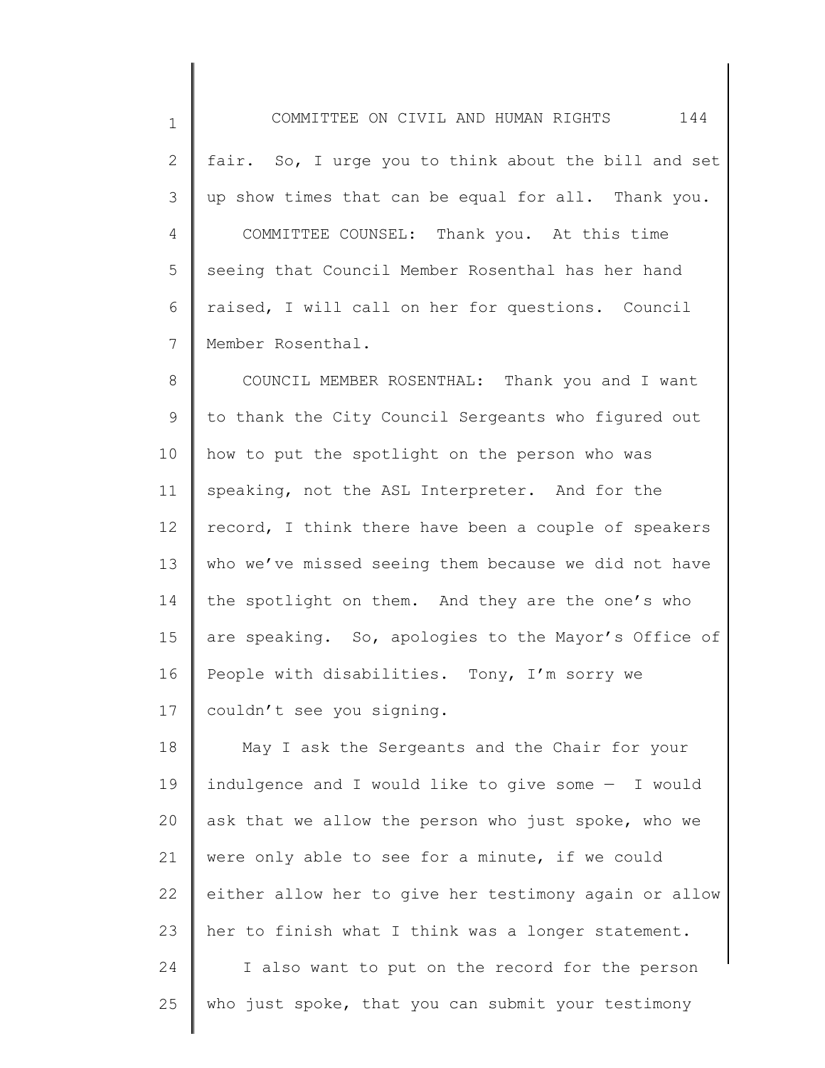fair. So, I urge you to think about the bill and set up show times that can be equal for all. Thank you.

COMMITTEE COUNSEL: Thank you. At this time seeing that Council Member Rosenthal has her hand raised, I will call on her for questions. Council Member Rosenthal.

COUNCIL MEMBER ROSENTHAL: Thank you and I want to thank the City Council Sergeants who figured out how to put the spotlight on the person who was speaking, not the ASL Interpreter. And for the record, I think there have been a couple of speakers who we've missed seeing them because we did not have the spotlight on them. And they are the one's who are speaking. So, apologies to the Mayor's Office of People with disabilities. Tony, I'm sorry we couldn't see you signing.

May I ask the Sergeants and the Chair for your indulgence and I would like to give some — I would ask that we allow the person who just spoke, who we were only able to see for a minute, if we could either allow her to give her testimony again or allow her to finish what I think was a longer statement.

I also want to put on the record for the person who just spoke, that you can submit your testimony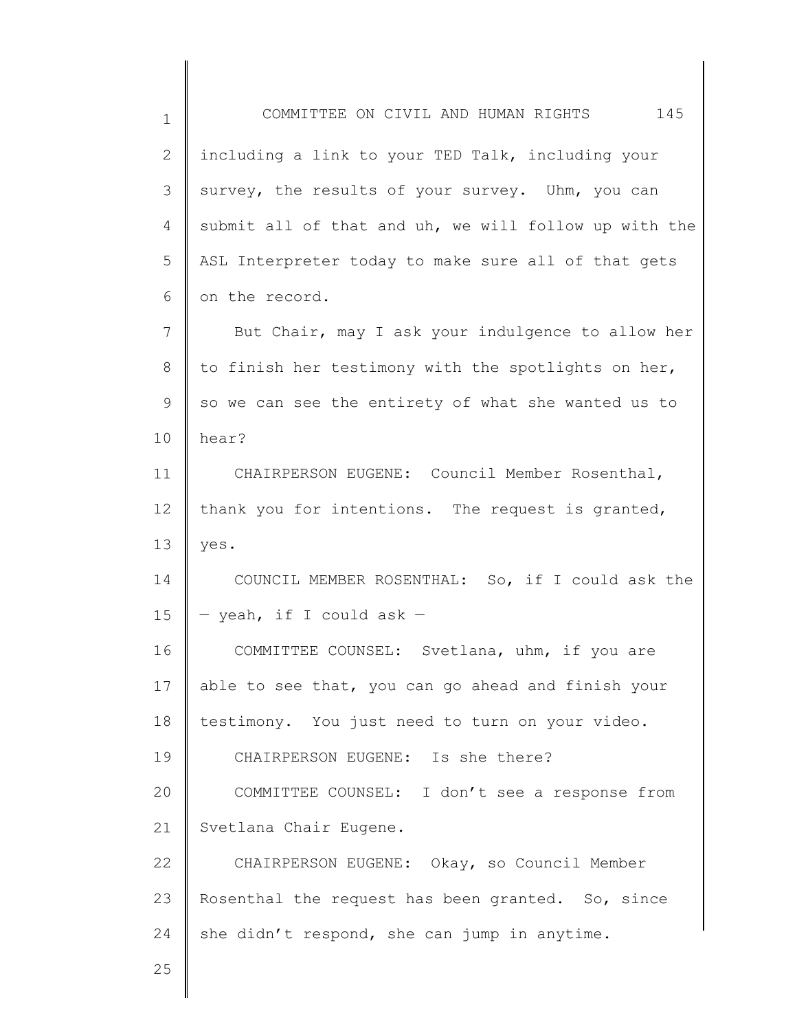including a link to your TED Talk, including your survey, the results of your survey. Uhm, you can submit all of that and uh, we will follow up with the ASL Interpreter today to make sure all of that gets on the record.

But Chair, may I ask your indulgence to allow her to finish her testimony with the spotlights on her, so we can see the entirety of what she wanted us to hear?

CHAIRPERSON EUGENE: Council Member Rosenthal, thank you for intentions. The request is granted, yes.

COUNCIL MEMBER ROSENTHAL: So, if I could ask the — yeah, if I could ask —

COMMITTEE COUNSEL: Svetlana, uhm, if you are able to see that, you can go ahead and finish your testimony. You just need to turn on your video.

CHAIRPERSON EUGENE: Is she there?

COMMITTEE COUNSEL: I don't see a response from Svetlana Chair Eugene.

CHAIRPERSON EUGENE: Okay, so Council Member Rosenthal the request has been granted. So, since she didn't respond, she can jump in anytime.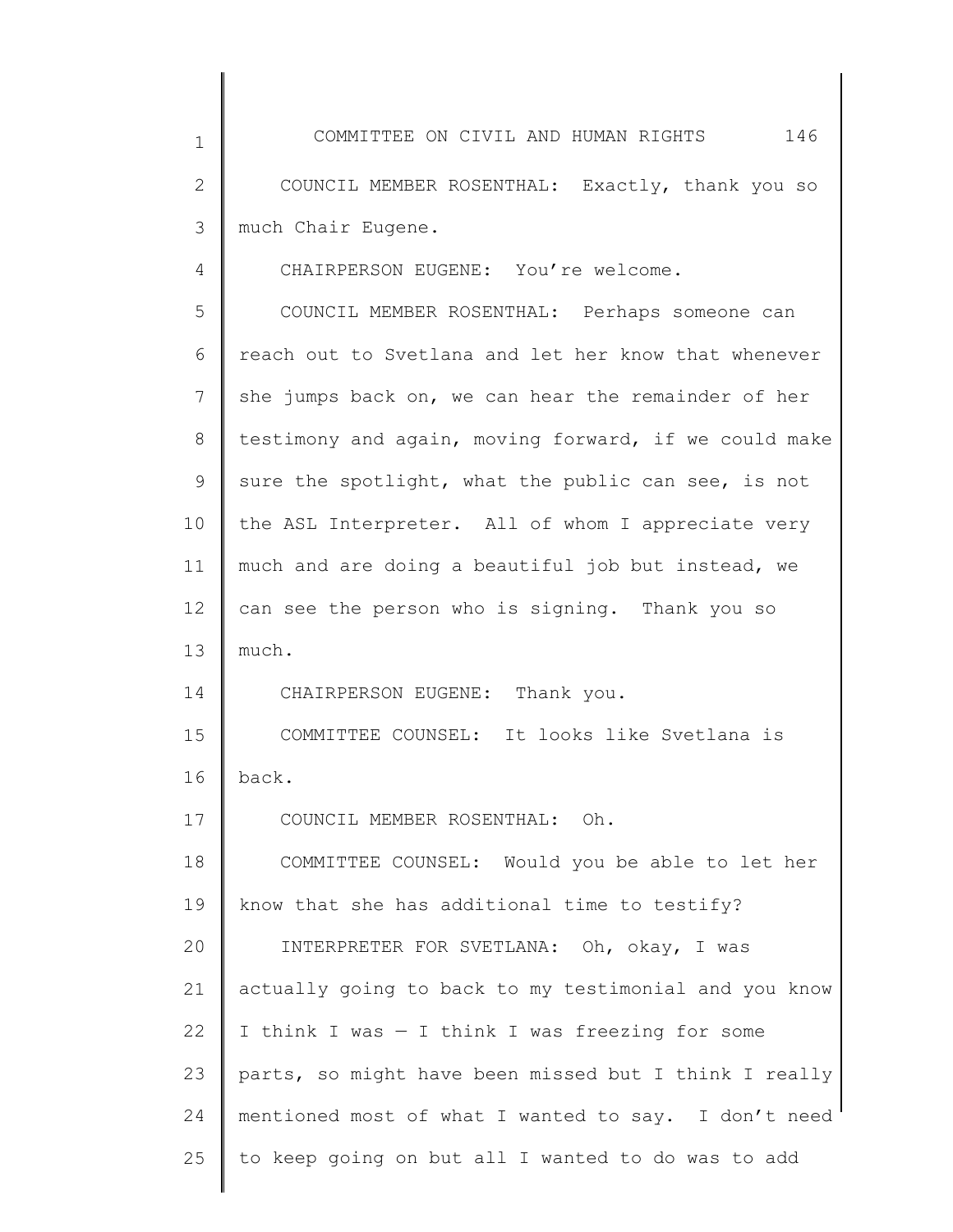COUNCIL MEMBER ROSENTHAL: Exactly, thank you so much Chair Eugene.

CHAIRPERSON EUGENE: You're welcome.

COUNCIL MEMBER ROSENTHAL: Perhaps someone can reach out to Svetlana and let her know that whenever she jumps back on, we can hear the remainder of her testimony and again, moving forward, if we could make sure the spotlight, what the public can see, is not the ASL Interpreter. All of whom I appreciate very much and are doing a beautiful job but instead, we can see the person who is signing. Thank you so much.

CHAIRPERSON EUGENE: Thank you.

COMMITTEE COUNSEL: It looks like Svetlana is back.

COUNCIL MEMBER ROSENTHAL: Oh.

COMMITTEE COUNSEL: Would you be able to let her know that she has additional time to testify?

INTERPRETER FOR SVETLANA: Oh, okay, I was actually going to back to my testimonial and you know I think I was — I think I was freezing for some parts, so might have been missed but I think I really mentioned most of what I wanted to say. I don't need to keep going on but all I wanted to do was to add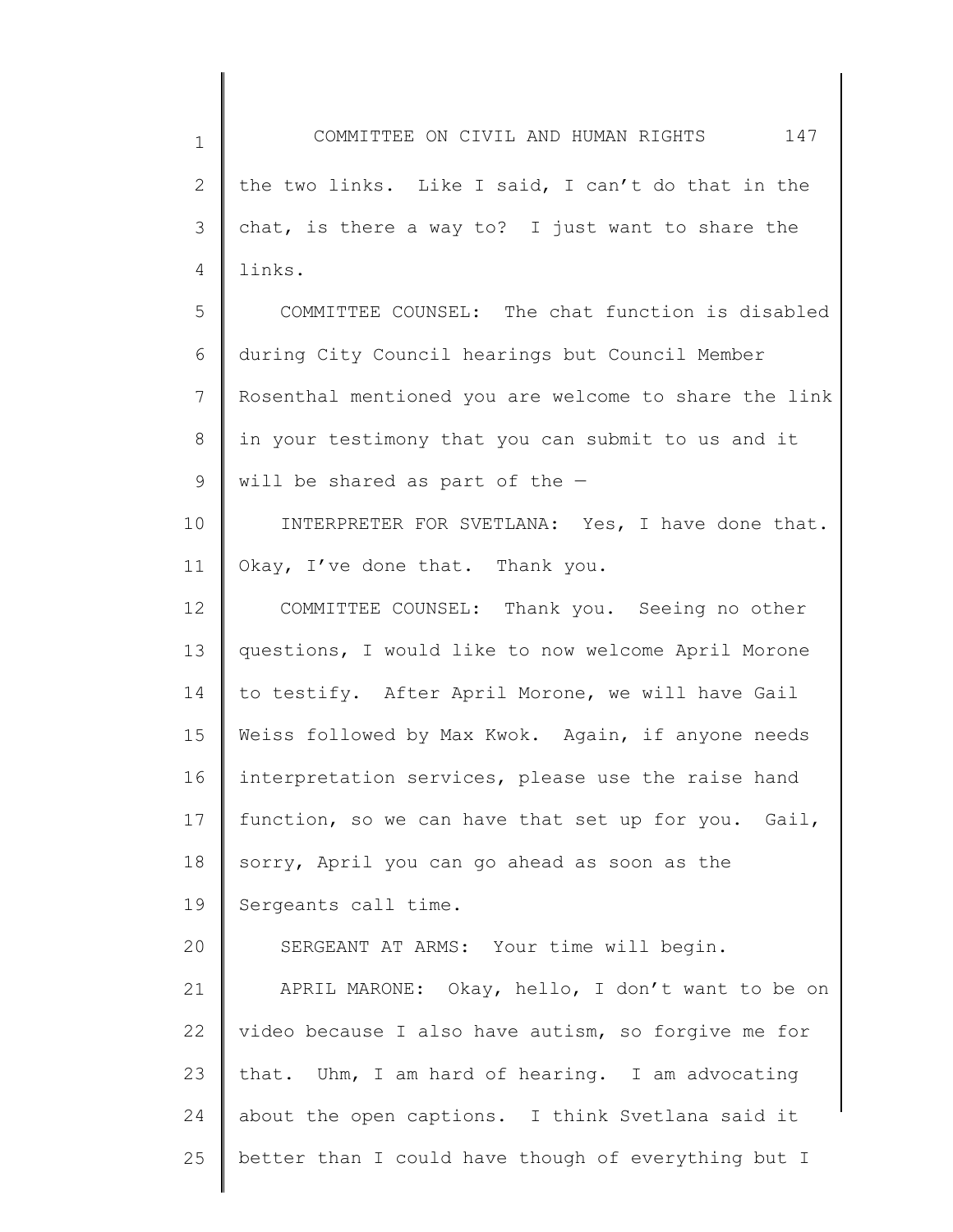the two links. Like I said, I can't do that in the chat, is there a way to? I just want to share the links.

COMMITTEE COUNSEL: The chat function is disabled during City Council hearings but Council Member Rosenthal mentioned you are welcome to share the link in your testimony that you can submit to us and it will be shared as part of the —

INTERPRETER FOR SVETLANA: Yes, I have done that. Okay, I've done that. Thank you.

COMMITTEE COUNSEL: Thank you. Seeing no other questions, I would like to now welcome April Morone to testify. After April Morone, we will have Gail Weiss followed by Max Kwok. Again, if anyone needs interpretation services, please use the raise hand function, so we can have that set up for you. Gail, sorry, April you can go ahead as soon as the Sergeants call time.

SERGEANT AT ARMS: Your time will begin.

APRIL MARONE: Okay, hello, I don't want to be on video because I also have autism, so forgive me for that. Uhm, I am hard of hearing. I am advocating about the open captions. I think Svetlana said it better than I could have though of everything but I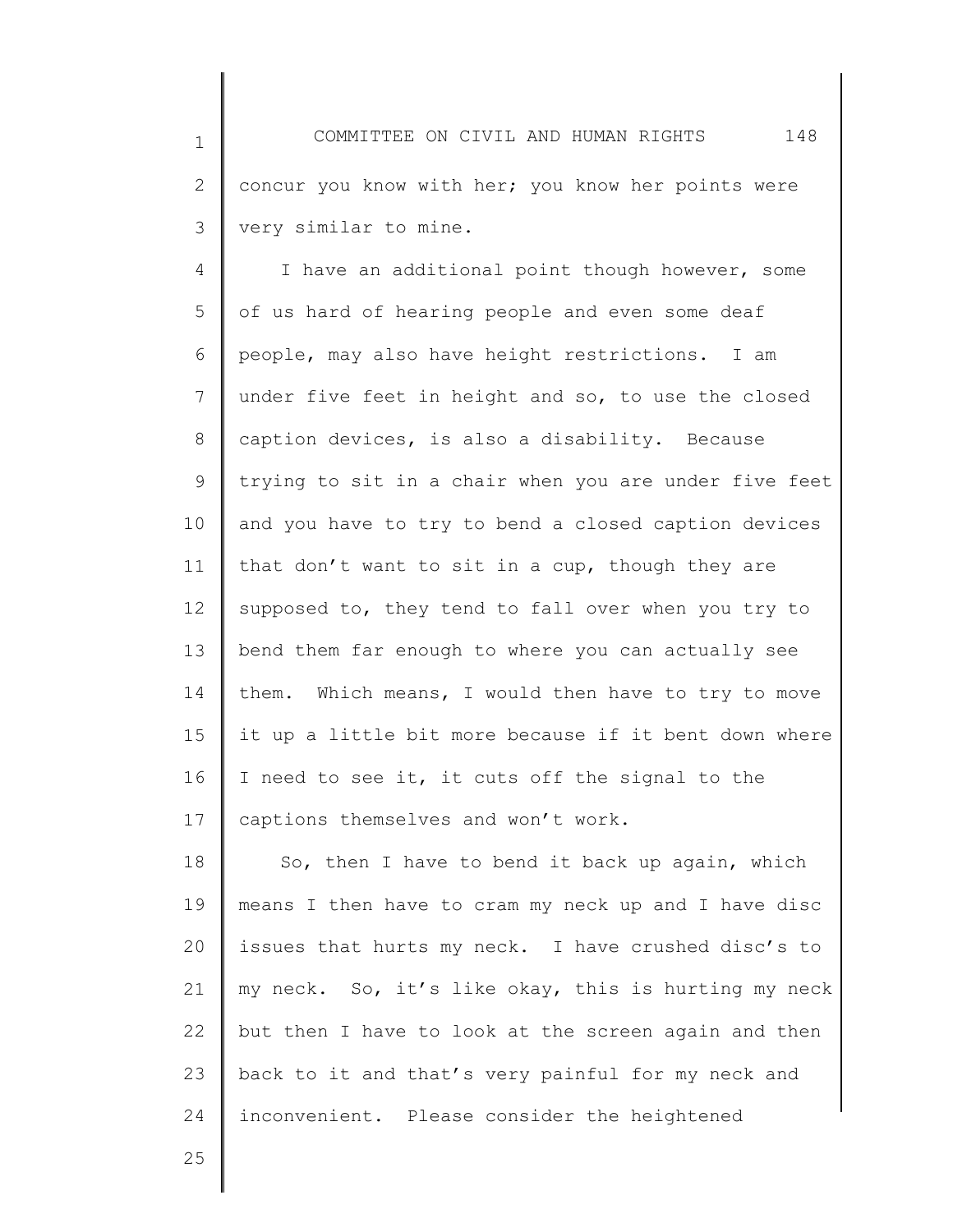concur you know with her; you know her points were very similar to mine.

I have an additional point though however, some of us hard of hearing people and even some deaf people, may also have height restrictions. I am under five feet in height and so, to use the closed caption devices, is also a disability. Because trying to sit in a chair when you are under five feet and you have to try to bend a closed caption devices that don't want to sit in a cup, though they are supposed to, they tend to fall over when you try to bend them far enough to where you can actually see them. Which means, I would then have to try to move it up a little bit more because if it bent down where I need to see it, it cuts off the signal to the captions themselves and won't work.

So, then I have to bend it back up again, which means I then have to cram my neck up and I have disc issues that hurts my neck. I have crushed disc's to my neck. So, it's like okay, this is hurting my neck but then I have to look at the screen again and then back to it and that's very painful for my neck and inconvenient. Please consider the heightened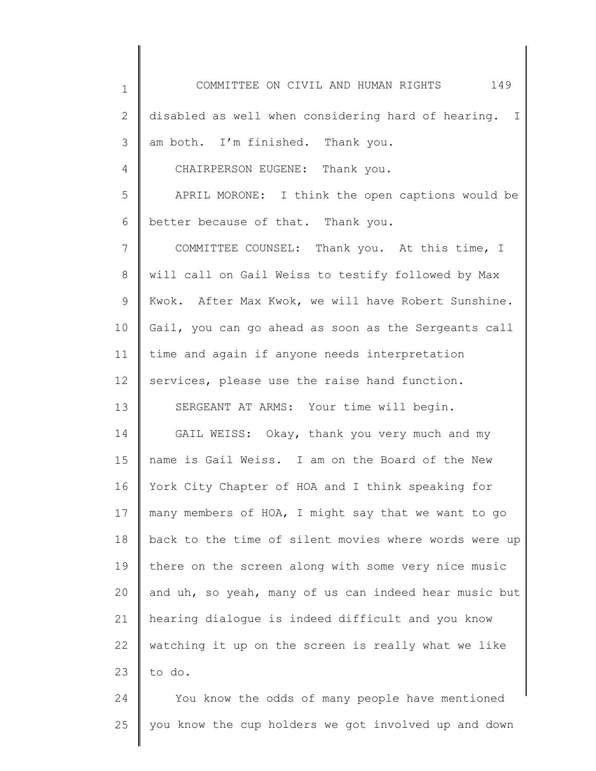disabled as well when considering hard of hearing. I am both. I'm finished. Thank you.

CHAIRPERSON EUGENE: Thank you.

APRIL MORONE: I think the open captions would be better because of that. Thank you.

COMMITTEE COUNSEL: Thank you. At this time, I will call on Gail Weiss to testify followed by Max Kwok. After Max Kwok, we will have Robert Sunshine. Gail, you can go ahead as soon as the Sergeants call time and again if anyone needs interpretation services, please use the raise hand function.

SERGEANT AT ARMS: Your time will begin.

GAIL WEISS: Okay, thank you very much and my name is Gail Weiss. I am on the Board of the New York City Chapter of HOA and I think speaking for many members of HOA, I might say that we want to go back to the time of silent movies where words were up there on the screen along with some very nice music and uh, so yeah, many of us can indeed hear music but hearing dialogue is indeed difficult and you know watching it up on the screen is really what we like to do.

You know the odds of many people have mentioned you know the cup holders we got involved up and down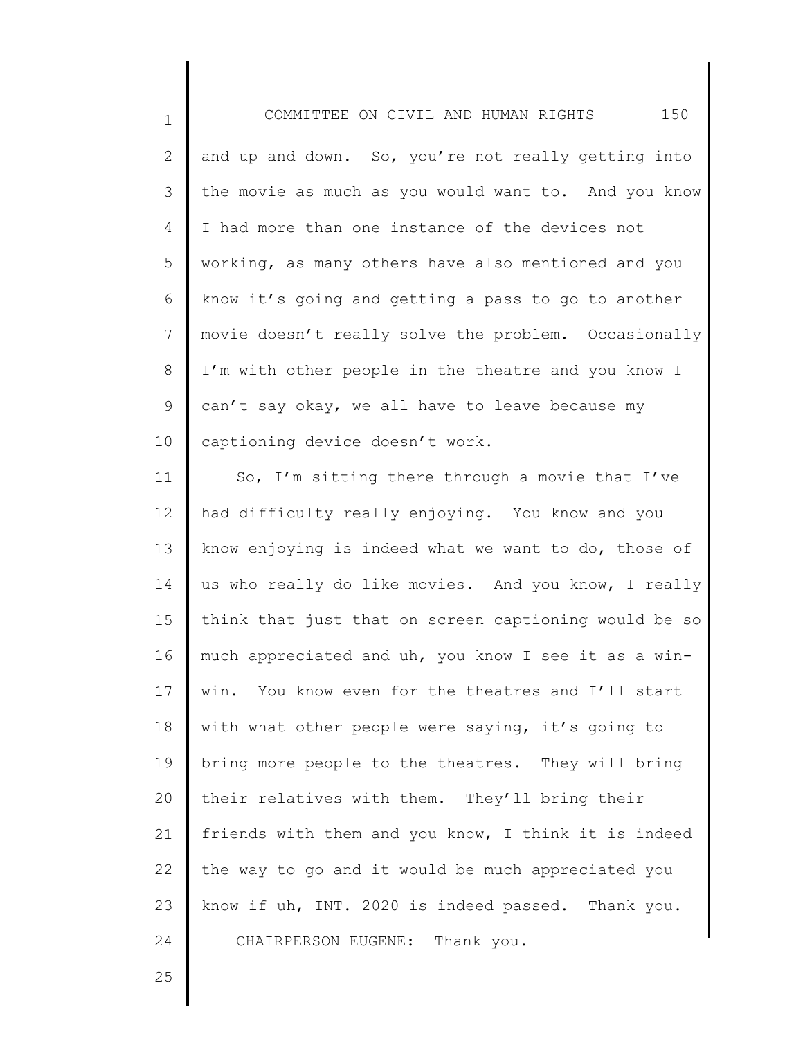and up and down. So, you're not really getting into the movie as much as you would want to. And you know I had more than one instance of the devices not working, as many others have also mentioned and you know it's going and getting a pass to go to another movie doesn't really solve the problem. Occasionally I'm with other people in the theatre and you know I can't say okay, we all have to leave because my captioning device doesn't work.

So, I'm sitting there through a movie that I've had difficulty really enjoying. You know and you know enjoying is indeed what we want to do, those of us who really do like movies. And you know, I really think that just that on screen captioning would be so much appreciated and uh, you know I see it as a win-win. You know even for the theatres and I'll start with what other people were saying, it's going to bring more people to the theatres. They will bring their relatives with them. They'll bring their friends with them and you know, I think it is indeed the way to go and it would be much appreciated you know if uh, INT. 2020 is indeed passed. Thank you.

CHAIRPERSON EUGENE: Thank you.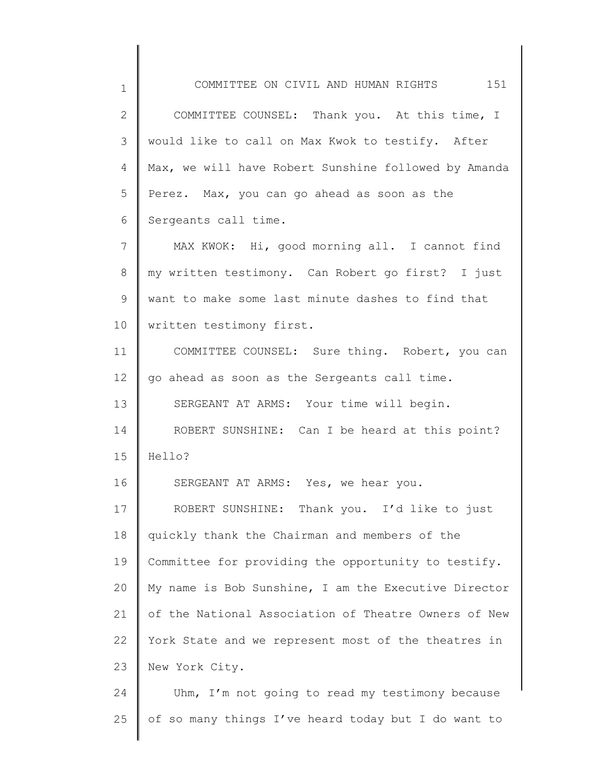COMMITTEE COUNSEL: Thank you. At this time, I would like to call on Max Kwok to testify. After Max, we will have Robert Sunshine followed by Amanda Perez. Max, you can go ahead as soon as the Sergeants call time.

MAX KWOK: Hi, good morning all. I cannot find my written testimony. Can Robert go first? I just want to make some last minute dashes to find that written testimony first.

COMMITTEE COUNSEL: Sure thing. Robert, you can go ahead as soon as the Sergeants call time.

SERGEANT AT ARMS: Your time will begin.

ROBERT SUNSHINE: Can I be heard at this point? Hello?

SERGEANT AT ARMS: Yes, we hear you.

ROBERT SUNSHINE: Thank you. I'd like to just quickly thank the Chairman and members of the Committee for providing the opportunity to testify. My name is Bob Sunshine, I am the Executive Director of the National Association of Theatre Owners of New York State and we represent most of the theatres in New York City.

Uhm, I'm not going to read my testimony because of so many things I've heard today but I do want to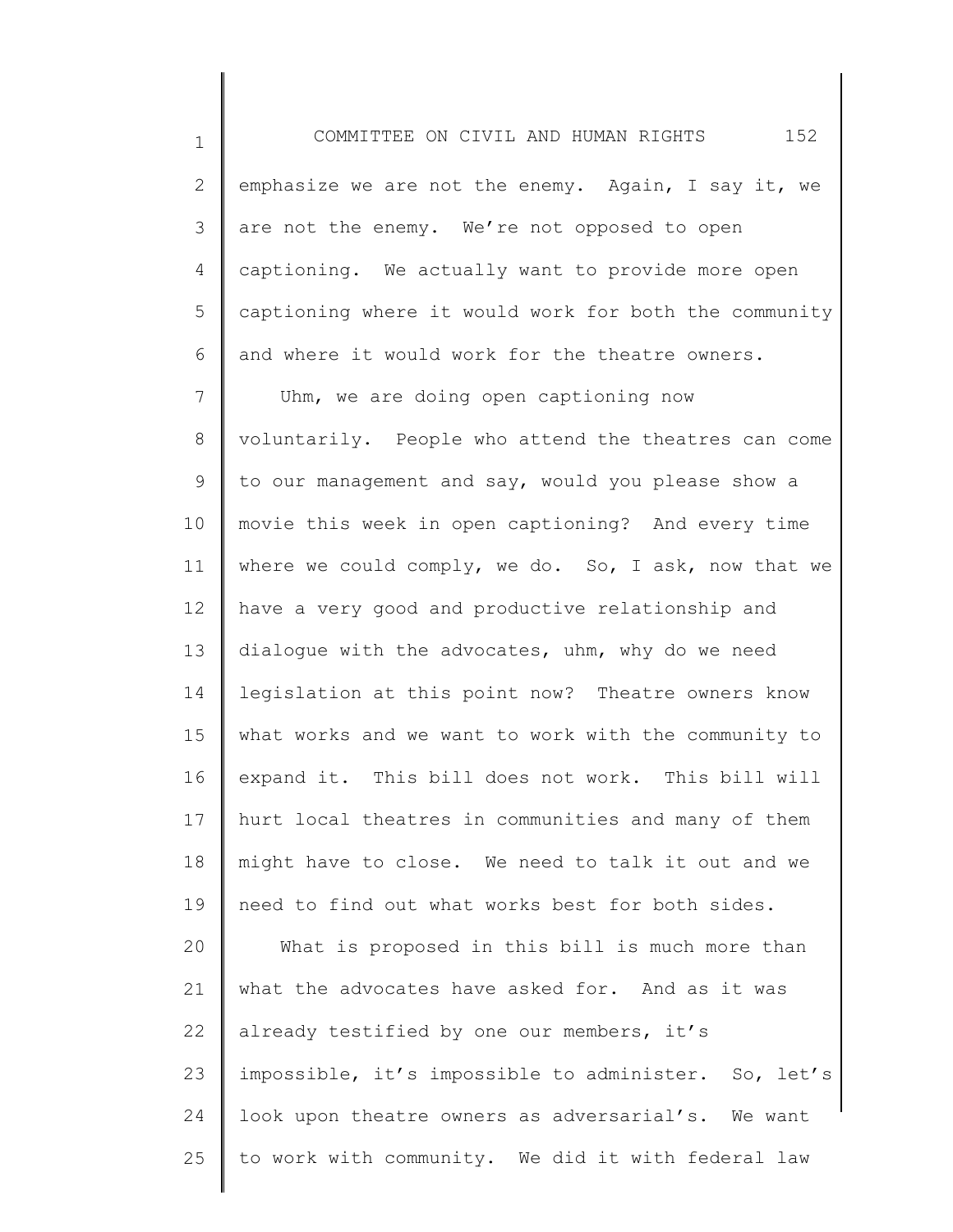emphasize we are not the enemy. Again, I say it, we are not the enemy. We're not opposed to open captioning. We actually want to provide more open captioning where it would work for both the community and where it would work for the theatre owners.

Uhm, we are doing open captioning now voluntarily. People who attend the theatres can come to our management and say, would you please show a movie this week in open captioning? And every time where we could comply, we do. So, I ask, now that we have a very good and productive relationship and dialogue with the advocates, uhm, why do we need legislation at this point now? Theatre owners know what works and we want to work with the community to expand it. This bill does not work. This bill will hurt local theatres in communities and many of them might have to close. We need to talk it out and we need to find out what works best for both sides.

What is proposed in this bill is much more than what the advocates have asked for. And as it was already testified by one our members, it's impossible, it's impossible to administer. So, let's look upon theatre owners as adversarial's. We want to work with community. We did it with federal law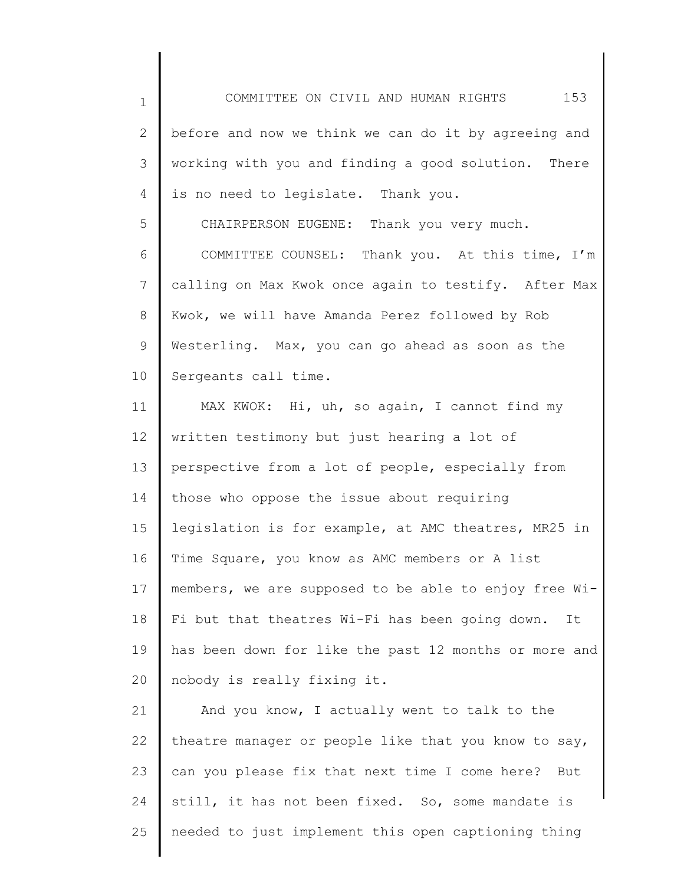before and now we think we can do it by agreeing and working with you and finding a good solution. There is no need to legislate. Thank you.

CHAIRPERSON EUGENE: Thank you very much.

COMMITTEE COUNSEL: Thank you. At this time, I'm calling on Max Kwok once again to testify. After Max Kwok, we will have Amanda Perez followed by Rob Westerling. Max, you can go ahead as soon as the Sergeants call time.

MAX KWOK: Hi, uh, so again, I cannot find my written testimony but just hearing a lot of perspective from a lot of people, especially from those who oppose the issue about requiring legislation is for example, at AMC theatres, MR25 in Time Square, you know as AMC members or A list members, we are supposed to be able to enjoy free Wi-Fi but that theatres Wi-Fi has been going down. It has been down for like the past 12 months or more and nobody is really fixing it.

And you know, I actually went to talk to the theatre manager or people like that you know to say, can you please fix that next time I come here? But still, it has not been fixed. So, some mandate is needed to just implement this open captioning thing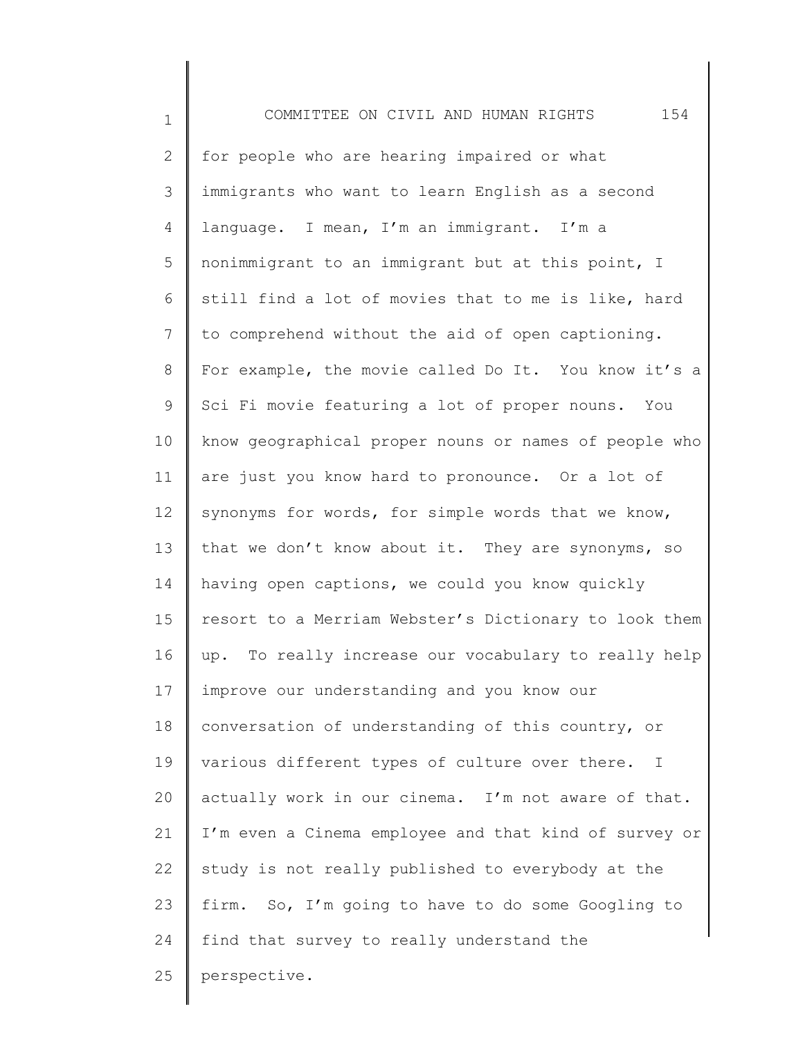for people who are hearing impaired or what immigrants who want to learn English as a second language. I mean, I'm an immigrant. I'm a nonimmigrant to an immigrant but at this point, I still find a lot of movies that to me is like, hard to comprehend without the aid of open captioning. For example, the movie called Do It. You know it's a Sci Fi movie featuring a lot of proper nouns. You know geographical proper nouns or names of people who are just you know hard to pronounce. Or a lot of synonyms for words, for simple words that we know, that we don't know about it. They are synonyms, so having open captions, we could you know quickly resort to a Merriam Webster's Dictionary to look them up. To really increase our vocabulary to really help improve our understanding and you know our conversation of understanding of this country, or various different types of culture over there. I actually work in our cinema. I'm not aware of that. I'm even a Cinema employee and that kind of survey or study is not really published to everybody at the firm. So, I'm going to have to do some Googling to find that survey to really understand the perspective.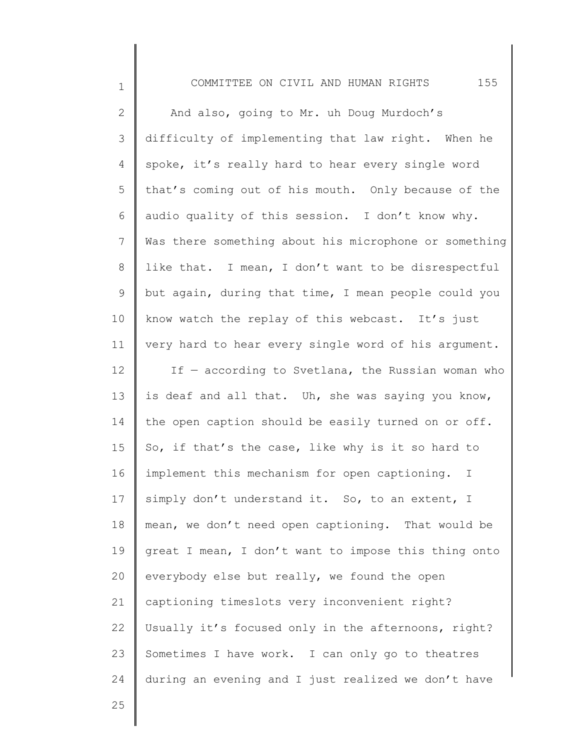And also, going to Mr. uh Doug Murdoch's difficulty of implementing that law right. When he spoke, it's really hard to hear every single word that's coming out of his mouth. Only because of the audio quality of this session. I don't know why. Was there something about his microphone or something like that. I mean, I don't want to be disrespectful but again, during that time, I mean people could you know watch the replay of this webcast. It's just very hard to hear every single word of his argument.

If — according to Svetlana, the Russian woman who is deaf and all that. Uh, she was saying you know, the open caption should be easily turned on or off. So, if that's the case, like why is it so hard to implement this mechanism for open captioning. I simply don't understand it. So, to an extent, I mean, we don't need open captioning. That would be great I mean, I don't want to impose this thing onto everybody else but really, we found the open captioning timeslots very inconvenient right? Usually it's focused only in the afternoons, right? Sometimes I have work. I can only go to theatres during an evening and I just realized we don't have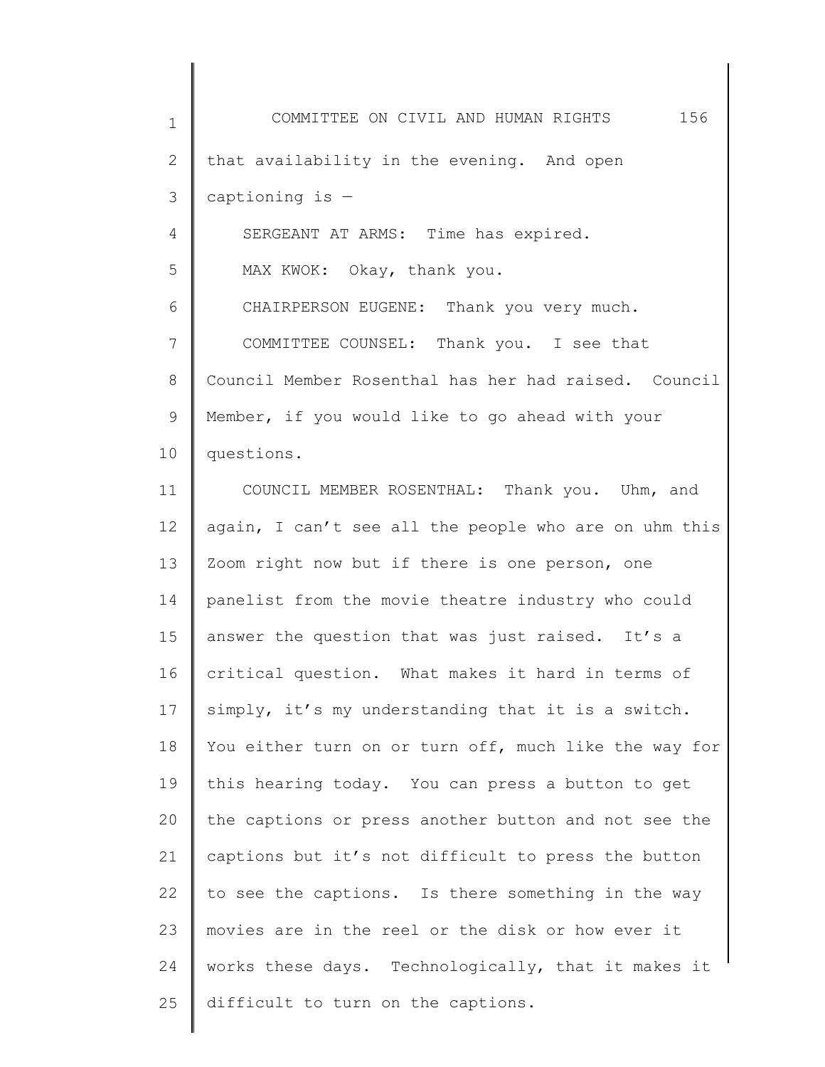that availability in the evening. And open captioning is —

SERGEANT AT ARMS: Time has expired.

MAX KWOK: Okay, thank you.

CHAIRPERSON EUGENE: Thank you very much.

COMMITTEE COUNSEL: Thank you. I see that Council Member Rosenthal has her had raised. Council Member, if you would like to go ahead with your questions.

COUNCIL MEMBER ROSENTHAL: Thank you. Uhm, and again, I can't see all the people who are on uhm this Zoom right now but if there is one person, one panelist from the movie theatre industry who could answer the question that was just raised. It's a critical question. What makes it hard in terms of simply, it's my understanding that it is a switch. You either turn on or turn off, much like the way for this hearing today. You can press a button to get the captions or press another button and not see the captions but it's not difficult to press the button to see the captions. Is there something in the way movies are in the reel or the disk or how ever it works these days. Technologically, that it makes it difficult to turn on the captions.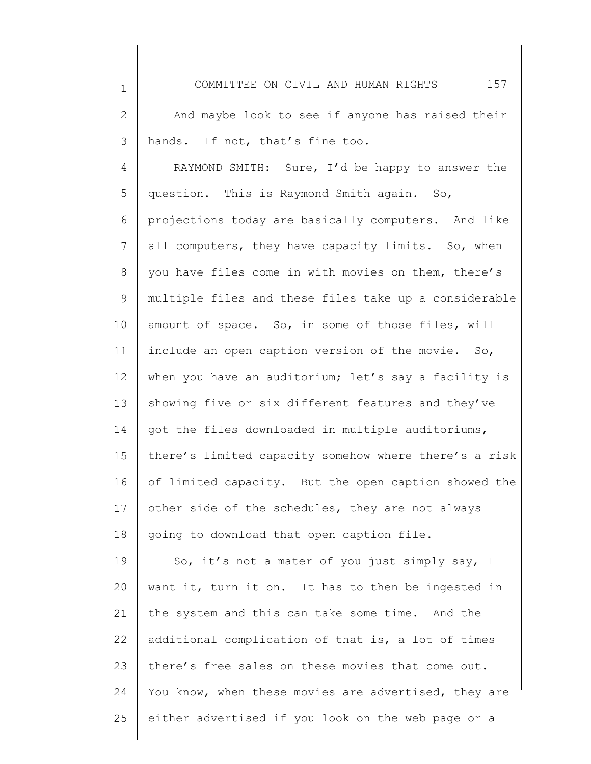And maybe look to see if anyone has raised their hands. If not, that's fine too.

RAYMOND SMITH: Sure, I'd be happy to answer the question. This is Raymond Smith again. So, projections today are basically computers. And like all computers, they have capacity limits. So, when you have files come in with movies on them, there's multiple files and these files take up a considerable amount of space. So, in some of those files, will include an open caption version of the movie. So, when you have an auditorium; let's say a facility is showing five or six different features and they've got the files downloaded in multiple auditoriums, there's limited capacity somehow where there's a risk of limited capacity. But the open caption showed the other side of the schedules, they are not always going to download that open caption file.

So, it's not a mater of you just simply say, I want it, turn it on. It has to then be ingested in the system and this can take some time. And the additional complication of that is, a lot of times there's free sales on these movies that come out. You know, when these movies are advertised, they are either advertised if you look on the web page or a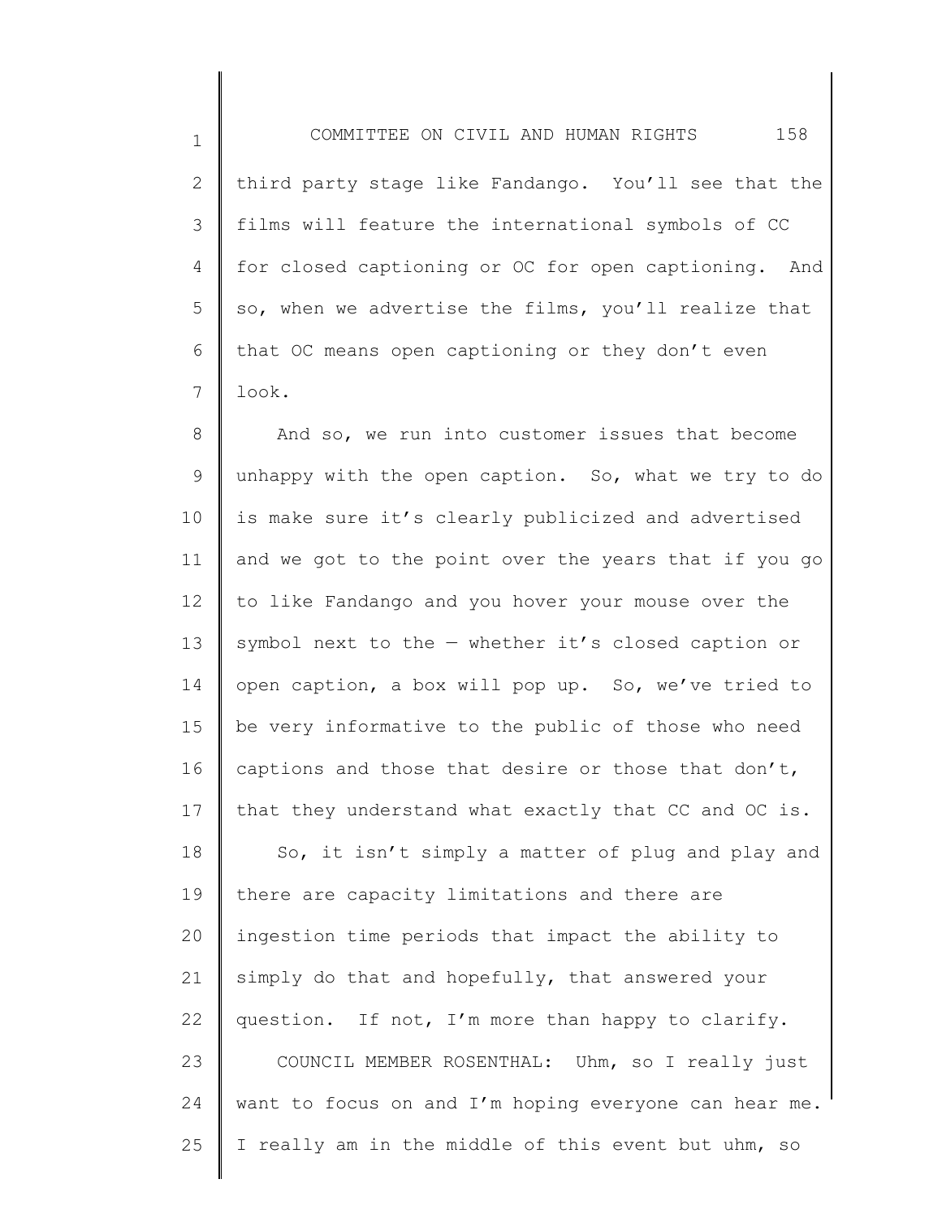third party stage like Fandango. You'll see that the films will feature the international symbols of CC for closed captioning or OC for open captioning. And so, when we advertise the films, you'll realize that that OC means open captioning or they don't even look.

And so, we run into customer issues that become unhappy with the open caption. So, what we try to do is make sure it's clearly publicized and advertised and we got to the point over the years that if you go to like Fandango and you hover your mouse over the symbol next to the — whether it's closed caption or open caption, a box will pop up. So, we've tried to be very informative to the public of those who need captions and those that desire or those that don't, that they understand what exactly that CC and OC is.

So, it isn't simply a matter of plug and play and there are capacity limitations and there are ingestion time periods that impact the ability to simply do that and hopefully, that answered your question. If not, I'm more than happy to clarify.

COUNCIL MEMBER ROSENTHAL: Uhm, so I really just want to focus on and I'm hoping everyone can hear me. I really am in the middle of this event but uhm, so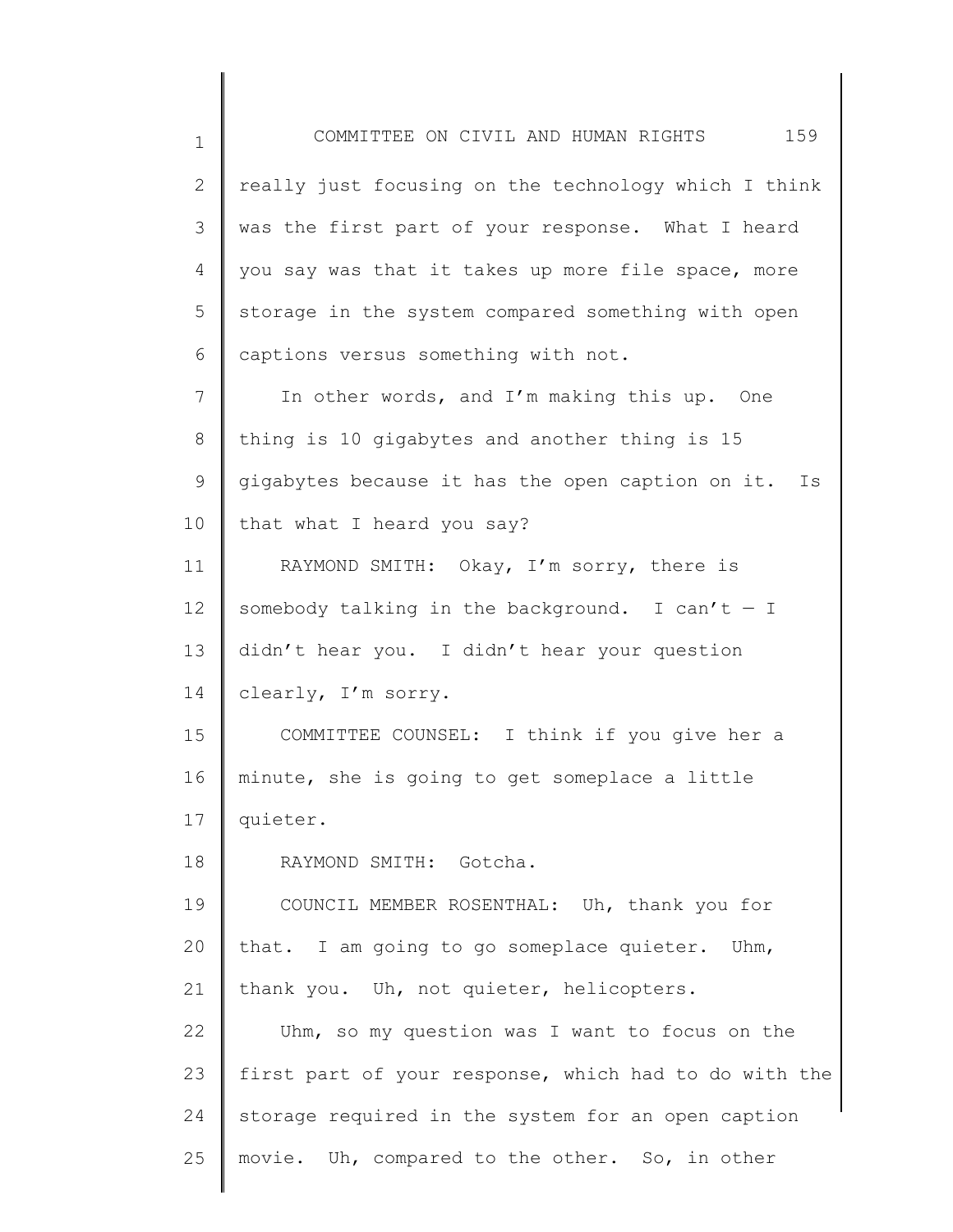really just focusing on the technology which I think was the first part of your response. What I heard you say was that it takes up more file space, more storage in the system compared something with open captions versus something with not.

In other words, and I'm making this up. One thing is 10 gigabytes and another thing is 15 gigabytes because it has the open caption on it. Is that what I heard you say?

RAYMOND SMITH: Okay, I'm sorry, there is somebody talking in the background. I can't — I didn't hear you. I didn't hear your question clearly, I'm sorry.

COMMITTEE COUNSEL: I think if you give her a minute, she is going to get someplace a little quieter.

RAYMOND SMITH: Gotcha.

COUNCIL MEMBER ROSENTHAL: Uh, thank you for that. I am going to go someplace quieter. Uhm, thank you. Uh, not quieter, helicopters.

Uhm, so my question was I want to focus on the first part of your response, which had to do with the storage required in the system for an open caption movie. Uh, compared to the other. So, in other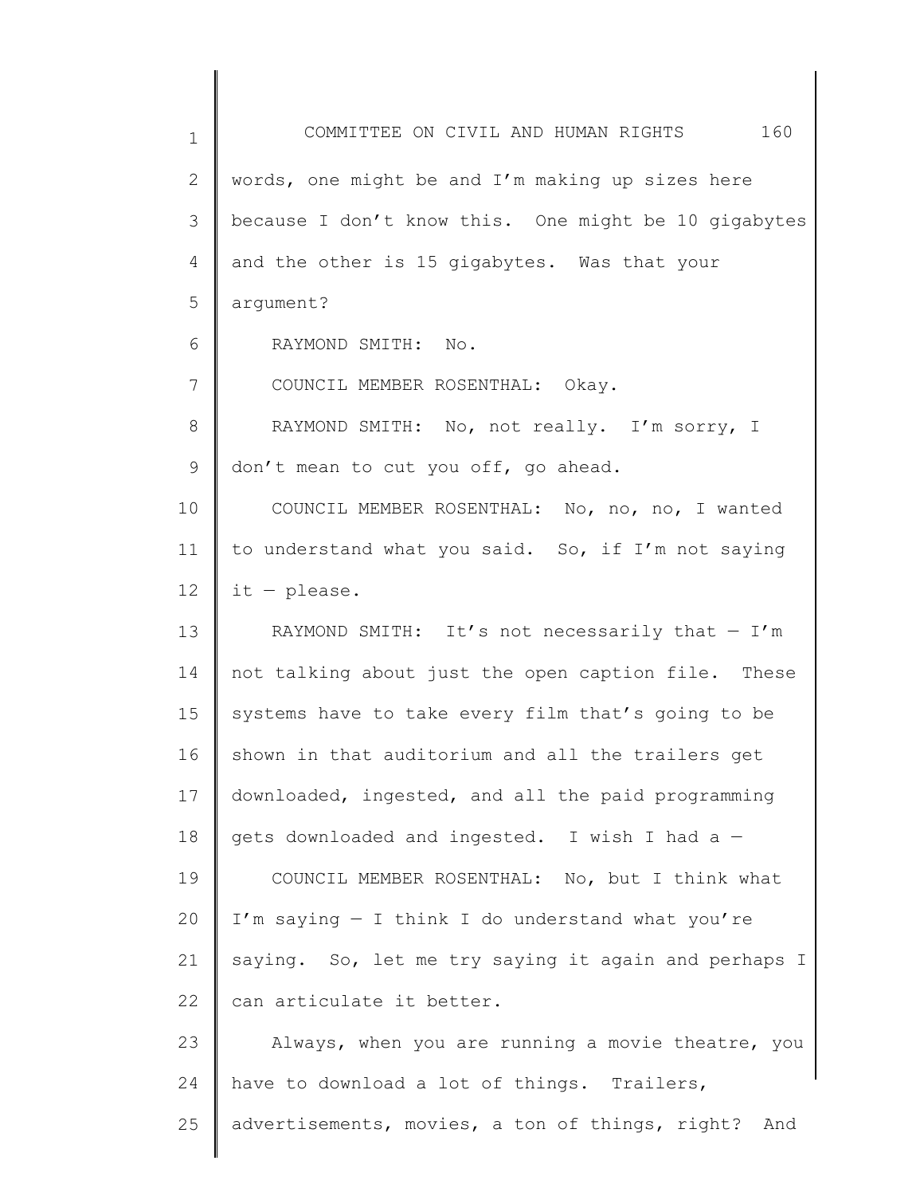words, one might be and I'm making up sizes here because I don't know this. One might be 10 gigabytes and the other is 15 gigabytes. Was that your argument?

RAYMOND SMITH: No.

COUNCIL MEMBER ROSENTHAL: Okay.

RAYMOND SMITH: No, not really. I'm sorry, I don't mean to cut you off, go ahead.

COUNCIL MEMBER ROSENTHAL: No, no, no, I wanted to understand what you said. So, if I'm not saying it — please.

RAYMOND SMITH: It's not necessarily that — I'm not talking about just the open caption file. These systems have to take every film that's going to be shown in that auditorium and all the trailers get downloaded, ingested, and all the paid programming gets downloaded and ingested. I wish I had a —

COUNCIL MEMBER ROSENTHAL: No, but I think what I'm saying — I think I do understand what you're saying. So, let me try saying it again and perhaps I can articulate it better.

Always, when you are running a movie theatre, you have to download a lot of things. Trailers, advertisements, movies, a ton of things, right? And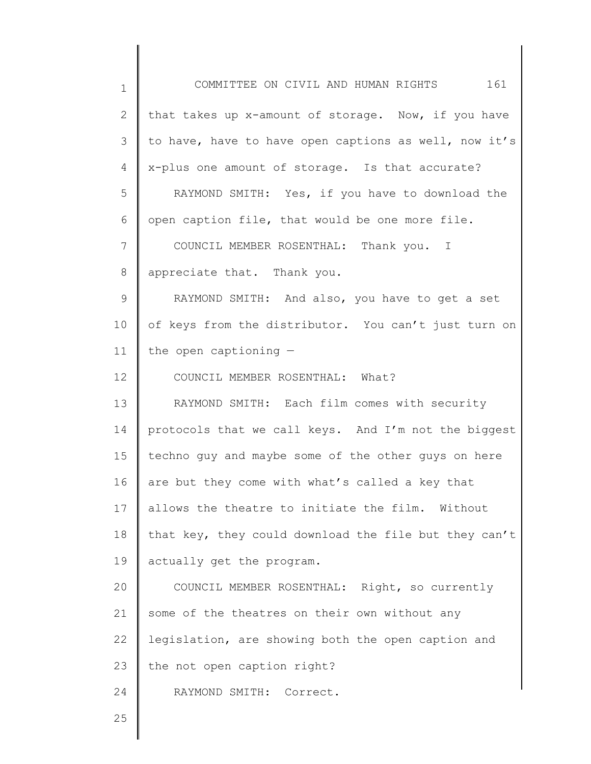that takes up x-amount of storage. Now, if you have to have, have to have open captions as well, now it's x-plus one amount of storage. Is that accurate?

RAYMOND SMITH: Yes, if you have to download the open caption file, that would be one more file.

COUNCIL MEMBER ROSENTHAL: Thank you. I appreciate that. Thank you.

RAYMOND SMITH: And also, you have to get a set of keys from the distributor. You can't just turn on the open captioning —

COUNCIL MEMBER ROSENTHAL: What?

RAYMOND SMITH: Each film comes with security protocols that we call keys. And I'm not the biggest techno guy and maybe some of the other guys on here are but they come with what's called a key that allows the theatre to initiate the film. Without that key, they could download the file but they can't actually get the program.

COUNCIL MEMBER ROSENTHAL: Right, so currently some of the theatres on their own without any legislation, are showing both the open caption and the not open caption right?

RAYMOND SMITH: Correct.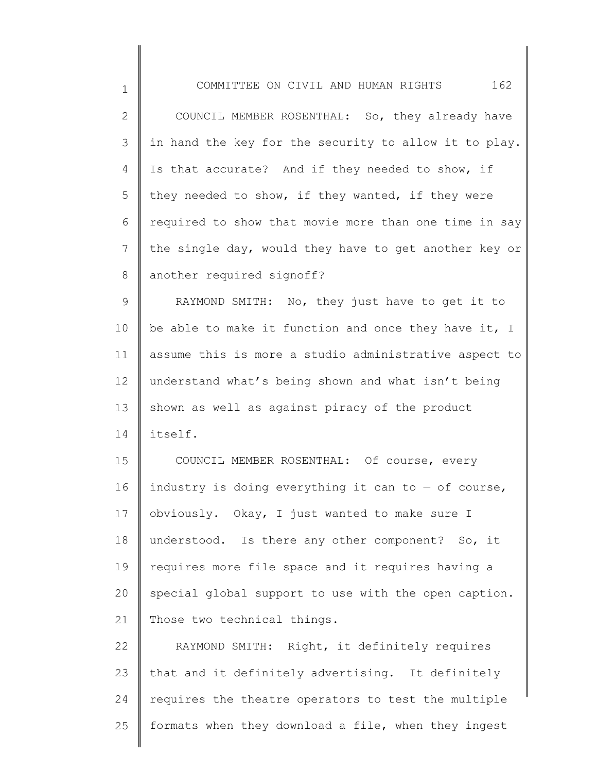COUNCIL MEMBER ROSENTHAL: So, they already have in hand the key for the security to allow it to play. Is that accurate? And if they needed to show, if they needed to show, if they wanted, if they were required to show that movie more than one time in say the single day, would they have to get another key or another required signoff?

RAYMOND SMITH: No, they just have to get it to be able to make it function and once they have it, I assume this is more a studio administrative aspect to understand what's being shown and what isn't being shown as well as against piracy of the product itself.

COUNCIL MEMBER ROSENTHAL: Of course, every industry is doing everything it can to — of course, obviously. Okay, I just wanted to make sure I understood. Is there any other component? So, it requires more file space and it requires having a special global support to use with the open caption. Those two technical things.

RAYMOND SMITH: Right, it definitely requires that and it definitely advertising. It definitely requires the theatre operators to test the multiple formats when they download a file, when they ingest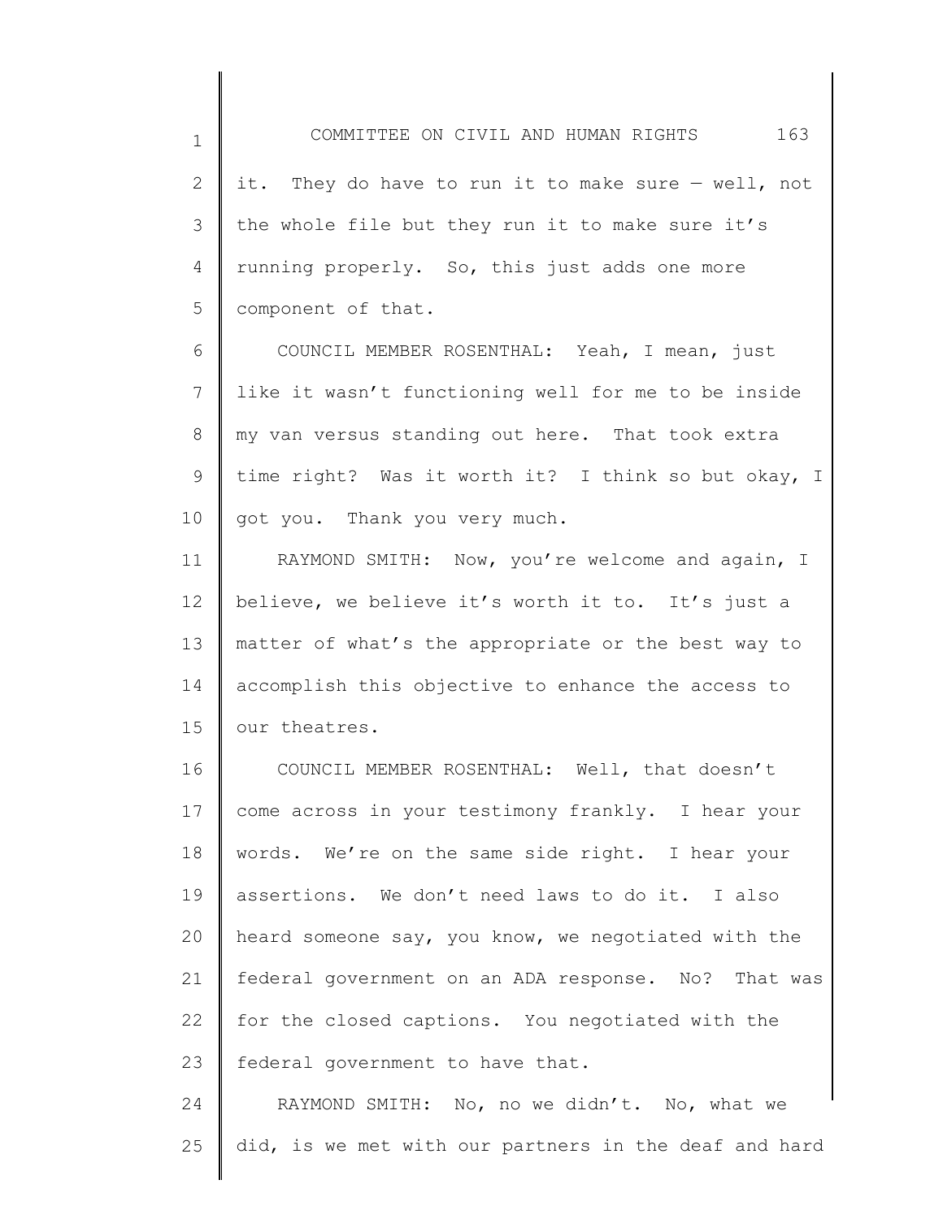it. They do have to run it to make sure — well, not the whole file but they run it to make sure it's running properly. So, this just adds one more component of that.

COUNCIL MEMBER ROSENTHAL: Yeah, I mean, just like it wasn't functioning well for me to be inside my van versus standing out here. That took extra time right? Was it worth it? I think so but okay, I got you. Thank you very much.

RAYMOND SMITH: Now, you're welcome and again, I believe, we believe it's worth it to. It's just a matter of what's the appropriate or the best way to accomplish this objective to enhance the access to our theatres.

COUNCIL MEMBER ROSENTHAL: Well, that doesn't come across in your testimony frankly. I hear your words. We're on the same side right. I hear your assertions. We don't need laws to do it. I also heard someone say, you know, we negotiated with the federal government on an ADA response. No? That was for the closed captions. You negotiated with the federal government to have that.

RAYMOND SMITH: No, no we didn't. No, what we did, is we met with our partners in the deaf and hard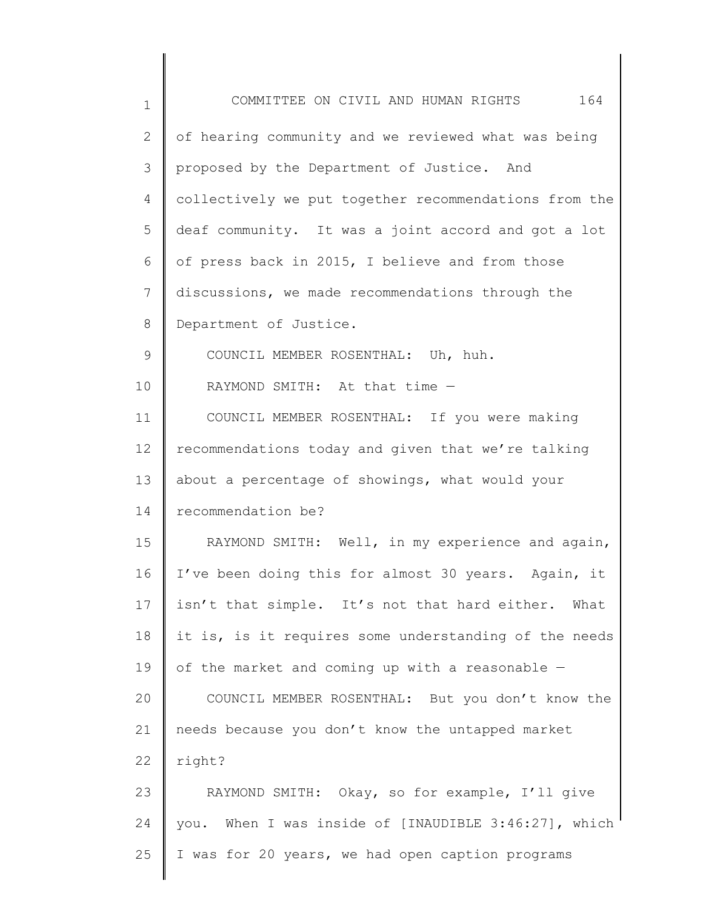of hearing community and we reviewed what was being proposed by the Department of Justice. And collectively we put together recommendations from the deaf community. It was a joint accord and got a lot of press back in 2015, I believe and from those discussions, we made recommendations through the Department of Justice.

COUNCIL MEMBER ROSENTHAL: Uh, huh.

RAYMOND SMITH: At that time —

COUNCIL MEMBER ROSENTHAL: If you were making recommendations today and given that we're talking about a percentage of showings, what would your recommendation be?

RAYMOND SMITH: Well, in my experience and again, I've been doing this for almost 30 years. Again, it isn't that simple. It's not that hard either. What it is, is it requires some understanding of the needs of the market and coming up with a reasonable —

COUNCIL MEMBER ROSENTHAL: But you don't know the needs because you don't know the untapped market right?

RAYMOND SMITH: Okay, so for example, I'll give you. When I was inside of [INAUDIBLE 3:46:27], which I was for 20 years, we had open caption programs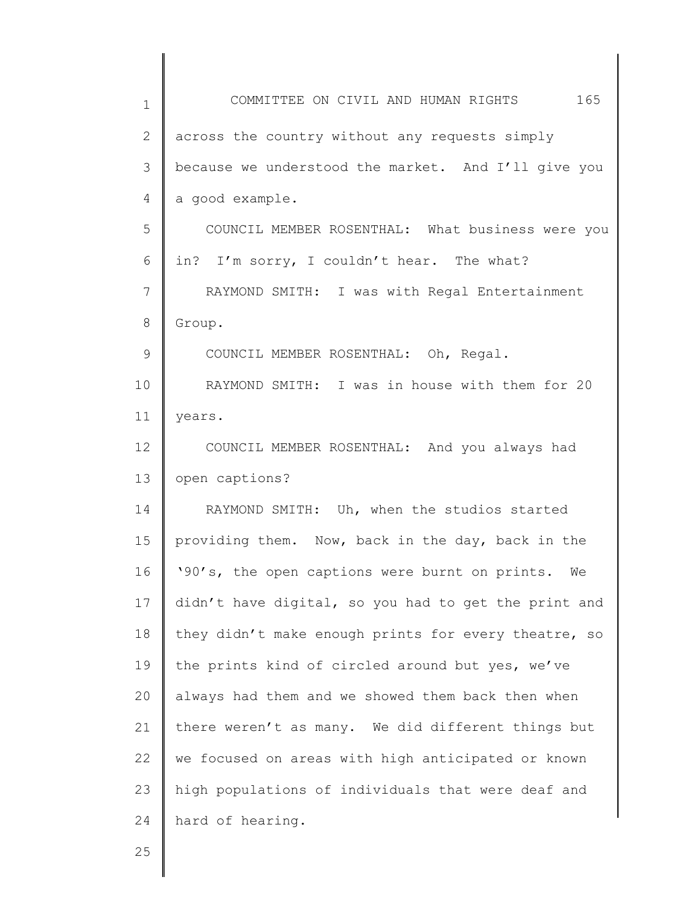across the country without any requests simply because we understood the market. And I'll give you a good example.

COUNCIL MEMBER ROSENTHAL: What business were you in? I'm sorry, I couldn't hear. The what?

RAYMOND SMITH: I was with Regal Entertainment Group.

COUNCIL MEMBER ROSENTHAL: Oh, Regal.

RAYMOND SMITH: I was in house with them for 20 years.

COUNCIL MEMBER ROSENTHAL: And you always had open captions?

RAYMOND SMITH: Uh, when the studios started providing them. Now, back in the day, back in the '90's, the open captions were burnt on prints. We didn't have digital, so you had to get the print and they didn't make enough prints for every theatre, so the prints kind of circled around but yes, we've always had them and we showed them back then when there weren't as many. We did different things but we focused on areas with high anticipated or known high populations of individuals that were deaf and hard of hearing.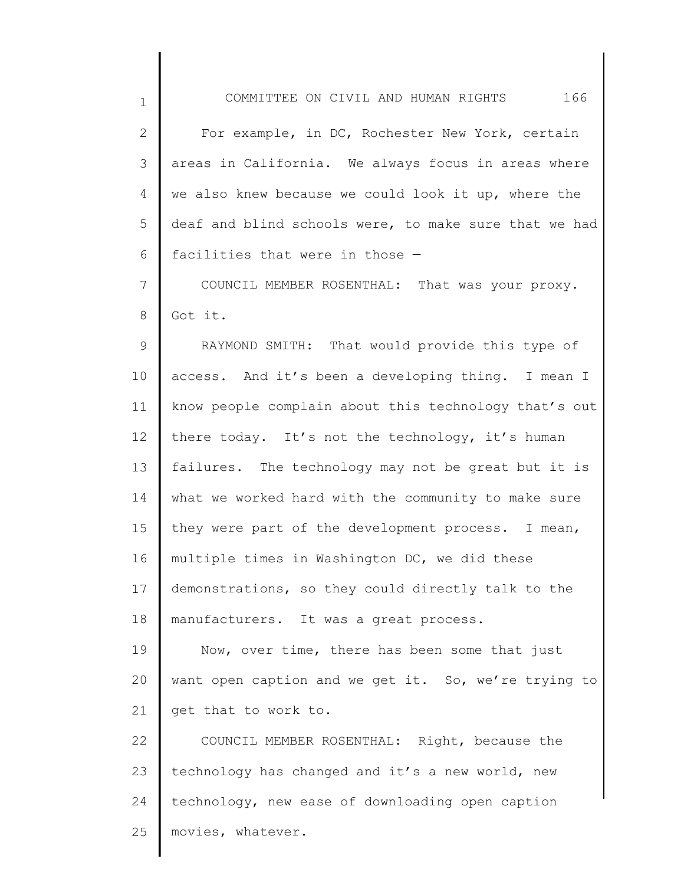For example, in DC, Rochester New York, certain areas in California. We always focus in areas where we also knew because we could look it up, where the deaf and blind schools were, to make sure that we had facilities that were in those —

COUNCIL MEMBER ROSENTHAL: That was your proxy. Got it.

RAYMOND SMITH: That would provide this type of access. And it's been a developing thing. I mean I know people complain about this technology that's out there today. It's not the technology, it's human failures. The technology may not be great but it is what we worked hard with the community to make sure they were part of the development process. I mean, multiple times in Washington DC, we did these demonstrations, so they could directly talk to the manufacturers. It was a great process.

Now, over time, there has been some that just want open caption and we get it. So, we're trying to get that to work to.

COUNCIL MEMBER ROSENTHAL: Right, because the technology has changed and it's a new world, new technology, new ease of downloading open caption movies, whatever.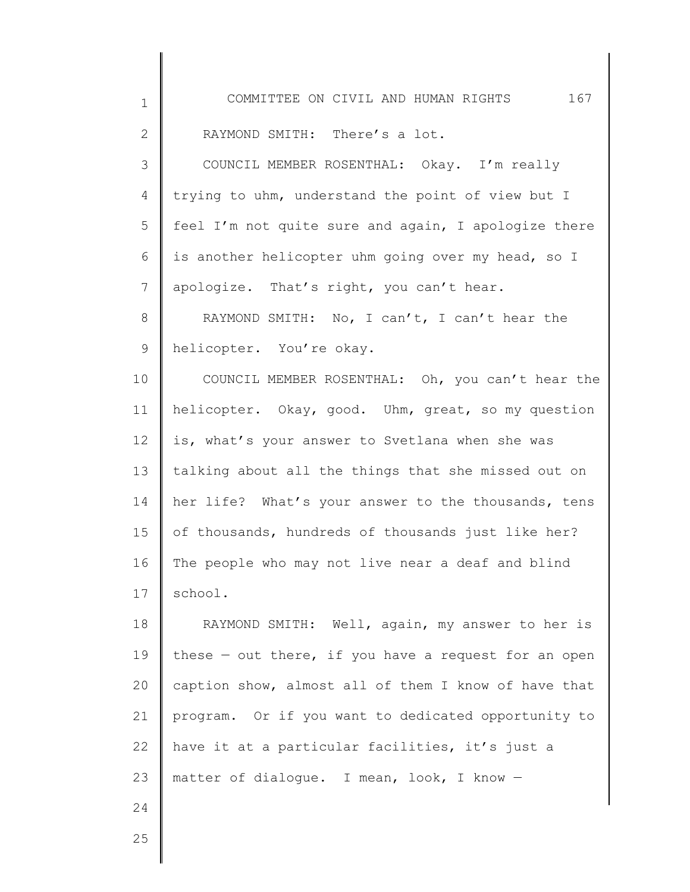RAYMOND SMITH: There's a lot.

COUNCIL MEMBER ROSENTHAL: Okay. I'm really trying to uhm, understand the point of view but I feel I'm not quite sure and again, I apologize there is another helicopter uhm going over my head, so I apologize. That's right, you can't hear.

RAYMOND SMITH: No, I can't, I can't hear the helicopter. You're okay.

COUNCIL MEMBER ROSENTHAL: Oh, you can't hear the helicopter. Okay, good. Uhm, great, so my question is, what's your answer to Svetlana when she was talking about all the things that she missed out on her life? What's your answer to the thousands, tens of thousands, hundreds of thousands just like her? The people who may not live near a deaf and blind school.

RAYMOND SMITH: Well, again, my answer to her is these — out there, if you have a request for an open caption show, almost all of them I know of have that program. Or if you want to dedicated opportunity to have it at a particular facilities, it's just a matter of dialogue. I mean, look, I know —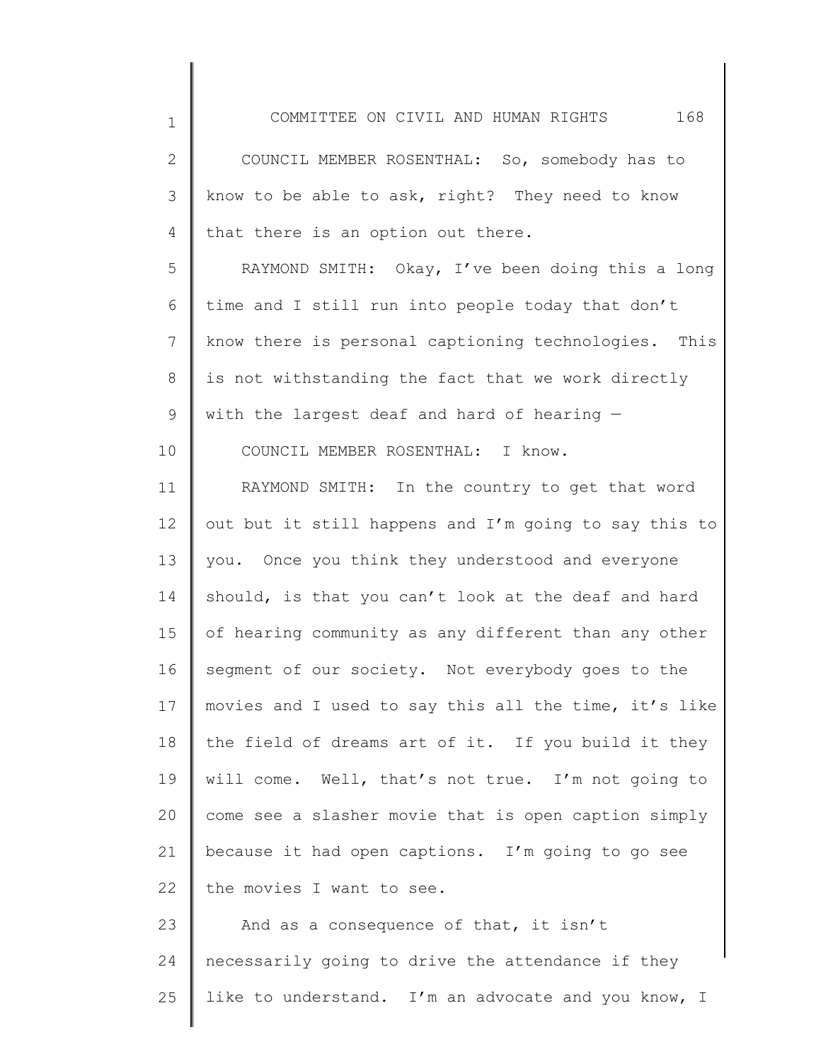COUNCIL MEMBER ROSENTHAL: So, somebody has to know to be able to ask, right? They need to know that there is an option out there.

RAYMOND SMITH: Okay, I've been doing this a long time and I still run into people today that don't know there is personal captioning technologies. This is not withstanding the fact that we work directly with the largest deaf and hard of hearing —

COUNCIL MEMBER ROSENTHAL: I know.

RAYMOND SMITH: In the country to get that word out but it still happens and I'm going to say this to you. Once you think they understood and everyone should, is that you can't look at the deaf and hard of hearing community as any different than any other segment of our society. Not everybody goes to the movies and I used to say this all the time, it's like the field of dreams art of it. If you build it they will come. Well, that's not true. I'm not going to come see a slasher movie that is open caption simply because it had open captions. I'm going to go see the movies I want to see.

And as a consequence of that, it isn't necessarily going to drive the attendance if they like to understand. I'm an advocate and you know, I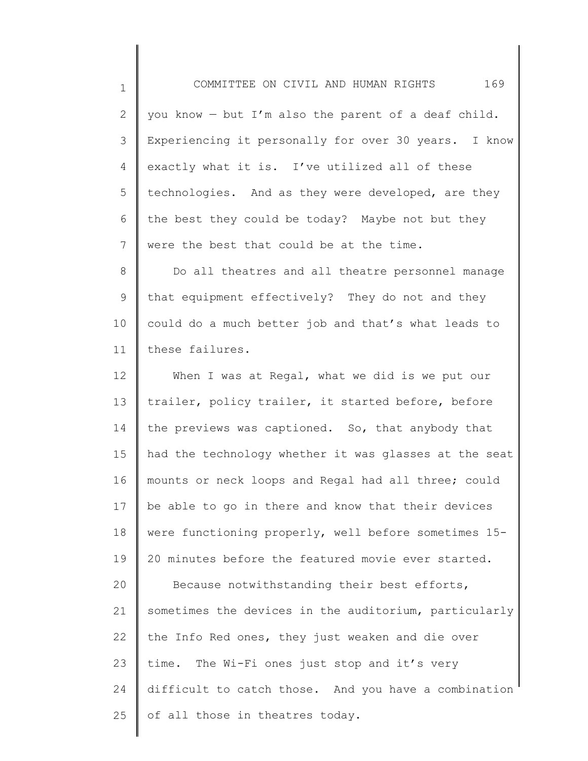you know — but I'm also the parent of a deaf child. Experiencing it personally for over 30 years. I know exactly what it is. I've utilized all of these technologies. And as they were developed, are they the best they could be today? Maybe not but they were the best that could be at the time.

Do all theatres and all theatre personnel manage that equipment effectively? They do not and they could do a much better job and that's what leads to these failures.

When I was at Regal, what we did is we put our trailer, policy trailer, it started before, before the previews was captioned. So, that anybody that had the technology whether it was glasses at the seat mounts or neck loops and Regal had all three; could be able to go in there and know that their devices were functioning properly, well before sometimes 15-20 minutes before the featured movie ever started.

Because notwithstanding their best efforts, sometimes the devices in the auditorium, particularly the Info Red ones, they just weaken and die over time. The Wi-Fi ones just stop and it's very difficult to catch those. And you have a combination of all those in theatres today.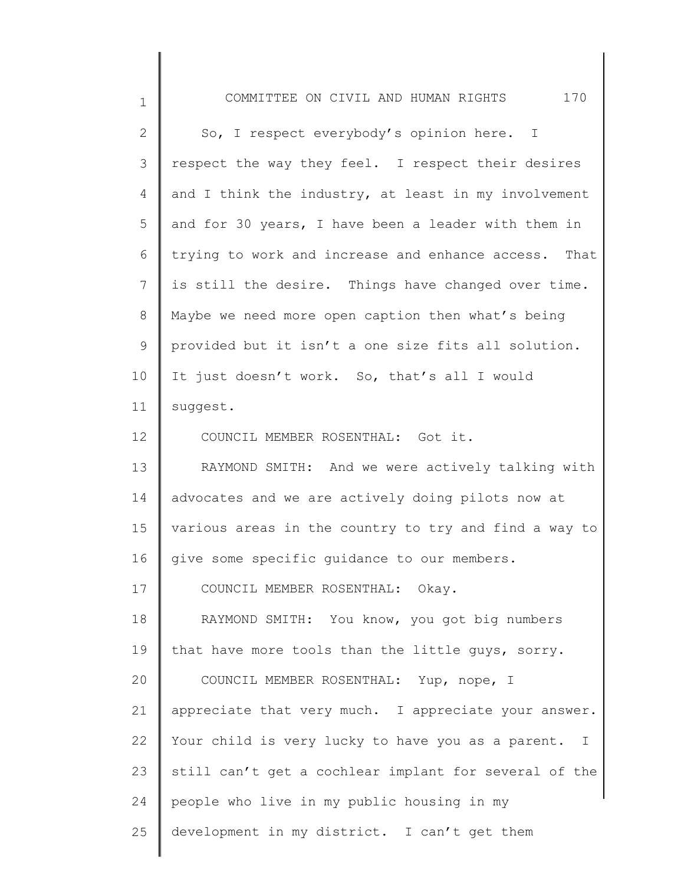So, I respect everybody's opinion here. I respect the way they feel. I respect their desires and I think the industry, at least in my involvement and for 30 years, I have been a leader with them in trying to work and increase and enhance access. That is still the desire. Things have changed over time. Maybe we need more open caption then what's being provided but it isn't a one size fits all solution. It just doesn't work. So, that's all I would suggest.

COUNCIL MEMBER ROSENTHAL: Got it.

RAYMOND SMITH: And we were actively talking with advocates and we are actively doing pilots now at various areas in the country to try and find a way to give some specific guidance to our members.

COUNCIL MEMBER ROSENTHAL: Okay.

RAYMOND SMITH: You know, you got big numbers that have more tools than the little guys, sorry.

COUNCIL MEMBER ROSENTHAL: Yup, nope, I appreciate that very much. I appreciate your answer. Your child is very lucky to have you as a parent. I still can't get a cochlear implant for several of the people who live in my public housing in my development in my district. I can't get them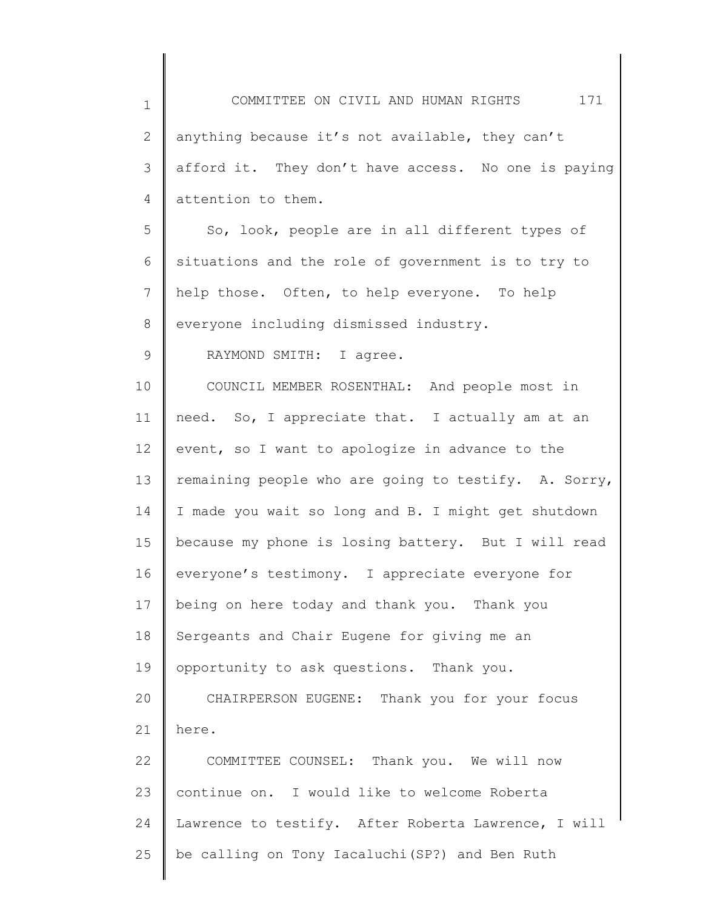anything because it’s not available, they can’t afford it. They don’t have access. No one is paying attention to them.

So, look, people are in all different types of situations and the role of government is to try to help those. Often, to help everyone. To help everyone including dismissed industry.

RAYMOND SMITH: I agree.

COUNCIL MEMBER ROSENTHAL: And people most in need. So, I appreciate that. I actually am at an event, so I want to apologize in advance to the remaining people who are going to testify. A. Sorry, I made you wait so long and B. I might get shutdown because my phone is losing battery. But I will read everyone’s testimony. I appreciate everyone for being on here today and thank you. Thank you Sergeants and Chair Eugene for giving me an opportunity to ask questions. Thank you.

CHAIRPERSON EUGENE: Thank you for your focus here.

COMMITTEE COUNSEL: Thank you. We will now continue on. I would like to welcome Roberta Lawrence to testify. After Roberta Lawrence, I will be calling on Tony Iacaluchi(SP?) and Ben Ruth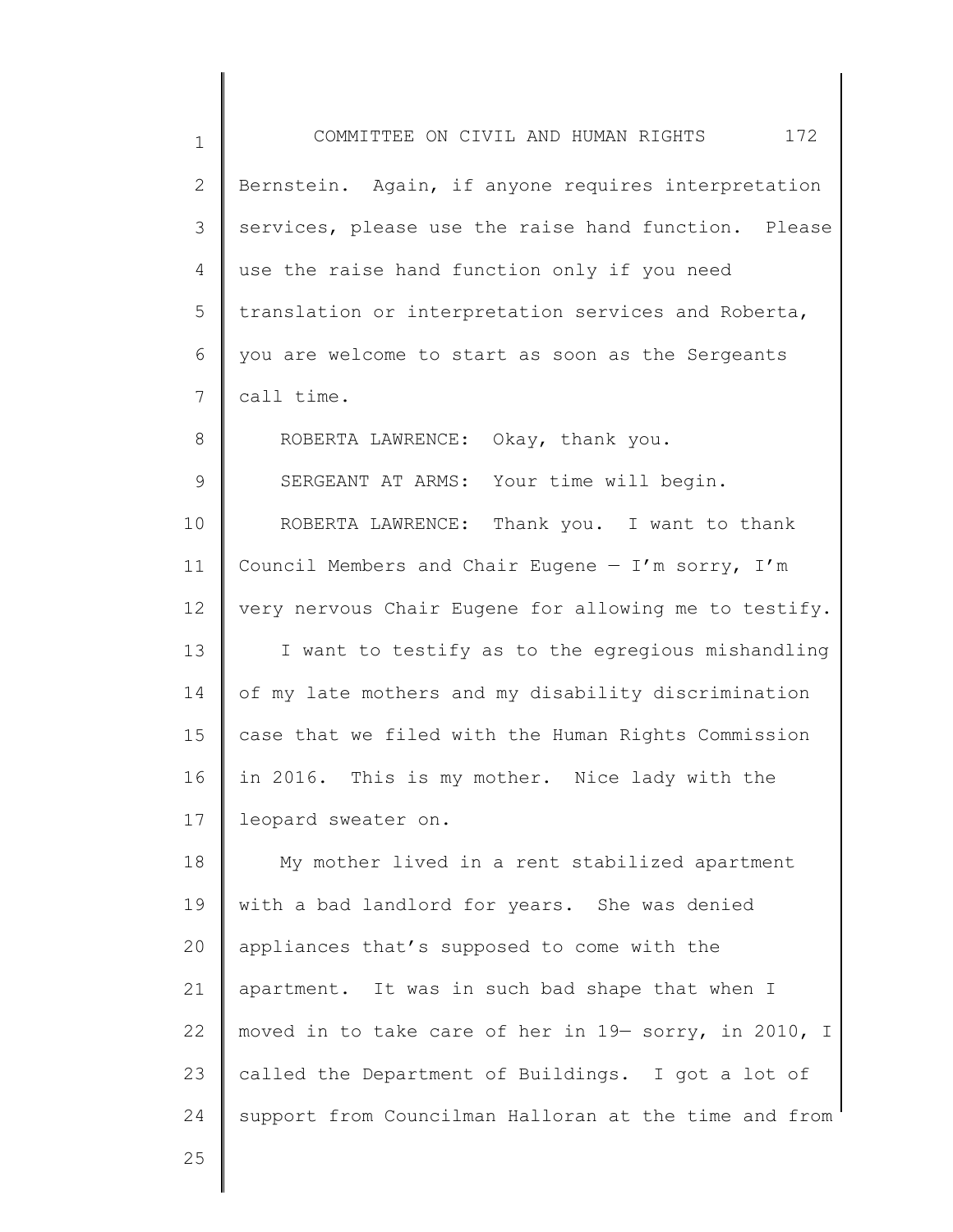Bernstein. Again, if anyone requires interpretation services, please use the raise hand function. Please use the raise hand function only if you need translation or interpretation services and Roberta, you are welcome to start as soon as the Sergeants call time.

ROBERTA LAWRENCE: Okay, thank you.

SERGEANT AT ARMS: Your time will begin.

ROBERTA LAWRENCE: Thank you. I want to thank Council Members and Chair Eugene — I'm sorry, I'm very nervous Chair Eugene for allowing me to testify.

I want to testify as to the egregious mishandling of my late mothers and my disability discrimination case that we filed with the Human Rights Commission in 2016. This is my mother. Nice lady with the leopard sweater on.

My mother lived in a rent stabilized apartment with a bad landlord for years. She was denied appliances that's supposed to come with the apartment. It was in such bad shape that when I moved in to take care of her in 19— sorry, in 2010, I called the Department of Buildings. I got a lot of support from Councilman Halloran at the time and from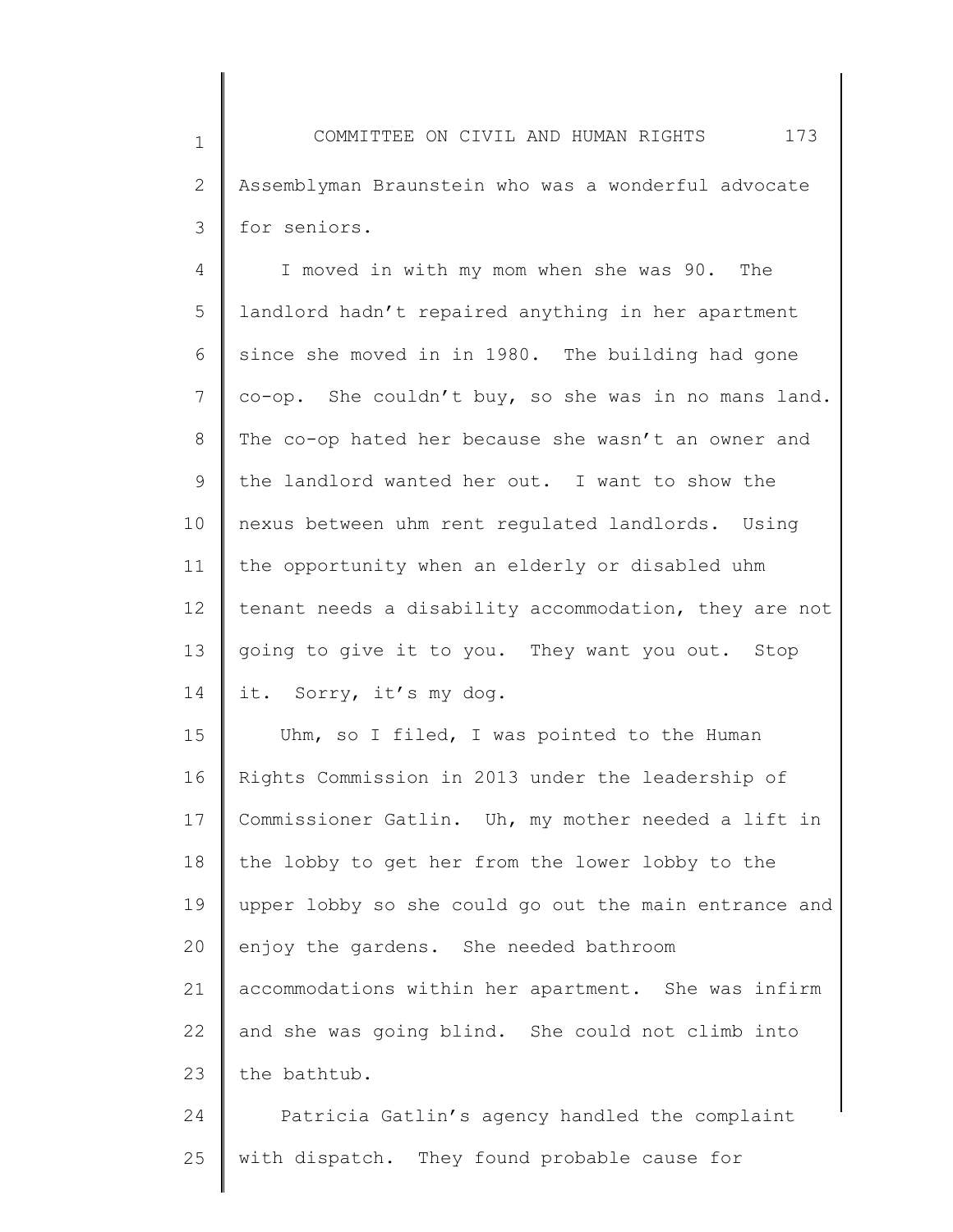Assemblyman Braunstein who was a wonderful advocate for seniors.

I moved in with my mom when she was 90. The landlord hadn't repaired anything in her apartment since she moved in in 1980. The building had gone co-op. She couldn't buy, so she was in no mans land. The co-op hated her because she wasn't an owner and the landlord wanted her out. I want to show the nexus between uhm rent regulated landlords. Using the opportunity when an elderly or disabled uhm tenant needs a disability accommodation, they are not going to give it to you. They want you out. Stop it. Sorry, it's my dog.

Uhm, so I filed, I was pointed to the Human Rights Commission in 2013 under the leadership of Commissioner Gatlin. Uh, my mother needed a lift in the lobby to get her from the lower lobby to the upper lobby so she could go out the main entrance and enjoy the gardens. She needed bathroom accommodations within her apartment. She was infirm and she was going blind. She could not climb into the bathtub.

Patricia Gatlin's agency handled the complaint with dispatch. They found probable cause for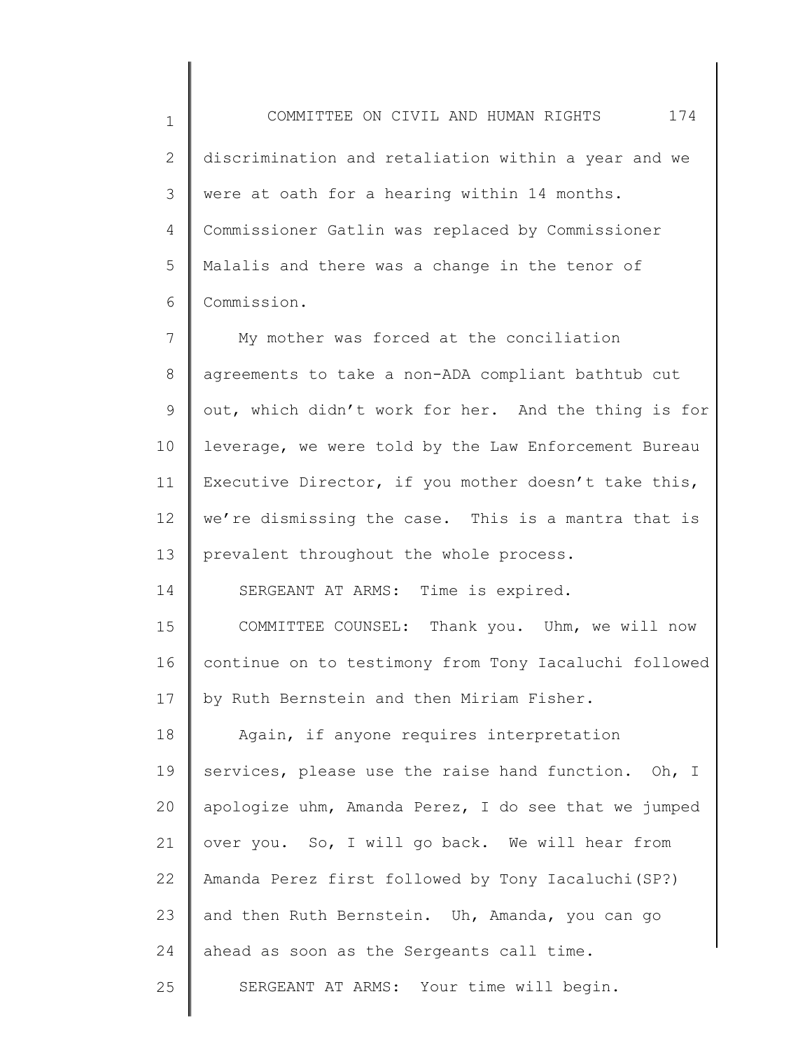discrimination and retaliation within a year and we were at oath for a hearing within 14 months. Commissioner Gatlin was replaced by Commissioner Malalis and there was a change in the tenor of Commission.

My mother was forced at the conciliation agreements to take a non-ADA compliant bathtub cut out, which didn't work for her. And the thing is for leverage, we were told by the Law Enforcement Bureau Executive Director, if you mother doesn't take this, we're dismissing the case. This is a mantra that is prevalent throughout the whole process.

SERGEANT AT ARMS: Time is expired.

COMMITTEE COUNSEL: Thank you. Uhm, we will now continue on to testimony from Tony Iacaluchi followed by Ruth Bernstein and then Miriam Fisher.

Again, if anyone requires interpretation services, please use the raise hand function. Oh, I apologize uhm, Amanda Perez, I do see that we jumped over you. So, I will go back. We will hear from Amanda Perez first followed by Tony Iacaluchi(SP?) and then Ruth Bernstein. Uh, Amanda, you can go ahead as soon as the Sergeants call time.

SERGEANT AT ARMS: Your time will begin.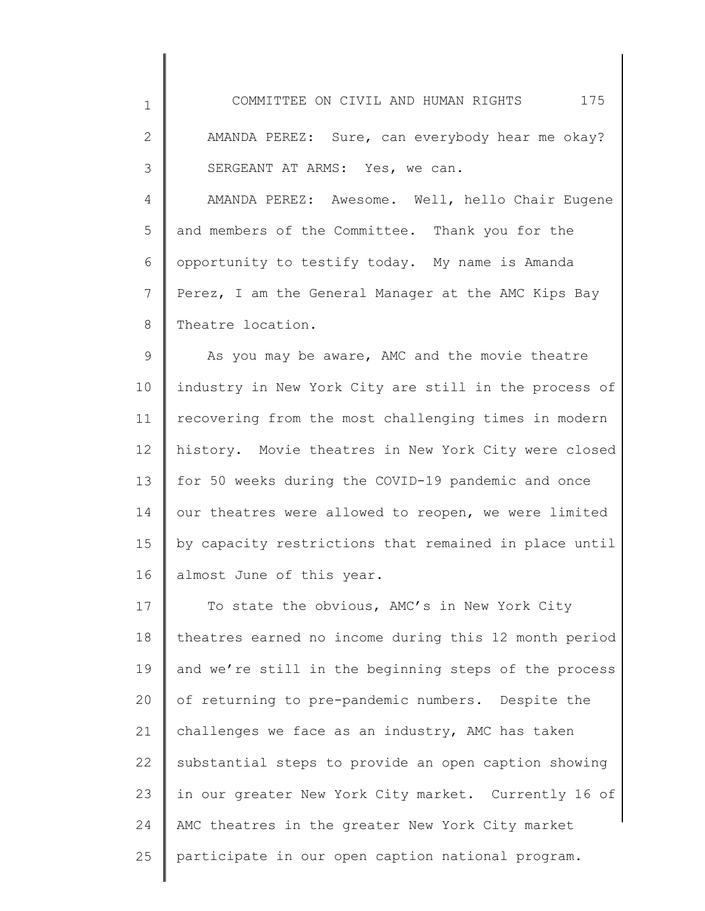AMANDA PEREZ: Sure, can everybody hear me okay?

SERGEANT AT ARMS: Yes, we can.

AMANDA PEREZ: Awesome. Well, hello Chair Eugene and members of the Committee. Thank you for the opportunity to testify today. My name is Amanda Perez, I am the General Manager at the AMC Kips Bay Theatre location.

As you may be aware, AMC and the movie theatre industry in New York City are still in the process of recovering from the most challenging times in modern history. Movie theatres in New York City were closed for 50 weeks during the COVID-19 pandemic and once our theatres were allowed to reopen, we were limited by capacity restrictions that remained in place until almost June of this year.

To state the obvious, AMC's in New York City theatres earned no income during this 12 month period and we're still in the beginning steps of the process of returning to pre-pandemic numbers. Despite the challenges we face as an industry, AMC has taken substantial steps to provide an open caption showing in our greater New York City market. Currently 16 of AMC theatres in the greater New York City market participate in our open caption national program.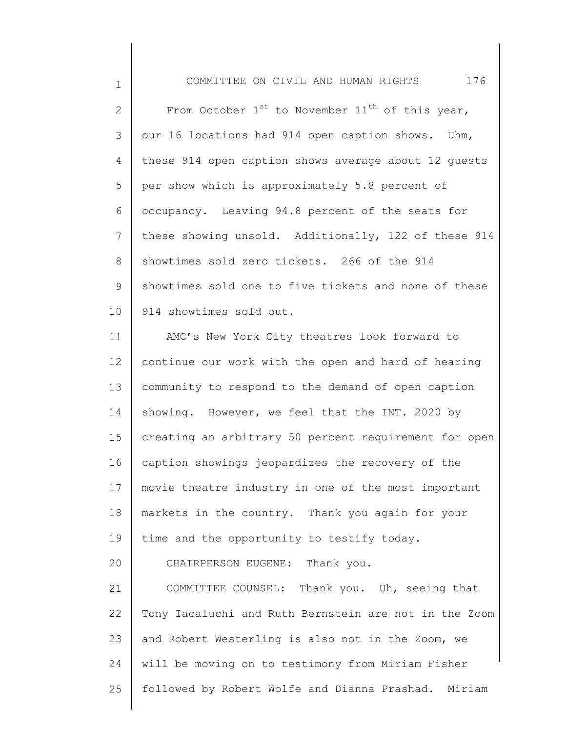From October 1st to November 11th of this year, our 16 locations had 914 open caption shows. Uhm, these 914 open caption shows average about 12 guests per show which is approximately 5.8 percent of occupancy. Leaving 94.8 percent of the seats for these showing unsold. Additionally, 122 of these 914 showtimes sold zero tickets. 266 of the 914 showtimes sold one to five tickets and none of these 914 showtimes sold out.

AMC's New York City theatres look forward to continue our work with the open and hard of hearing community to respond to the demand of open caption showing. However, we feel that the INT. 2020 by creating an arbitrary 50 percent requirement for open caption showings jeopardizes the recovery of the movie theatre industry in one of the most important markets in the country. Thank you again for your time and the opportunity to testify today.

CHAIRPERSON EUGENE: Thank you.

COMMITTEE COUNSEL: Thank you. Uh, seeing that Tony Iacaluchi and Ruth Bernstein are not in the Zoom and Robert Westerling is also not in the Zoom, we will be moving on to testimony from Miriam Fisher followed by Robert Wolfe and Dianna Prashad. Miriam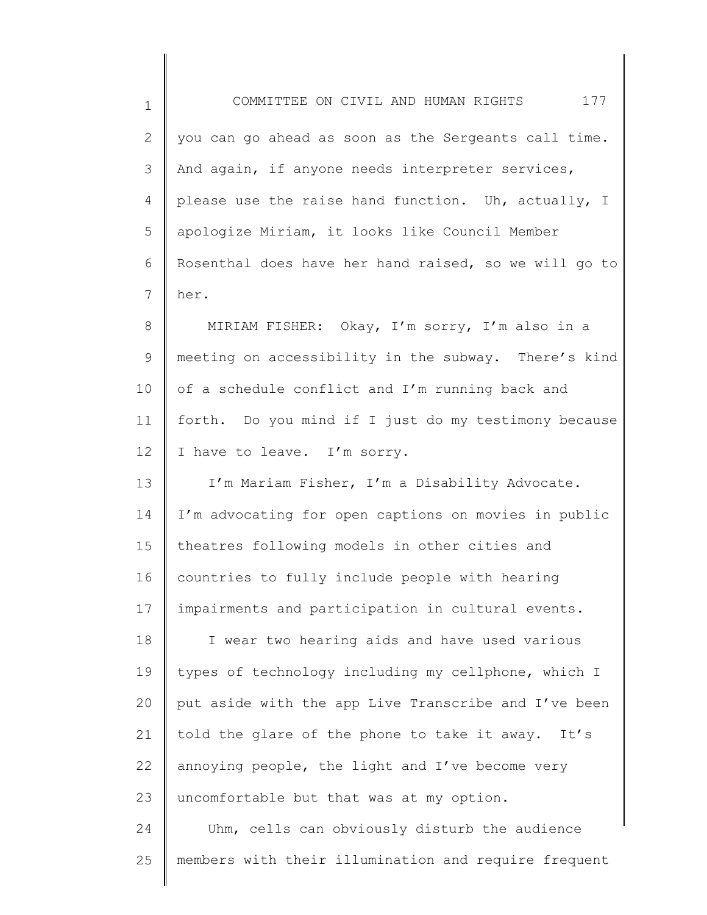you can go ahead as soon as the Sergeants call time. And again, if anyone needs interpreter services, please use the raise hand function. Uh, actually, I apologize Miriam, it looks like Council Member Rosenthal does have her hand raised, so we will go to her.

MIRIAM FISHER: Okay, I'm sorry, I'm also in a meeting on accessibility in the subway. There's kind of a schedule conflict and I'm running back and forth. Do you mind if I just do my testimony because I have to leave. I'm sorry.

I'm Mariam Fisher, I'm a Disability Advocate. I'm advocating for open captions on movies in public theatres following models in other cities and countries to fully include people with hearing impairments and participation in cultural events.

I wear two hearing aids and have used various types of technology including my cellphone, which I put aside with the app Live Transcribe and I've been told the glare of the phone to take it away. It's annoying people, the light and I've become very uncomfortable but that was at my option.

Uhm, cells can obviously disturb the audience members with their illumination and require frequent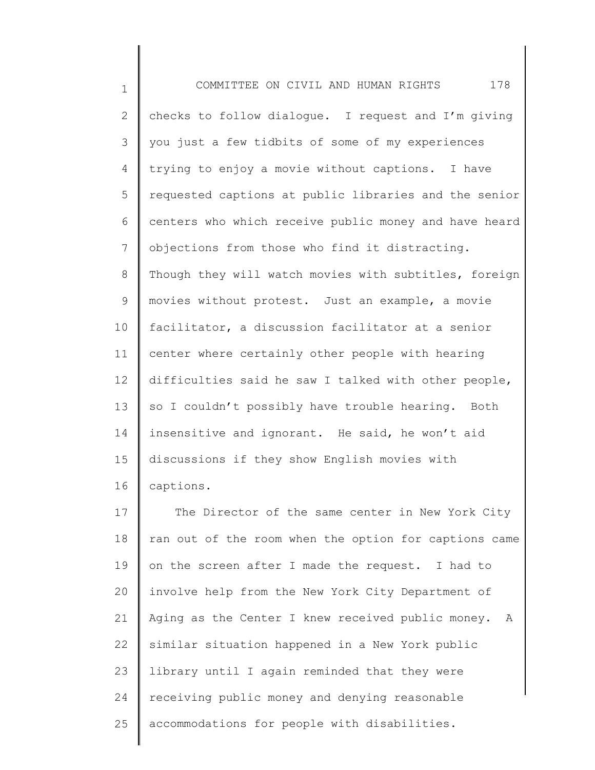checks to follow dialogue. I request and I'm giving you just a few tidbits of some of my experiences trying to enjoy a movie without captions. I have requested captions at public libraries and the senior centers who which receive public money and have heard objections from those who find it distracting. Though they will watch movies with subtitles, foreign movies without protest. Just an example, a movie facilitator, a discussion facilitator at a senior center where certainly other people with hearing difficulties said he saw I talked with other people, so I couldn't possibly have trouble hearing. Both insensitive and ignorant. He said, he won't aid discussions if they show English movies with captions.

The Director of the same center in New York City ran out of the room when the option for captions came on the screen after I made the request. I had to involve help from the New York City Department of Aging as the Center I knew received public money. A similar situation happened in a New York public library until I again reminded that they were receiving public money and denying reasonable accommodations for people with disabilities.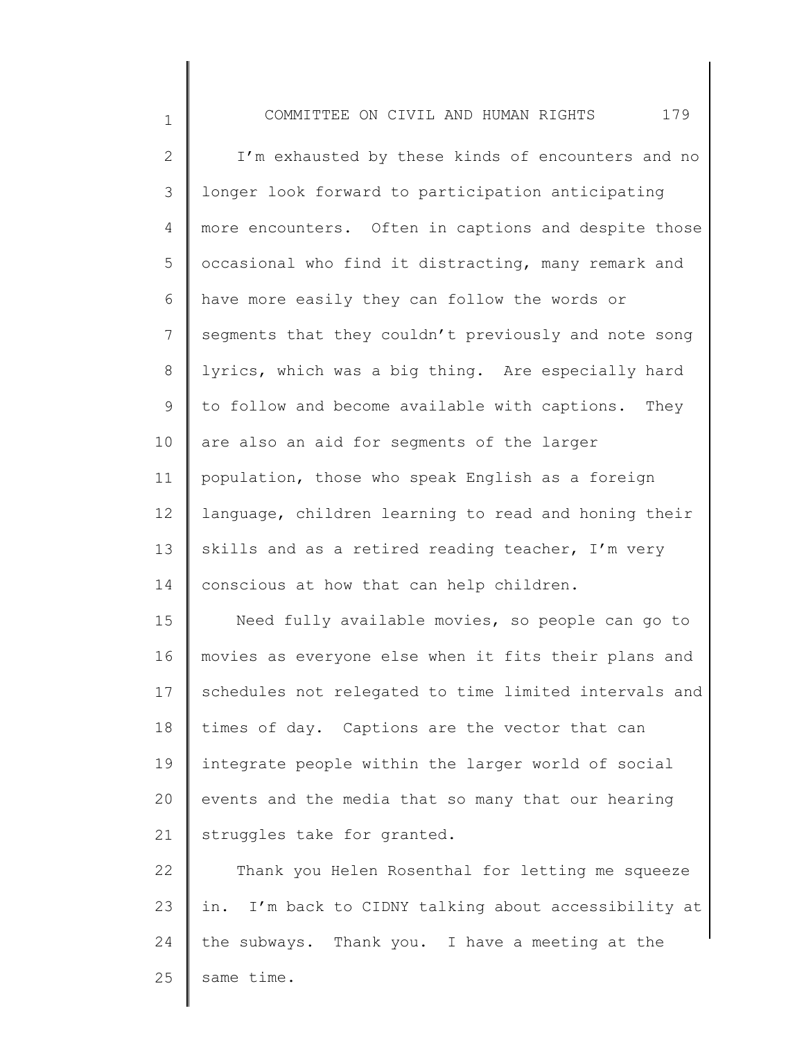I'm exhausted by these kinds of encounters and no longer look forward to participation anticipating more encounters. Often in captions and despite those occasional who find it distracting, many remark and have more easily they can follow the words or segments that they couldn't previously and note song lyrics, which was a big thing. Are especially hard to follow and become available with captions. They are also an aid for segments of the larger population, those who speak English as a foreign language, children learning to read and honing their skills and as a retired reading teacher, I'm very conscious at how that can help children.

Need fully available movies, so people can go to movies as everyone else when it fits their plans and schedules not relegated to time limited intervals and times of day. Captions are the vector that can integrate people within the larger world of social events and the media that so many that our hearing struggles take for granted.

Thank you Helen Rosenthal for letting me squeeze in. I'm back to CIDNY talking about accessibility at the subways. Thank you. I have a meeting at the same time.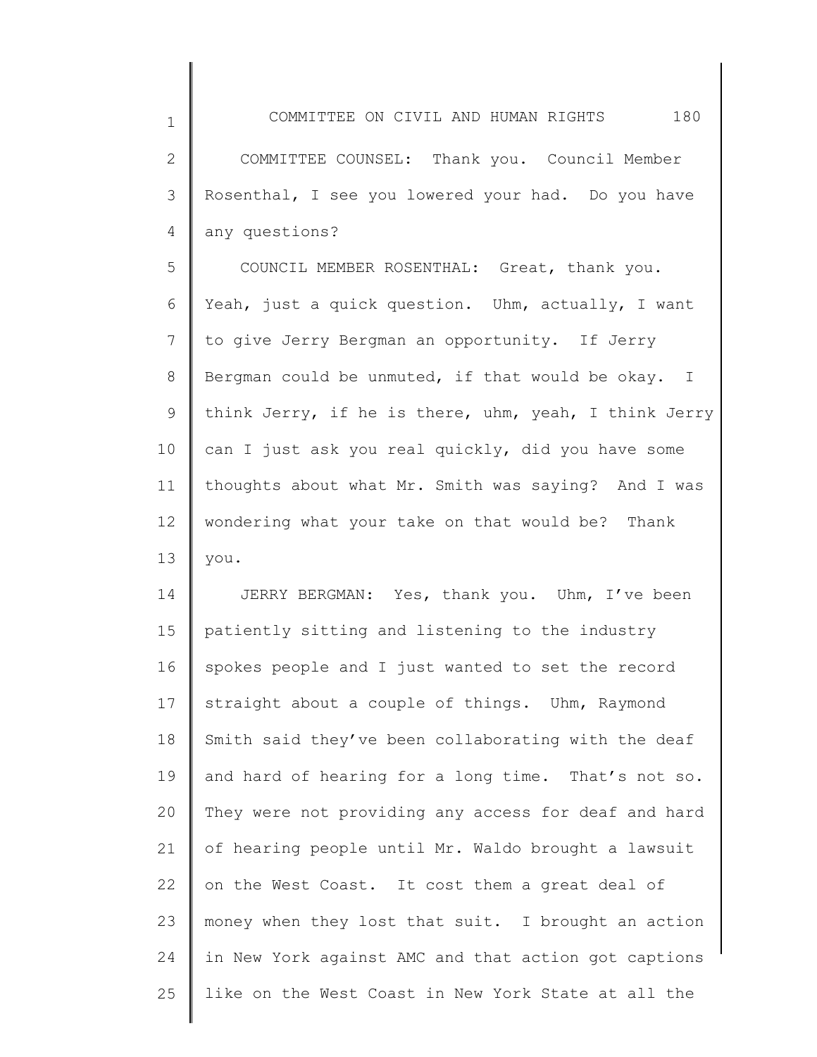COMMITTEE COUNSEL: Thank you. Council Member Rosenthal, I see you lowered your had. Do you have any questions?

COUNCIL MEMBER ROSENTHAL: Great, thank you. Yeah, just a quick question. Uhm, actually, I want to give Jerry Bergman an opportunity. If Jerry Bergman could be unmuted, if that would be okay. I think Jerry, if he is there, uhm, yeah, I think Jerry can I just ask you real quickly, did you have some thoughts about what Mr. Smith was saying? And I was wondering what your take on that would be? Thank you.

JERRY BERGMAN: Yes, thank you. Uhm, I've been patiently sitting and listening to the industry spokes people and I just wanted to set the record straight about a couple of things. Uhm, Raymond Smith said they've been collaborating with the deaf and hard of hearing for a long time. That's not so. They were not providing any access for deaf and hard of hearing people until Mr. Waldo brought a lawsuit on the West Coast. It cost them a great deal of money when they lost that suit. I brought an action in New York against AMC and that action got captions like on the West Coast in New York State at all the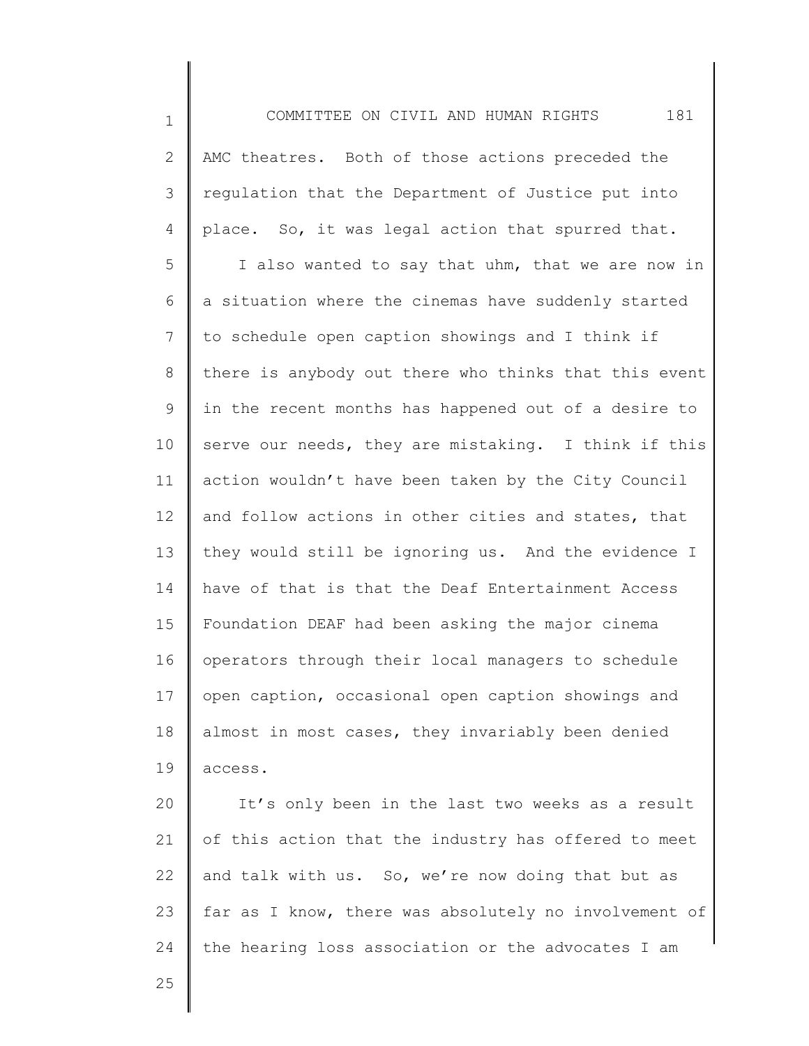AMC theatres. Both of those actions preceded the regulation that the Department of Justice put into place. So, it was legal action that spurred that.

I also wanted to say that uhm, that we are now in a situation where the cinemas have suddenly started to schedule open caption showings and I think if there is anybody out there who thinks that this event in the recent months has happened out of a desire to serve our needs, they are mistaking. I think if this action wouldn't have been taken by the City Council and follow actions in other cities and states, that they would still be ignoring us. And the evidence I have of that is that the Deaf Entertainment Access Foundation DEAF had been asking the major cinema operators through their local managers to schedule open caption, occasional open caption showings and almost in most cases, they invariably been denied access.

It's only been in the last two weeks as a result of this action that the industry has offered to meet and talk with us. So, we're now doing that but as far as I know, there was absolutely no involvement of the hearing loss association or the advocates I am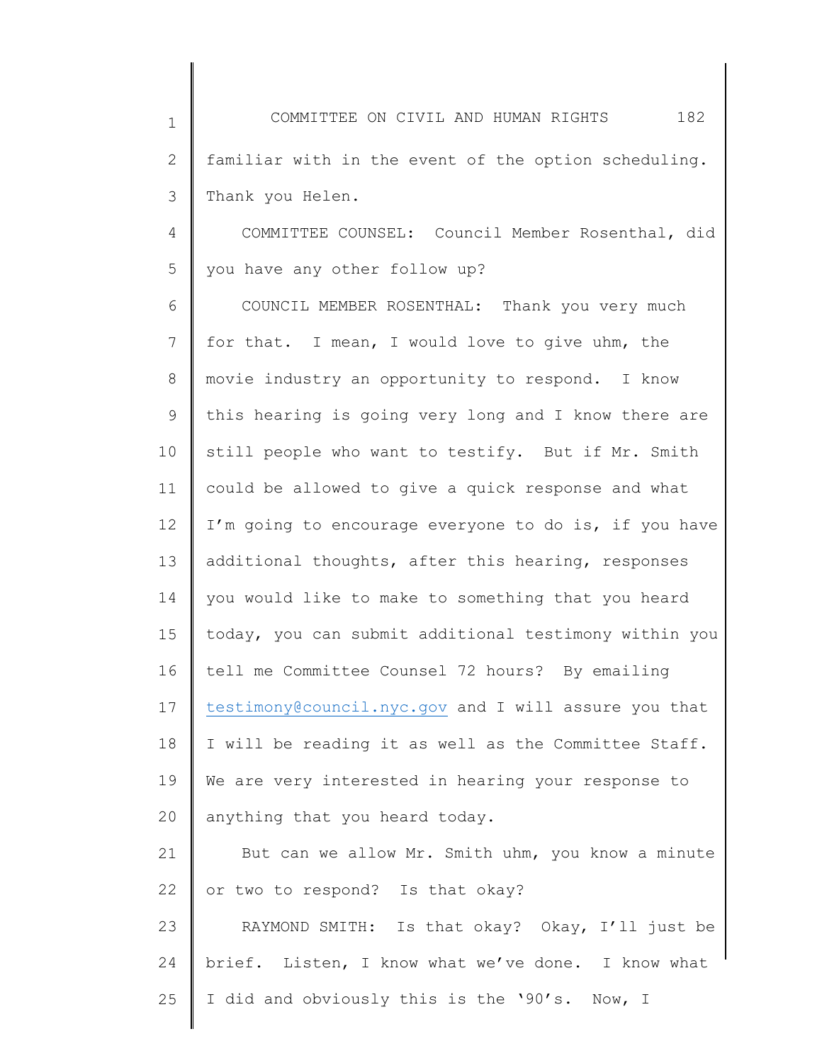familiar with in the event of the option scheduling. Thank you Helen.

COMMITTEE COUNSEL: Council Member Rosenthal, did you have any other follow up?

COUNCIL MEMBER ROSENTHAL: Thank you very much for that. I mean, I would love to give uhm, the movie industry an opportunity to respond. I know this hearing is going very long and I know there are still people who want to testify. But if Mr. Smith could be allowed to give a quick response and what I'm going to encourage everyone to do is, if you have additional thoughts, after this hearing, responses you would like to make to something that you heard today, you can submit additional testimony within you tell me Committee Counsel 72 hours? By emailing testimony@council.nyc.gov and I will assure you that I will be reading it as well as the Committee Staff. We are very interested in hearing your response to anything that you heard today.

But can we allow Mr. Smith uhm, you know a minute or two to respond? Is that okay?

RAYMOND SMITH: Is that okay? Okay, I'll just be brief. Listen, I know what we've done. I know what I did and obviously this is the '90's. Now, I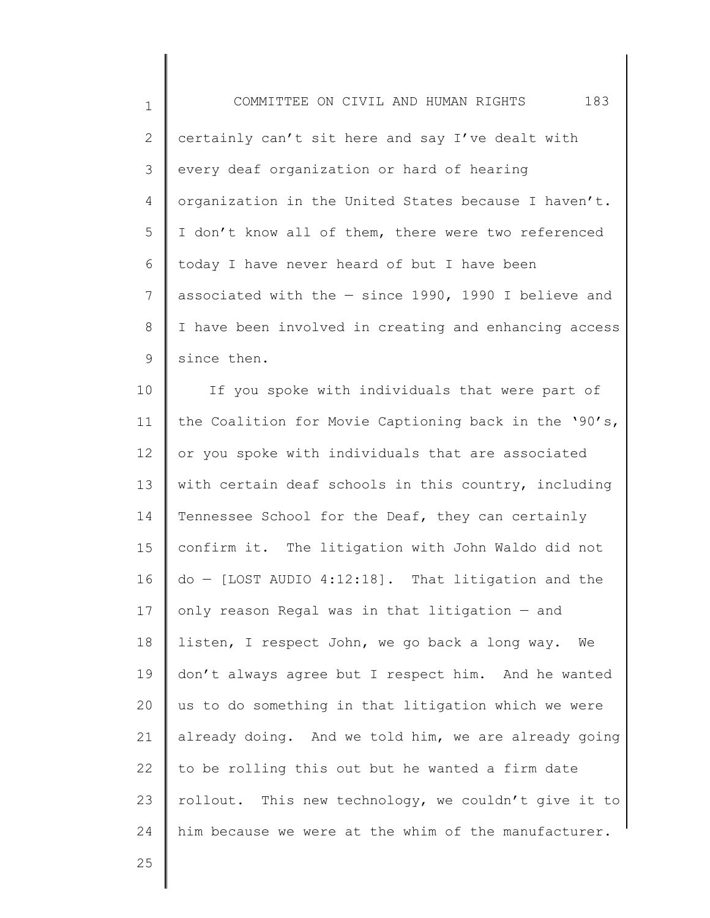certainly can't sit here and say I've dealt with every deaf organization or hard of hearing organization in the United States because I haven't. I don't know all of them, there were two referenced today I have never heard of but I have been associated with the — since 1990, 1990 I believe and I have been involved in creating and enhancing access since then.

If you spoke with individuals that were part of the Coalition for Movie Captioning back in the '90's, or you spoke with individuals that are associated with certain deaf schools in this country, including Tennessee School for the Deaf, they can certainly confirm it. The litigation with John Waldo did not do — [LOST AUDIO 4:12:18]. That litigation and the only reason Regal was in that litigation — and listen, I respect John, we go back a long way. We don't always agree but I respect him. And he wanted us to do something in that litigation which we were already doing. And we told him, we are already going to be rolling this out but he wanted a firm date rollout. This new technology, we couldn't give it to him because we were at the whim of the manufacturer.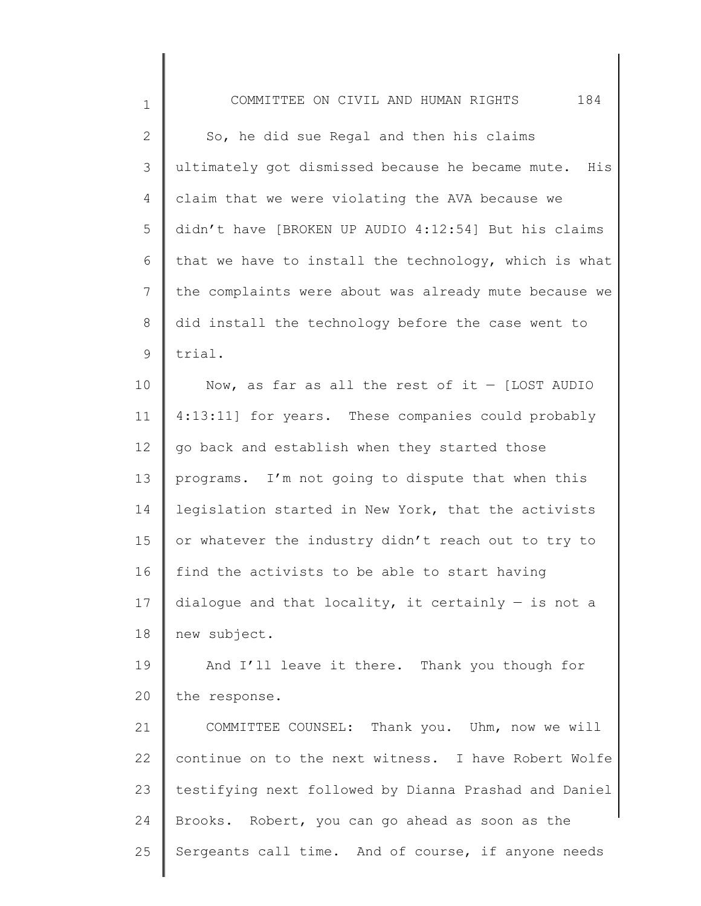So, he did sue Regal and then his claims ultimately got dismissed because he became mute. His claim that we were violating the AVA because we didn't have [BROKEN UP AUDIO 4:12:54] But his claims that we have to install the technology, which is what the complaints were about was already mute because we did install the technology before the case went to trial.

Now, as far as all the rest of it — [LOST AUDIO 4:13:11] for years. These companies could probably go back and establish when they started those programs. I'm not going to dispute that when this legislation started in New York, that the activists or whatever the industry didn't reach out to try to find the activists to be able to start having dialogue and that locality, it certainly — is not a new subject.

And I'll leave it there. Thank you though for the response.

COMMITTEE COUNSEL: Thank you. Uhm, now we will continue on to the next witness. I have Robert Wolfe testifying next followed by Dianna Prashad and Daniel Brooks. Robert, you can go ahead as soon as the Sergeants call time. And of course, if anyone needs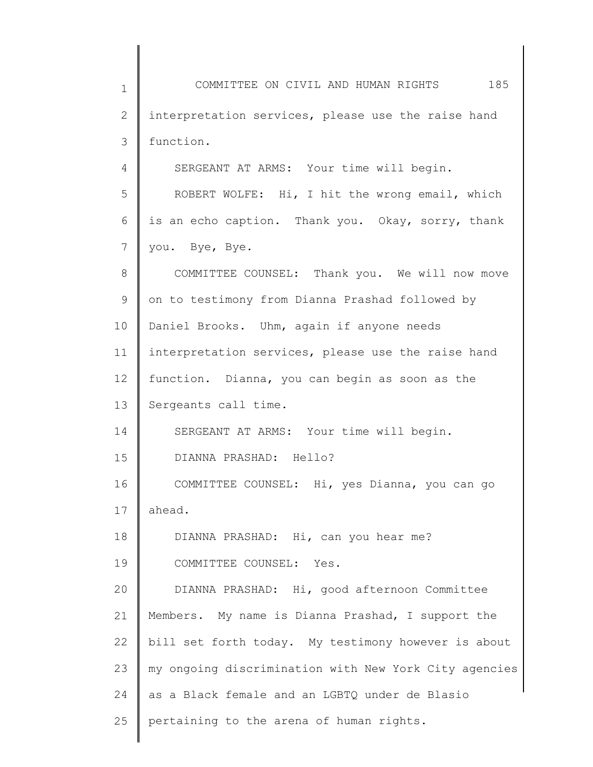interpretation services, please use the raise hand function.

SERGEANT AT ARMS: Your time will begin.

ROBERT WOLFE: Hi, I hit the wrong email, which is an echo caption. Thank you. Okay, sorry, thank you. Bye, Bye.

COMMITTEE COUNSEL: Thank you. We will now move on to testimony from Dianna Prashad followed by Daniel Brooks. Uhm, again if anyone needs interpretation services, please use the raise hand function. Dianna, you can begin as soon as the Sergeants call time.

SERGEANT AT ARMS: Your time will begin.

DIANNA PRASHAD: Hello?

COMMITTEE COUNSEL: Hi, yes Dianna, you can go ahead.

DIANNA PRASHAD: Hi, can you hear me?

COMMITTEE COUNSEL: Yes.

DIANNA PRASHAD: Hi, good afternoon Committee Members. My name is Dianna Prashad, I support the bill set forth today. My testimony however is about my ongoing discrimination with New York City agencies as a Black female and an LGBTQ under de Blasio pertaining to the arena of human rights.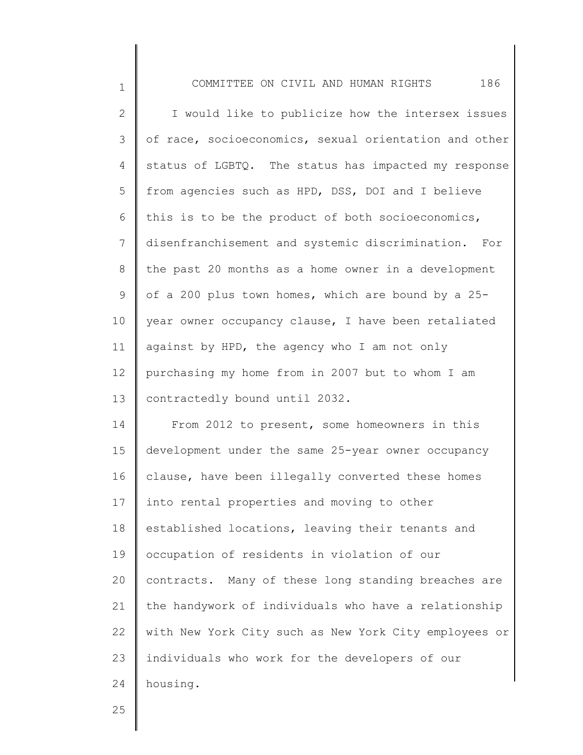I would like to publicize how the intersex issues of race, socioeconomics, sexual orientation and other status of LGBTQ. The status has impacted my response from agencies such as HPD, DSS, DOI and I believe this is to be the product of both socioeconomics, disenfranchisement and systemic discrimination. For the past 20 months as a home owner in a development of a 200 plus town homes, which are bound by a 25-year owner occupancy clause, I have been retaliated against by HPD, the agency who I am not only purchasing my home from in 2007 but to whom I am contractedly bound until 2032.

From 2012 to present, some homeowners in this development under the same 25-year owner occupancy clause, have been illegally converted these homes into rental properties and moving to other established locations, leaving their tenants and occupation of residents in violation of our contracts. Many of these long standing breaches are the handywork of individuals who have a relationship with New York City such as New York City employees or individuals who work for the developers of our housing.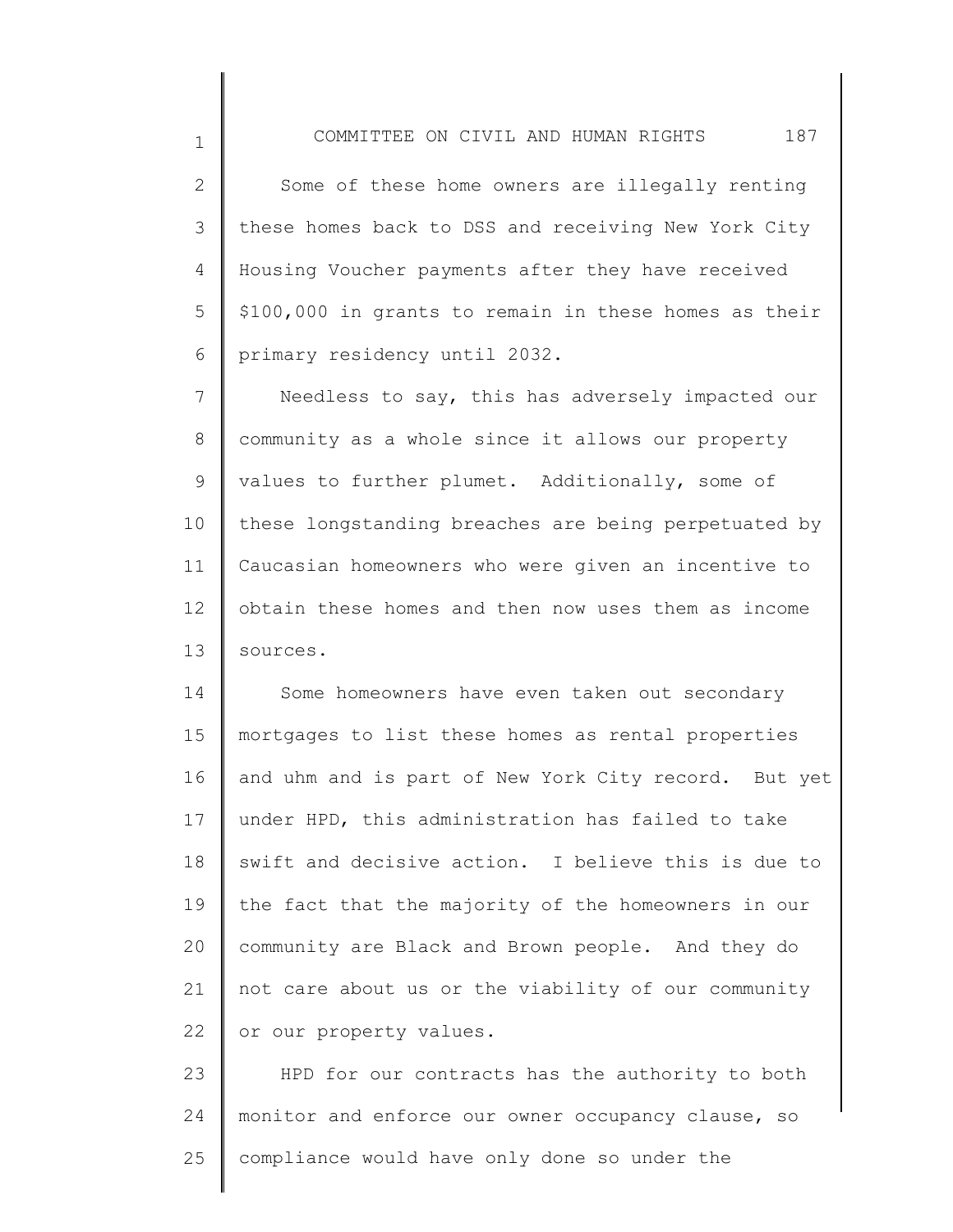Some of these home owners are illegally renting these homes back to DSS and receiving New York City Housing Voucher payments after they have received $100,000 in grants to remain in these homes as their primary residency until 2032.

Needless to say, this has adversely impacted our community as a whole since it allows our property values to further plumet. Additionally, some of these longstanding breaches are being perpetuated by Caucasian homeowners who were given an incentive to obtain these homes and then now uses them as income sources.

Some homeowners have even taken out secondary mortgages to list these homes as rental properties and uhm and is part of New York City record. But yet under HPD, this administration has failed to take swift and decisive action. I believe this is due to the fact that the majority of the homeowners in our community are Black and Brown people. And they do not care about us or the viability of our community or our property values.

HPD for our contracts has the authority to both monitor and enforce our owner occupancy clause, so compliance would have only done so under the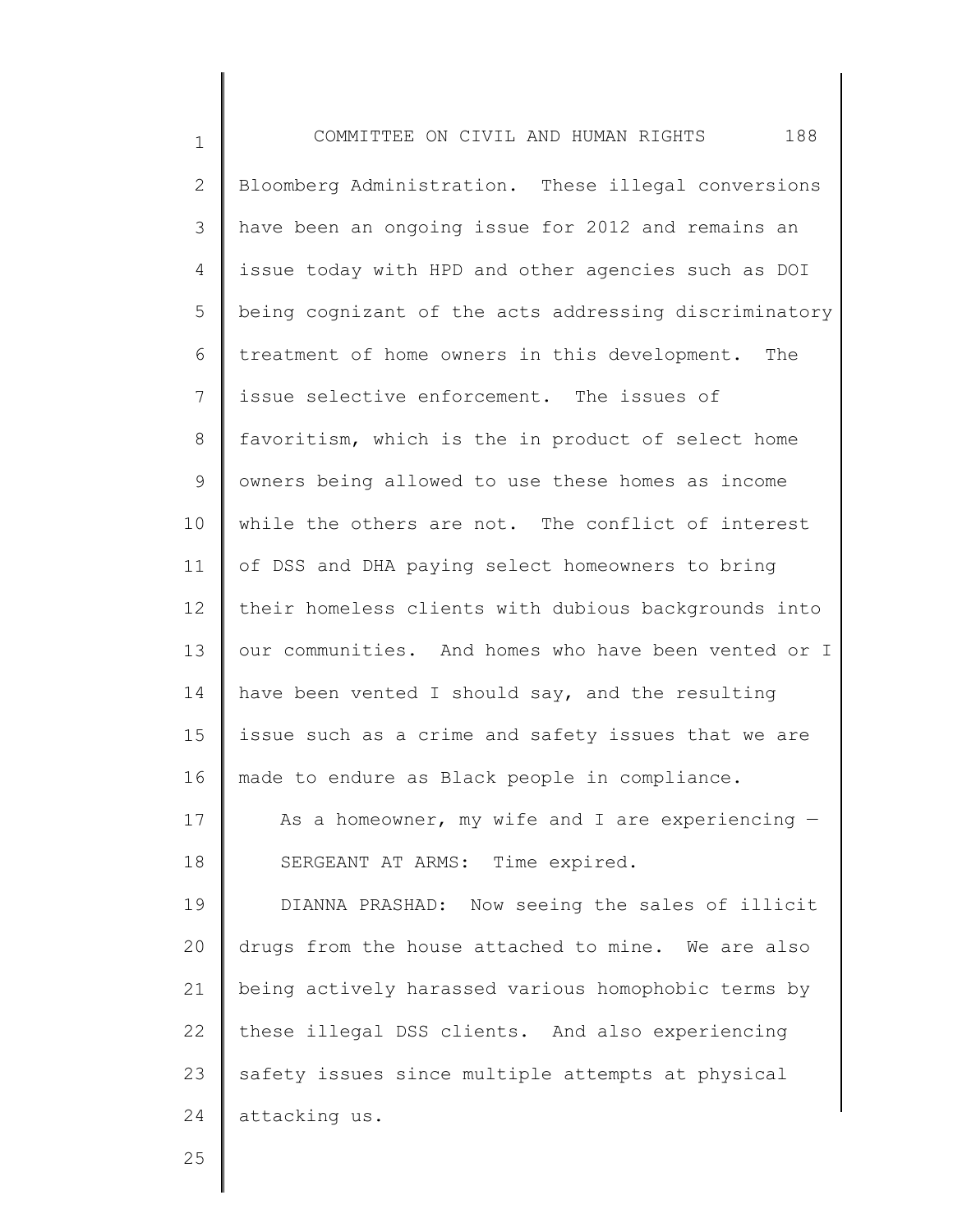Bloomberg Administration. These illegal conversions have been an ongoing issue for 2012 and remains an issue today with HPD and other agencies such as DOI being cognizant of the acts addressing discriminatory treatment of home owners in this development. The issue selective enforcement. The issues of favoritism, which is the in product of select home owners being allowed to use these homes as income while the others are not. The conflict of interest of DSS and DHA paying select homeowners to bring their homeless clients with dubious backgrounds into our communities. And homes who have been vented or I have been vented I should say, and the resulting issue such as a crime and safety issues that we are made to endure as Black people in compliance.

As a homeowner, my wife and I are experiencing —

SERGEANT AT ARMS: Time expired.

DIANNA PRASHAD: Now seeing the sales of illicit drugs from the house attached to mine. We are also being actively harassed various homophobic terms by these illegal DSS clients. And also experiencing safety issues since multiple attempts at physical attacking us.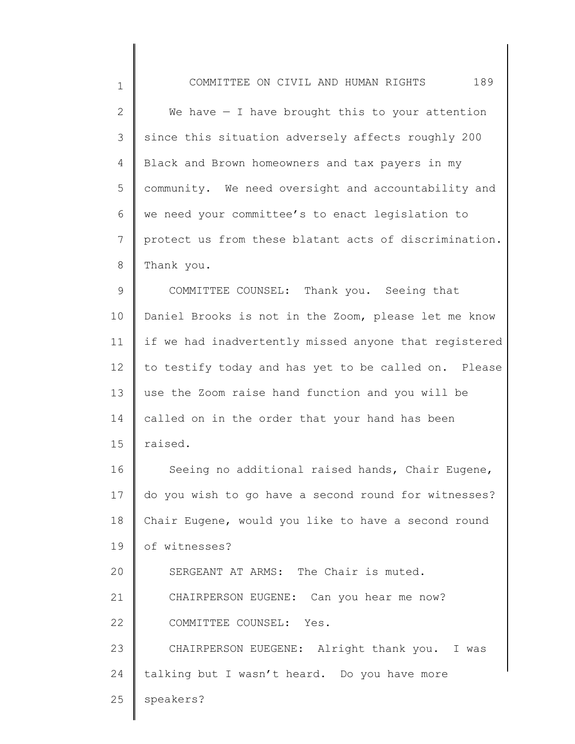We have — I have brought this to your attention since this situation adversely affects roughly 200 Black and Brown homeowners and tax payers in my community. We need oversight and accountability and we need your committee's to enact legislation to protect us from these blatant acts of discrimination. Thank you.

COMMITTEE COUNSEL: Thank you. Seeing that Daniel Brooks is not in the Zoom, please let me know if we had inadvertently missed anyone that registered to testify today and has yet to be called on. Please use the Zoom raise hand function and you will be called on in the order that your hand has been raised.

Seeing no additional raised hands, Chair Eugene, do you wish to go have a second round for witnesses? Chair Eugene, would you like to have a second round of witnesses?

SERGEANT AT ARMS: The Chair is muted.

CHAIRPERSON EUGENE: Can you hear me now?

COMMITTEE COUNSEL: Yes.

CHAIRPERSON EUEGENE: Alright thank you. I was talking but I wasn't heard. Do you have more speakers?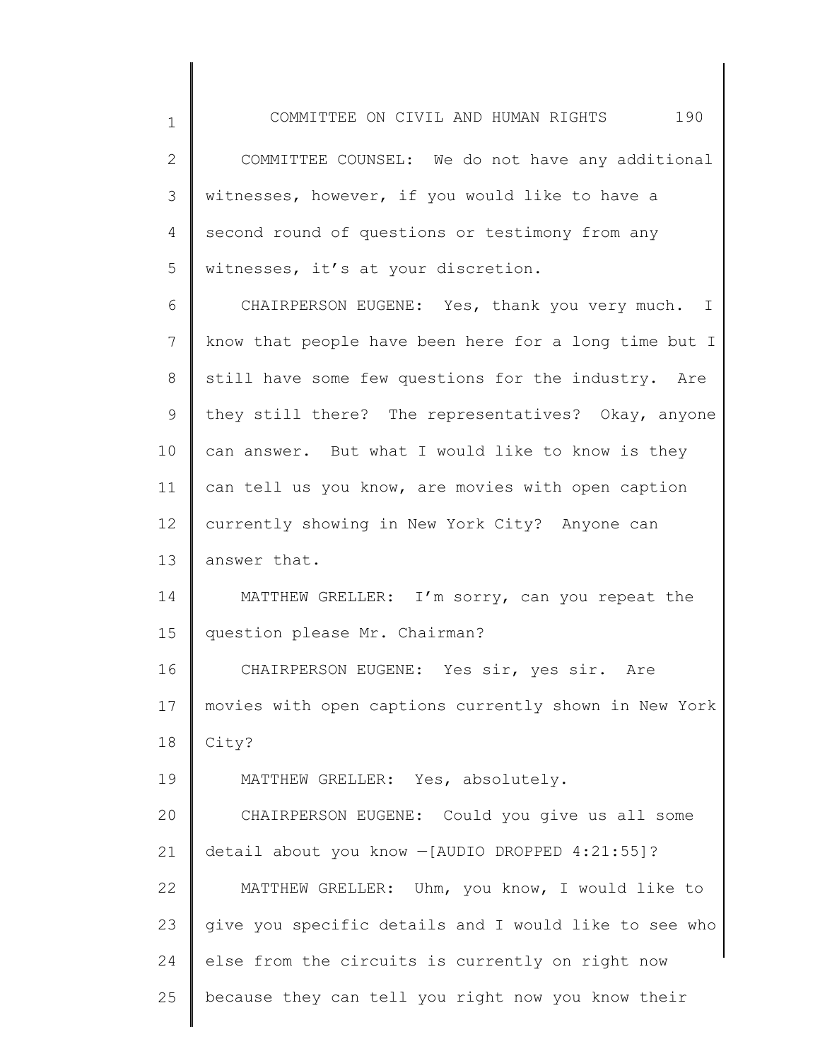COMMITTEE COUNSEL: We do not have any additional witnesses, however, if you would like to have a second round of questions or testimony from any witnesses, it's at your discretion.

CHAIRPERSON EUGENE: Yes, thank you very much. I know that people have been here for a long time but I still have some few questions for the industry. Are they still there? The representatives? Okay, anyone can answer. But what I would like to know is they can tell us you know, are movies with open caption currently showing in New York City? Anyone can answer that.

MATTHEW GRELLER: I'm sorry, can you repeat the question please Mr. Chairman?

CHAIRPERSON EUGENE: Yes sir, yes sir. Are movies with open captions currently shown in New York City?

MATTHEW GRELLER: Yes, absolutely.

CHAIRPERSON EUGENE: Could you give us all some detail about you know —[AUDIO DROPPED 4:21:55]?

MATTHEW GRELLER: Uhm, you know, I would like to give you specific details and I would like to see who else from the circuits is currently on right now because they can tell you right now you know their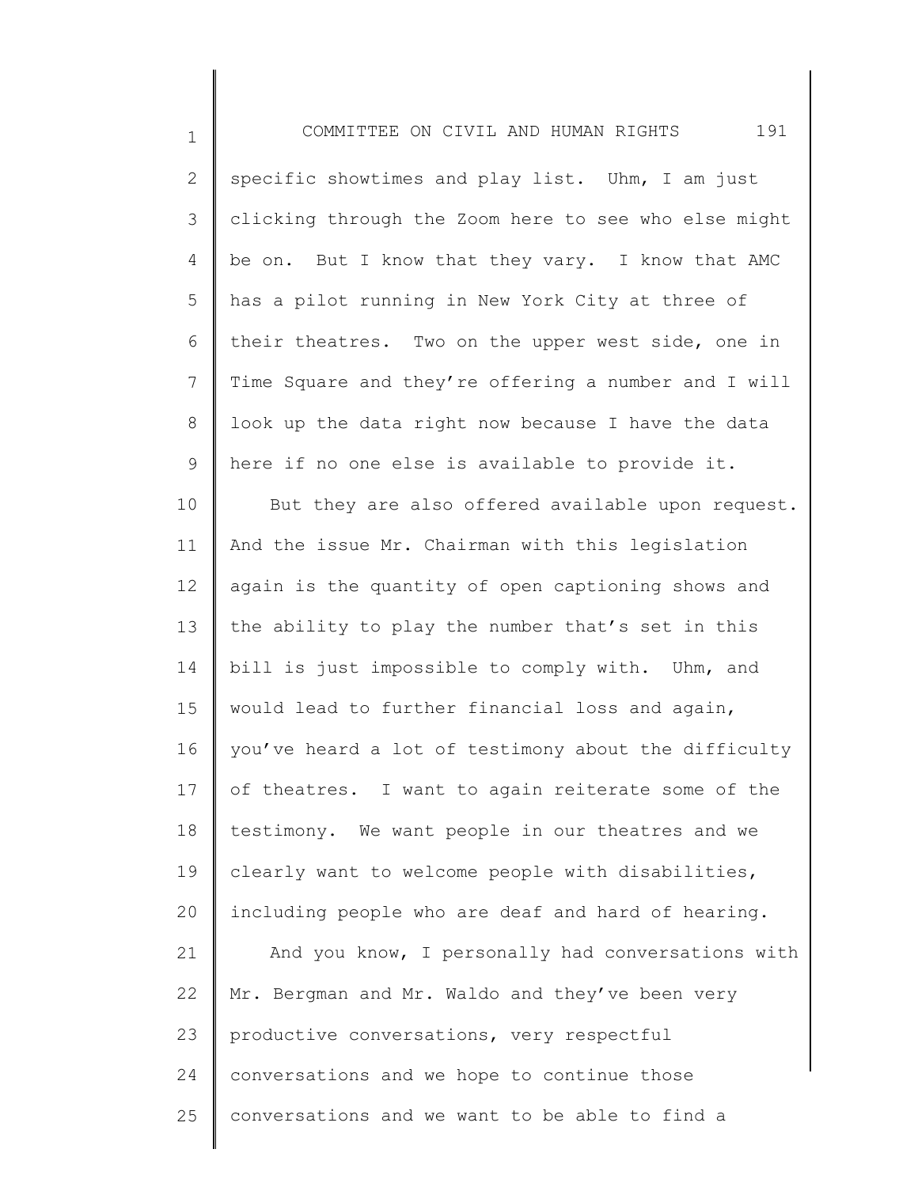specific showtimes and play list. Uhm, I am just clicking through the Zoom here to see who else might be on. But I know that they vary. I know that AMC has a pilot running in New York City at three of their theatres. Two on the upper west side, one in Time Square and they're offering a number and I will look up the data right now because I have the data here if no one else is available to provide it.

But they are also offered available upon request. And the issue Mr. Chairman with this legislation again is the quantity of open captioning shows and the ability to play the number that's set in this bill is just impossible to comply with. Uhm, and would lead to further financial loss and again, you've heard a lot of testimony about the difficulty of theatres. I want to again reiterate some of the testimony. We want people in our theatres and we clearly want to welcome people with disabilities, including people who are deaf and hard of hearing.

And you know, I personally had conversations with Mr. Bergman and Mr. Waldo and they've been very productive conversations, very respectful conversations and we hope to continue those conversations and we want to be able to find a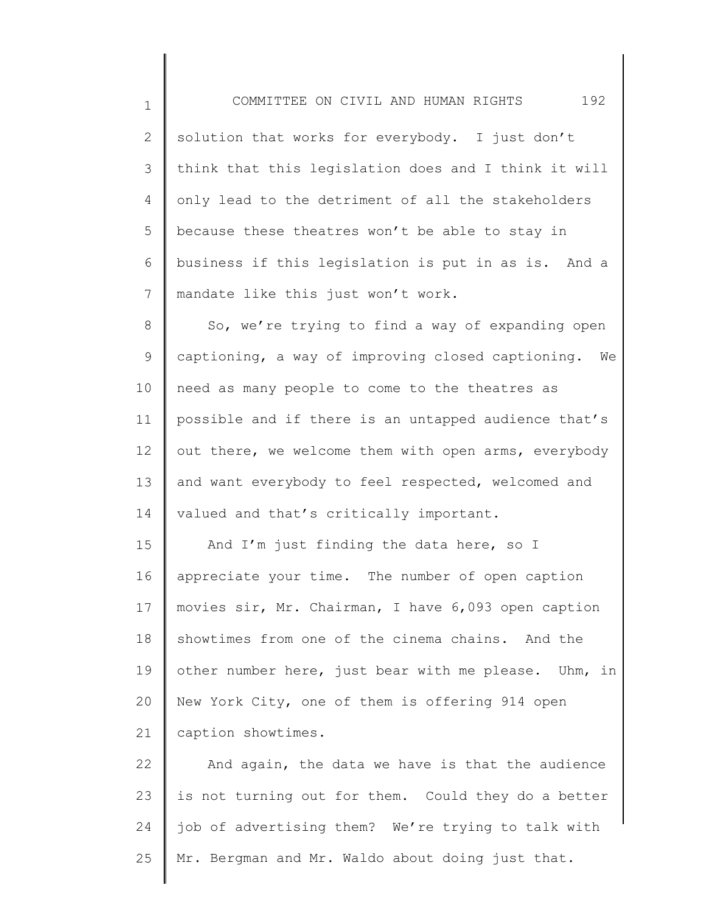solution that works for everybody. I just don't think that this legislation does and I think it will only lead to the detriment of all the stakeholders because these theatres won't be able to stay in business if this legislation is put in as is. And a mandate like this just won't work.

So, we're trying to find a way of expanding open captioning, a way of improving closed captioning. We need as many people to come to the theatres as possible and if there is an untapped audience that's out there, we welcome them with open arms, everybody and want everybody to feel respected, welcomed and valued and that's critically important.

And I'm just finding the data here, so I appreciate your time. The number of open caption movies sir, Mr. Chairman, I have 6,093 open caption showtimes from one of the cinema chains. And the other number here, just bear with me please. Uhm, in New York City, one of them is offering 914 open caption showtimes.

And again, the data we have is that the audience is not turning out for them. Could they do a better job of advertising them? We're trying to talk with Mr. Bergman and Mr. Waldo about doing just that.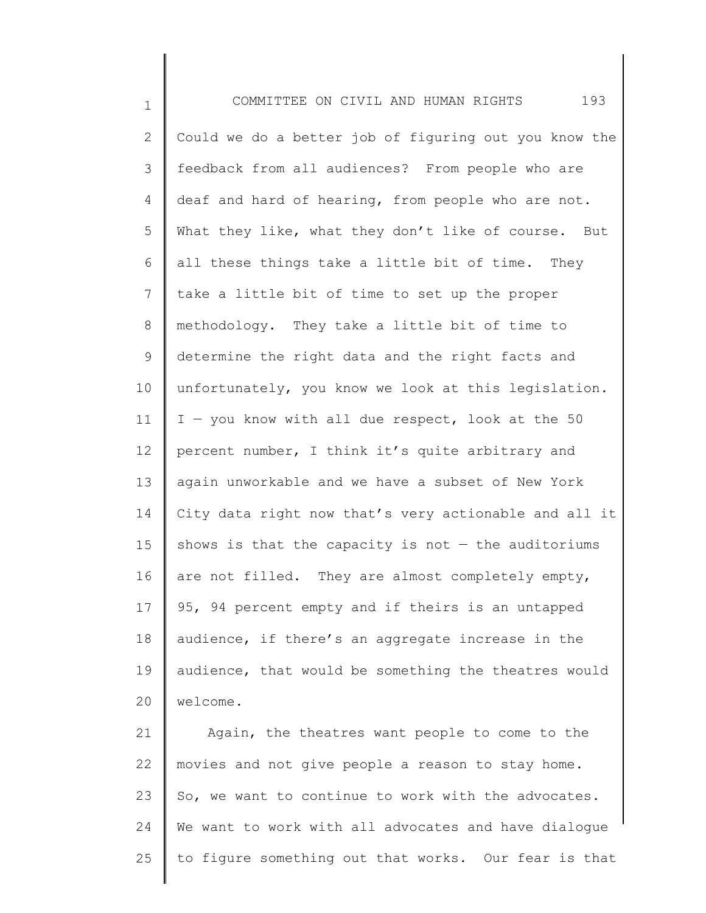Could we do a better job of figuring out you know the feedback from all audiences? From people who are deaf and hard of hearing, from people who are not. What they like, what they don't like of course. But all these things take a little bit of time. They take a little bit of time to set up the proper methodology. They take a little bit of time to determine the right data and the right facts and unfortunately, you know we look at this legislation. I — you know with all due respect, look at the 50 percent number, I think it's quite arbitrary and again unworkable and we have a subset of New York City data right now that's very actionable and all it shows is that the capacity is not — the auditoriums are not filled. They are almost completely empty, 95, 94 percent empty and if theirs is an untapped audience, if there's an aggregate increase in the audience, that would be something the theatres would welcome.

Again, the theatres want people to come to the movies and not give people a reason to stay home. So, we want to continue to work with the advocates. We want to work with all advocates and have dialogue to figure something out that works. Our fear is that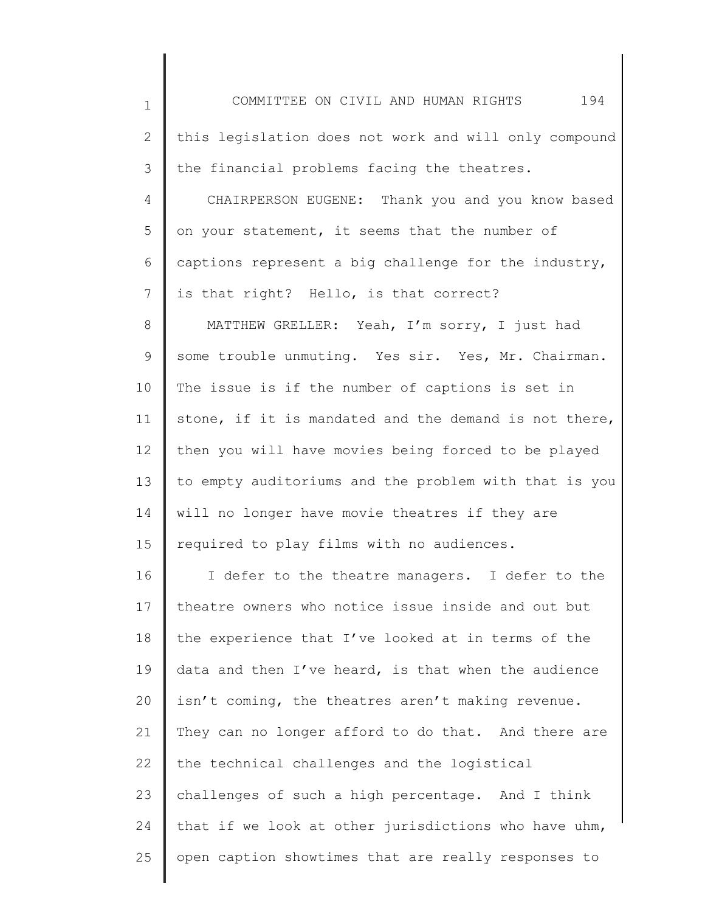this legislation does not work and will only compound the financial problems facing the theatres.

CHAIRPERSON EUGENE: Thank you and you know based on your statement, it seems that the number of captions represent a big challenge for the industry, is that right? Hello, is that correct?

MATTHEW GRELLER: Yeah, I'm sorry, I just had some trouble unmuting. Yes sir. Yes, Mr. Chairman. The issue is if the number of captions is set in stone, if it is mandated and the demand is not there, then you will have movies being forced to be played to empty auditoriums and the problem with that is you will no longer have movie theatres if they are required to play films with no audiences.

I defer to the theatre managers. I defer to the theatre owners who notice issue inside and out but the experience that I've looked at in terms of the data and then I've heard, is that when the audience isn't coming, the theatres aren't making revenue. They can no longer afford to do that. And there are the technical challenges and the logistical challenges of such a high percentage. And I think that if we look at other jurisdictions who have uhm, open caption showtimes that are really responses to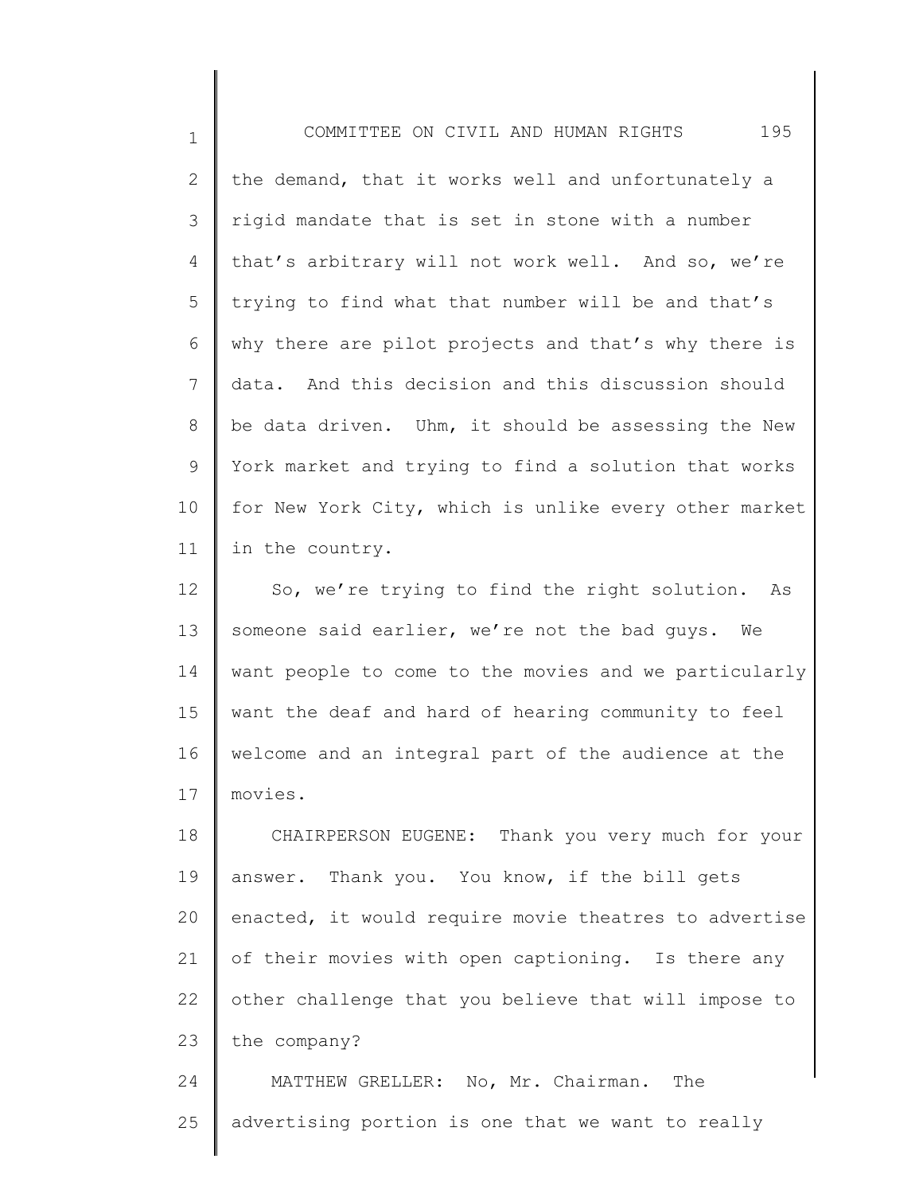the demand, that it works well and unfortunately a rigid mandate that is set in stone with a number that's arbitrary will not work well. And so, we're trying to find what that number will be and that's why there are pilot projects and that's why there is data. And this decision and this discussion should be data driven. Uhm, it should be assessing the New York market and trying to find a solution that works for New York City, which is unlike every other market in the country.

So, we're trying to find the right solution. As someone said earlier, we're not the bad guys. We want people to come to the movies and we particularly want the deaf and hard of hearing community to feel welcome and an integral part of the audience at the movies.

CHAIRPERSON EUGENE: Thank you very much for your answer. Thank you. You know, if the bill gets enacted, it would require movie theatres to advertise of their movies with open captioning. Is there any other challenge that you believe that will impose to the company?

MATTHEW GRELLER: No, Mr. Chairman. The advertising portion is one that we want to really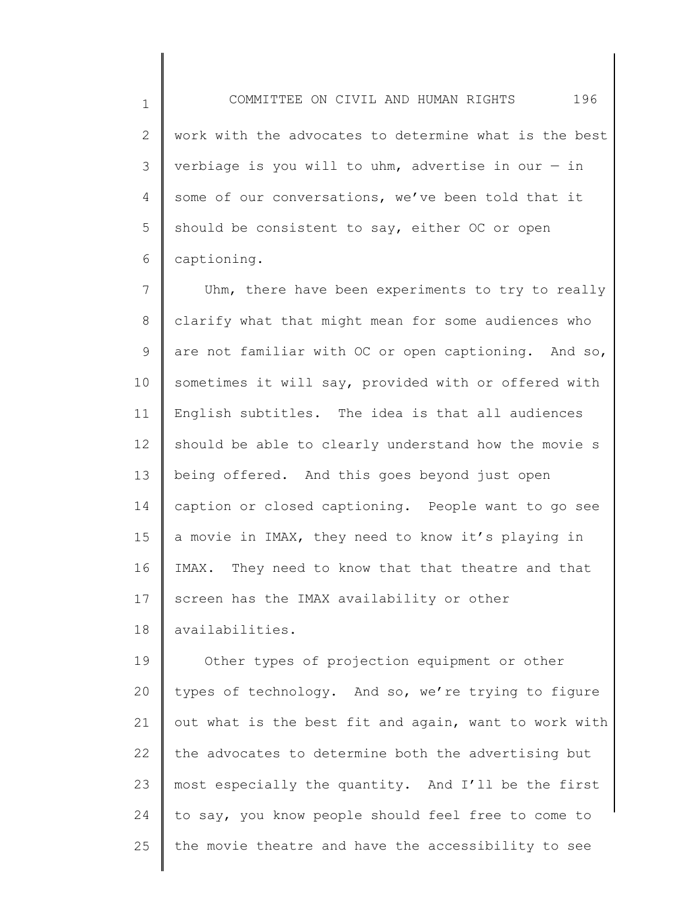work with the advocates to determine what is the best verbiage is you will to uhm, advertise in our — in some of our conversations, we've been told that it should be consistent to say, either OC or open captioning.

Uhm, there have been experiments to try to really clarify what that might mean for some audiences who are not familiar with OC or open captioning. And so, sometimes it will say, provided with or offered with English subtitles. The idea is that all audiences should be able to clearly understand how the movie s being offered. And this goes beyond just open caption or closed captioning. People want to go see a movie in IMAX, they need to know it's playing in IMAX. They need to know that that theatre and that screen has the IMAX availability or other availabilities.

Other types of projection equipment or other types of technology. And so, we're trying to figure out what is the best fit and again, want to work with the advocates to determine both the advertising but most especially the quantity. And I'll be the first to say, you know people should feel free to come to the movie theatre and have the accessibility to see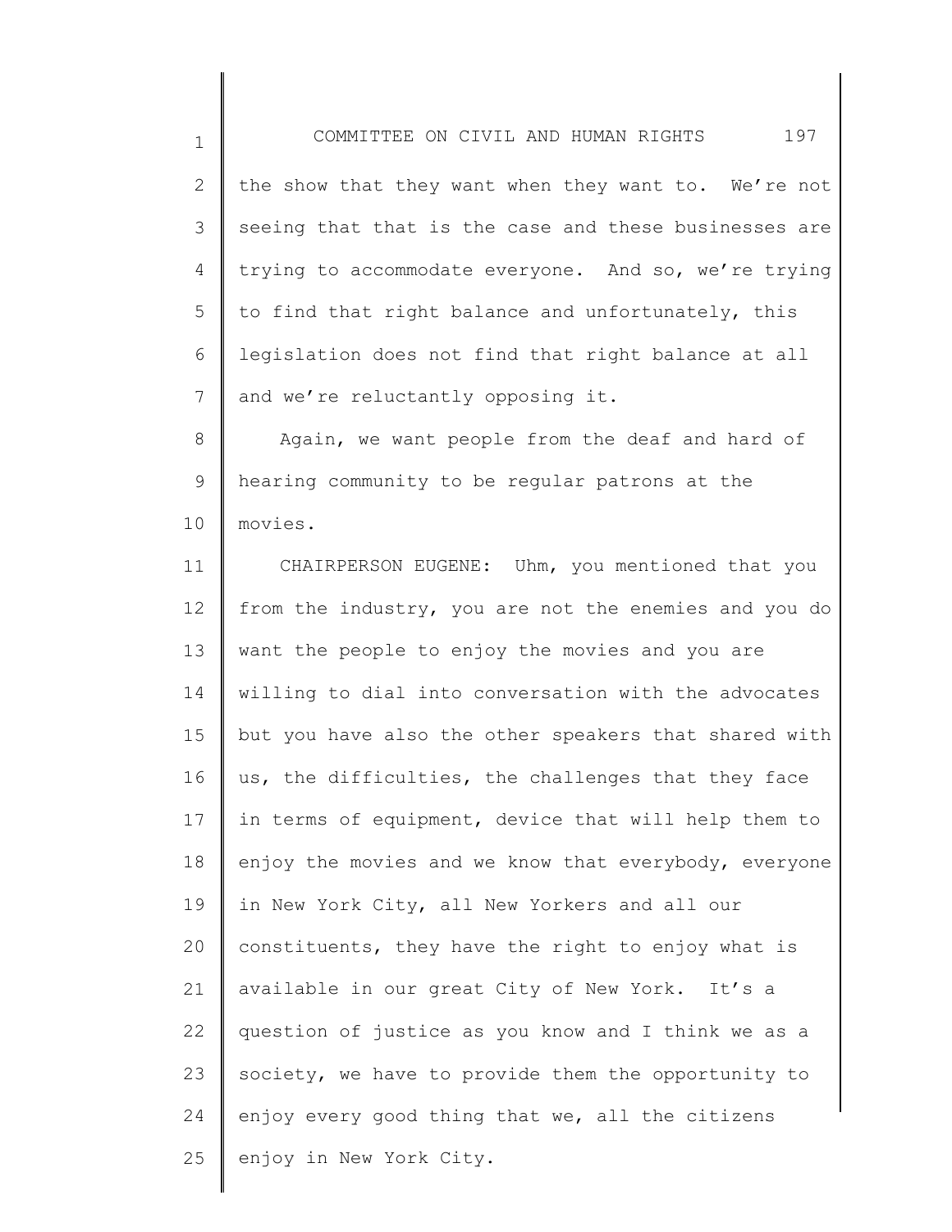the show that they want when they want to. We're not seeing that that is the case and these businesses are trying to accommodate everyone. And so, we're trying to find that right balance and unfortunately, this legislation does not find that right balance at all and we're reluctantly opposing it.

Again, we want people from the deaf and hard of hearing community to be regular patrons at the movies.

CHAIRPERSON EUGENE: Uhm, you mentioned that you from the industry, you are not the enemies and you do want the people to enjoy the movies and you are willing to dial into conversation with the advocates but you have also the other speakers that shared with us, the difficulties, the challenges that they face in terms of equipment, device that will help them to enjoy the movies and we know that everybody, everyone in New York City, all New Yorkers and all our constituents, they have the right to enjoy what is available in our great City of New York. It's a question of justice as you know and I think we as a society, we have to provide them the opportunity to enjoy every good thing that we, all the citizens enjoy in New York City.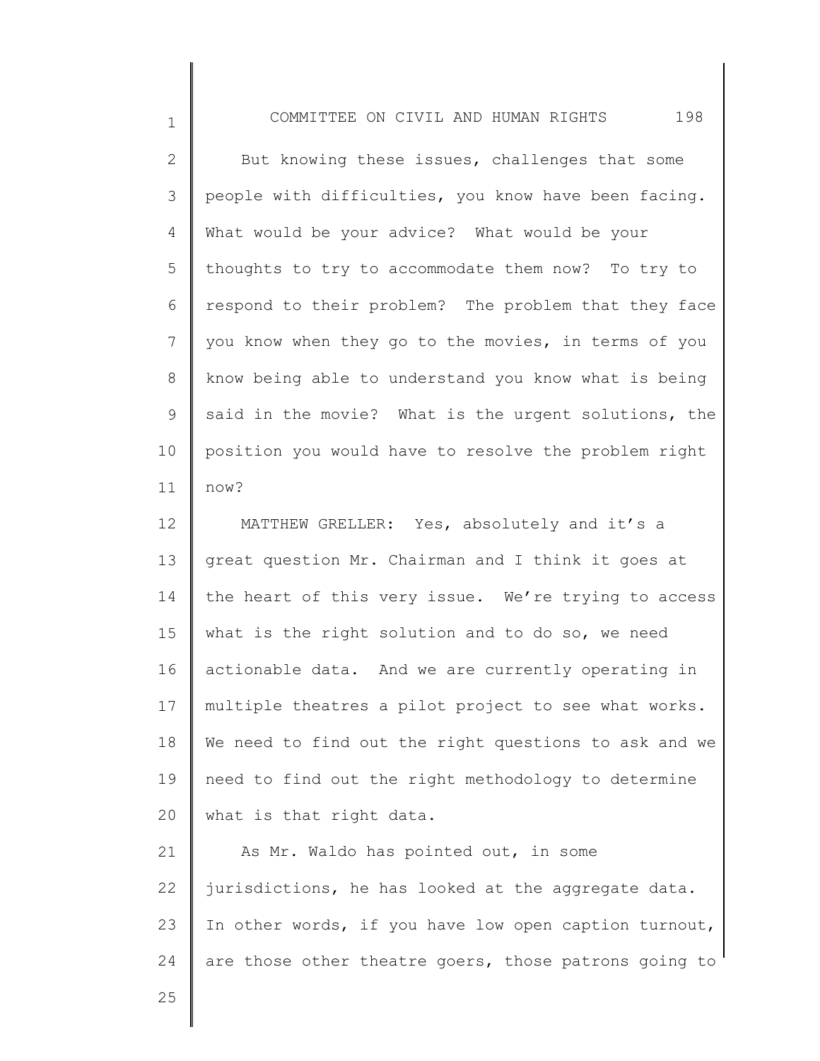But knowing these issues, challenges that some people with difficulties, you know have been facing. What would be your advice? What would be your thoughts to try to accommodate them now? To try to respond to their problem? The problem that they face you know when they go to the movies, in terms of you know being able to understand you know what is being said in the movie? What is the urgent solutions, the position you would have to resolve the problem right now?

MATTHEW GRELLER: Yes, absolutely and it's a great question Mr. Chairman and I think it goes at the heart of this very issue. We're trying to access what is the right solution and to do so, we need actionable data. And we are currently operating in multiple theatres a pilot project to see what works. We need to find out the right questions to ask and we need to find out the right methodology to determine what is that right data.

As Mr. Waldo has pointed out, in some jurisdictions, he has looked at the aggregate data. In other words, if you have low open caption turnout, are those other theatre goers, those patrons going to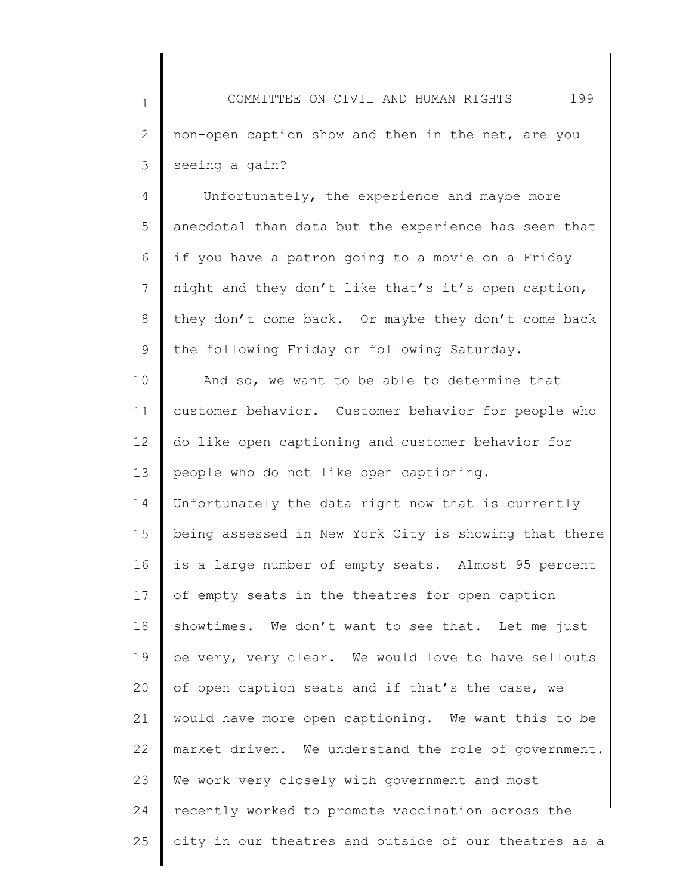non-open caption show and then in the net, are you seeing a gain?

Unfortunately, the experience and maybe more anecdotal than data but the experience has seen that if you have a patron going to a movie on a Friday night and they don't like that's it's open caption, they don't come back. Or maybe they don't come back the following Friday or following Saturday.

And so, we want to be able to determine that customer behavior. Customer behavior for people who do like open captioning and customer behavior for people who do not like open captioning. Unfortunately the data right now that is currently being assessed in New York City is showing that there is a large number of empty seats. Almost 95 percent of empty seats in the theatres for open caption showtimes. We don't want to see that. Let me just be very, very clear. We would love to have sellouts of open caption seats and if that's the case, we would have more open captioning. We want this to be market driven. We understand the role of government. We work very closely with government and most recently worked to promote vaccination across the city in our theatres and outside of our theatres as a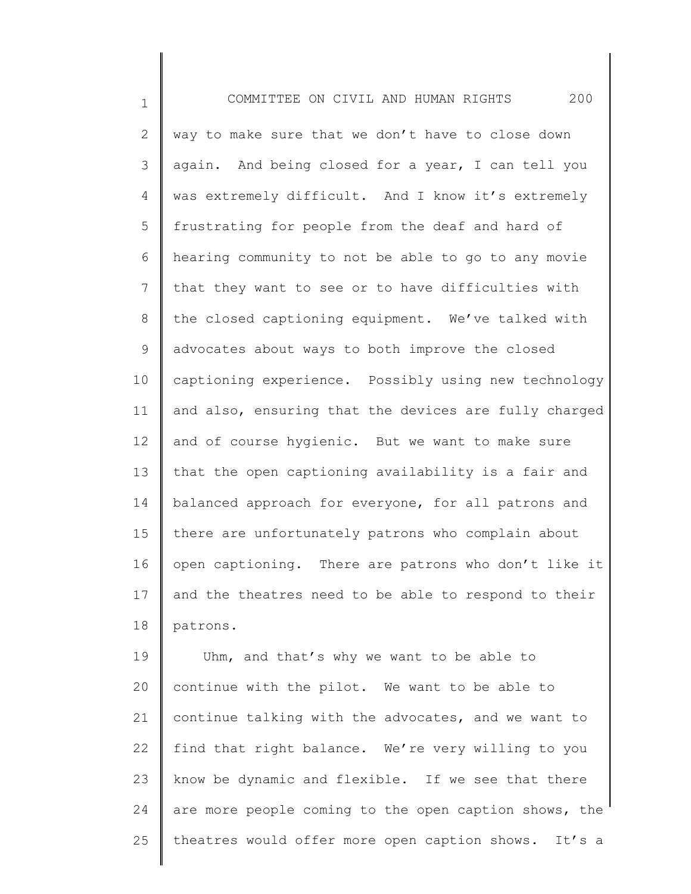way to make sure that we don't have to close down again. And being closed for a year, I can tell you was extremely difficult. And I know it's extremely frustrating for people from the deaf and hard of hearing community to not be able to go to any movie that they want to see or to have difficulties with the closed captioning equipment. We've talked with advocates about ways to both improve the closed captioning experience. Possibly using new technology and also, ensuring that the devices are fully charged and of course hygienic. But we want to make sure that the open captioning availability is a fair and balanced approach for everyone, for all patrons and there are unfortunately patrons who complain about open captioning. There are patrons who don't like it and the theatres need to be able to respond to their patrons.

Uhm, and that's why we want to be able to continue with the pilot. We want to be able to continue talking with the advocates, and we want to find that right balance. We're very willing to you know be dynamic and flexible. If we see that there are more people coming to the open caption shows, the theatres would offer more open caption shows. It's a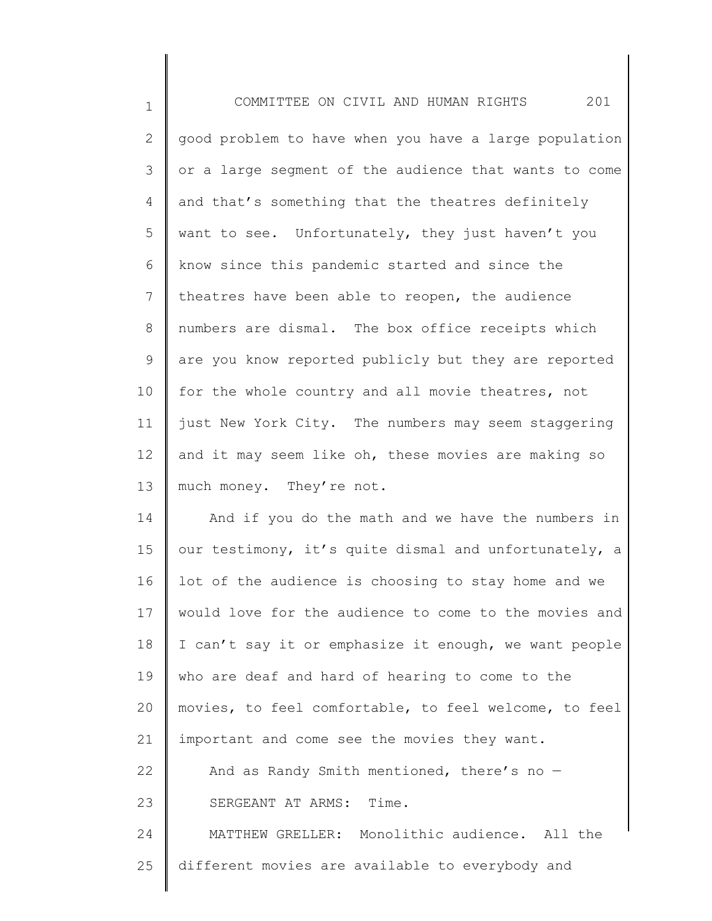good problem to have when you have a large population or a large segment of the audience that wants to come and that's something that the theatres definitely want to see. Unfortunately, they just haven't you know since this pandemic started and since the theatres have been able to reopen, the audience numbers are dismal. The box office receipts which are you know reported publicly but they are reported for the whole country and all movie theatres, not just New York City. The numbers may seem staggering and it may seem like oh, these movies are making so much money. They're not.

And if you do the math and we have the numbers in our testimony, it's quite dismal and unfortunately, a lot of the audience is choosing to stay home and we would love for the audience to come to the movies and I can't say it or emphasize it enough, we want people who are deaf and hard of hearing to come to the movies, to feel comfortable, to feel welcome, to feel important and come see the movies they want.

And as Randy Smith mentioned, there's no —

SERGEANT AT ARMS: Time.

MATTHEW GRELLER: Monolithic audience. All the different movies are available to everybody and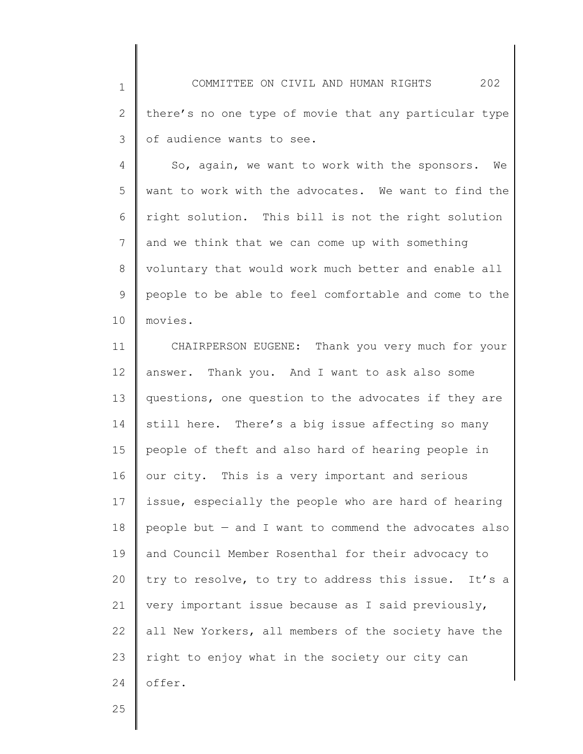there's no one type of movie that any particular type of audience wants to see.

So, again, we want to work with the sponsors. We want to work with the advocates. We want to find the right solution. This bill is not the right solution and we think that we can come up with something voluntary that would work much better and enable all people to be able to feel comfortable and come to the movies.

CHAIRPERSON EUGENE: Thank you very much for your answer. Thank you. And I want to ask also some questions, one question to the advocates if they are still here. There's a big issue affecting so many people of theft and also hard of hearing people in our city. This is a very important and serious issue, especially the people who are hard of hearing people but — and I want to commend the advocates also and Council Member Rosenthal for their advocacy to try to resolve, to try to address this issue. It's a very important issue because as I said previously, all New Yorkers, all members of the society have the right to enjoy what in the society our city can offer.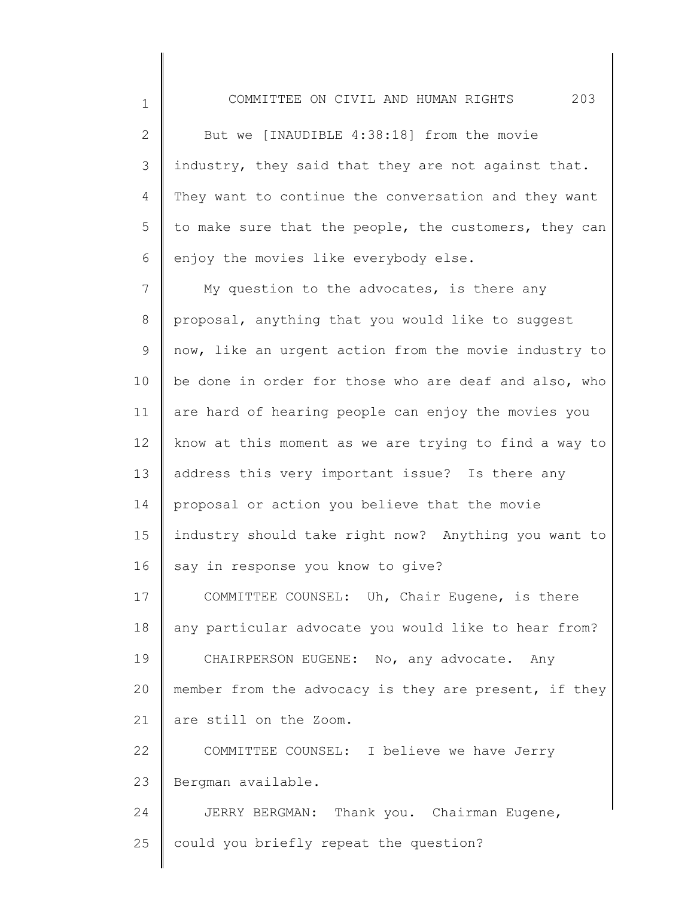But we [INAUDIBLE 4:38:18] from the movie industry, they said that they are not against that. They want to continue the conversation and they want to make sure that the people, the customers, they can enjoy the movies like everybody else.

My question to the advocates, is there any proposal, anything that you would like to suggest now, like an urgent action from the movie industry to be done in order for those who are deaf and also, who are hard of hearing people can enjoy the movies you know at this moment as we are trying to find a way to address this very important issue? Is there any proposal or action you believe that the movie industry should take right now? Anything you want to say in response you know to give?

COMMITTEE COUNSEL: Uh, Chair Eugene, is there any particular advocate you would like to hear from?

CHAIRPERSON EUGENE: No, any advocate. Any member from the advocacy is they are present, if they are still on the Zoom.

COMMITTEE COUNSEL: I believe we have Jerry Bergman available.

JERRY BERGMAN: Thank you. Chairman Eugene, could you briefly repeat the question?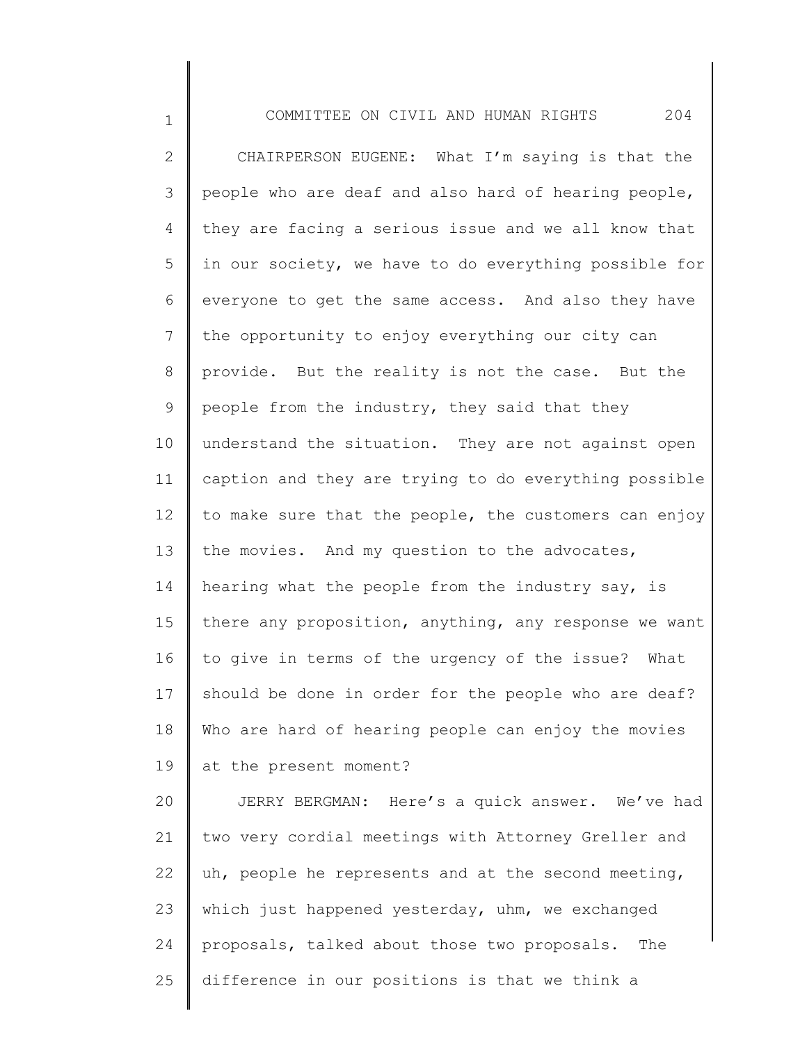CHAIRPERSON EUGENE: What I'm saying is that the people who are deaf and also hard of hearing people, they are facing a serious issue and we all know that in our society, we have to do everything possible for everyone to get the same access. And also they have the opportunity to enjoy everything our city can provide. But the reality is not the case. But the people from the industry, they said that they understand the situation. They are not against open caption and they are trying to do everything possible to make sure that the people, the customers can enjoy the movies. And my question to the advocates, hearing what the people from the industry say, is there any proposition, anything, any response we want to give in terms of the urgency of the issue? What should be done in order for the people who are deaf? Who are hard of hearing people can enjoy the movies at the present moment?

JERRY BERGMAN: Here's a quick answer. We've had two very cordial meetings with Attorney Greller and uh, people he represents and at the second meeting, which just happened yesterday, uhm, we exchanged proposals, talked about those two proposals. The difference in our positions is that we think a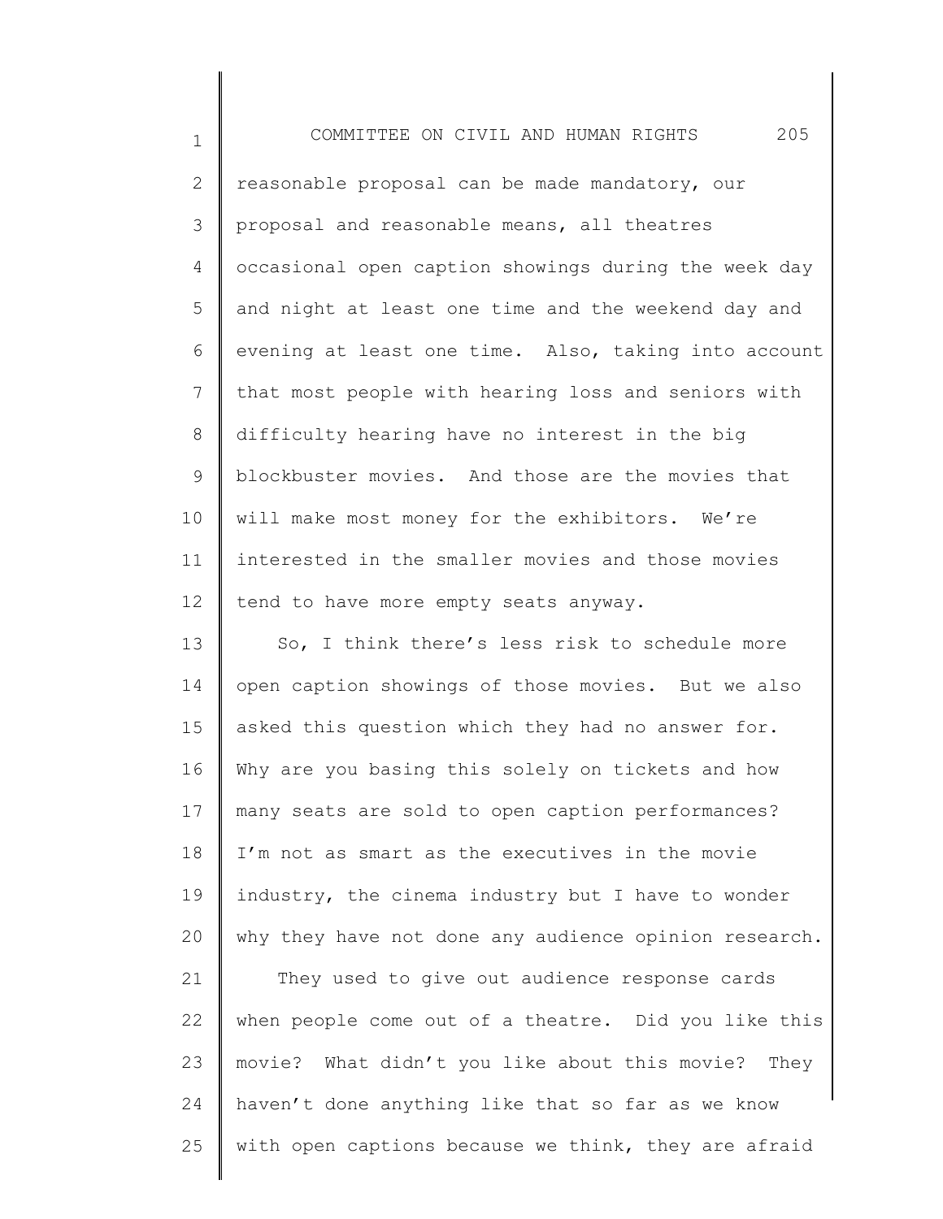reasonable proposal can be made mandatory, our proposal and reasonable means, all theatres occasional open caption showings during the week day and night at least one time and the weekend day and evening at least one time. Also, taking into account that most people with hearing loss and seniors with difficulty hearing have no interest in the big blockbuster movies. And those are the movies that will make most money for the exhibitors. We're interested in the smaller movies and those movies tend to have more empty seats anyway.

So, I think there's less risk to schedule more open caption showings of those movies. But we also asked this question which they had no answer for. Why are you basing this solely on tickets and how many seats are sold to open caption performances? I'm not as smart as the executives in the movie industry, the cinema industry but I have to wonder why they have not done any audience opinion research.

They used to give out audience response cards when people come out of a theatre. Did you like this movie? What didn't you like about this movie? They haven't done anything like that so far as we know with open captions because we think, they are afraid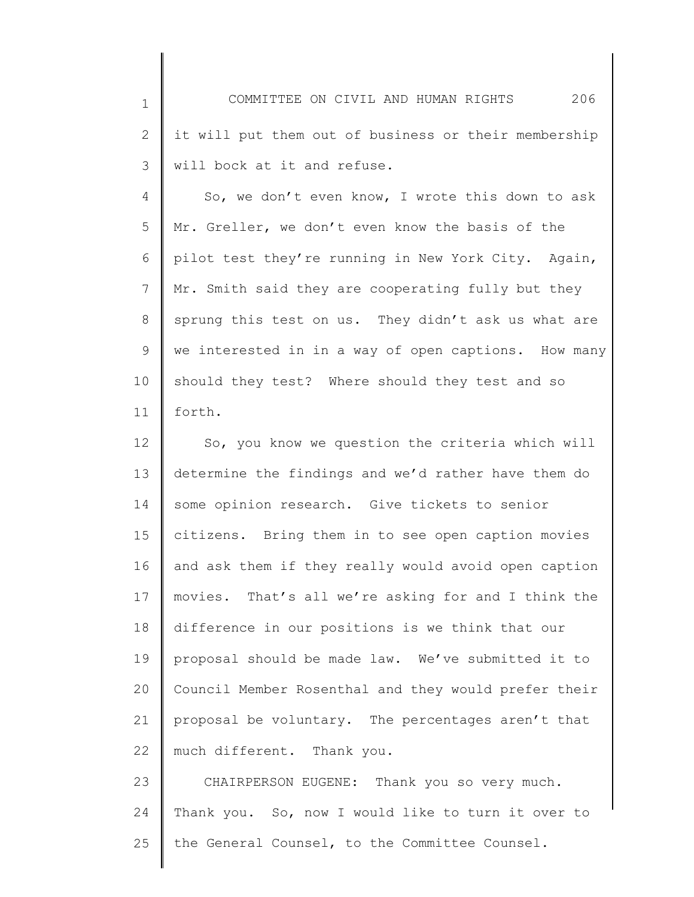it will put them out of business or their membership will bock at it and refuse.

So, we don't even know, I wrote this down to ask Mr. Greller, we don't even know the basis of the pilot test they're running in New York City. Again, Mr. Smith said they are cooperating fully but they sprung this test on us. They didn't ask us what are we interested in in a way of open captions. How many should they test? Where should they test and so forth.

So, you know we question the criteria which will determine the findings and we'd rather have them do some opinion research. Give tickets to senior citizens. Bring them in to see open caption movies and ask them if they really would avoid open caption movies. That's all we're asking for and I think the difference in our positions is we think that our proposal should be made law. We've submitted it to Council Member Rosenthal and they would prefer their proposal be voluntary. The percentages aren't that much different. Thank you.

CHAIRPERSON EUGENE: Thank you so very much. Thank you. So, now I would like to turn it over to the General Counsel, to the Committee Counsel.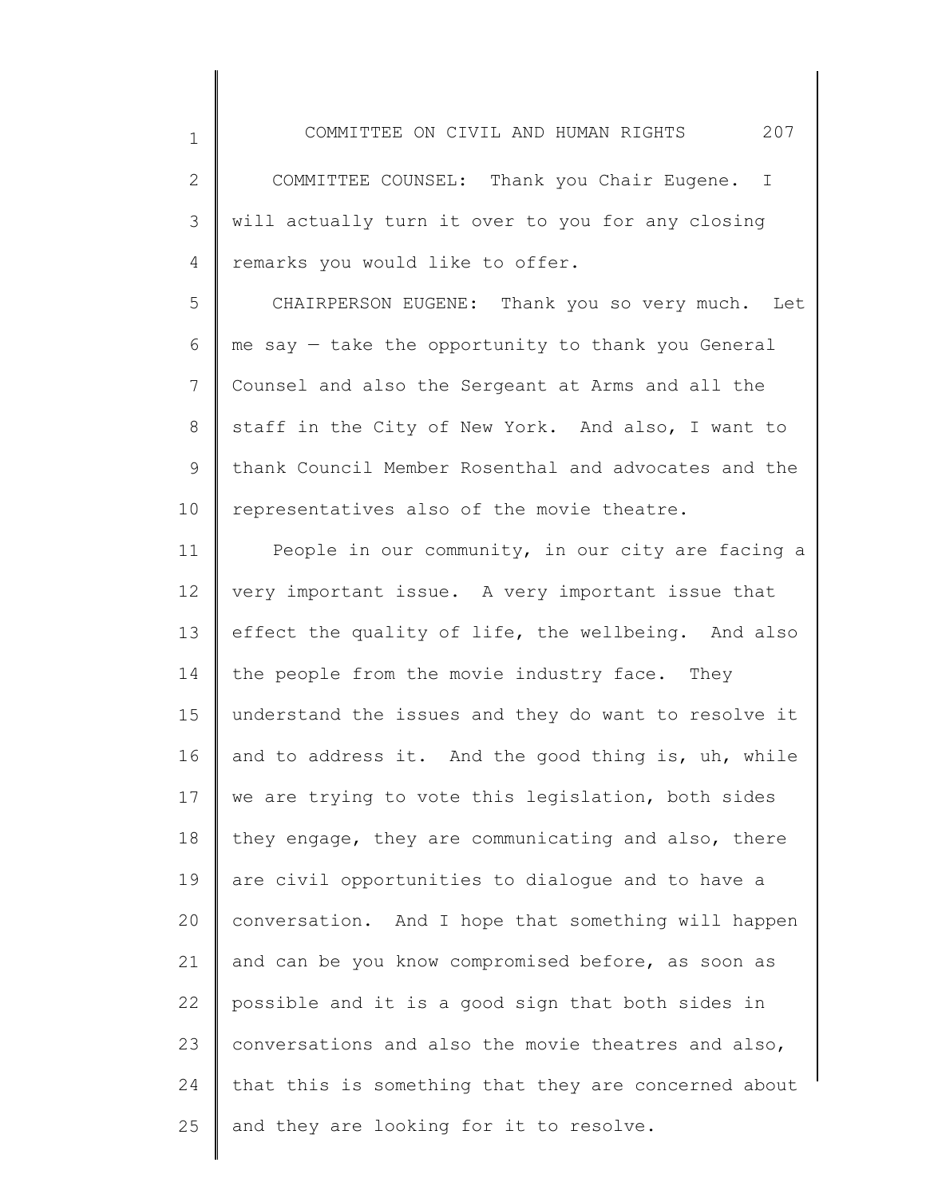COMMITTEE COUNSEL: Thank you Chair Eugene. I will actually turn it over to you for any closing remarks you would like to offer.

CHAIRPERSON EUGENE: Thank you so very much. Let me say — take the opportunity to thank you General Counsel and also the Sergeant at Arms and all the staff in the City of New York. And also, I want to thank Council Member Rosenthal and advocates and the representatives also of the movie theatre.

People in our community, in our city are facing a very important issue. A very important issue that effect the quality of life, the wellbeing. And also the people from the movie industry face. They understand the issues and they do want to resolve it and to address it. And the good thing is, uh, while we are trying to vote this legislation, both sides they engage, they are communicating and also, there are civil opportunities to dialogue and to have a conversation. And I hope that something will happen and can be you know compromised before, as soon as possible and it is a good sign that both sides in conversations and also the movie theatres and also, that this is something that they are concerned about and they are looking for it to resolve.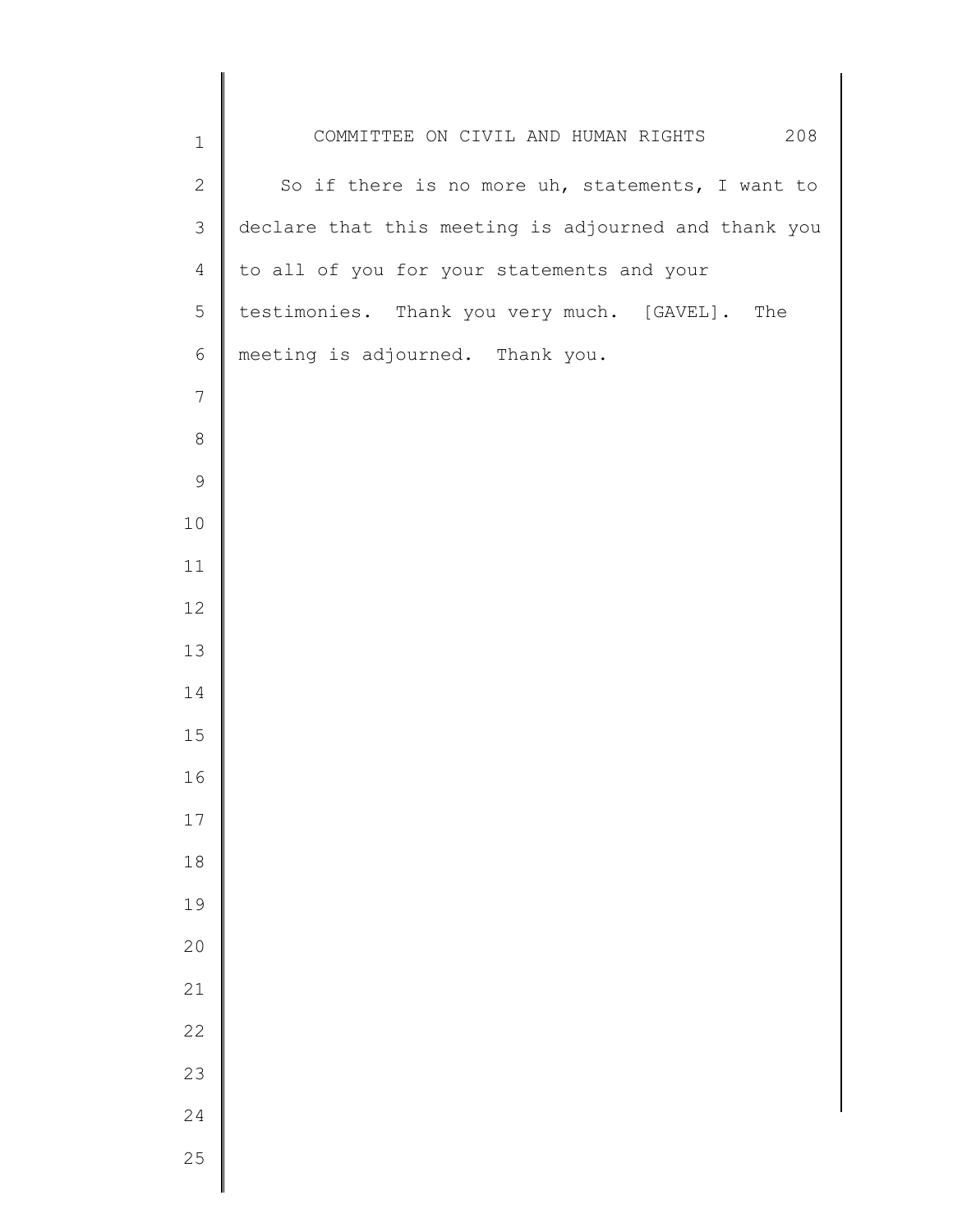So if there is no more uh, statements, I want to declare that this meeting is adjourned and thank you to all of you for your statements and your testimonies. Thank you very much. [GAVEL]. The meeting is adjourned. Thank you.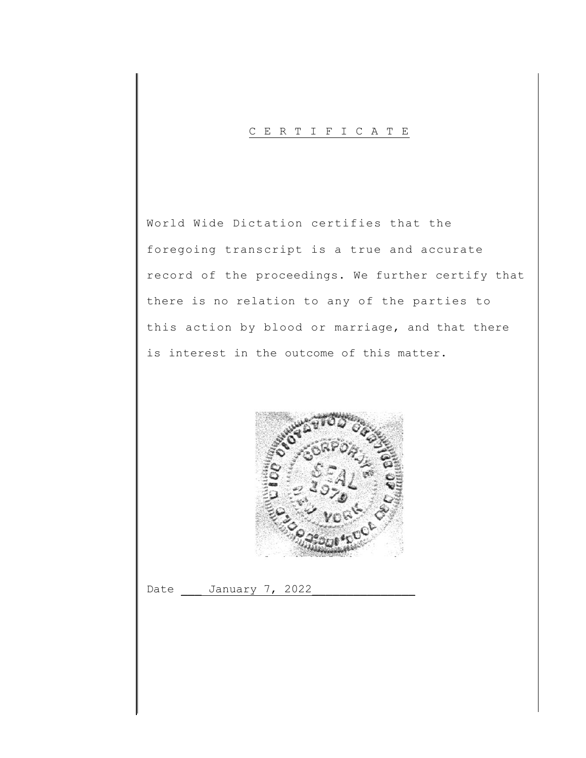# C E R T I F I C A T E

World Wide Dictation certifies that the foregoing transcript is a true and accurate record of the proceedings. We further certify that there is no relation to any of the parties to this action by blood or marriage, and that there is interest in the outcome of this matter.

Date ___ January 7, 2022_______________